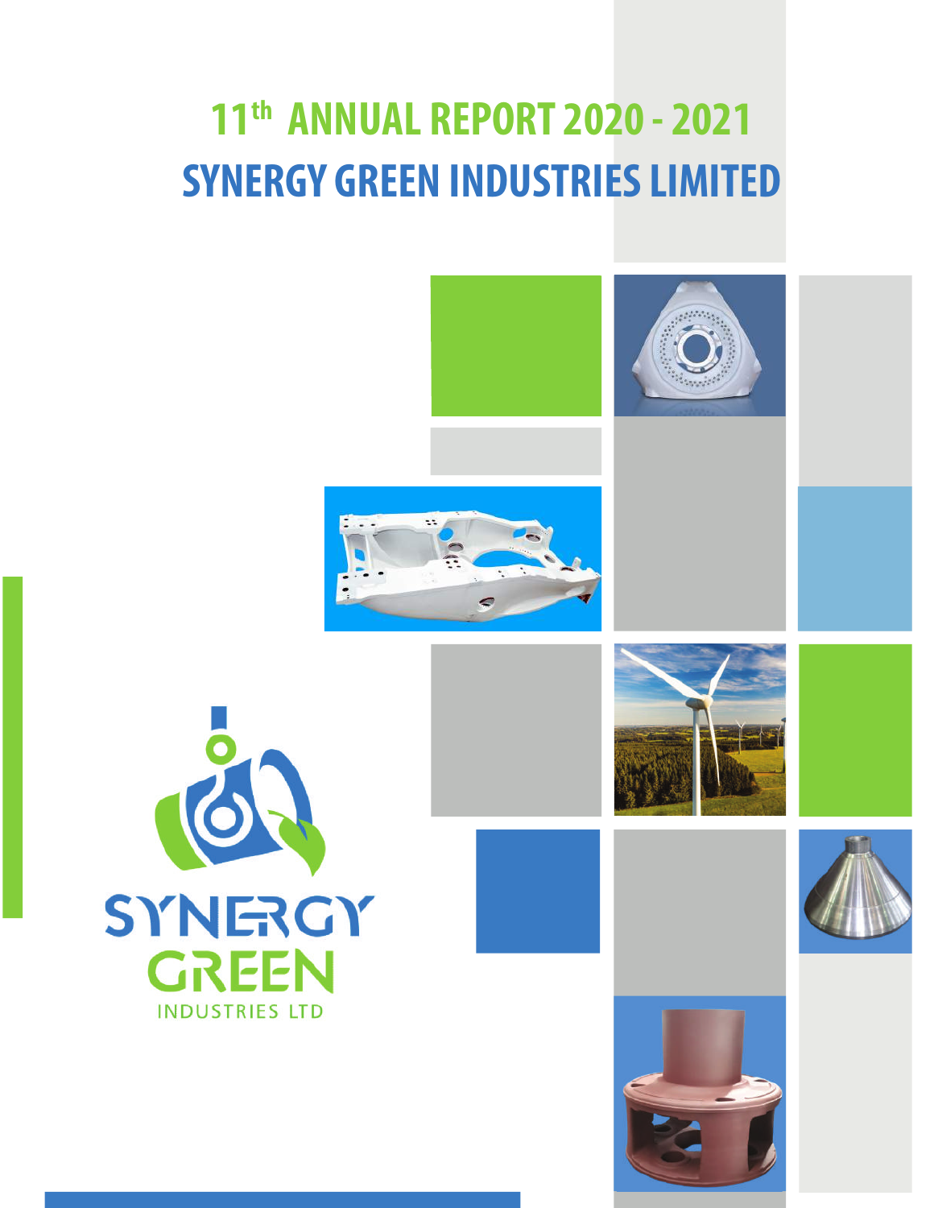# 11th ANNUAL REPORT 2020 - 2021

# SYNERGY GREEN INDUSTRIES LIMITED

SYNERGY GREEN INDUSTRIES LTD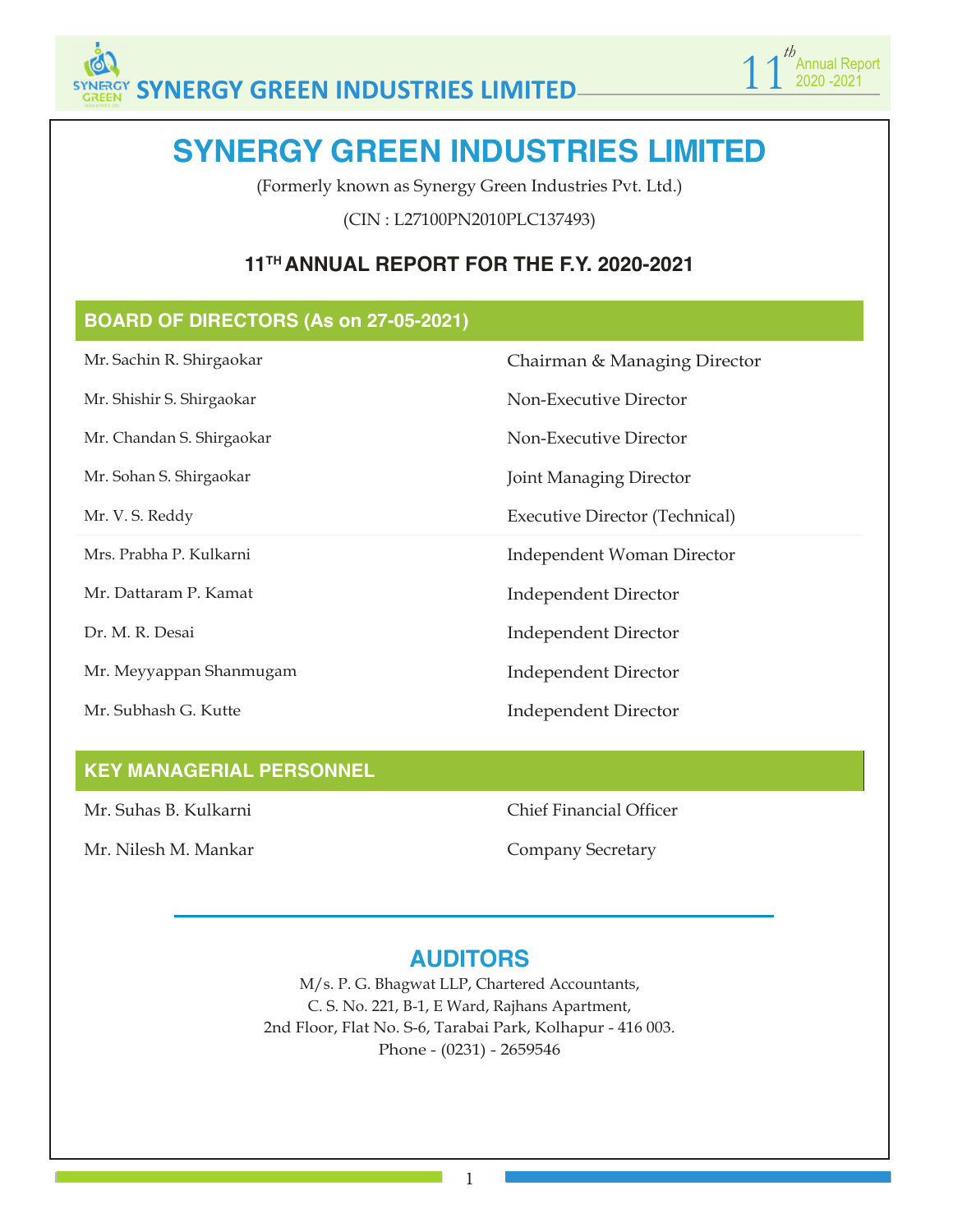# SYNERGY GREEN INDUSTRIES LIMITED

(Formerly known as Synergy Green Industries Pvt. Ltd.)

(CIN : L27100PN2010PLC137493)

### 11TH ANNUAL REPORT FOR THE F.Y. 2020-2021

## BOARD OF DIRECTORS (As on 27-05-2021)

| | |
|---|---|
| Mr. Sachin R. Shirgaokar | Chairman & Managing Director |
| Mr. Shishir S. Shirgaokar | Non-Executive Director |
| Mr. Chandan S. Shirgaokar | Non-Executive Director |
| Mr. Sohan S. Shirgaokar | Joint Managing Director |
| Mr. V. S. Reddy | Executive Director (Technical) |
| Mrs. Prabha P. Kulkarni | Independent Woman Director |
| Mr. Dattaram P. Kamat | Independent Director |
| Dr. M. R. Desai | Independent Director |
| Mr. Meyyappan Shanmugam | Independent Director |
| Mr. Subhash G. Kutte | Independent Director |

## KEY MANAGERIAL PERSONNEL

| | |
|---|---|
| Mr. Suhas B. Kulkarni | Chief Financial Officer |
| Mr. Nilesh M. Mankar | Company Secretary |

## AUDITORS

M/s. P. G. Bhagwat LLP, Chartered Accountants,
C. S. No. 221, B-1, E Ward, Rajhans Apartment,
2nd Floor, Flat No. S-6, Tarabai Park, Kolhapur - 416 003.
Phone - (0231) - 2659546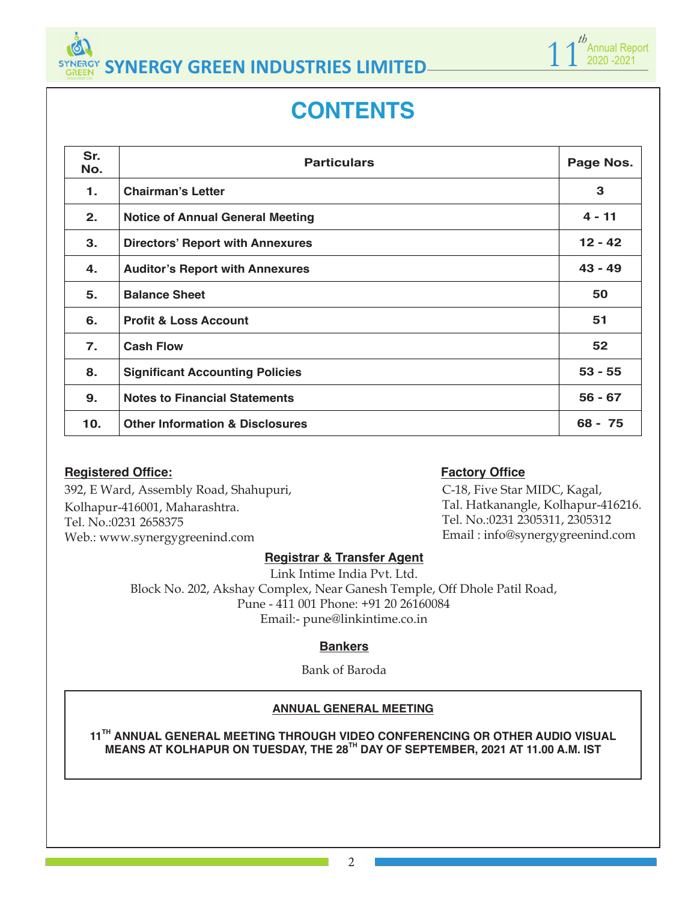# CONTENTS

| Sr. No. | Particulars | Page Nos. |
|---|---|---|
| 1. | **Chairman's Letter** | 3 |
| 2. | **Notice of Annual General Meeting** | 4 - 11 |
| 3. | **Directors' Report with Annexures** | 12 - 42 |
| 4. | **Auditor's Report with Annexures** | 43 - 49 |
| 5. | **Balance Sheet** | 50 |
| 6. | **Profit & Loss Account** | 51 |
| 7. | **Cash Flow** | 52 |
| 8. | **Significant Accounting Policies** | 53 - 55 |
| 9. | **Notes to Financial Statements** | 56 - 67 |
| 10. | **Other Information & Disclosures** | 68 - 75 |

**Registered Office:**

392, E Ward, Assembly Road, Shahupuri,
Kolhapur-416001, Maharashtra.
Tel. No.:0231 2658375
Web.: www.synergygreenind.com

**Factory Office**

C-18, Five Star MIDC, Kagal,
Tal. Hatkanangle, Kolhapur-416216.
Tel. No.:0231 2305311, 2305312
Email : info@synergygreenind.com

**Registrar & Transfer Agent**

Link Intime India Pvt. Ltd.
Block No. 202, Akshay Complex, Near Ganesh Temple, Off Dhole Patil Road,
Pune - 411 001 Phone: +91 20 26160084
Email:- pune@linkintime.co.in

**Bankers**

Bank of Baroda

**ANNUAL GENERAL MEETING**

**11TH ANNUAL GENERAL MEETING THROUGH VIDEO CONFERENCING OR OTHER AUDIO VISUAL MEANS AT KOLHAPUR ON TUESDAY, THE 28TH DAY OF SEPTEMBER, 2021 AT 11.00 A.M. IST**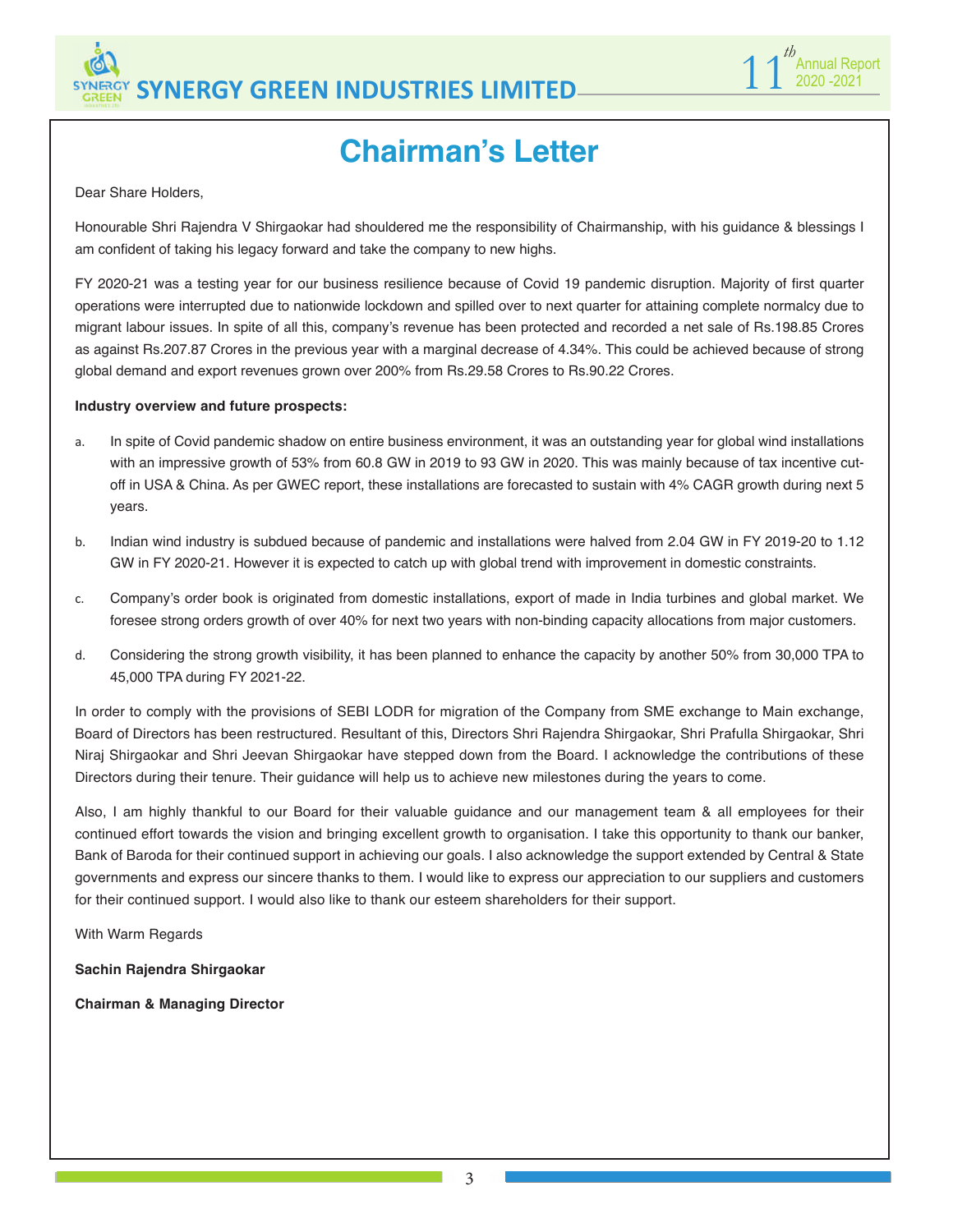# Chairman's Letter

Dear Share Holders,

Honourable Shri Rajendra V Shirgaokar had shouldered me the responsibility of Chairmanship, with his guidance & blessings I am confident of taking his legacy forward and take the company to new highs.

FY 2020-21 was a testing year for our business resilience because of Covid 19 pandemic disruption. Majority of first quarter operations were interrupted due to nationwide lockdown and spilled over to next quarter for attaining complete normalcy due to migrant labour issues. In spite of all this, company's revenue has been protected and recorded a net sale of Rs.198.85 Crores as against Rs.207.87 Crores in the previous year with a marginal decrease of 4.34%. This could be achieved because of strong global demand and export revenues grown over 200% from Rs.29.58 Crores to Rs.90.22 Crores.

**Industry overview and future prospects:**

a. In spite of Covid pandemic shadow on entire business environment, it was an outstanding year for global wind installations with an impressive growth of 53% from 60.8 GW in 2019 to 93 GW in 2020. This was mainly because of tax incentive cut-off in USA & China. As per GWEC report, these installations are forecasted to sustain with 4% CAGR growth during next 5 years.

b. Indian wind industry is subdued because of pandemic and installations were halved from 2.04 GW in FY 2019-20 to 1.12 GW in FY 2020-21. However it is expected to catch up with global trend with improvement in domestic constraints.

c. Company's order book is originated from domestic installations, export of made in India turbines and global market. We foresee strong orders growth of over 40% for next two years with non-binding capacity allocations from major customers.

d. Considering the strong growth visibility, it has been planned to enhance the capacity by another 50% from 30,000 TPA to 45,000 TPA during FY 2021-22.

In order to comply with the provisions of SEBI LODR for migration of the Company from SME exchange to Main exchange, Board of Directors has been restructured. Resultant of this, Directors Shri Rajendra Shirgaokar, Shri Prafulla Shirgaokar, Shri Niraj Shirgaokar and Shri Jeevan Shirgaokar have stepped down from the Board. I acknowledge the contributions of these Directors during their tenure. Their guidance will help us to achieve new milestones during the years to come.

Also, I am highly thankful to our Board for their valuable guidance and our management team & all employees for their continued effort towards the vision and bringing excellent growth to organisation. I take this opportunity to thank our banker, Bank of Baroda for their continued support in achieving our goals. I also acknowledge the support extended by Central & State governments and express our sincere thanks to them. I would like to express our appreciation to our suppliers and customers for their continued support. I would also like to thank our esteem shareholders for their support.

With Warm Regards

**Sachin Rajendra Shirgaokar**

**Chairman & Managing Director**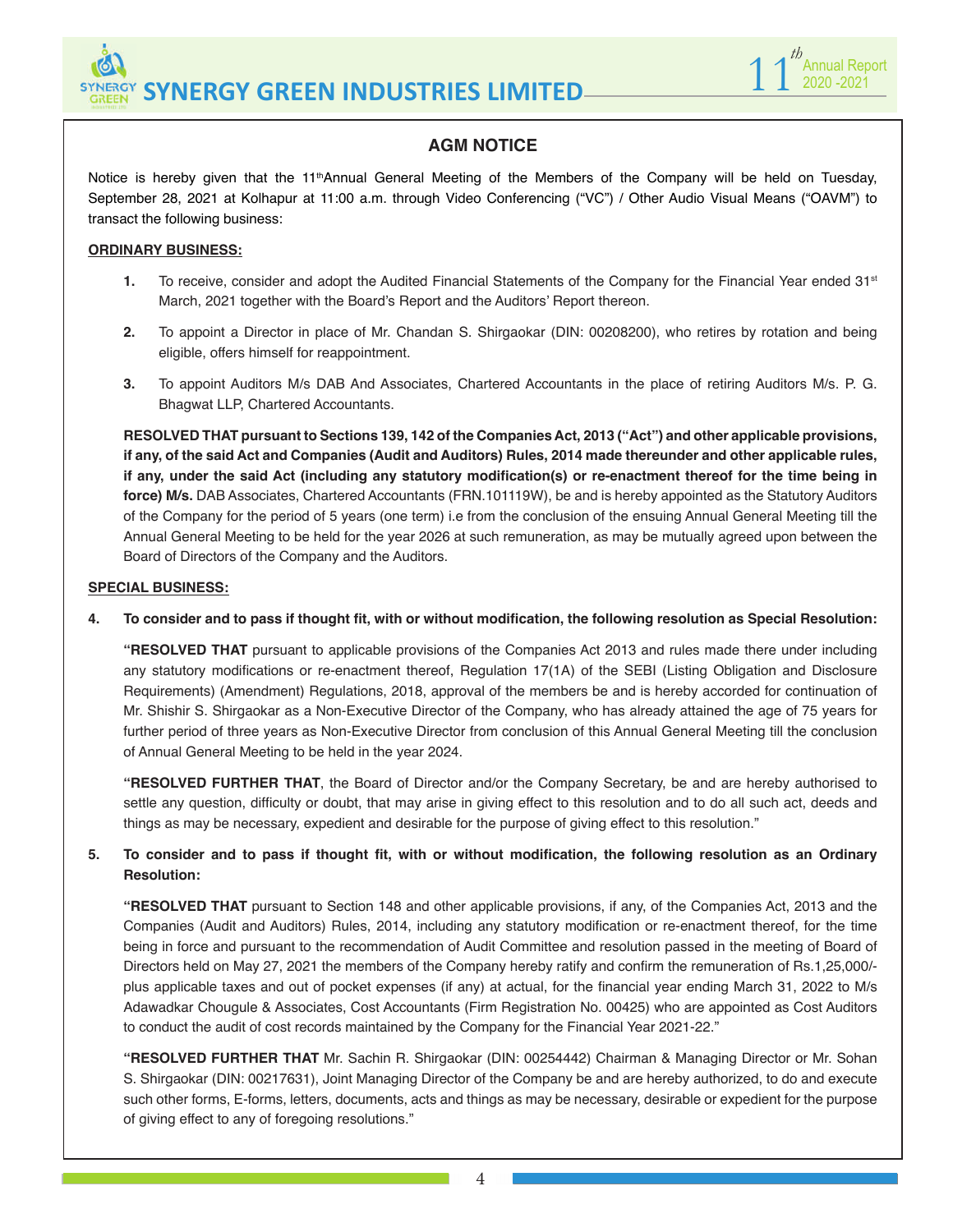## AGM NOTICE

Notice is hereby given that the 11th Annual General Meeting of the Members of the Company will be held on Tuesday, September 28, 2021 at Kolhapur at 11:00 a.m. through Video Conferencing ("VC") / Other Audio Visual Means ("OAVM") to transact the following business:

**ORDINARY BUSINESS:**

1. To receive, consider and adopt the Audited Financial Statements of the Company for the Financial Year ended 31st March, 2021 together with the Board's Report and the Auditors' Report thereon.

2. To appoint a Director in place of Mr. Chandan S. Shirgaokar (DIN: 00208200), who retires by rotation and being eligible, offers himself for reappointment.

3. To appoint Auditors M/s DAB And Associates, Chartered Accountants in the place of retiring Auditors M/s. P. G. Bhagwat LLP, Chartered Accountants.

**RESOLVED THAT pursuant to Sections 139, 142 of the Companies Act, 2013 ("Act") and other applicable provisions, if any, of the said Act and Companies (Audit and Auditors) Rules, 2014 made thereunder and other applicable rules, if any, under the said Act (including any statutory modification(s) or re-enactment thereof for the time being in force) M/s.** DAB Associates, Chartered Accountants (FRN.101119W), be and is hereby appointed as the Statutory Auditors of the Company for the period of 5 years (one term) i.e from the conclusion of the ensuing Annual General Meeting till the Annual General Meeting to be held for the year 2026 at such remuneration, as may be mutually agreed upon between the Board of Directors of the Company and the Auditors.

**SPECIAL BUSINESS:**

4. **To consider and to pass if thought fit, with or without modification, the following resolution as Special Resolution:**

"**RESOLVED THAT** pursuant to applicable provisions of the Companies Act 2013 and rules made there under including any statutory modifications or re-enactment thereof, Regulation 17(1A) of the SEBI (Listing Obligation and Disclosure Requirements) (Amendment) Regulations, 2018, approval of the members be and is hereby accorded for continuation of Mr. Shishir S. Shirgaokar as a Non-Executive Director of the Company, who has already attained the age of 75 years for further period of three years as Non-Executive Director from conclusion of this Annual General Meeting till the conclusion of Annual General Meeting to be held in the year 2024.

"**RESOLVED FURTHER THAT**, the Board of Director and/or the Company Secretary, be and are hereby authorised to settle any question, difficulty or doubt, that may arise in giving effect to this resolution and to do all such act, deeds and things as may be necessary, expedient and desirable for the purpose of giving effect to this resolution."

5. **To consider and to pass if thought fit, with or without modification, the following resolution as an Ordinary Resolution:**

"**RESOLVED THAT** pursuant to Section 148 and other applicable provisions, if any, of the Companies Act, 2013 and the Companies (Audit and Auditors) Rules, 2014, including any statutory modification or re-enactment thereof, for the time being in force and pursuant to the recommendation of Audit Committee and resolution passed in the meeting of Board of Directors held on May 27, 2021 the members of the Company hereby ratify and confirm the remuneration of Rs.1,25,000/- plus applicable taxes and out of pocket expenses (if any) at actual, for the financial year ending March 31, 2022 to M/s Adawadkar Chougule & Associates, Cost Accountants (Firm Registration No. 00425) who are appointed as Cost Auditors to conduct the audit of cost records maintained by the Company for the Financial Year 2021-22."

"**RESOLVED FURTHER THAT** Mr. Sachin R. Shirgaokar (DIN: 00254442) Chairman & Managing Director or Mr. Sohan S. Shirgaokar (DIN: 00217631), Joint Managing Director of the Company be and are hereby authorized, to do and execute such other forms, E-forms, letters, documents, acts and things as may be necessary, desirable or expedient for the purpose of giving effect to any of foregoing resolutions."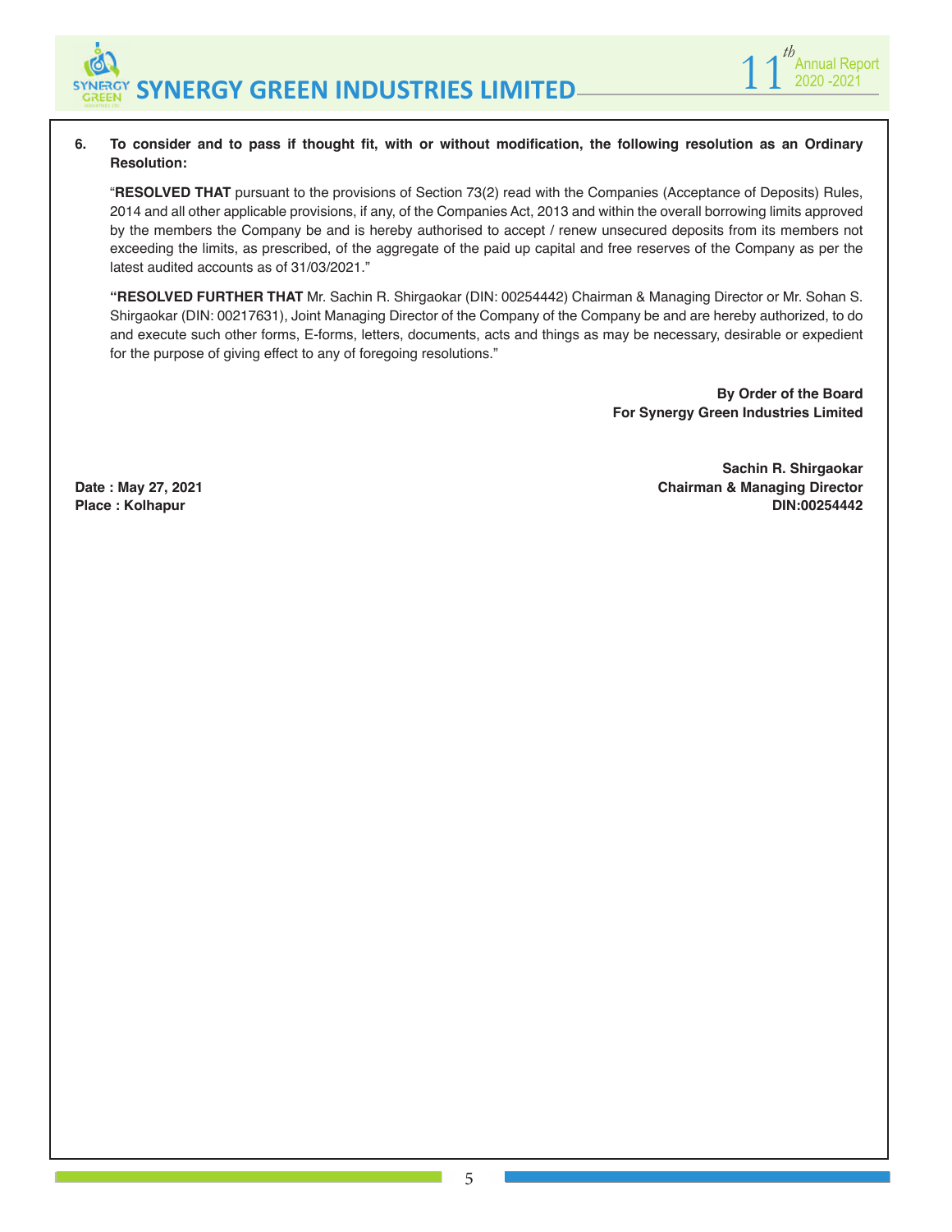**6. To consider and to pass if thought fit, with or without modification, the following resolution as an Ordinary Resolution:**

"**RESOLVED THAT** pursuant to the provisions of Section 73(2) read with the Companies (Acceptance of Deposits) Rules, 2014 and all other applicable provisions, if any, of the Companies Act, 2013 and within the overall borrowing limits approved by the members the Company be and is hereby authorised to accept / renew unsecured deposits from its members not exceeding the limits, as prescribed, of the aggregate of the paid up capital and free reserves of the Company as per the latest audited accounts as of 31/03/2021."

"**RESOLVED FURTHER THAT** Mr. Sachin R. Shirgaokar (DIN: 00254442) Chairman & Managing Director or Mr. Sohan S. Shirgaokar (DIN: 00217631), Joint Managing Director of the Company of the Company be and are hereby authorized, to do and execute such other forms, E-forms, letters, documents, acts and things as may be necessary, desirable or expedient for the purpose of giving effect to any of foregoing resolutions."

**By Order of the Board**
**For Synergy Green Industries Limited**

**Sachin R. Shirgaokar**
**Chairman & Managing Director**
**DIN:00254442**

**Date : May 27, 2021**
**Place : Kolhapur**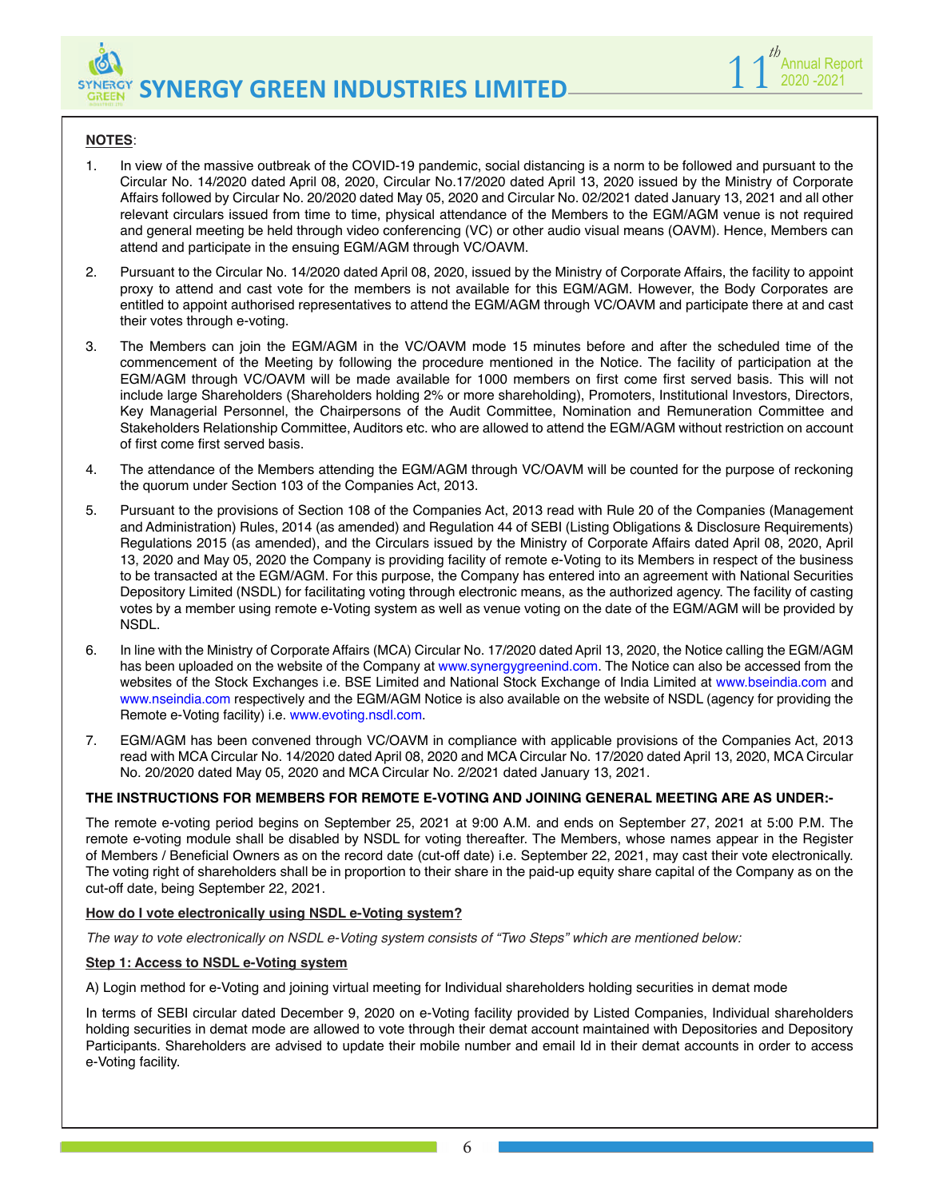**NOTES**:

1. In view of the massive outbreak of the COVID-19 pandemic, social distancing is a norm to be followed and pursuant to the Circular No. 14/2020 dated April 08, 2020, Circular No.17/2020 dated April 13, 2020 issued by the Ministry of Corporate Affairs followed by Circular No. 20/2020 dated May 05, 2020 and Circular No. 02/2021 dated January 13, 2021 and all other relevant circulars issued from time to time, physical attendance of the Members to the EGM/AGM venue is not required and general meeting be held through video conferencing (VC) or other audio visual means (OAVM). Hence, Members can attend and participate in the ensuing EGM/AGM through VC/OAVM.

2. Pursuant to the Circular No. 14/2020 dated April 08, 2020, issued by the Ministry of Corporate Affairs, the facility to appoint proxy to attend and cast vote for the members is not available for this EGM/AGM. However, the Body Corporates are entitled to appoint authorised representatives to attend the EGM/AGM through VC/OAVM and participate there at and cast their votes through e-voting.

3. The Members can join the EGM/AGM in the VC/OAVM mode 15 minutes before and after the scheduled time of the commencement of the Meeting by following the procedure mentioned in the Notice. The facility of participation at the EGM/AGM through VC/OAVM will be made available for 1000 members on first come first served basis. This will not include large Shareholders (Shareholders holding 2% or more shareholding), Promoters, Institutional Investors, Directors, Key Managerial Personnel, the Chairpersons of the Audit Committee, Nomination and Remuneration Committee and Stakeholders Relationship Committee, Auditors etc. who are allowed to attend the EGM/AGM without restriction on account of first come first served basis.

4. The attendance of the Members attending the EGM/AGM through VC/OAVM will be counted for the purpose of reckoning the quorum under Section 103 of the Companies Act, 2013.

5. Pursuant to the provisions of Section 108 of the Companies Act, 2013 read with Rule 20 of the Companies (Management and Administration) Rules, 2014 (as amended) and Regulation 44 of SEBI (Listing Obligations & Disclosure Requirements) Regulations 2015 (as amended), and the Circulars issued by the Ministry of Corporate Affairs dated April 08, 2020, April 13, 2020 and May 05, 2020 the Company is providing facility of remote e-Voting to its Members in respect of the business to be transacted at the EGM/AGM. For this purpose, the Company has entered into an agreement with National Securities Depository Limited (NSDL) for facilitating voting through electronic means, as the authorized agency. The facility of casting votes by a member using remote e-Voting system as well as venue voting on the date of the EGM/AGM will be provided by NSDL.

6. In line with the Ministry of Corporate Affairs (MCA) Circular No. 17/2020 dated April 13, 2020, the Notice calling the EGM/AGM has been uploaded on the website of the Company at www.synergygreenind.com. The Notice can also be accessed from the websites of the Stock Exchanges i.e. BSE Limited and National Stock Exchange of India Limited at www.bseindia.com and www.nseindia.com respectively and the EGM/AGM Notice is also available on the website of NSDL (agency for providing the Remote e-Voting facility) i.e. www.evoting.nsdl.com.

7. EGM/AGM has been convened through VC/OAVM in compliance with applicable provisions of the Companies Act, 2013 read with MCA Circular No. 14/2020 dated April 08, 2020 and MCA Circular No. 17/2020 dated April 13, 2020, MCA Circular No. 20/2020 dated May 05, 2020 and MCA Circular No. 2/2021 dated January 13, 2021.

**THE INSTRUCTIONS FOR MEMBERS FOR REMOTE E-VOTING AND JOINING GENERAL MEETING ARE AS UNDER:-**

The remote e-voting period begins on September 25, 2021 at 9:00 A.M. and ends on September 27, 2021 at 5:00 P.M. The remote e-voting module shall be disabled by NSDL for voting thereafter. The Members, whose names appear in the Register of Members / Beneficial Owners as on the record date (cut-off date) i.e. September 22, 2021, may cast their vote electronically. The voting right of shareholders shall be in proportion to their share in the paid-up equity share capital of the Company as on the cut-off date, being September 22, 2021.

**How do I vote electronically using NSDL e-Voting system?**

*The way to vote electronically on NSDL e-Voting system consists of "Two Steps" which are mentioned below:*

**Step 1: Access to NSDL e-Voting system**

A) Login method for e-Voting and joining virtual meeting for Individual shareholders holding securities in demat mode

In terms of SEBI circular dated December 9, 2020 on e-Voting facility provided by Listed Companies, Individual shareholders holding securities in demat mode are allowed to vote through their demat account maintained with Depositories and Depository Participants. Shareholders are advised to update their mobile number and email Id in their demat accounts in order to access e-Voting facility.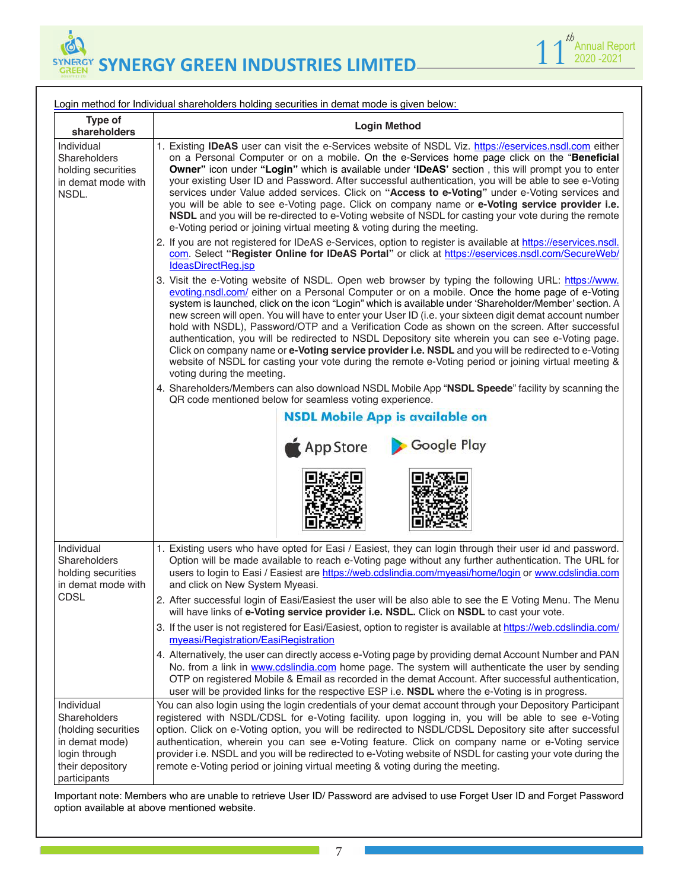Login method for Individual shareholders holding securities in demat mode is given below:

| Type of shareholders | Login Method |
|---|---|
| Individual Shareholders holding securities in demat mode with NSDL. | 1. Existing **IDeAS** user can visit the e-Services website of NSDL Viz. https://eservices.nsdl.com either on a Personal Computer or on a mobile. On the e-Services home page click on the "**Beneficial Owner**" icon under **"Login"** which is available under **'IDeAS'** section , this will prompt you to enter your existing User ID and Password. After successful authentication, you will be able to see e-Voting services under Value added services. Click on **"Access to e-Voting"** under e-Voting services and you will be able to see e-Voting page. Click on company name or **e-Voting service provider i.e. NSDL** and you will be re-directed to e-Voting website of NSDL for casting your vote during the remote e-Voting period or joining virtual meeting & voting during the meeting.<br>2. If you are not registered for IDeAS e-Services, option to register is available at https://eservices.nsdl.com. Select **"Register Online for IDeAS Portal"** or click at https://eservices.nsdl.com/SecureWeb/IdeasDirectReg.jsp<br>3. Visit the e-Voting website of NSDL. Open web browser by typing the following URL: https://www.evoting.nsdl.com/ either on a Personal Computer or on a mobile. Once the home page of e-Voting system is launched, click on the icon "Login" which is available under 'Shareholder/Member' section. A new screen will open. You will have to enter your User ID (i.e. your sixteen digit demat account number hold with NSDL), Password/OTP and a Verification Code as shown on the screen. After successful authentication, you will be redirected to NSDL Depository site wherein you can see e-Voting page. Click on company name or **e-Voting service provider i.e. NSDL** and you will be redirected to e-Voting website of NSDL for casting your vote during the remote e-Voting period or joining virtual meeting & voting during the meeting.<br>4. Shareholders/Members can also download NSDL Mobile App "**NSDL Speede**" facility by scanning the QR code mentioned below for seamless voting experience.<br>**NSDL Mobile App is available on**<br>App Store Google Play |
| Individual Shareholders holding securities in demat mode with CDSL | 1. Existing users who have opted for Easi / Easiest, they can login through their user id and password. Option will be made available to reach e-Voting page without any further authentication. The URL for users to login to Easi / Easiest are https://web.cdslindia.com/myeasi/home/login or www.cdslindia.com and click on New System Myeasi.<br>2. After successful login of Easi/Easiest the user will be also able to see the E Voting Menu. The Menu will have links of **e-Voting service provider i.e. NSDL.** Click on **NSDL** to cast your vote.<br>3. If the user is not registered for Easi/Easiest, option to register is available at https://web.cdslindia.com/myeasi/Registration/EasiRegistration<br>4. Alternatively, the user can directly access e-Voting page by providing demat Account Number and PAN No. from a link in www.cdslindia.com home page. The system will authenticate the user by sending OTP on registered Mobile & Email as recorded in the demat Account. After successful authentication, user will be provided links for the respective ESP i.e. **NSDL** where the e-Voting is in progress. |
| Individual Shareholders (holding securities in demat mode) login through their depository participants | You can also login using the login credentials of your demat account through your Depository Participant registered with NSDL/CDSL for e-Voting facility. upon logging in, you will be able to see e-Voting option. Click on e-Voting option, you will be redirected to NSDL/CDSL Depository site after successful authentication, wherein you can see e-Voting feature. Click on company name or e-Voting service provider i.e. NSDL and you will be redirected to e-Voting website of NSDL for casting your vote during the remote e-Voting period or joining virtual meeting & voting during the meeting. |

Important note: Members who are unable to retrieve User ID/ Password are advised to use Forget User ID and Forget Password option available at above mentioned website.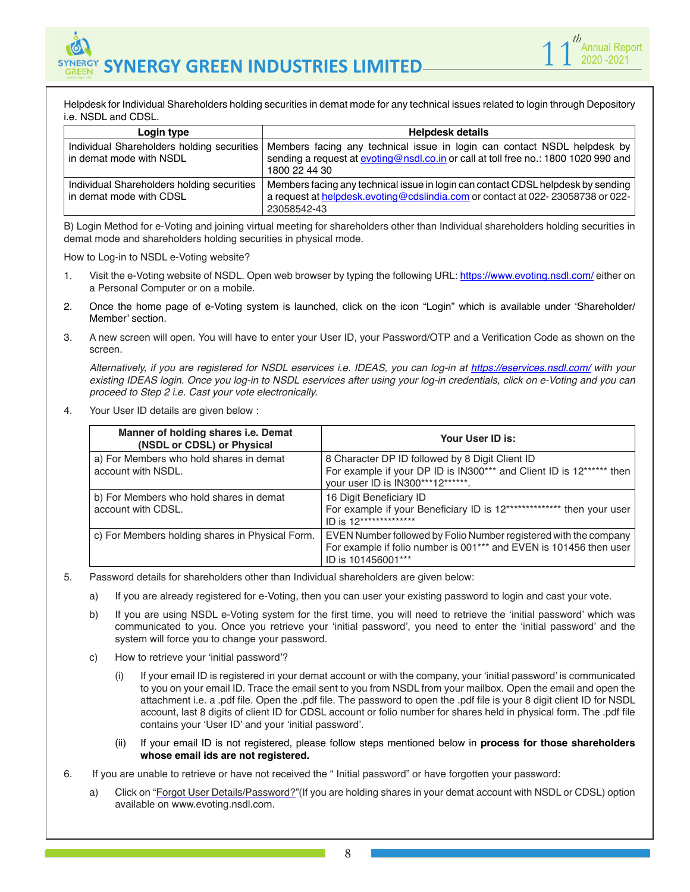Helpdesk for Individual Shareholders holding securities in demat mode for any technical issues related to login through Depository i.e. NSDL and CDSL.

| Login type | Helpdesk details |
|---|---|
| Individual Shareholders holding securities in demat mode with NSDL | Members facing any technical issue in login can contact NSDL helpdesk by sending a request at evoting@nsdl.co.in or call at toll free no.: 1800 1020 990 and 1800 22 44 30 |
| Individual Shareholders holding securities in demat mode with CDSL | Members facing any technical issue in login can contact CDSL helpdesk by sending a request at helpdesk.evoting@cdslindia.com or contact at 022- 23058738 or 022-23058542-43 |

B) Login Method for e-Voting and joining virtual meeting for shareholders other than Individual shareholders holding securities in demat mode and shareholders holding securities in physical mode.

How to Log-in to NSDL e-Voting website?

1. Visit the e-Voting website of NSDL. Open web browser by typing the following URL: https://www.evoting.nsdl.com/ either on a Personal Computer or on a mobile.
2. Once the home page of e-Voting system is launched, click on the icon “Login” which is available under ‘Shareholder/ Member’ section.
3. A new screen will open. You will have to enter your User ID, your Password/OTP and a Verification Code as shown on the screen.

   *Alternatively, if you are registered for NSDL eservices i.e. IDEAS, you can log-in at https://eservices.nsdl.com/ with your existing IDEAS login. Once you log-in to NSDL eservices after using your log-in credentials, click on e-Voting and you can proceed to Step 2 i.e. Cast your vote electronically.*

4. Your User ID details are given below :

| Manner of holding shares i.e. Demat (NSDL or CDSL) or Physical | Your User ID is: |
|---|---|
| a) For Members who hold shares in demat account with NSDL. | 8 Character DP ID followed by 8 Digit Client ID<br>For example if your DP ID is IN300*** and Client ID is 12****** then your user ID is IN300***12******. |
| b) For Members who hold shares in demat account with CDSL. | 16 Digit Beneficiary ID<br>For example if your Beneficiary ID is 12************** then your user ID is 12************** |
| c) For Members holding shares in Physical Form. | EVEN Number followed by Folio Number registered with the company<br>For example if folio number is 001*** and EVEN is 101456 then user ID is 101456001*** |

5. Password details for shareholders other than Individual shareholders are given below:
   a) If you are already registered for e-Voting, then you can user your existing password to login and cast your vote.
   b) If you are using NSDL e-Voting system for the first time, you will need to retrieve the ‘initial password’ which was communicated to you. Once you retrieve your ‘initial password’, you need to enter the ‘initial password’ and the system will force you to change your password.
   c) How to retrieve your ‘initial password’?
      (i) If your email ID is registered in your demat account or with the company, your ‘initial password’ is communicated to you on your email ID. Trace the email sent to you from NSDL from your mailbox. Open the email and open the attachment i.e. a .pdf file. Open the .pdf file. The password to open the .pdf file is your 8 digit client ID for NSDL account, last 8 digits of client ID for CDSL account or folio number for shares held in physical form. The .pdf file contains your ‘User ID’ and your ‘initial password’.
      (ii) If your email ID is not registered, please follow steps mentioned below in **process for those shareholders whose email ids are not registered.**
6. If you are unable to retrieve or have not received the “ Initial password” or have forgotten your password:
   a) Click on “Forgot User Details/Password?”(If you are holding shares in your demat account with NSDL or CDSL) option available on www.evoting.nsdl.com.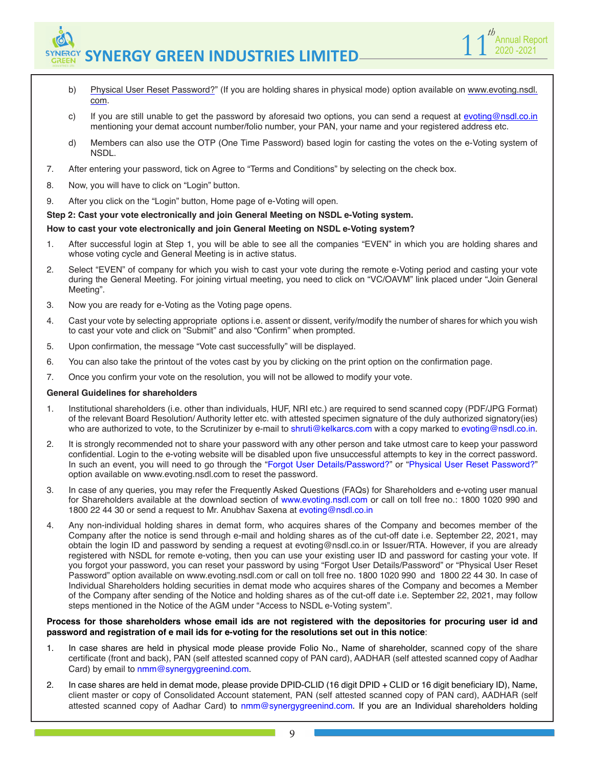b) Physical User Reset Password?" (If you are holding shares in physical mode) option available on www.evoting.nsdl.com.

c) If you are still unable to get the password by aforesaid two options, you can send a request at evoting@nsdl.co.in mentioning your demat account number/folio number, your PAN, your name and your registered address etc.

d) Members can also use the OTP (One Time Password) based login for casting the votes on the e-Voting system of NSDL.

7. After entering your password, tick on Agree to "Terms and Conditions" by selecting on the check box.

8. Now, you will have to click on "Login" button.

9. After you click on the "Login" button, Home page of e-Voting will open.

**Step 2: Cast your vote electronically and join General Meeting on NSDL e-Voting system.**

**How to cast your vote electronically and join General Meeting on NSDL e-Voting system?**

1. After successful login at Step 1, you will be able to see all the companies "EVEN" in which you are holding shares and whose voting cycle and General Meeting is in active status.

2. Select "EVEN" of company for which you wish to cast your vote during the remote e-Voting period and casting your vote during the General Meeting. For joining virtual meeting, you need to click on "VC/OAVM" link placed under "Join General Meeting".

3. Now you are ready for e-Voting as the Voting page opens.

4. Cast your vote by selecting appropriate options i.e. assent or dissent, verify/modify the number of shares for which you wish to cast your vote and click on "Submit" and also "Confirm" when prompted.

5. Upon confirmation, the message "Vote cast successfully" will be displayed.

6. You can also take the printout of the votes cast by you by clicking on the print option on the confirmation page.

7. Once you confirm your vote on the resolution, you will not be allowed to modify your vote.

**General Guidelines for shareholders**

1. Institutional shareholders (i.e. other than individuals, HUF, NRI etc.) are required to send scanned copy (PDF/JPG Format) of the relevant Board Resolution/ Authority letter etc. with attested specimen signature of the duly authorized signatory(ies) who are authorized to vote, to the Scrutinizer by e-mail to shruti@kelkarcs.com with a copy marked to evoting@nsdl.co.in.

2. It is strongly recommended not to share your password with any other person and take utmost care to keep your password confidential. Login to the e-voting website will be disabled upon five unsuccessful attempts to key in the correct password. In such an event, you will need to go through the "Forgot User Details/Password?" or "Physical User Reset Password?" option available on www.evoting.nsdl.com to reset the password.

3. In case of any queries, you may refer the Frequently Asked Questions (FAQs) for Shareholders and e-voting user manual for Shareholders available at the download section of www.evoting.nsdl.com or call on toll free no.: 1800 1020 990 and 1800 22 44 30 or send a request to Mr. Anubhav Saxena at evoting@nsdl.co.in

4. Any non-individual holding shares in demat form, who acquires shares of the Company and becomes member of the Company after the notice is send through e-mail and holding shares as of the cut-off date i.e. September 22, 2021, may obtain the login ID and password by sending a request at evoting@nsdl.co.in or Issuer/RTA. However, if you are already registered with NSDL for remote e-voting, then you can use your existing user ID and password for casting your vote. If you forgot your password, you can reset your password by using "Forgot User Details/Password" or "Physical User Reset Password" option available on www.evoting.nsdl.com or call on toll free no. 1800 1020 990 and 1800 22 44 30. In case of Individual Shareholders holding securities in demat mode who acquires shares of the Company and becomes a Member of the Company after sending of the Notice and holding shares as of the cut-off date i.e. September 22, 2021, may follow steps mentioned in the Notice of the AGM under "Access to NSDL e-Voting system".

**Process for those shareholders whose email ids are not registered with the depositories for procuring user id and password and registration of e mail ids for e-voting for the resolutions set out in this notice**:

1. In case shares are held in physical mode please provide Folio No., Name of shareholder, scanned copy of the share certificate (front and back), PAN (self attested scanned copy of PAN card), AADHAR (self attested scanned copy of Aadhar Card) by email to nmm@synergygreenind.com.

2. In case shares are held in demat mode, please provide DPID-CLID (16 digit DPID + CLID or 16 digit beneficiary ID), Name, client master or copy of Consolidated Account statement, PAN (self attested scanned copy of PAN card), AADHAR (self attested scanned copy of Aadhar Card) to nmm@synergygreenind.com. If you are an Individual shareholders holding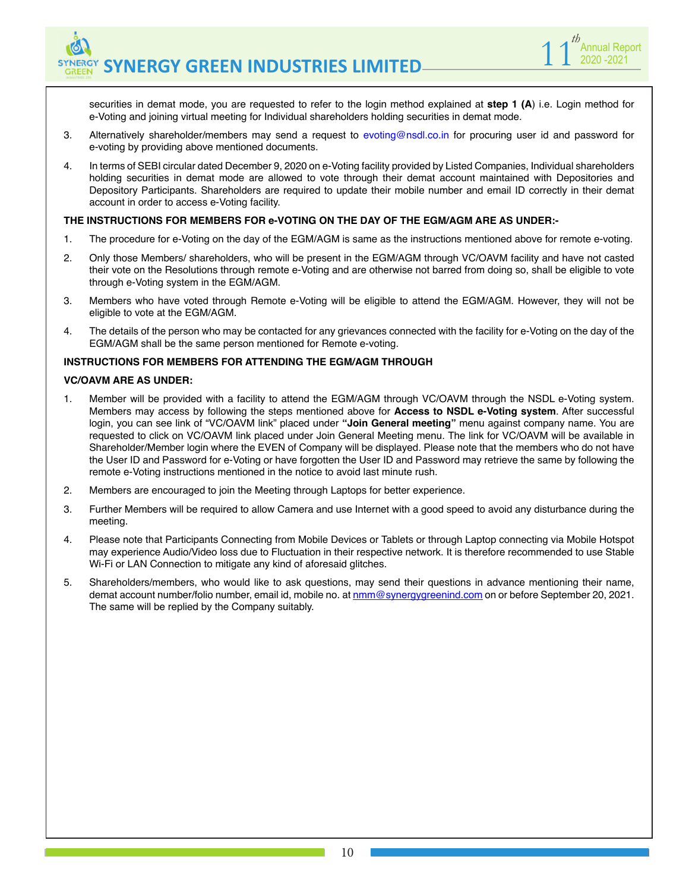securities in demat mode, you are requested to refer to the login method explained at **step 1 (A**) i.e. Login method for e-Voting and joining virtual meeting for Individual shareholders holding securities in demat mode.

3. Alternatively shareholder/members may send a request to evoting@nsdl.co.in for procuring user id and password for e-voting by providing above mentioned documents.

4. In terms of SEBI circular dated December 9, 2020 on e-Voting facility provided by Listed Companies, Individual shareholders holding securities in demat mode are allowed to vote through their demat account maintained with Depositories and Depository Participants. Shareholders are required to update their mobile number and email ID correctly in their demat account in order to access e-Voting facility.

**THE INSTRUCTIONS FOR MEMBERS FOR e-VOTING ON THE DAY OF THE EGM/AGM ARE AS UNDER:-**

1. The procedure for e-Voting on the day of the EGM/AGM is same as the instructions mentioned above for remote e-voting.

2. Only those Members/ shareholders, who will be present in the EGM/AGM through VC/OAVM facility and have not casted their vote on the Resolutions through remote e-Voting and are otherwise not barred from doing so, shall be eligible to vote through e-Voting system in the EGM/AGM.

3. Members who have voted through Remote e-Voting will be eligible to attend the EGM/AGM. However, they will not be eligible to vote at the EGM/AGM.

4. The details of the person who may be contacted for any grievances connected with the facility for e-Voting on the day of the EGM/AGM shall be the same person mentioned for Remote e-voting.

**INSTRUCTIONS FOR MEMBERS FOR ATTENDING THE EGM/AGM THROUGH**

**VC/OAVM ARE AS UNDER:**

1. Member will be provided with a facility to attend the EGM/AGM through VC/OAVM through the NSDL e-Voting system. Members may access by following the steps mentioned above for **Access to NSDL e-Voting system**. After successful login, you can see link of "VC/OAVM link" placed under **"Join General meeting"** menu against company name. You are requested to click on VC/OAVM link placed under Join General Meeting menu. The link for VC/OAVM will be available in Shareholder/Member login where the EVEN of Company will be displayed. Please note that the members who do not have the User ID and Password for e-Voting or have forgotten the User ID and Password may retrieve the same by following the remote e-Voting instructions mentioned in the notice to avoid last minute rush.

2. Members are encouraged to join the Meeting through Laptops for better experience.

3. Further Members will be required to allow Camera and use Internet with a good speed to avoid any disturbance during the meeting.

4. Please note that Participants Connecting from Mobile Devices or Tablets or through Laptop connecting via Mobile Hotspot may experience Audio/Video loss due to Fluctuation in their respective network. It is therefore recommended to use Stable Wi-Fi or LAN Connection to mitigate any kind of aforesaid glitches.

5. Shareholders/members, who would like to ask questions, may send their questions in advance mentioning their name, demat account number/folio number, email id, mobile no. at nmm@synergygreenind.com on or before September 20, 2021. The same will be replied by the Company suitably.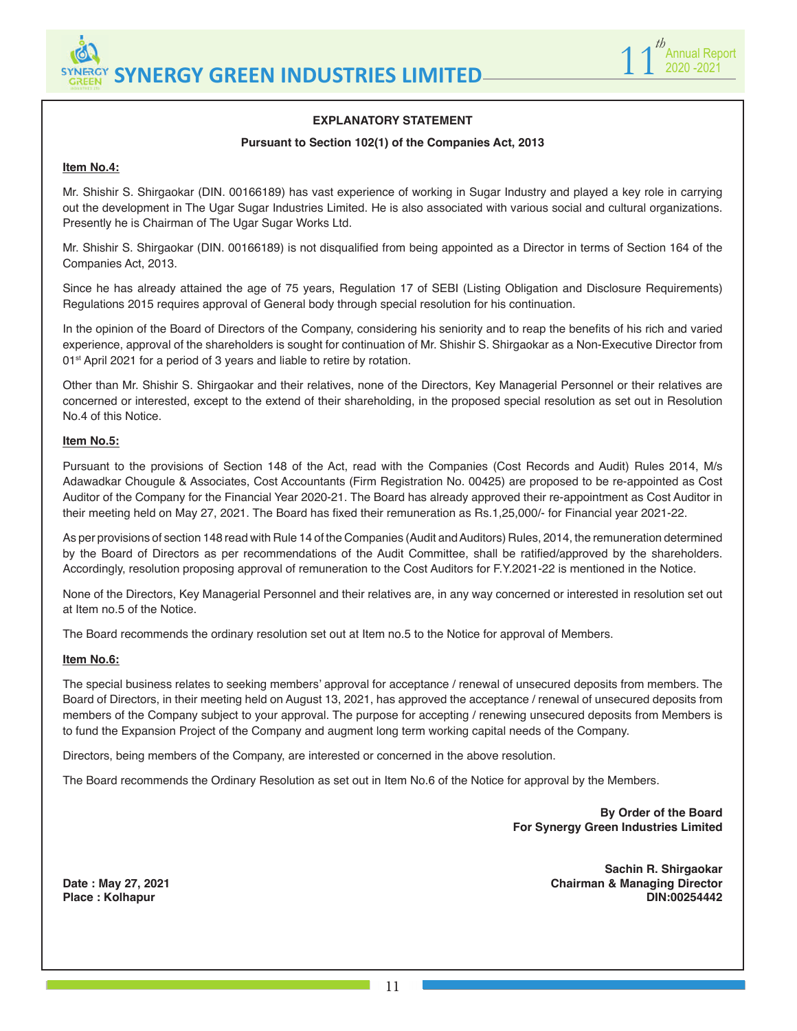## EXPLANATORY STATEMENT

**Pursuant to Section 102(1) of the Companies Act, 2013**

**Item No.4:**

Mr. Shishir S. Shirgaokar (DIN. 00166189) has vast experience of working in Sugar Industry and played a key role in carrying out the development in The Ugar Sugar Industries Limited. He is also associated with various social and cultural organizations. Presently he is Chairman of The Ugar Sugar Works Ltd.

Mr. Shishir S. Shirgaokar (DIN. 00166189) is not disqualified from being appointed as a Director in terms of Section 164 of the Companies Act, 2013.

Since he has already attained the age of 75 years, Regulation 17 of SEBI (Listing Obligation and Disclosure Requirements) Regulations 2015 requires approval of General body through special resolution for his continuation.

In the opinion of the Board of Directors of the Company, considering his seniority and to reap the benefits of his rich and varied experience, approval of the shareholders is sought for continuation of Mr. Shishir S. Shirgaokar as a Non-Executive Director from 01st April 2021 for a period of 3 years and liable to retire by rotation.

Other than Mr. Shishir S. Shirgaokar and their relatives, none of the Directors, Key Managerial Personnel or their relatives are concerned or interested, except to the extend of their shareholding, in the proposed special resolution as set out in Resolution No.4 of this Notice.

**Item No.5:**

Pursuant to the provisions of Section 148 of the Act, read with the Companies (Cost Records and Audit) Rules 2014, M/s Adawadkar Chougule & Associates, Cost Accountants (Firm Registration No. 00425) are proposed to be re-appointed as Cost Auditor of the Company for the Financial Year 2020-21. The Board has already approved their re-appointment as Cost Auditor in their meeting held on May 27, 2021. The Board has fixed their remuneration as Rs.1,25,000/- for Financial year 2021-22.

As per provisions of section 148 read with Rule 14 of the Companies (Audit and Auditors) Rules, 2014, the remuneration determined by the Board of Directors as per recommendations of the Audit Committee, shall be ratified/approved by the shareholders. Accordingly, resolution proposing approval of remuneration to the Cost Auditors for F.Y.2021-22 is mentioned in the Notice.

None of the Directors, Key Managerial Personnel and their relatives are, in any way concerned or interested in resolution set out at Item no.5 of the Notice.

The Board recommends the ordinary resolution set out at Item no.5 to the Notice for approval of Members.

**Item No.6:**

The special business relates to seeking members' approval for acceptance / renewal of unsecured deposits from members. The Board of Directors, in their meeting held on August 13, 2021, has approved the acceptance / renewal of unsecured deposits from members of the Company subject to your approval. The purpose for accepting / renewing unsecured deposits from Members is to fund the Expansion Project of the Company and augment long term working capital needs of the Company.

Directors, being members of the Company, are interested or concerned in the above resolution.

The Board recommends the Ordinary Resolution as set out in Item No.6 of the Notice for approval by the Members.

**By Order of the Board**
**For Synergy Green Industries Limited**

**Sachin R. Shirgaokar**
**Chairman & Managing Director**
**DIN:00254442**

**Date : May 27, 2021**
**Place : Kolhapur**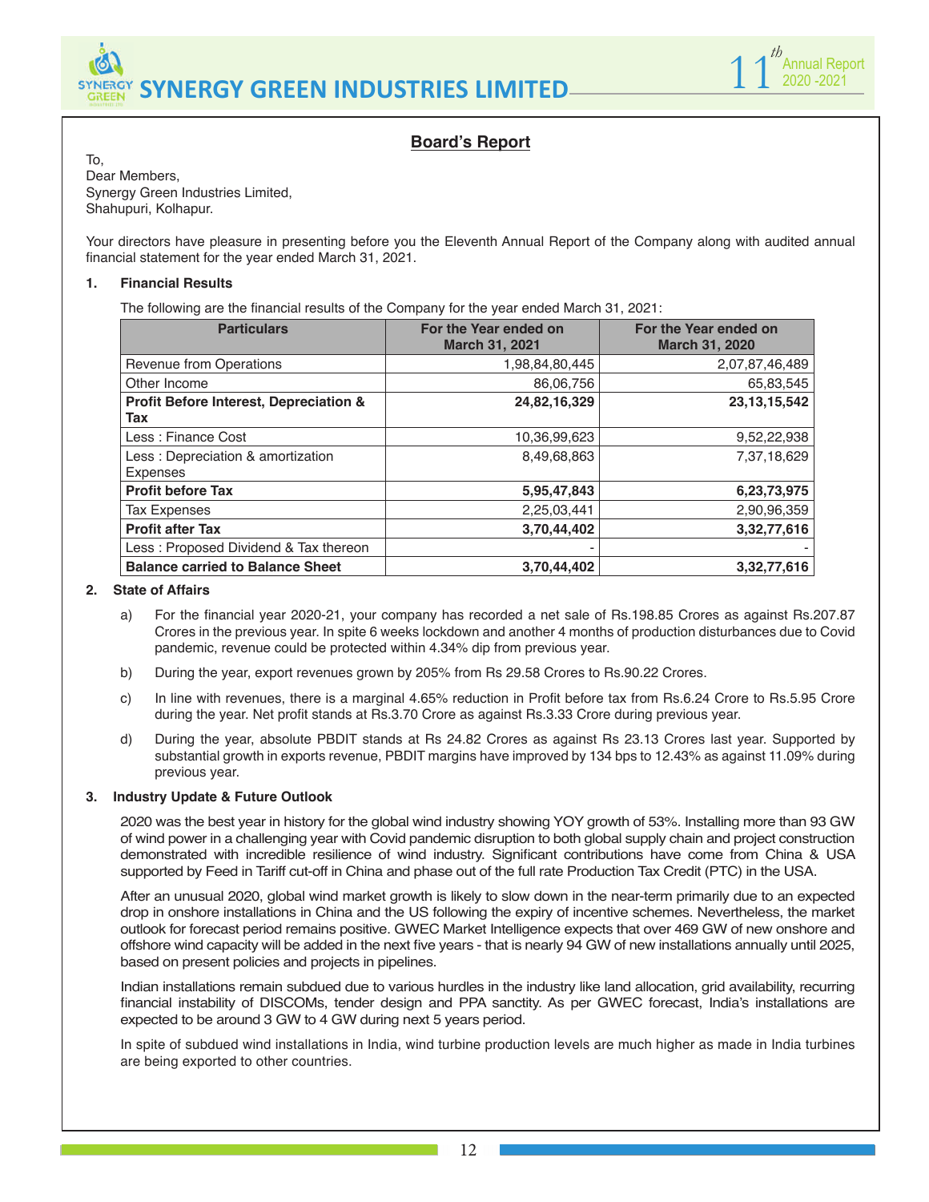## Board's Report

To,
Dear Members,
Synergy Green Industries Limited,
Shahupuri, Kolhapur.

Your directors have pleasure in presenting before you the Eleventh Annual Report of the Company along with audited annual financial statement for the year ended March 31, 2021.

### 1. Financial Results

The following are the financial results of the Company for the year ended March 31, 2021:

| Particulars | For the Year ended on March 31, 2021 | For the Year ended on March 31, 2020 |
|---|---|---|
| Revenue from Operations | 1,98,84,80,445 | 2,07,87,46,489 |
| Other Income | 86,06,756 | 65,83,545 |
| **Profit Before Interest, Depreciation & Tax** | **24,82,16,329** | **23,13,15,542** |
| Less : Finance Cost | 10,36,99,623 | 9,52,22,938 |
| Less : Depreciation & amortization Expenses | 8,49,68,863 | 7,37,18,629 |
| **Profit before Tax** | **5,95,47,843** | **6,23,73,975** |
| Tax Expenses | 2,25,03,441 | 2,90,96,359 |
| **Profit after Tax** | **3,70,44,402** | **3,32,77,616** |
| Less : Proposed Dividend & Tax thereon | - | - |
| **Balance carried to Balance Sheet** | **3,70,44,402** | **3,32,77,616** |

### 2. State of Affairs

a) For the financial year 2020-21, your company has recorded a net sale of Rs.198.85 Crores as against Rs.207.87 Crores in the previous year. In spite 6 weeks lockdown and another 4 months of production disturbances due to Covid pandemic, revenue could be protected within 4.34% dip from previous year.

b) During the year, export revenues grown by 205% from Rs 29.58 Crores to Rs.90.22 Crores.

c) In line with revenues, there is a marginal 4.65% reduction in Profit before tax from Rs.6.24 Crore to Rs.5.95 Crore during the year. Net profit stands at Rs.3.70 Crore as against Rs.3.33 Crore during previous year.

d) During the year, absolute PBDIT stands at Rs 24.82 Crores as against Rs 23.13 Crores last year. Supported by substantial growth in exports revenue, PBDIT margins have improved by 134 bps to 12.43% as against 11.09% during previous year.

### 3. Industry Update & Future Outlook

2020 was the best year in history for the global wind industry showing YOY growth of 53%. Installing more than 93 GW of wind power in a challenging year with Covid pandemic disruption to both global supply chain and project construction demonstrated with incredible resilience of wind industry. Significant contributions have come from China & USA supported by Feed in Tariff cut-off in China and phase out of the full rate Production Tax Credit (PTC) in the USA.

After an unusual 2020, global wind market growth is likely to slow down in the near-term primarily due to an expected drop in onshore installations in China and the US following the expiry of incentive schemes. Nevertheless, the market outlook for forecast period remains positive. GWEC Market Intelligence expects that over 469 GW of new onshore and offshore wind capacity will be added in the next five years - that is nearly 94 GW of new installations annually until 2025, based on present policies and projects in pipelines.

Indian installations remain subdued due to various hurdles in the industry like land allocation, grid availability, recurring financial instability of DISCOMs, tender design and PPA sanctity. As per GWEC forecast, India's installations are expected to be around 3 GW to 4 GW during next 5 years period.

In spite of subdued wind installations in India, wind turbine production levels are much higher as made in India turbines are being exported to other countries.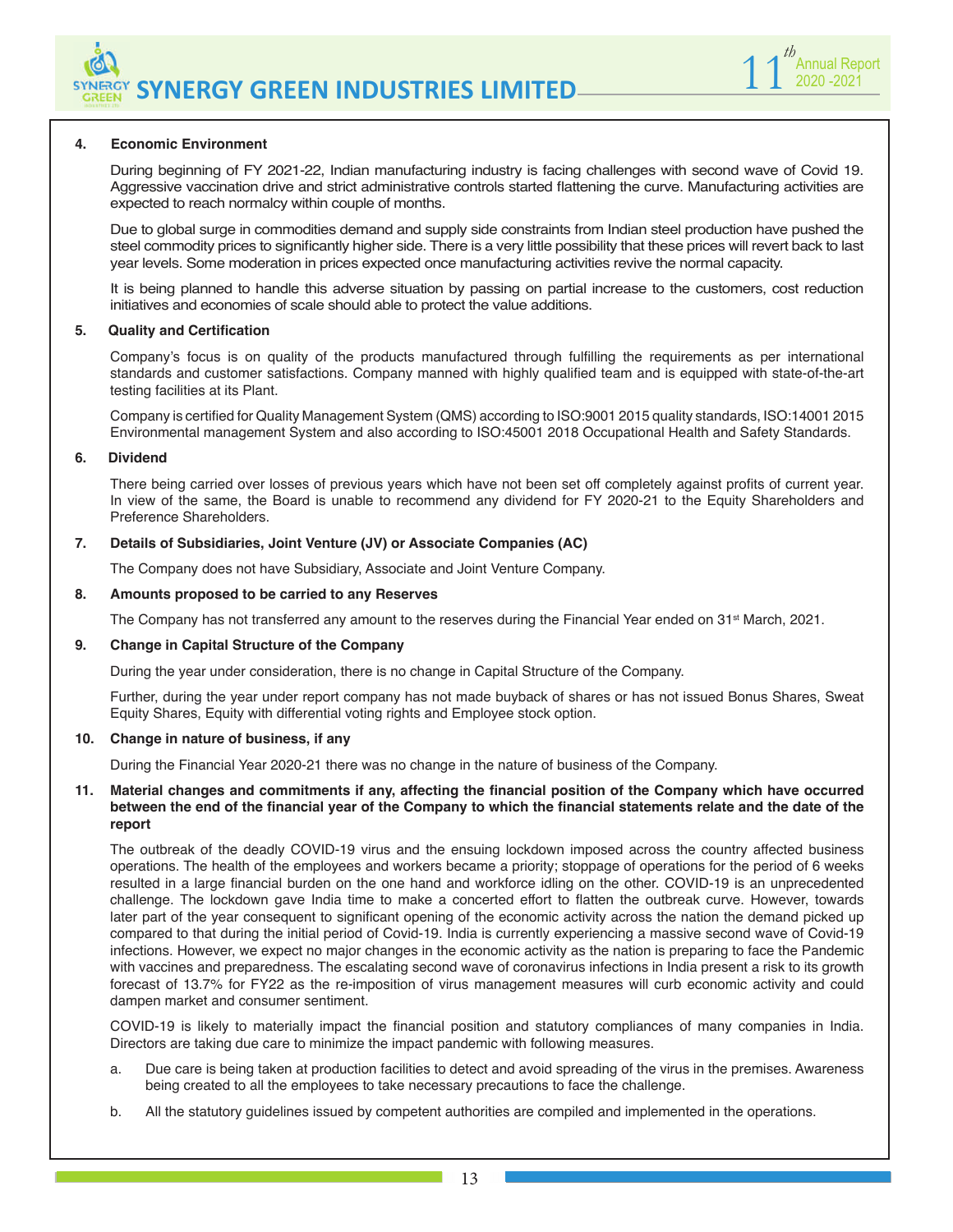### 4. Economic Environment

During beginning of FY 2021-22, Indian manufacturing industry is facing challenges with second wave of Covid 19. Aggressive vaccination drive and strict administrative controls started flattening the curve. Manufacturing activities are expected to reach normalcy within couple of months.

Due to global surge in commodities demand and supply side constraints from Indian steel production have pushed the steel commodity prices to significantly higher side. There is a very little possibility that these prices will revert back to last year levels. Some moderation in prices expected once manufacturing activities revive the normal capacity.

It is being planned to handle this adverse situation by passing on partial increase to the customers, cost reduction initiatives and economies of scale should able to protect the value additions.

### 5. Quality and Certification

Company's focus is on quality of the products manufactured through fulfilling the requirements as per international standards and customer satisfactions. Company manned with highly qualified team and is equipped with state-of-the-art testing facilities at its Plant.

Company is certified for Quality Management System (QMS) according to ISO:9001 2015 quality standards, ISO:14001 2015 Environmental management System and also according to ISO:45001 2018 Occupational Health and Safety Standards.

### 6. Dividend

There being carried over losses of previous years which have not been set off completely against profits of current year. In view of the same, the Board is unable to recommend any dividend for FY 2020-21 to the Equity Shareholders and Preference Shareholders.

### 7. Details of Subsidiaries, Joint Venture (JV) or Associate Companies (AC)

The Company does not have Subsidiary, Associate and Joint Venture Company.

### 8. Amounts proposed to be carried to any Reserves

The Company has not transferred any amount to the reserves during the Financial Year ended on 31st March, 2021.

### 9. Change in Capital Structure of the Company

During the year under consideration, there is no change in Capital Structure of the Company.

Further, during the year under report company has not made buyback of shares or has not issued Bonus Shares, Sweat Equity Shares, Equity with differential voting rights and Employee stock option.

### 10. Change in nature of business, if any

During the Financial Year 2020-21 there was no change in the nature of business of the Company.

### 11. Material changes and commitments if any, affecting the financial position of the Company which have occurred between the end of the financial year of the Company to which the financial statements relate and the date of the report

The outbreak of the deadly COVID-19 virus and the ensuing lockdown imposed across the country affected business operations. The health of the employees and workers became a priority; stoppage of operations for the period of 6 weeks resulted in a large financial burden on the one hand and workforce idling on the other. COVID-19 is an unprecedented challenge. The lockdown gave India time to make a concerted effort to flatten the outbreak curve. However, towards later part of the year consequent to significant opening of the economic activity across the nation the demand picked up compared to that during the initial period of Covid-19. India is currently experiencing a massive second wave of Covid-19 infections. However, we expect no major changes in the economic activity as the nation is preparing to face the Pandemic with vaccines and preparedness. The escalating second wave of coronavirus infections in India present a risk to its growth forecast of 13.7% for FY22 as the re-imposition of virus management measures will curb economic activity and could dampen market and consumer sentiment.

COVID-19 is likely to materially impact the financial position and statutory compliances of many companies in India. Directors are taking due care to minimize the impact pandemic with following measures.

a. Due care is being taken at production facilities to detect and avoid spreading of the virus in the premises. Awareness being created to all the employees to take necessary precautions to face the challenge.

b. All the statutory guidelines issued by competent authorities are compiled and implemented in the operations.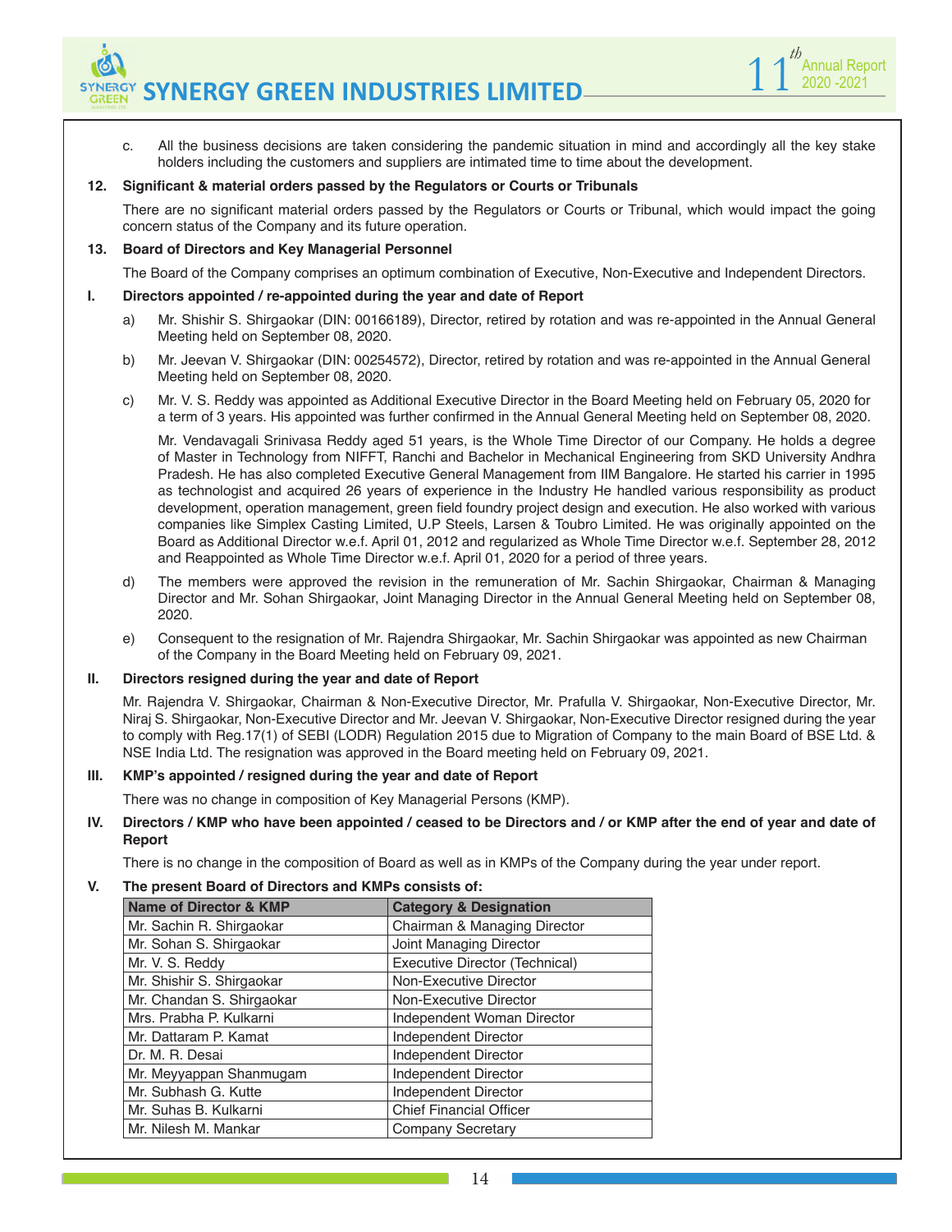c. All the business decisions are taken considering the pandemic situation in mind and accordingly all the key stake holders including the customers and suppliers are intimated time to time about the development.

**12. Significant & material orders passed by the Regulators or Courts or Tribunals**

There are no significant material orders passed by the Regulators or Courts or Tribunal, which would impact the going concern status of the Company and its future operation.

**13. Board of Directors and Key Managerial Personnel**

The Board of the Company comprises an optimum combination of Executive, Non-Executive and Independent Directors.

**I. Directors appointed / re-appointed during the year and date of Report**

a) Mr. Shishir S. Shirgaokar (DIN: 00166189), Director, retired by rotation and was re-appointed in the Annual General Meeting held on September 08, 2020.

b) Mr. Jeevan V. Shirgaokar (DIN: 00254572), Director, retired by rotation and was re-appointed in the Annual General Meeting held on September 08, 2020.

c) Mr. V. S. Reddy was appointed as Additional Executive Director in the Board Meeting held on February 05, 2020 for a term of 3 years. His appointed was further confirmed in the Annual General Meeting held on September 08, 2020.

Mr. Vendavagali Srinivasa Reddy aged 51 years, is the Whole Time Director of our Company. He holds a degree of Master in Technology from NIFFT, Ranchi and Bachelor in Mechanical Engineering from SKD University Andhra Pradesh. He has also completed Executive General Management from IIM Bangalore. He started his carrier in 1995 as technologist and acquired 26 years of experience in the Industry He handled various responsibility as product development, operation management, green field foundry project design and execution. He also worked with various companies like Simplex Casting Limited, U.P Steels, Larsen & Toubro Limited. He was originally appointed on the Board as Additional Director w.e.f. April 01, 2012 and regularized as Whole Time Director w.e.f. September 28, 2012 and Reappointed as Whole Time Director w.e.f. April 01, 2020 for a period of three years.

d) The members were approved the revision in the remuneration of Mr. Sachin Shirgaokar, Chairman & Managing Director and Mr. Sohan Shirgaokar, Joint Managing Director in the Annual General Meeting held on September 08, 2020.

e) Consequent to the resignation of Mr. Rajendra Shirgaokar, Mr. Sachin Shirgaokar was appointed as new Chairman of the Company in the Board Meeting held on February 09, 2021.

**II. Directors resigned during the year and date of Report**

Mr. Rajendra V. Shirgaokar, Chairman & Non-Executive Director, Mr. Prafulla V. Shirgaokar, Non-Executive Director, Mr. Niraj S. Shirgaokar, Non-Executive Director and Mr. Jeevan V. Shirgaokar, Non-Executive Director resigned during the year to comply with Reg.17(1) of SEBI (LODR) Regulation 2015 due to Migration of Company to the main Board of BSE Ltd. & NSE India Ltd. The resignation was approved in the Board meeting held on February 09, 2021.

**III. KMP's appointed / resigned during the year and date of Report**

There was no change in composition of Key Managerial Persons (KMP).

**IV. Directors / KMP who have been appointed / ceased to be Directors and / or KMP after the end of year and date of Report**

There is no change in the composition of Board as well as in KMPs of the Company during the year under report.

**V. The present Board of Directors and KMPs consists of:**

| Name of Director & KMP | Category & Designation |
|---|---|
| Mr. Sachin R. Shirgaokar | Chairman & Managing Director |
| Mr. Sohan S. Shirgaokar | Joint Managing Director |
| Mr. V. S. Reddy | Executive Director (Technical) |
| Mr. Shishir S. Shirgaokar | Non-Executive Director |
| Mr. Chandan S. Shirgaokar | Non-Executive Director |
| Mrs. Prabha P. Kulkarni | Independent Woman Director |
| Mr. Dattaram P. Kamat | Independent Director |
| Dr. M. R. Desai | Independent Director |
| Mr. Meyyappan Shanmugam | Independent Director |
| Mr. Subhash G. Kutte | Independent Director |
| Mr. Suhas B. Kulkarni | Chief Financial Officer |
| Mr. Nilesh M. Mankar | Company Secretary |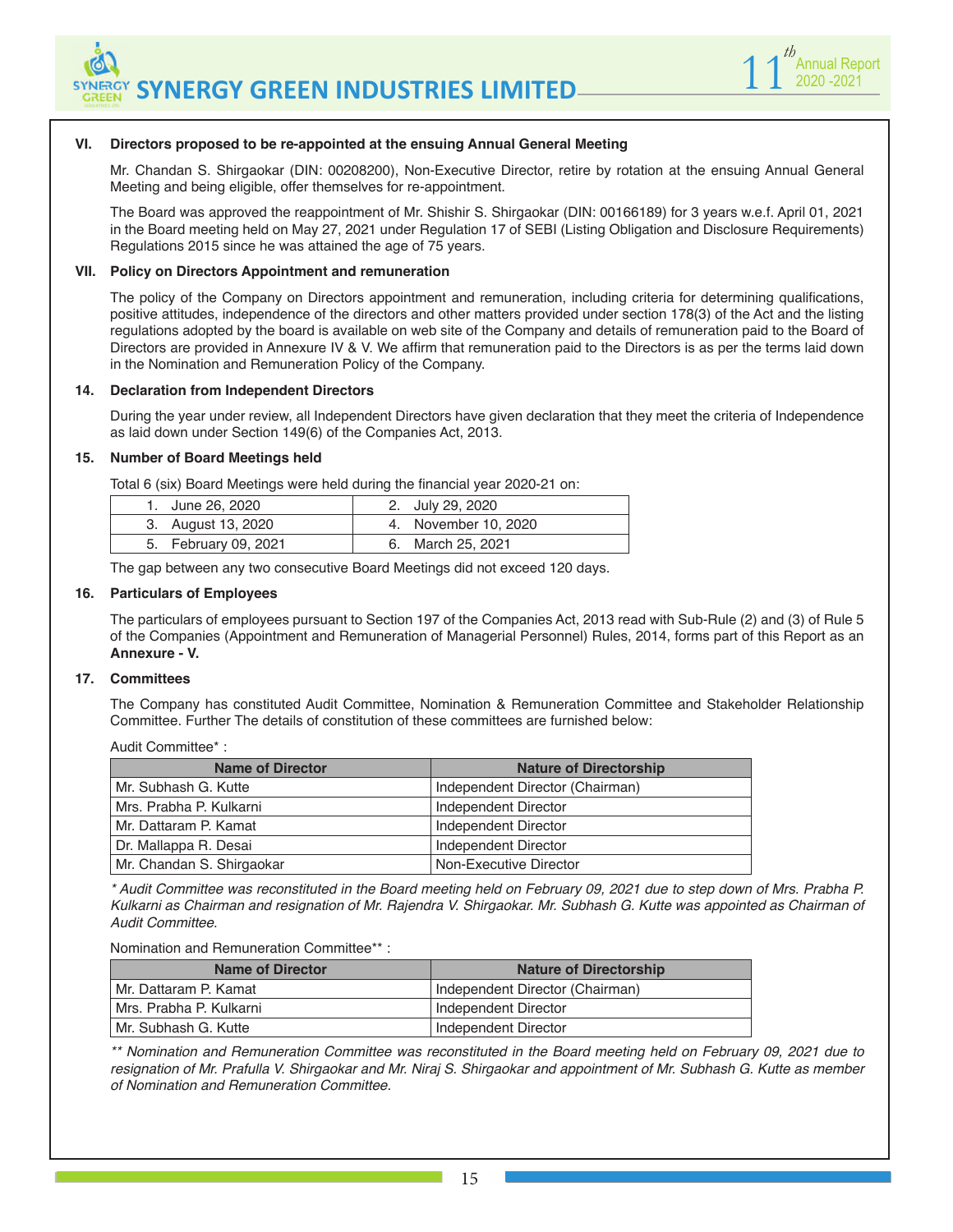### VI. Directors proposed to be re-appointed at the ensuing Annual General Meeting

Mr. Chandan S. Shirgaokar (DIN: 00208200), Non-Executive Director, retire by rotation at the ensuing Annual General Meeting and being eligible, offer themselves for re-appointment.

The Board was approved the reappointment of Mr. Shishir S. Shirgaokar (DIN: 00166189) for 3 years w.e.f. April 01, 2021 in the Board meeting held on May 27, 2021 under Regulation 17 of SEBI (Listing Obligation and Disclosure Requirements) Regulations 2015 since he was attained the age of 75 years.

### VII. Policy on Directors Appointment and remuneration

The policy of the Company on Directors appointment and remuneration, including criteria for determining qualifications, positive attitudes, independence of the directors and other matters provided under section 178(3) of the Act and the listing regulations adopted by the board is available on web site of the Company and details of remuneration paid to the Board of Directors are provided in Annexure IV & V. We affirm that remuneration paid to the Directors is as per the terms laid down in the Nomination and Remuneration Policy of the Company.

### 14. Declaration from Independent Directors

During the year under review, all Independent Directors have given declaration that they meet the criteria of Independence as laid down under Section 149(6) of the Companies Act, 2013.

### 15. Number of Board Meetings held

Total 6 (six) Board Meetings were held during the financial year 2020-21 on:

| | |
|---|---|
| 1. June 26, 2020 | 2. July 29, 2020 |
| 3. August 13, 2020 | 4. November 10, 2020 |
| 5. February 09, 2021 | 6. March 25, 2021 |

The gap between any two consecutive Board Meetings did not exceed 120 days.

### 16. Particulars of Employees

The particulars of employees pursuant to Section 197 of the Companies Act, 2013 read with Sub-Rule (2) and (3) of Rule 5 of the Companies (Appointment and Remuneration of Managerial Personnel) Rules, 2014, forms part of this Report as an **Annexure - V.**

### 17. Committees

The Company has constituted Audit Committee, Nomination & Remuneration Committee and Stakeholder Relationship Committee. Further The details of constitution of these committees are furnished below:

Audit Committee* :

| Name of Director | Nature of Directorship |
|---|---|
| Mr. Subhash G. Kutte | Independent Director (Chairman) |
| Mrs. Prabha P. Kulkarni | Independent Director |
| Mr. Dattaram P. Kamat | Independent Director |
| Dr. Mallappa R. Desai | Independent Director |
| Mr. Chandan S. Shirgaokar | Non-Executive Director |

*\* Audit Committee was reconstituted in the Board meeting held on February 09, 2021 due to step down of Mrs. Prabha P. Kulkarni as Chairman and resignation of Mr. Rajendra V. Shirgaokar. Mr. Subhash G. Kutte was appointed as Chairman of Audit Committee.*

Nomination and Remuneration Committee** :

| Name of Director | Nature of Directorship |
|---|---|
| Mr. Dattaram P. Kamat | Independent Director (Chairman) |
| Mrs. Prabha P. Kulkarni | Independent Director |
| Mr. Subhash G. Kutte | Independent Director |

*\*\* Nomination and Remuneration Committee was reconstituted in the Board meeting held on February 09, 2021 due to resignation of Mr. Prafulla V. Shirgaokar and Mr. Niraj S. Shirgaokar and appointment of Mr. Subhash G. Kutte as member of Nomination and Remuneration Committee.*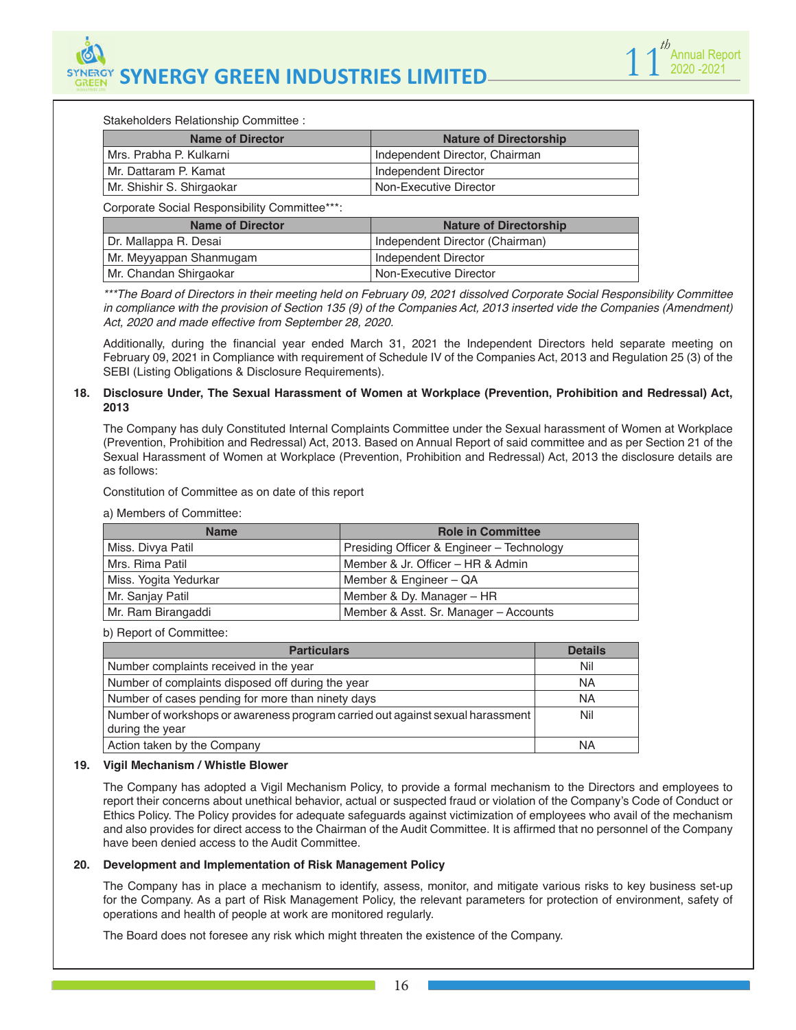Stakeholders Relationship Committee :

| Name of Director | Nature of Directorship |
|---|---|
| Mrs. Prabha P. Kulkarni | Independent Director, Chairman |
| Mr. Dattaram P. Kamat | Independent Director |
| Mr. Shishir S. Shirgaokar | Non-Executive Director |

Corporate Social Responsibility Committee***:

| Name of Director | Nature of Directorship |
|---|---|
| Dr. Mallappa R. Desai | Independent Director (Chairman) |
| Mr. Meyyappan Shanmugam | Independent Director |
| Mr. Chandan Shirgaokar | Non-Executive Director |

****The Board of Directors in their meeting held on February 09, 2021 dissolved Corporate Social Responsibility Committee in compliance with the provision of Section 135 (9) of the Companies Act, 2013 inserted vide the Companies (Amendment) Act, 2020 and made effective from September 28, 2020.*

Additionally, during the financial year ended March 31, 2021 the Independent Directors held separate meeting on February 09, 2021 in Compliance with requirement of Schedule IV of the Companies Act, 2013 and Regulation 25 (3) of the SEBI (Listing Obligations & Disclosure Requirements).

**18. Disclosure Under, The Sexual Harassment of Women at Workplace (Prevention, Prohibition and Redressal) Act, 2013**

The Company has duly Constituted Internal Complaints Committee under the Sexual harassment of Women at Workplace (Prevention, Prohibition and Redressal) Act, 2013. Based on Annual Report of said committee and as per Section 21 of the Sexual Harassment of Women at Workplace (Prevention, Prohibition and Redressal) Act, 2013 the disclosure details are as follows:

Constitution of Committee as on date of this report

a) Members of Committee:

| Name | Role in Committee |
|---|---|
| Miss. Divya Patil | Presiding Officer & Engineer – Technology |
| Mrs. Rima Patil | Member & Jr. Officer – HR & Admin |
| Miss. Yogita Yedurkar | Member & Engineer – QA |
| Mr. Sanjay Patil | Member & Dy. Manager – HR |
| Mr. Ram Birangaddi | Member & Asst. Sr. Manager – Accounts |

b) Report of Committee:

| Particulars | Details |
|---|---|
| Number complaints received in the year | Nil |
| Number of complaints disposed off during the year | NA |
| Number of cases pending for more than ninety days | NA |
| Number of workshops or awareness program carried out against sexual harassment during the year | Nil |
| Action taken by the Company | NA |

**19. Vigil Mechanism / Whistle Blower**

The Company has adopted a Vigil Mechanism Policy, to provide a formal mechanism to the Directors and employees to report their concerns about unethical behavior, actual or suspected fraud or violation of the Company's Code of Conduct or Ethics Policy. The Policy provides for adequate safeguards against victimization of employees who avail of the mechanism and also provides for direct access to the Chairman of the Audit Committee. It is affirmed that no personnel of the Company have been denied access to the Audit Committee.

**20. Development and Implementation of Risk Management Policy**

The Company has in place a mechanism to identify, assess, monitor, and mitigate various risks to key business set-up for the Company. As a part of Risk Management Policy, the relevant parameters for protection of environment, safety of operations and health of people at work are monitored regularly.

The Board does not foresee any risk which might threaten the existence of the Company.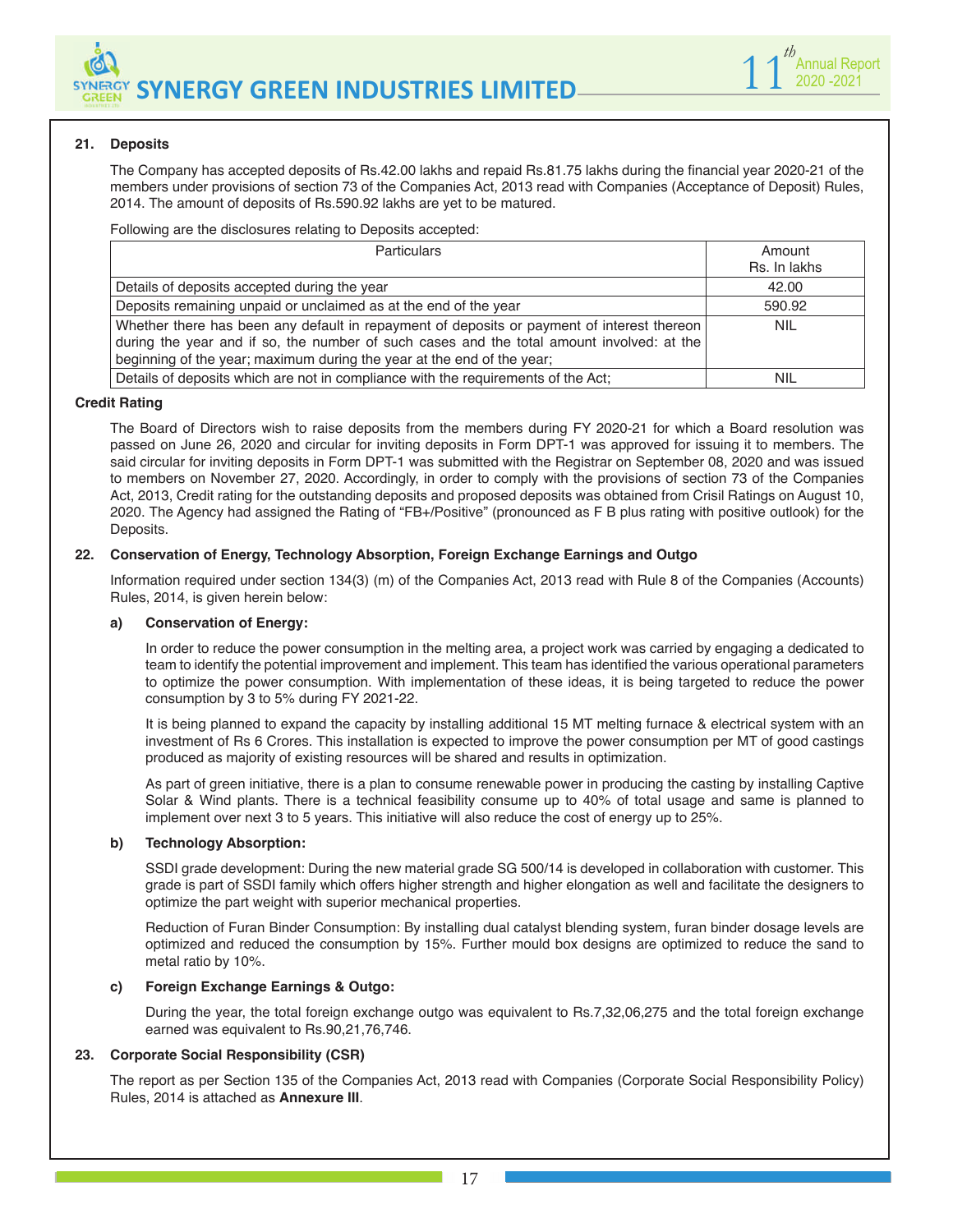## 21. Deposits

The Company has accepted deposits of Rs.42.00 lakhs and repaid Rs.81.75 lakhs during the financial year 2020-21 of the members under provisions of section 73 of the Companies Act, 2013 read with Companies (Acceptance of Deposit) Rules, 2014. The amount of deposits of Rs.590.92 lakhs are yet to be matured.

Following are the disclosures relating to Deposits accepted:

| Particulars | Amount Rs. In lakhs |
|---|---|
| Details of deposits accepted during the year | 42.00 |
| Deposits remaining unpaid or unclaimed as at the end of the year | 590.92 |
| Whether there has been any default in repayment of deposits or payment of interest thereon during the year and if so, the number of such cases and the total amount involved: at the beginning of the year; maximum during the year at the end of the year; | NIL |
| Details of deposits which are not in compliance with the requirements of the Act; | NIL |

**Credit Rating**

The Board of Directors wish to raise deposits from the members during FY 2020-21 for which a Board resolution was passed on June 26, 2020 and circular for inviting deposits in Form DPT-1 was approved for issuing it to members. The said circular for inviting deposits in Form DPT-1 was submitted with the Registrar on September 08, 2020 and was issued to members on November 27, 2020. Accordingly, in order to comply with the provisions of section 73 of the Companies Act, 2013, Credit rating for the outstanding deposits and proposed deposits was obtained from Crisil Ratings on August 10, 2020. The Agency had assigned the Rating of "FB+/Positive" (pronounced as F B plus rating with positive outlook) for the Deposits.

## 22. Conservation of Energy, Technology Absorption, Foreign Exchange Earnings and Outgo

Information required under section 134(3) (m) of the Companies Act, 2013 read with Rule 8 of the Companies (Accounts) Rules, 2014, is given herein below:

### a) Conservation of Energy:

In order to reduce the power consumption in the melting area, a project work was carried by engaging a dedicated to team to identify the potential improvement and implement. This team has identified the various operational parameters to optimize the power consumption. With implementation of these ideas, it is being targeted to reduce the power consumption by 3 to 5% during FY 2021-22.

It is being planned to expand the capacity by installing additional 15 MT melting furnace & electrical system with an investment of Rs 6 Crores. This installation is expected to improve the power consumption per MT of good castings produced as majority of existing resources will be shared and results in optimization.

As part of green initiative, there is a plan to consume renewable power in producing the casting by installing Captive Solar & Wind plants. There is a technical feasibility consume up to 40% of total usage and same is planned to implement over next 3 to 5 years. This initiative will also reduce the cost of energy up to 25%.

### b) Technology Absorption:

SSDI grade development: During the new material grade SG 500/14 is developed in collaboration with customer. This grade is part of SSDI family which offers higher strength and higher elongation as well and facilitate the designers to optimize the part weight with superior mechanical properties.

Reduction of Furan Binder Consumption: By installing dual catalyst blending system, furan binder dosage levels are optimized and reduced the consumption by 15%. Further mould box designs are optimized to reduce the sand to metal ratio by 10%.

### c) Foreign Exchange Earnings & Outgo:

During the year, the total foreign exchange outgo was equivalent to Rs.7,32,06,275 and the total foreign exchange earned was equivalent to Rs.90,21,76,746.

## 23. Corporate Social Responsibility (CSR)

The report as per Section 135 of the Companies Act, 2013 read with Companies (Corporate Social Responsibility Policy) Rules, 2014 is attached as **Annexure III**.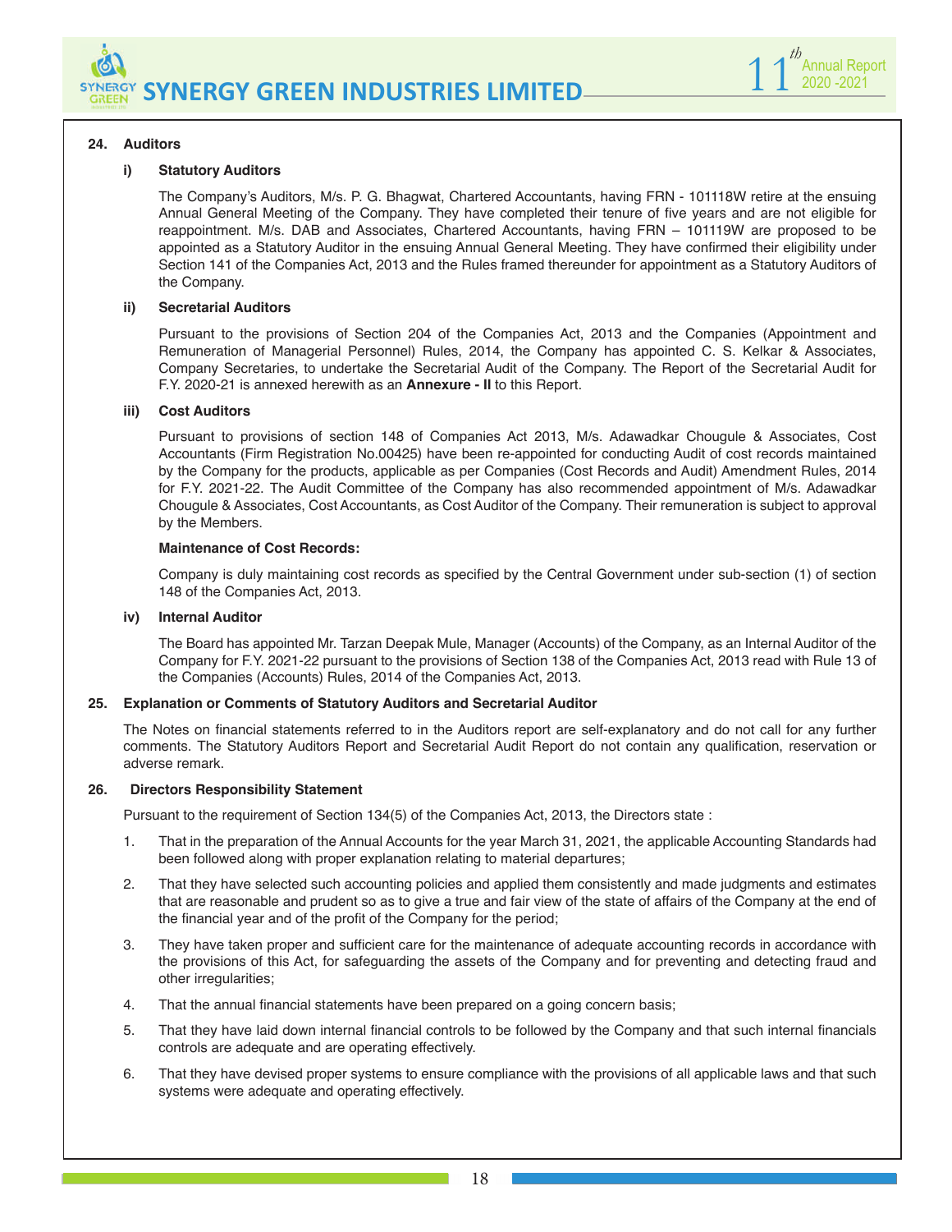## 24. Auditors

### i) Statutory Auditors

The Company's Auditors, M/s. P. G. Bhagwat, Chartered Accountants, having FRN - 101118W retire at the ensuing Annual General Meeting of the Company. They have completed their tenure of five years and are not eligible for reappointment. M/s. DAB and Associates, Chartered Accountants, having FRN – 101119W are proposed to be appointed as a Statutory Auditor in the ensuing Annual General Meeting. They have confirmed their eligibility under Section 141 of the Companies Act, 2013 and the Rules framed thereunder for appointment as a Statutory Auditors of the Company.

### ii) Secretarial Auditors

Pursuant to the provisions of Section 204 of the Companies Act, 2013 and the Companies (Appointment and Remuneration of Managerial Personnel) Rules, 2014, the Company has appointed C. S. Kelkar & Associates, Company Secretaries, to undertake the Secretarial Audit of the Company. The Report of the Secretarial Audit for F.Y. 2020-21 is annexed herewith as an **Annexure - II** to this Report.

### iii) Cost Auditors

Pursuant to provisions of section 148 of Companies Act 2013, M/s. Adawadkar Chougule & Associates, Cost Accountants (Firm Registration No.00425) have been re-appointed for conducting Audit of cost records maintained by the Company for the products, applicable as per Companies (Cost Records and Audit) Amendment Rules, 2014 for F.Y. 2021-22. The Audit Committee of the Company has also recommended appointment of M/s. Adawadkar Chougule & Associates, Cost Accountants, as Cost Auditor of the Company. Their remuneration is subject to approval by the Members.

**Maintenance of Cost Records:**

Company is duly maintaining cost records as specified by the Central Government under sub-section (1) of section 148 of the Companies Act, 2013.

### iv) Internal Auditor

The Board has appointed Mr. Tarzan Deepak Mule, Manager (Accounts) of the Company, as an Internal Auditor of the Company for F.Y. 2021-22 pursuant to the provisions of Section 138 of the Companies Act, 2013 read with Rule 13 of the Companies (Accounts) Rules, 2014 of the Companies Act, 2013.

## 25. Explanation or Comments of Statutory Auditors and Secretarial Auditor

The Notes on financial statements referred to in the Auditors report are self-explanatory and do not call for any further comments. The Statutory Auditors Report and Secretarial Audit Report do not contain any qualification, reservation or adverse remark.

## 26. Directors Responsibility Statement

Pursuant to the requirement of Section 134(5) of the Companies Act, 2013, the Directors state :

1. That in the preparation of the Annual Accounts for the year March 31, 2021, the applicable Accounting Standards had been followed along with proper explanation relating to material departures;
2. That they have selected such accounting policies and applied them consistently and made judgments and estimates that are reasonable and prudent so as to give a true and fair view of the state of affairs of the Company at the end of the financial year and of the profit of the Company for the period;
3. They have taken proper and sufficient care for the maintenance of adequate accounting records in accordance with the provisions of this Act, for safeguarding the assets of the Company and for preventing and detecting fraud and other irregularities;
4. That the annual financial statements have been prepared on a going concern basis;
5. That they have laid down internal financial controls to be followed by the Company and that such internal financials controls are adequate and are operating effectively.
6. That they have devised proper systems to ensure compliance with the provisions of all applicable laws and that such systems were adequate and operating effectively.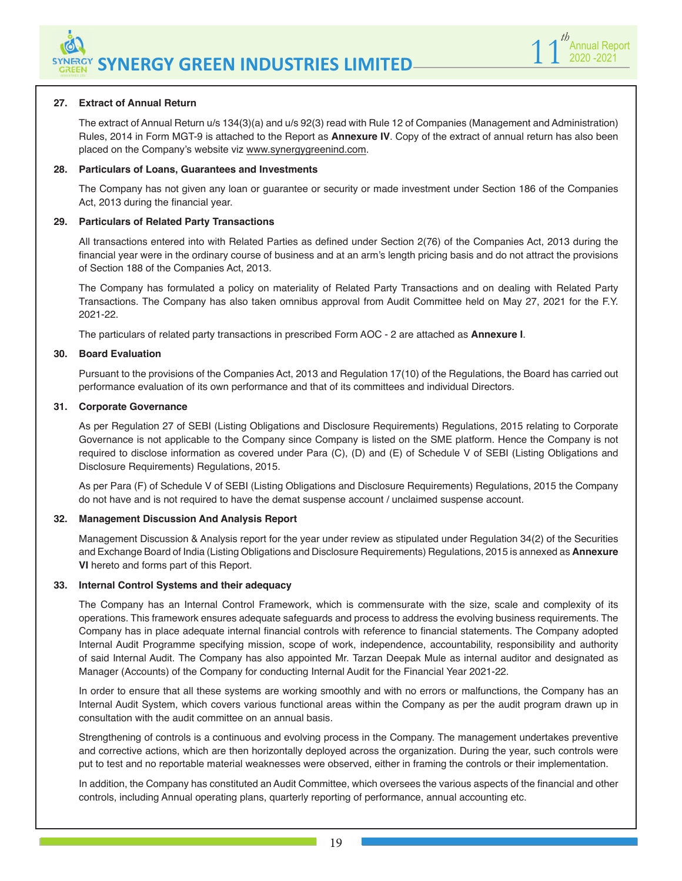**27. Extract of Annual Return**

The extract of Annual Return u/s 134(3)(a) and u/s 92(3) read with Rule 12 of Companies (Management and Administration) Rules, 2014 in Form MGT-9 is attached to the Report as **Annexure IV**. Copy of the extract of annual return has also been placed on the Company's website viz www.synergygreenind.com.

**28. Particulars of Loans, Guarantees and Investments**

The Company has not given any loan or guarantee or security or made investment under Section 186 of the Companies Act, 2013 during the financial year.

**29. Particulars of Related Party Transactions**

All transactions entered into with Related Parties as defined under Section 2(76) of the Companies Act, 2013 during the financial year were in the ordinary course of business and at an arm's length pricing basis and do not attract the provisions of Section 188 of the Companies Act, 2013.

The Company has formulated a policy on materiality of Related Party Transactions and on dealing with Related Party Transactions. The Company has also taken omnibus approval from Audit Committee held on May 27, 2021 for the F.Y. 2021-22.

The particulars of related party transactions in prescribed Form AOC - 2 are attached as **Annexure I**.

**30. Board Evaluation**

Pursuant to the provisions of the Companies Act, 2013 and Regulation 17(10) of the Regulations, the Board has carried out performance evaluation of its own performance and that of its committees and individual Directors.

**31. Corporate Governance**

As per Regulation 27 of SEBI (Listing Obligations and Disclosure Requirements) Regulations, 2015 relating to Corporate Governance is not applicable to the Company since Company is listed on the SME platform. Hence the Company is not required to disclose information as covered under Para (C), (D) and (E) of Schedule V of SEBI (Listing Obligations and Disclosure Requirements) Regulations, 2015.

As per Para (F) of Schedule V of SEBI (Listing Obligations and Disclosure Requirements) Regulations, 2015 the Company do not have and is not required to have the demat suspense account / unclaimed suspense account.

**32. Management Discussion And Analysis Report**

Management Discussion & Analysis report for the year under review as stipulated under Regulation 34(2) of the Securities and Exchange Board of India (Listing Obligations and Disclosure Requirements) Regulations, 2015 is annexed as **Annexure VI** hereto and forms part of this Report.

**33. Internal Control Systems and their adequacy**

The Company has an Internal Control Framework, which is commensurate with the size, scale and complexity of its operations. This framework ensures adequate safeguards and process to address the evolving business requirements. The Company has in place adequate internal financial controls with reference to financial statements. The Company adopted Internal Audit Programme specifying mission, scope of work, independence, accountability, responsibility and authority of said Internal Audit. The Company has also appointed Mr. Tarzan Deepak Mule as internal auditor and designated as Manager (Accounts) of the Company for conducting Internal Audit for the Financial Year 2021-22.

In order to ensure that all these systems are working smoothly and with no errors or malfunctions, the Company has an Internal Audit System, which covers various functional areas within the Company as per the audit program drawn up in consultation with the audit committee on an annual basis.

Strengthening of controls is a continuous and evolving process in the Company. The management undertakes preventive and corrective actions, which are then horizontally deployed across the organization. During the year, such controls were put to test and no reportable material weaknesses were observed, either in framing the controls or their implementation.

In addition, the Company has constituted an Audit Committee, which oversees the various aspects of the financial and other controls, including Annual operating plans, quarterly reporting of performance, annual accounting etc.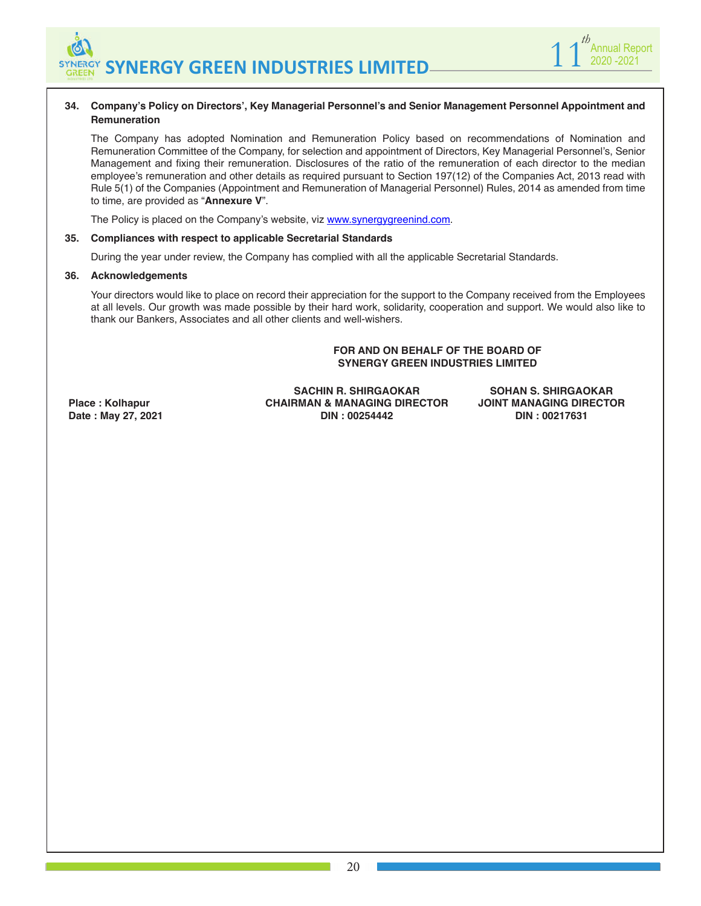**34. Company's Policy on Directors', Key Managerial Personnel's and Senior Management Personnel Appointment and Remuneration**

The Company has adopted Nomination and Remuneration Policy based on recommendations of Nomination and Remuneration Committee of the Company, for selection and appointment of Directors, Key Managerial Personnel's, Senior Management and fixing their remuneration. Disclosures of the ratio of the remuneration of each director to the median employee's remuneration and other details as required pursuant to Section 197(12) of the Companies Act, 2013 read with Rule 5(1) of the Companies (Appointment and Remuneration of Managerial Personnel) Rules, 2014 as amended from time to time, are provided as "**Annexure V**".

The Policy is placed on the Company's website, viz www.synergygreenind.com.

**35. Compliances with respect to applicable Secretarial Standards**

During the year under review, the Company has complied with all the applicable Secretarial Standards.

**36. Acknowledgements**

Your directors would like to place on record their appreciation for the support to the Company received from the Employees at all levels. Our growth was made possible by their hard work, solidarity, cooperation and support. We would also like to thank our Bankers, Associates and all other clients and well-wishers.

**FOR AND ON BEHALF OF THE BOARD OF SYNERGY GREEN INDUSTRIES LIMITED**

| | | |
|---|---|---|
| **Place : Kolhapur** | **SACHIN R. SHIRGAOKAR** | **SOHAN S. SHIRGAOKAR** |
| **Date : May 27, 2021** | **CHAIRMAN & MANAGING DIRECTOR** | **JOINT MANAGING DIRECTOR** |
| | **DIN : 00254442** | **DIN : 00217631** |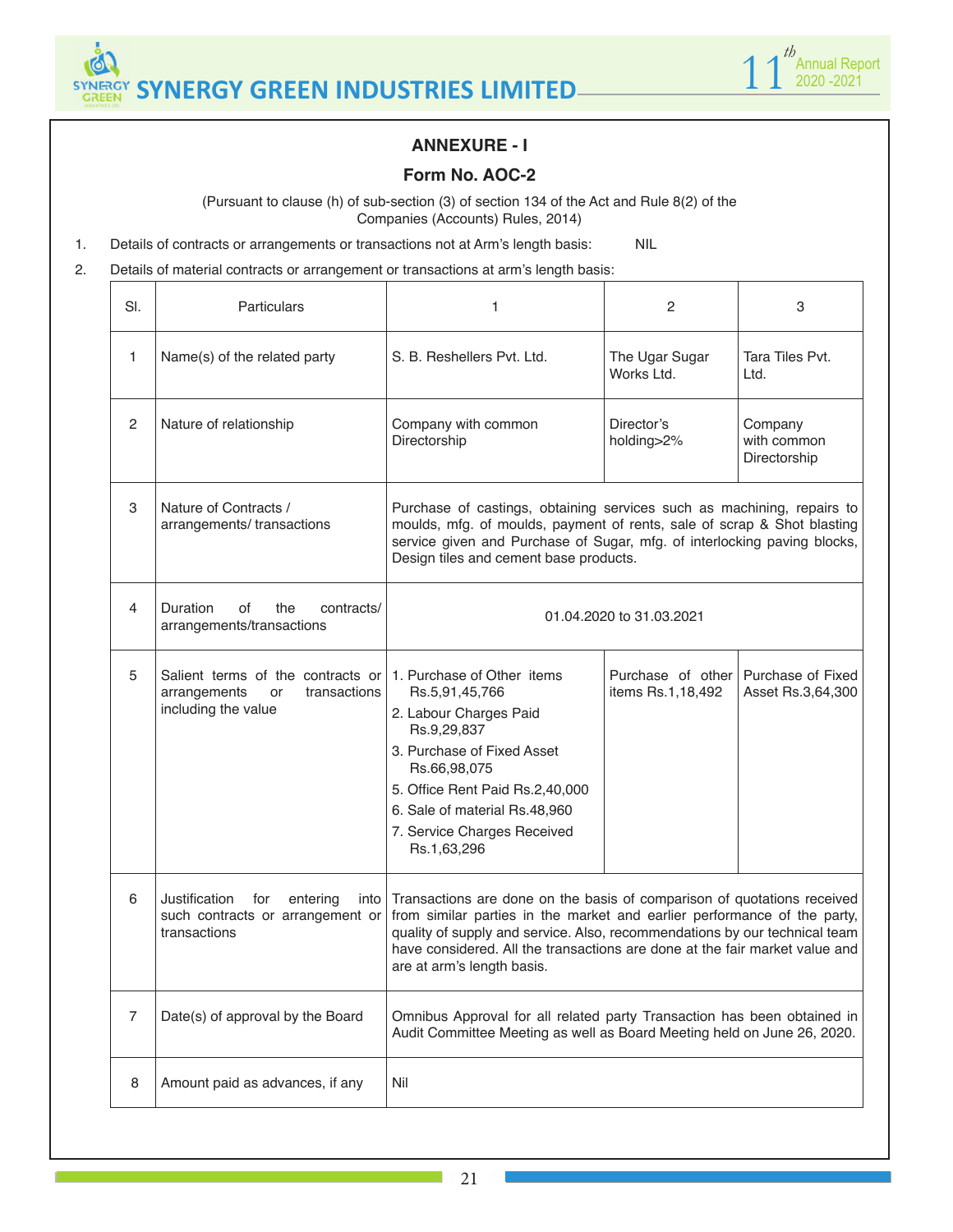## ANNEXURE - I

## Form No. AOC-2

(Pursuant to clause (h) of sub-section (3) of section 134 of the Act and Rule 8(2) of the Companies (Accounts) Rules, 2014)

1. Details of contracts or arrangements or transactions not at Arm's length basis: NIL
2. Details of material contracts or arrangement or transactions at arm's length basis:

| Sl. | Particulars | 1 | 2 | 3 |
|---|---|---|---|---|
| 1 | Name(s) of the related party | S. B. Reshellers Pvt. Ltd. | The Ugar Sugar Works Ltd. | Tara Tiles Pvt. Ltd. |
| 2 | Nature of relationship | Company with common Directorship | Director's holding>2% | Company with common Directorship |
| 3 | Nature of Contracts / arrangements/ transactions | Purchase of castings, obtaining services such as machining, repairs to moulds, mfg. of moulds, payment of rents, sale of scrap & Shot blasting service given and Purchase of Sugar, mfg. of interlocking paving blocks, Design tiles and cement base products. | | |
| 4 | Duration of the contracts/ arrangements/transactions | 01.04.2020 to 31.03.2021 | | |
| 5 | Salient terms of the contracts or arrangements or transactions including the value | 1. Purchase of Other items Rs.5,91,45,766<br>2. Labour Charges Paid Rs.9,29,837<br>3. Purchase of Fixed Asset Rs.66,98,075<br>5. Office Rent Paid Rs.2,40,000<br>6. Sale of material Rs.48,960<br>7. Service Charges Received Rs.1,63,296 | Purchase of other items Rs.1,18,492 | Purchase of Fixed Asset Rs.3,64,300 |
| 6 | Justification for entering into such contracts or arrangement or transactions | Transactions are done on the basis of comparison of quotations received from similar parties in the market and earlier performance of the party, quality of supply and service. Also, recommendations by our technical team have considered. All the transactions are done at the fair market value and are at arm's length basis. | | |
| 7 | Date(s) of approval by the Board | Omnibus Approval for all related party Transaction has been obtained in Audit Committee Meeting as well as Board Meeting held on June 26, 2020. | | |
| 8 | Amount paid as advances, if any | Nil | | |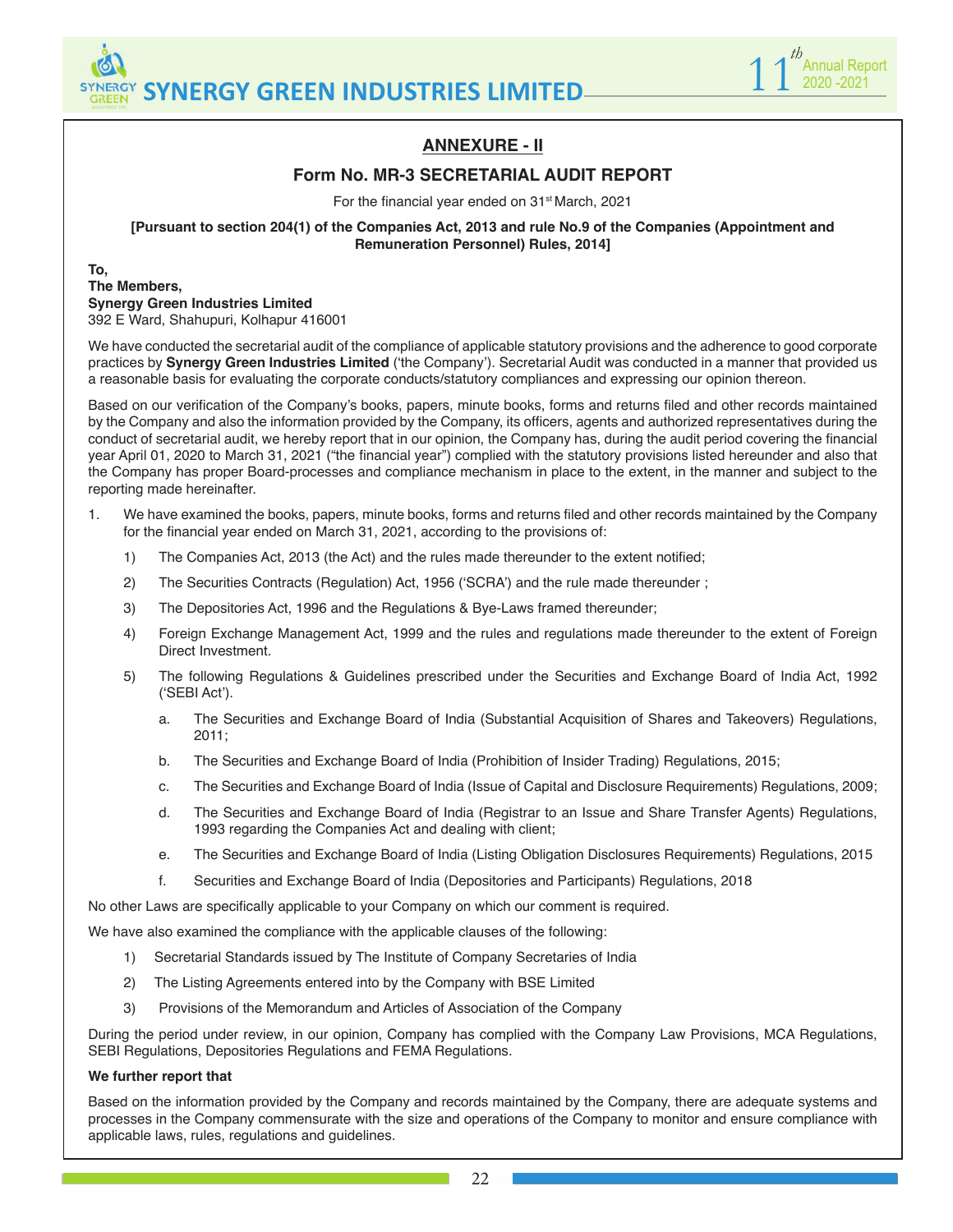## ANNEXURE - II

### Form No. MR-3 SECRETARIAL AUDIT REPORT

For the financial year ended on 31st March, 2021

**[Pursuant to section 204(1) of the Companies Act, 2013 and rule No.9 of the Companies (Appointment and Remuneration Personnel) Rules, 2014]**

**To,**
**The Members,**
**Synergy Green Industries Limited**
392 E Ward, Shahupuri, Kolhapur 416001

We have conducted the secretarial audit of the compliance of applicable statutory provisions and the adherence to good corporate practices by **Synergy Green Industries Limited** ('the Company'). Secretarial Audit was conducted in a manner that provided us a reasonable basis for evaluating the corporate conducts/statutory compliances and expressing our opinion thereon.

Based on our verification of the Company's books, papers, minute books, forms and returns filed and other records maintained by the Company and also the information provided by the Company, its officers, agents and authorized representatives during the conduct of secretarial audit, we hereby report that in our opinion, the Company has, during the audit period covering the financial year April 01, 2020 to March 31, 2021 ("the financial year") complied with the statutory provisions listed hereunder and also that the Company has proper Board-processes and compliance mechanism in place to the extent, in the manner and subject to the reporting made hereinafter.

1. We have examined the books, papers, minute books, forms and returns filed and other records maintained by the Company for the financial year ended on March 31, 2021, according to the provisions of:

   1) The Companies Act, 2013 (the Act) and the rules made thereunder to the extent notified;

   2) The Securities Contracts (Regulation) Act, 1956 ('SCRA') and the rule made thereunder ;

   3) The Depositories Act, 1996 and the Regulations & Bye-Laws framed thereunder;

   4) Foreign Exchange Management Act, 1999 and the rules and regulations made thereunder to the extent of Foreign Direct Investment.

   5) The following Regulations & Guidelines prescribed under the Securities and Exchange Board of India Act, 1992 ('SEBI Act').

      a. The Securities and Exchange Board of India (Substantial Acquisition of Shares and Takeovers) Regulations, 2011;

      b. The Securities and Exchange Board of India (Prohibition of Insider Trading) Regulations, 2015;

      c. The Securities and Exchange Board of India (Issue of Capital and Disclosure Requirements) Regulations, 2009;

      d. The Securities and Exchange Board of India (Registrar to an Issue and Share Transfer Agents) Regulations, 1993 regarding the Companies Act and dealing with client;

      e. The Securities and Exchange Board of India (Listing Obligation Disclosures Requirements) Regulations, 2015

      f. Securities and Exchange Board of India (Depositories and Participants) Regulations, 2018

No other Laws are specifically applicable to your Company on which our comment is required.

We have also examined the compliance with the applicable clauses of the following:

1) Secretarial Standards issued by The Institute of Company Secretaries of India

2) The Listing Agreements entered into by the Company with BSE Limited

3) Provisions of the Memorandum and Articles of Association of the Company

During the period under review, in our opinion, Company has complied with the Company Law Provisions, MCA Regulations, SEBI Regulations, Depositories Regulations and FEMA Regulations.

**We further report that**

Based on the information provided by the Company and records maintained by the Company, there are adequate systems and processes in the Company commensurate with the size and operations of the Company to monitor and ensure compliance with applicable laws, rules, regulations and guidelines.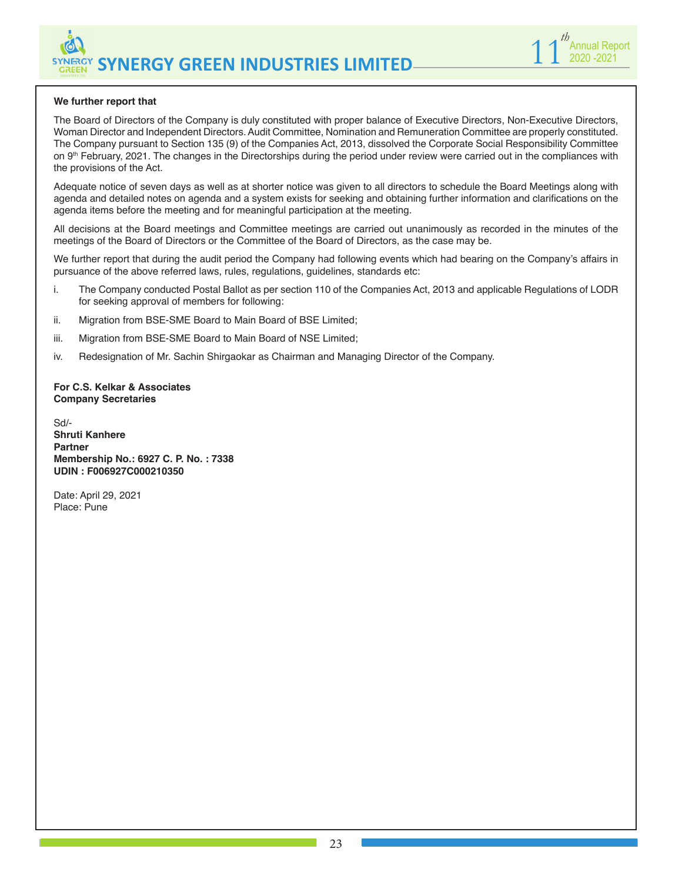**We further report that**

The Board of Directors of the Company is duly constituted with proper balance of Executive Directors, Non-Executive Directors, Woman Director and Independent Directors. Audit Committee, Nomination and Remuneration Committee are properly constituted. The Company pursuant to Section 135 (9) of the Companies Act, 2013, dissolved the Corporate Social Responsibility Committee on 9th February, 2021. The changes in the Directorships during the period under review were carried out in the compliances with the provisions of the Act.

Adequate notice of seven days as well as at shorter notice was given to all directors to schedule the Board Meetings along with agenda and detailed notes on agenda and a system exists for seeking and obtaining further information and clarifications on the agenda items before the meeting and for meaningful participation at the meeting.

All decisions at the Board meetings and Committee meetings are carried out unanimously as recorded in the minutes of the meetings of the Board of Directors or the Committee of the Board of Directors, as the case may be.

We further report that during the audit period the Company had following events which had bearing on the Company's affairs in pursuance of the above referred laws, rules, regulations, guidelines, standards etc:

i. The Company conducted Postal Ballot as per section 110 of the Companies Act, 2013 and applicable Regulations of LODR for seeking approval of members for following:

ii. Migration from BSE-SME Board to Main Board of BSE Limited;

iii. Migration from BSE-SME Board to Main Board of NSE Limited;

iv. Redesignation of Mr. Sachin Shirgaokar as Chairman and Managing Director of the Company.

**For C.S. Kelkar & Associates**
**Company Secretaries**

Sd/-
**Shruti Kanhere**
**Partner**
**Membership No.: 6927 C. P. No. : 7338**
**UDIN : F006927C000210350**

Date: April 29, 2021
Place: Pune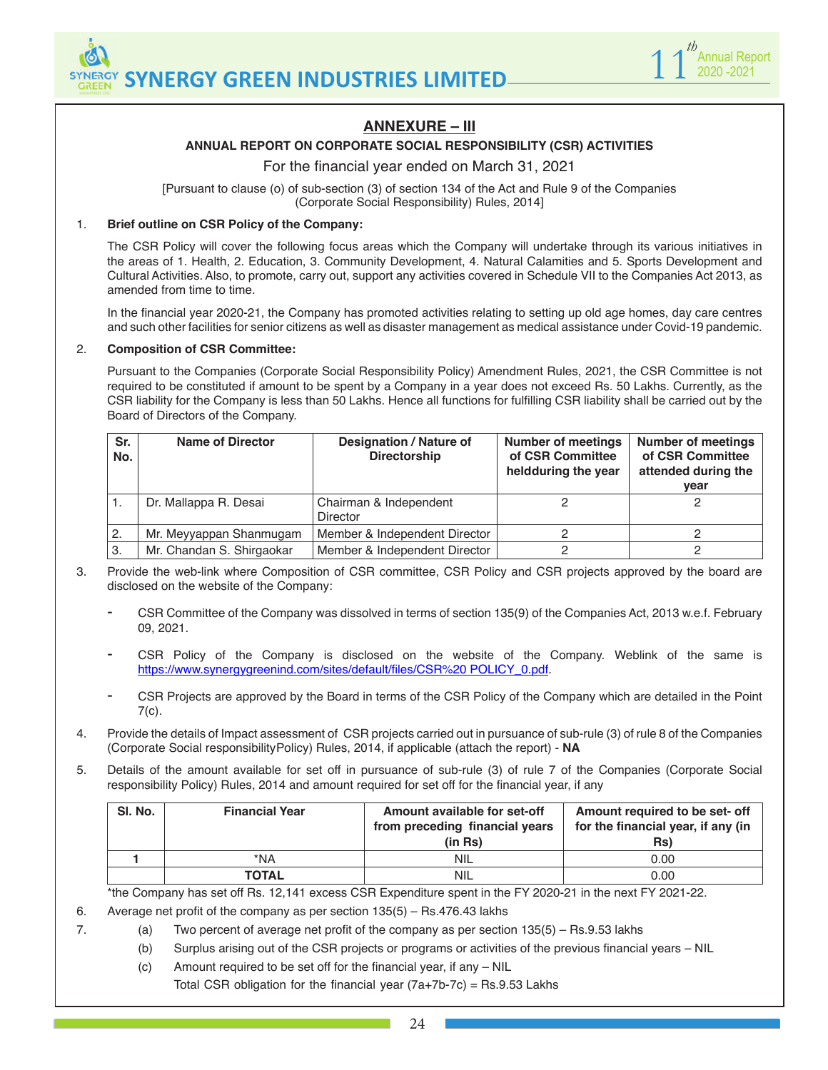## ANNEXURE – III

**ANNUAL REPORT ON CORPORATE SOCIAL RESPONSIBILITY (CSR) ACTIVITIES**

For the financial year ended on March 31, 2021

[Pursuant to clause (o) of sub-section (3) of section 134 of the Act and Rule 9 of the Companies (Corporate Social Responsibility) Rules, 2014]

1. **Brief outline on CSR Policy of the Company:**

   The CSR Policy will cover the following focus areas which the Company will undertake through its various initiatives in the areas of 1. Health, 2. Education, 3. Community Development, 4. Natural Calamities and 5. Sports Development and Cultural Activities. Also, to promote, carry out, support any activities covered in Schedule VII to the Companies Act 2013, as amended from time to time.

   In the financial year 2020-21, the Company has promoted activities relating to setting up old age homes, day care centres and such other facilities for senior citizens as well as disaster management as medical assistance under Covid-19 pandemic.

2. **Composition of CSR Committee:**

   Pursuant to the Companies (Corporate Social Responsibility Policy) Amendment Rules, 2021, the CSR Committee is not required to be constituted if amount to be spent by a Company in a year does not exceed Rs. 50 Lakhs. Currently, as the CSR liability for the Company is less than 50 Lakhs. Hence all functions for fulfilling CSR liability shall be carried out by the Board of Directors of the Company.

| Sr. No. | Name of Director | Designation / Nature of Directorship | Number of meetings of CSR Committee heldduring the year | Number of meetings of CSR Committee attended during the year |
|---|---|---|---|---|
| 1. | Dr. Mallappa R. Desai | Chairman & Independent Director | 2 | 2 |
| 2. | Mr. Meyyappan Shanmugam | Member & Independent Director | 2 | 2 |
| 3. | Mr. Chandan S. Shirgaokar | Member & Independent Director | 2 | 2 |

3. Provide the web-link where Composition of CSR committee, CSR Policy and CSR projects approved by the board are disclosed on the website of the Company:

   - CSR Committee of the Company was dissolved in terms of section 135(9) of the Companies Act, 2013 w.e.f. February 09, 2021.
   - CSR Policy of the Company is disclosed on the website of the Company. Weblink of the same is https://www.synergygreenind.com/sites/default/files/CSR%20 POLICY_0.pdf.
   - CSR Projects are approved by the Board in terms of the CSR Policy of the Company which are detailed in the Point 7(c).

4. Provide the details of Impact assessment of CSR projects carried out in pursuance of sub-rule (3) of rule 8 of the Companies (Corporate Social responsibilityPolicy) Rules, 2014, if applicable (attach the report) - **NA**

5. Details of the amount available for set off in pursuance of sub-rule (3) of rule 7 of the Companies (Corporate Social responsibility Policy) Rules, 2014 and amount required for set off for the financial year, if any

| Sl. No. | Financial Year | Amount available for set-off from preceding financial years (in Rs) | Amount required to be set- off for the financial year, if any (in Rs) |
|---|---|---|---|
| **1** | *NA | NIL | 0.00 |
| | **TOTAL** | NIL | 0.00 |

*the Company has set off Rs. 12,141 excess CSR Expenditure spent in the FY 2020-21 in the next FY 2021-22.

6. Average net profit of the company as per section 135(5) – Rs.476.43 lakhs

7. (a) Two percent of average net profit of the company as per section 135(5) – Rs.9.53 lakhs

   (b) Surplus arising out of the CSR projects or programs or activities of the previous financial years – NIL

   (c) Amount required to be set off for the financial year, if any – NIL

   Total CSR obligation for the financial year (7a+7b-7c) = Rs.9.53 Lakhs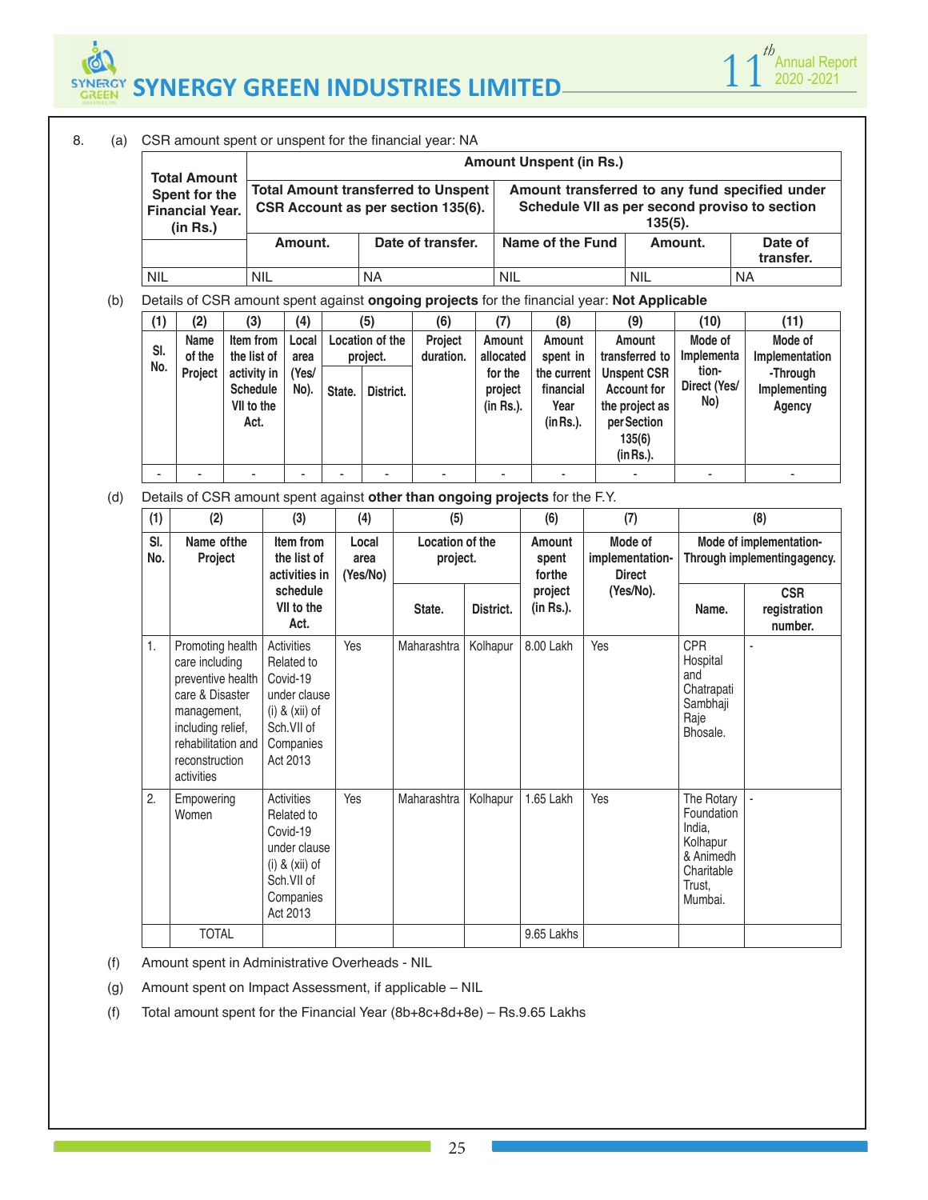8. (a) CSR amount spent or unspent for the financial year: NA

| Total Amount Spent for the Financial Year. (in Rs.) | Amount Unspent (in Rs.) | | | | |
|---|---|---|---|---|---|
| | Total Amount transferred to Unspent CSR Account as per section 135(6). | | Amount transferred to any fund specified under Schedule VII as per second proviso to section 135(5). | | |
| | Amount. | Date of transfer. | Name of the Fund | Amount. | Date of transfer. |
| NIL | NIL | NA | NIL | NIL | NA |

(b) Details of CSR amount spent against **ongoing projects** for the financial year: **Not Applicable**

| (1) | (2) | (3) | (4) | (5) | | (6) | (7) | (8) | (9) | (10) | (11) |
|---|---|---|---|---|---|---|---|---|---|---|---|
| Sl. No. | Name of the Project | Item from the list of activity in Schedule VII to the Act. | Local area (Yes/ No). | Location of the project. | | Project duration. | Amount allocated for the project (in Rs.). | Amount spent in the current financial Year (in Rs.). | Amount transferred to Unspent CSR Account for the project as per Section 135(6) (in Rs.). | Mode of Implementation-Direct (Yes/ No) | Mode of Implementation -Through Implementing Agency |
| | | | | State. | District. | | | | | | |
| - | - | - | - | - | - | - | - | - | - | - | - |

(d) Details of CSR amount spent against **other than ongoing projects** for the F.Y.

| (1) | (2) | (3) | (4) | (5) | | (6) | (7) | (8) | |
|---|---|---|---|---|---|---|---|---|---|
| Sl. No. | Name ofthe Project | Item from the list of activities in schedule VII to the Act. | Local area (Yes/No) | Location of the project. | | Amount spent forthe project (in Rs.). | Mode of implementation-Direct (Yes/No). | Mode of implementation-Through implementingagency. | |
| | | | | State. | District. | | | Name. | CSR registration number. |
| 1. | Promoting health care including preventive health care & Disaster management, including relief, rehabilitation and reconstruction activities | Activities Related to Covid-19 under clause (i) & (xii) of Sch.VII of Companies Act 2013 | Yes | Maharashtra | Kolhapur | 8.00 Lakh | Yes | CPR Hospital and Chatrapati Sambhaji Raje Bhosale. | - |
| 2. | Empowering Women | Activities Related to Covid-19 under clause (i) & (xii) of Sch.VII of Companies Act 2013 | Yes | Maharashtra | Kolhapur | 1.65 Lakh | Yes | The Rotary Foundation India, Kolhapur & Animedh Charitable Trust, Mumbai. | - |
| | TOTAL | | | | | 9.65 Lakhs | | | |

(f) Amount spent in Administrative Overheads - NIL

(g) Amount spent on Impact Assessment, if applicable – NIL

(f) Total amount spent for the Financial Year (8b+8c+8d+8e) – Rs.9.65 Lakhs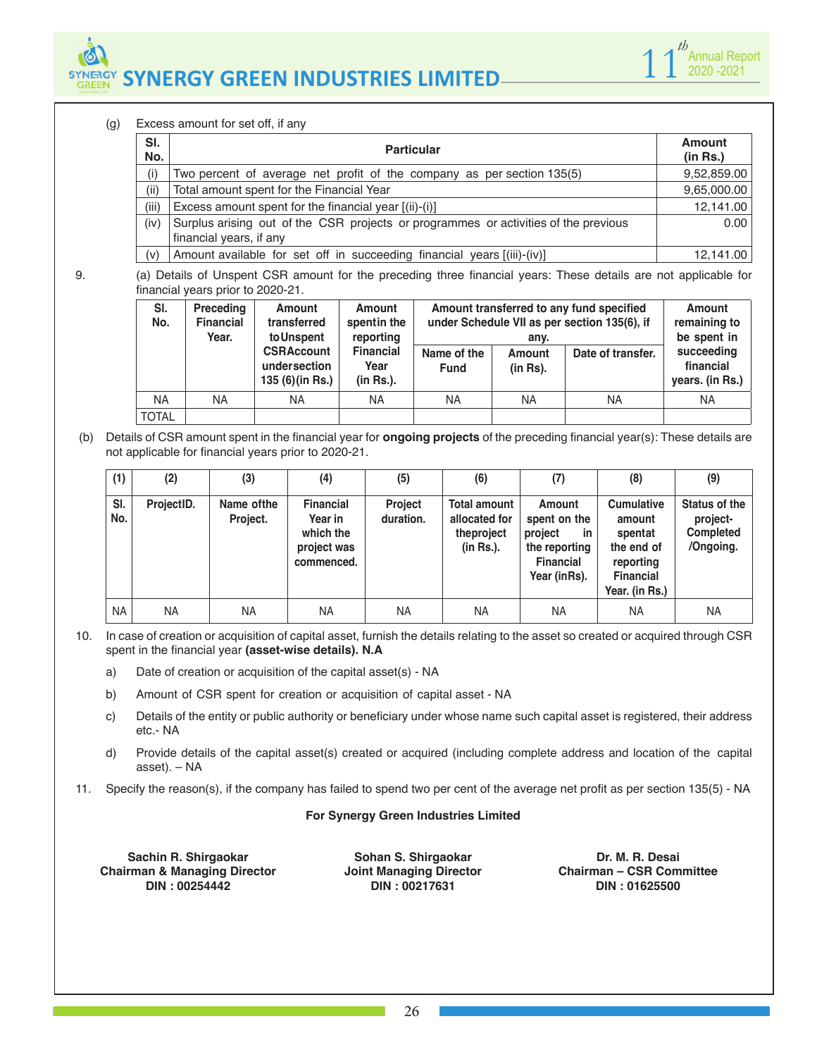(g) Excess amount for set off, if any

| Sl. No. | Particular | Amount (in Rs.) |
|---|---|---|
| (i) | Two percent of average net profit of the company as per section 135(5) | 9,52,859.00 |
| (ii) | Total amount spent for the Financial Year | 9,65,000.00 |
| (iii) | Excess amount spent for the financial year [(ii)-(i)] | 12,141.00 |
| (iv) | Surplus arising out of the CSR projects or programmes or activities of the previous financial years, if any | 0.00 |
| (v) | Amount available for set off in succeeding financial years [(iii)-(iv)] | 12,141.00 |

9. (a) Details of Unspent CSR amount for the preceding three financial years: These details are not applicable for financial years prior to 2020-21.

| Sl. No. | Preceding Financial Year. | Amount transferred to Unspent CSR Account under section 135 (6)(in Rs.) | Amount spent in the reporting Financial Year (in Rs.). | Amount transferred to any fund specified under Schedule VII as per section 135(6), if any. | | | Amount remaining to be spent in succeeding financial years. (in Rs.) |
|---|---|---|---|---|---|---|---|
| | | | | Name of the Fund | Amount (in Rs). | Date of transfer. | |
| NA | NA | NA | NA | NA | NA | NA | NA |
| TOTAL | | | | | | | |

(b) Details of CSR amount spent in the financial year for **ongoing projects** of the preceding financial year(s): These details are not applicable for financial years prior to 2020-21.

| (1) | (2) | (3) | (4) | (5) | (6) | (7) | (8) | (9) |
|---|---|---|---|---|---|---|---|---|
| Sl. No. | ProjectID. | Name of the Project. | Financial Year in which the project was commenced. | Project duration. | Total amount allocated for the project (in Rs.). | Amount spent on the project in the reporting Financial Year (in Rs). | Cumulative amount spent at the end of reporting Financial Year. (in Rs.) | Status of the project-Completed /Ongoing. |
| NA | NA | NA | NA | NA | NA | NA | NA | NA |

10. In case of creation or acquisition of capital asset, furnish the details relating to the asset so created or acquired through CSR spent in the financial year **(asset-wise details). N.A**

   a) Date of creation or acquisition of the capital asset(s) - NA

   b) Amount of CSR spent for creation or acquisition of capital asset - NA

   c) Details of the entity or public authority or beneficiary under whose name such capital asset is registered, their address etc.- NA

   d) Provide details of the capital asset(s) created or acquired (including complete address and location of the capital asset). – NA

11. Specify the reason(s), if the company has failed to spend two per cent of the average net profit as per section 135(5) - NA

**For Synergy Green Industries Limited**

**Sachin R. Shirgaokar**
**Chairman & Managing Director**
**DIN : 00254442**

**Sohan S. Shirgaokar**
**Joint Managing Director**
**DIN : 00217631**

**Dr. M. R. Desai**
**Chairman – CSR Committee**
**DIN : 01625500**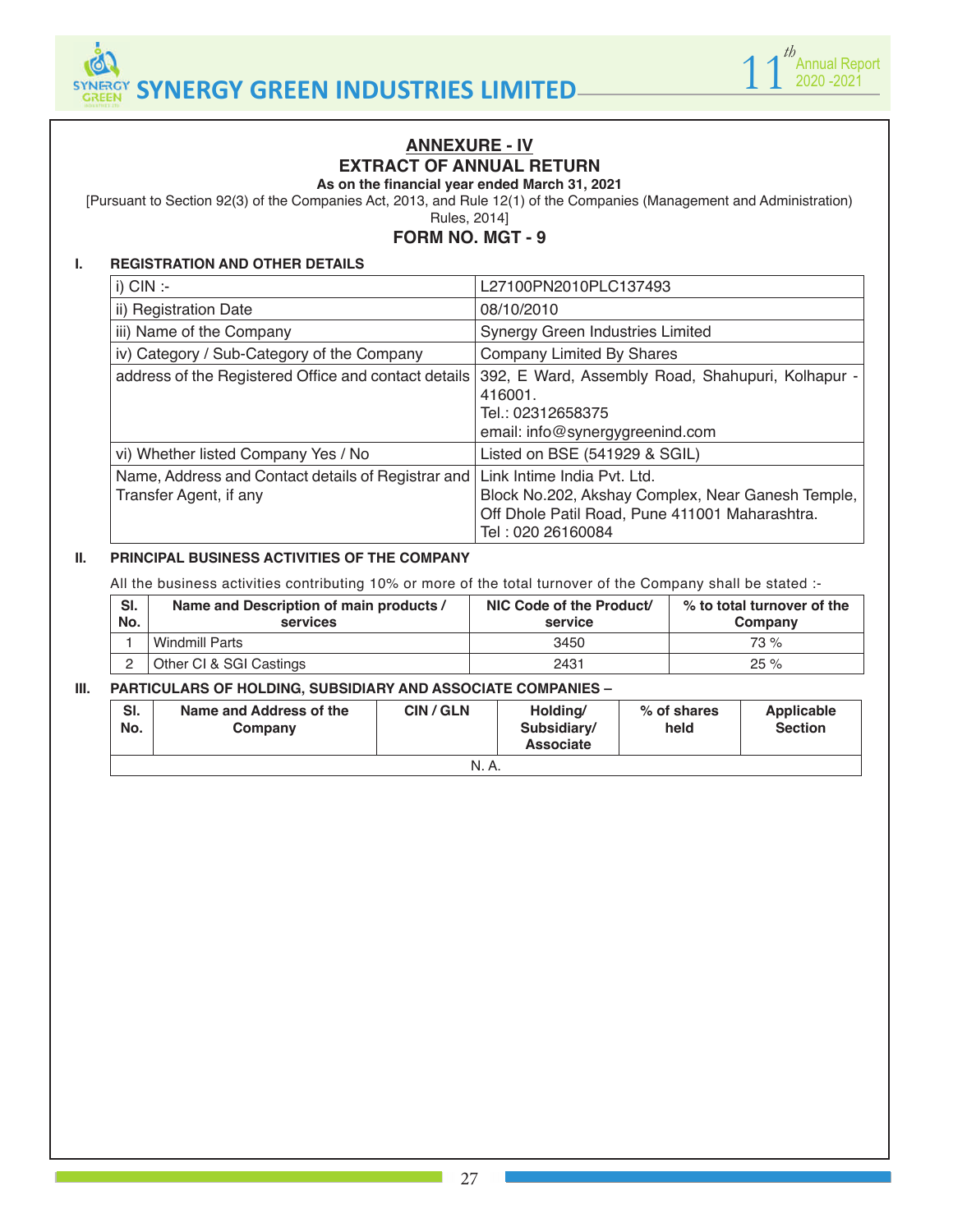## ANNEXURE - IV

## EXTRACT OF ANNUAL RETURN

**As on the financial year ended March 31, 2021**

[Pursuant to Section 92(3) of the Companies Act, 2013, and Rule 12(1) of the Companies (Management and Administration) Rules, 2014]

### FORM NO. MGT - 9

**I. REGISTRATION AND OTHER DETAILS**

| | |
|---|---|
| i) CIN :- | L27100PN2010PLC137493 |
| ii) Registration Date | 08/10/2010 |
| iii) Name of the Company | Synergy Green Industries Limited |
| iv) Category / Sub-Category of the Company | Company Limited By Shares |
| address of the Registered Office and contact details | 392, E Ward, Assembly Road, Shahupuri, Kolhapur - 416001.<br>Tel.: 02312658375<br>email: info@synergygreenind.com |
| vi) Whether listed Company Yes / No | Listed on BSE (541929 & SGIL) |
| Name, Address and Contact details of Registrar and Transfer Agent, if any | Link Intime India Pvt. Ltd.<br>Block No.202, Akshay Complex, Near Ganesh Temple, Off Dhole Patil Road, Pune 411001 Maharashtra.<br>Tel : 020 26160084 |

**II. PRINCIPAL BUSINESS ACTIVITIES OF THE COMPANY**

All the business activities contributing 10% or more of the total turnover of the Company shall be stated :-

| Sl. No. | Name and Description of main products / services | NIC Code of the Product/ service | % to total turnover of the Company |
|---|---|---|---|
| 1 | Windmill Parts | 3450 | 73 % |
| 2 | Other CI & SGI Castings | 2431 | 25 % |

**III. PARTICULARS OF HOLDING, SUBSIDIARY AND ASSOCIATE COMPANIES –**

| Sl. No. | Name and Address of the Company | CIN / GLN | Holding/ Subsidiary/ Associate | % of shares held | Applicable Section |
|---|---|---|---|---|---|
| N. A. | | | | | |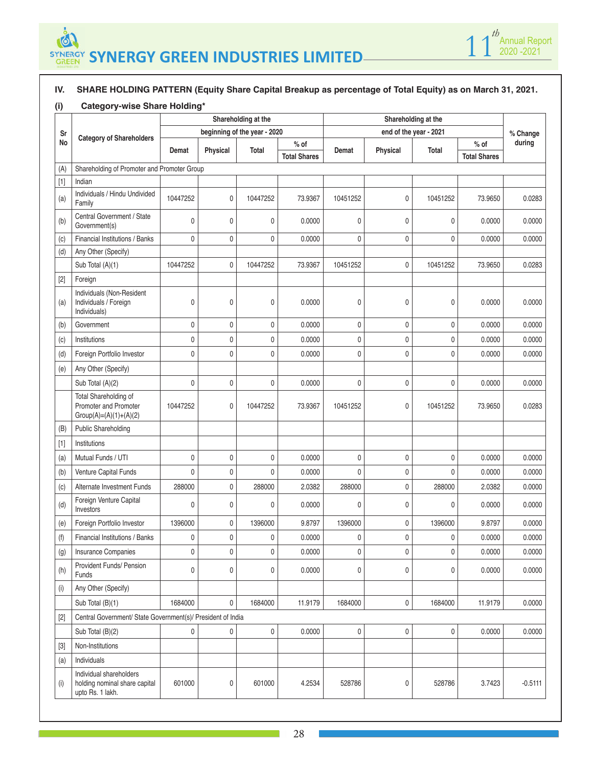### IV. SHARE HOLDING PATTERN (Equity Share Capital Breakup as percentage of Total Equity) as on March 31, 2021.

#### (i) Category-wise Share Holding*

| Sr No | Category of Shareholders | Shareholding at the beginning of the year - 2020 | | | | Shareholding at the end of the year - 2021 | | | | % Change during |
|---|---|---|---|---|---|---|---|---|---|---|
| | | Demat | Physical | Total | % of Total Shares | Demat | Physical | Total | % of Total Shares | |
| (A) | Shareholding of Promoter and Promoter Group | | | | | | | | | |
| [1] | Indian | | | | | | | | | |
| (a) | Individuals / Hindu Undivided Family | 10447252 | 0 | 10447252 | 73.9367 | 10451252 | 0 | 10451252 | 73.9650 | 0.0283 |
| (b) | Central Government / State Government(s) | 0 | 0 | 0 | 0.0000 | 0 | 0 | 0 | 0.0000 | 0.0000 |
| (c) | Financial Institutions / Banks | 0 | 0 | 0 | 0.0000 | 0 | 0 | 0 | 0.0000 | 0.0000 |
| (d) | Any Other (Specify) | | | | | | | | | |
| | Sub Total (A)(1) | 10447252 | 0 | 10447252 | 73.9367 | 10451252 | 0 | 10451252 | 73.9650 | 0.0283 |
| [2] | Foreign | | | | | | | | | |
| (a) | Individuals (Non-Resident Individuals / Foreign Individuals) | 0 | 0 | 0 | 0.0000 | 0 | 0 | 0 | 0.0000 | 0.0000 |
| (b) | Government | 0 | 0 | 0 | 0.0000 | 0 | 0 | 0 | 0.0000 | 0.0000 |
| (c) | Institutions | 0 | 0 | 0 | 0.0000 | 0 | 0 | 0 | 0.0000 | 0.0000 |
| (d) | Foreign Portfolio Investor | 0 | 0 | 0 | 0.0000 | 0 | 0 | 0 | 0.0000 | 0.0000 |
| (e) | Any Other (Specify) | | | | | | | | | |
| | Sub Total (A)(2) | 0 | 0 | 0 | 0.0000 | 0 | 0 | 0 | 0.0000 | 0.0000 |
| | Total Shareholding of Promoter and Promoter Group(A)=(A)(1)+(A)(2) | 10447252 | 0 | 10447252 | 73.9367 | 10451252 | 0 | 10451252 | 73.9650 | 0.0283 |
| (B) | Public Shareholding | | | | | | | | | |
| [1] | Institutions | | | | | | | | | |
| (a) | Mutual Funds / UTI | 0 | 0 | 0 | 0.0000 | 0 | 0 | 0 | 0.0000 | 0.0000 |
| (b) | Venture Capital Funds | 0 | 0 | 0 | 0.0000 | 0 | 0 | 0 | 0.0000 | 0.0000 |
| (c) | Alternate Investment Funds | 288000 | 0 | 288000 | 2.0382 | 288000 | 0 | 288000 | 2.0382 | 0.0000 |
| (d) | Foreign Venture Capital Investors | 0 | 0 | 0 | 0.0000 | 0 | 0 | 0 | 0.0000 | 0.0000 |
| (e) | Foreign Portfolio Investor | 1396000 | 0 | 1396000 | 9.8797 | 1396000 | 0 | 1396000 | 9.8797 | 0.0000 |
| (f) | Financial Institutions / Banks | 0 | 0 | 0 | 0.0000 | 0 | 0 | 0 | 0.0000 | 0.0000 |
| (g) | Insurance Companies | 0 | 0 | 0 | 0.0000 | 0 | 0 | 0 | 0.0000 | 0.0000 |
| (h) | Provident Funds/ Pension Funds | 0 | 0 | 0 | 0.0000 | 0 | 0 | 0 | 0.0000 | 0.0000 |
| (i) | Any Other (Specify) | | | | | | | | | |
| | Sub Total (B)(1) | 1684000 | 0 | 1684000 | 11.9179 | 1684000 | 0 | 1684000 | 11.9179 | 0.0000 |
| [2] | Central Government/ State Government(s)/ President of India | | | | | | | | | |
| | Sub Total (B)(2) | 0 | 0 | 0 | 0.0000 | 0 | 0 | 0 | 0.0000 | 0.0000 |
| [3] | Non-Institutions | | | | | | | | | |
| (a) | Individuals | | | | | | | | | |
| (i) | Individual shareholders holding nominal share capital upto Rs. 1 lakh. | 601000 | 0 | 601000 | 4.2534 | 528786 | 0 | 528786 | 3.7423 | -0.5111 |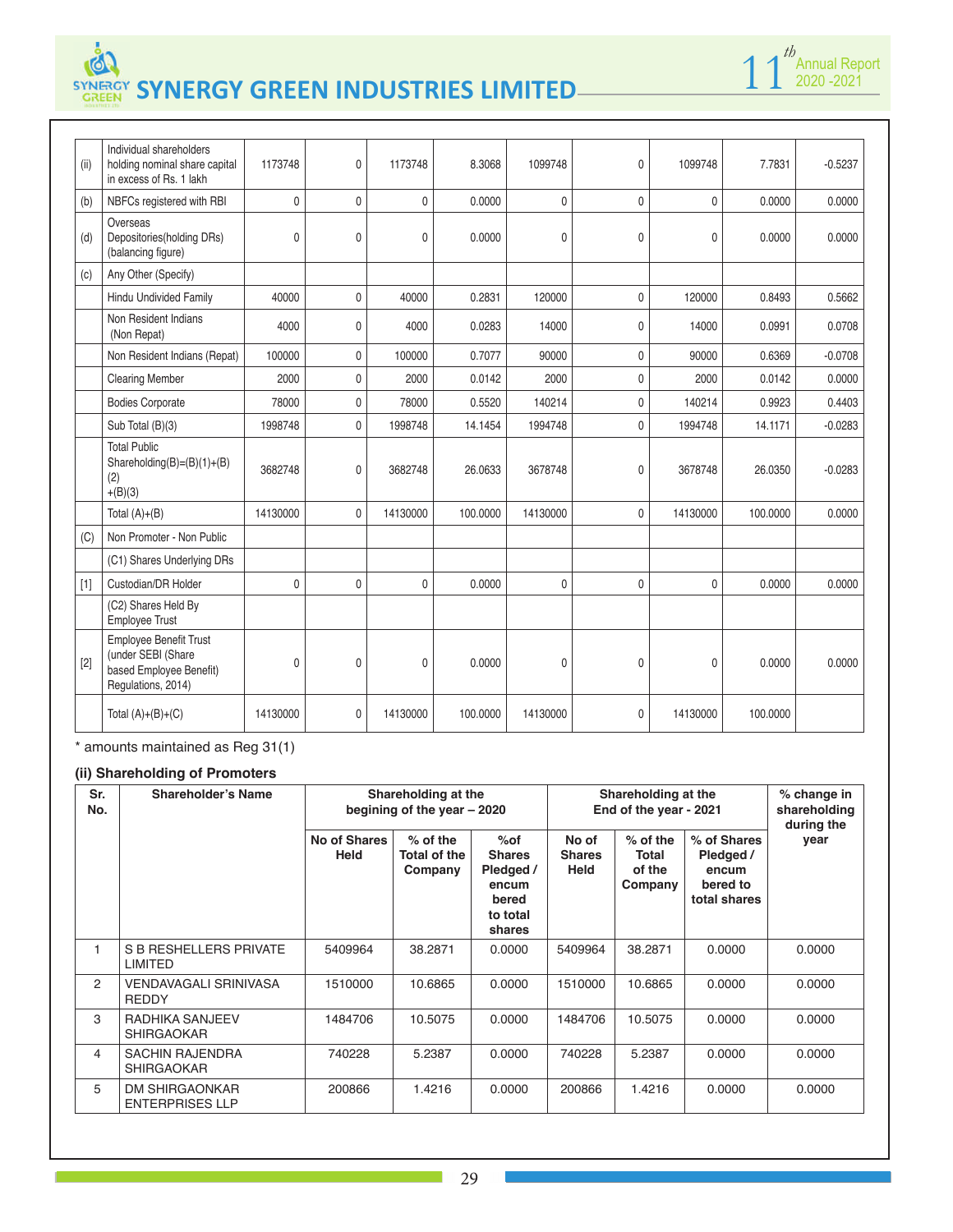| (ii) | Individual shareholders holding nominal share capital in excess of Rs. 1 lakh | 1173748 | 0 | 1173748 | 8.3068 | 1099748 | 0 | 1099748 | 7.7831 | -0.5237 |
|---|---|---|---|---|---|---|---|---|---|---|
| (b) | NBFCs registered with RBI | 0 | 0 | 0 | 0.0000 | 0 | 0 | 0 | 0.0000 | 0.0000 |
| (d) | Overseas Depositories(holding DRs) (balancing figure) | 0 | 0 | 0 | 0.0000 | 0 | 0 | 0 | 0.0000 | 0.0000 |
| (c) | Any Other (Specify) | | | | | | | | | |
| | Hindu Undivided Family | 40000 | 0 | 40000 | 0.2831 | 120000 | 0 | 120000 | 0.8493 | 0.5662 |
| | Non Resident Indians (Non Repat) | 4000 | 0 | 4000 | 0.0283 | 14000 | 0 | 14000 | 0.0991 | 0.0708 |
| | Non Resident Indians (Repat) | 100000 | 0 | 100000 | 0.7077 | 90000 | 0 | 90000 | 0.6369 | -0.0708 |
| | Clearing Member | 2000 | 0 | 2000 | 0.0142 | 2000 | 0 | 2000 | 0.0142 | 0.0000 |
| | Bodies Corporate | 78000 | 0 | 78000 | 0.5520 | 140214 | 0 | 140214 | 0.9923 | 0.4403 |
| | Sub Total (B)(3) | 1998748 | 0 | 1998748 | 14.1454 | 1994748 | 0 | 1994748 | 14.1171 | -0.0283 |
| | Total Public Shareholding(B)=(B)(1)+(B)(2)+(B)(3) | 3682748 | 0 | 3682748 | 26.0633 | 3678748 | 0 | 3678748 | 26.0350 | -0.0283 |
| | Total (A)+(B) | 14130000 | 0 | 14130000 | 100.0000 | 14130000 | 0 | 14130000 | 100.0000 | 0.0000 |
| (C) | Non Promoter - Non Public | | | | | | | | | |
| | (C1) Shares Underlying DRs | | | | | | | | | |
| [1] | Custodian/DR Holder | 0 | 0 | 0 | 0.0000 | 0 | 0 | 0 | 0.0000 | 0.0000 |
| | (C2) Shares Held By Employee Trust | | | | | | | | | |
| [2] | Employee Benefit Trust (under SEBI (Share based Employee Benefit) Regulations, 2014) | 0 | 0 | 0 | 0.0000 | 0 | 0 | 0 | 0.0000 | 0.0000 |
| | Total (A)+(B)+(C) | 14130000 | 0 | 14130000 | 100.0000 | 14130000 | 0 | 14130000 | 100.0000 | |

* amounts maintained as Reg 31(1)

### (ii) Shareholding of Promoters

| Sr. No. | Shareholder's Name | Shareholding at the begining of the year – 2020 | | | Shareholding at the End of the year - 2021 | | | % change in shareholding during the year |
|---|---|---|---|---|---|---|---|---|
| | | No of Shares Held | % of the Total of the Company | %of Shares Pledged / encum bered to total shares | No of Shares Held | % of the Total of the Company | % of Shares Pledged / encum bered to total shares | |
| 1 | S B RESHELLERS PRIVATE LIMITED | 5409964 | 38.2871 | 0.0000 | 5409964 | 38.2871 | 0.0000 | 0.0000 |
| 2 | VENDAVAGALI SRINIVASA REDDY | 1510000 | 10.6865 | 0.0000 | 1510000 | 10.6865 | 0.0000 | 0.0000 |
| 3 | RADHIKA SANJEEV SHIRGAOKAR | 1484706 | 10.5075 | 0.0000 | 1484706 | 10.5075 | 0.0000 | 0.0000 |
| 4 | SACHIN RAJENDRA SHIRGAOKAR | 740228 | 5.2387 | 0.0000 | 740228 | 5.2387 | 0.0000 | 0.0000 |
| 5 | DM SHIRGAONKAR ENTERPRISES LLP | 200866 | 1.4216 | 0.0000 | 200866 | 1.4216 | 0.0000 | 0.0000 |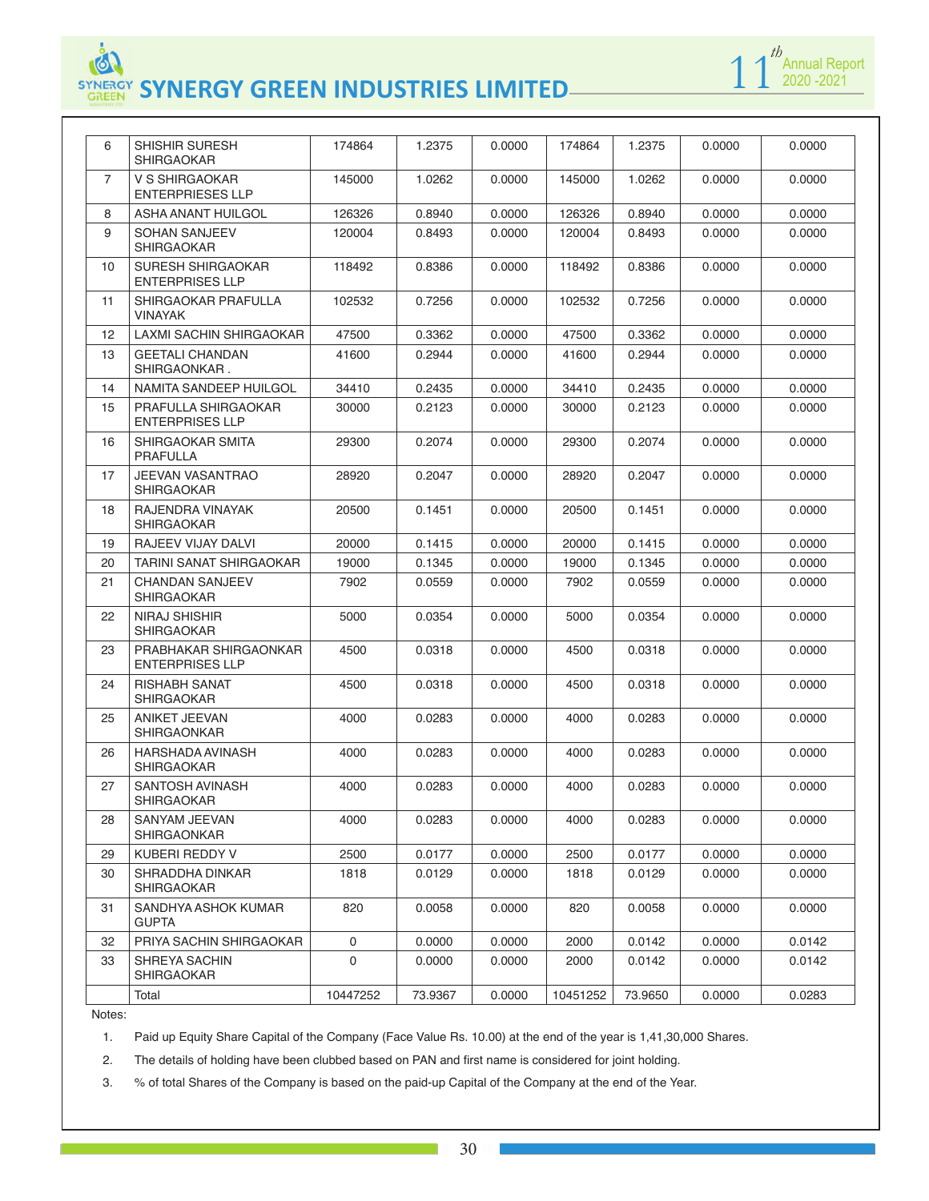| 6 | SHISHIR SURESH SHIRGAOKAR | 174864 | 1.2375 | 0.0000 | 174864 | 1.2375 | 0.0000 | 0.0000 |
|---|---|---|---|---|---|---|---|---|
| 7 | V S SHIRGAOKAR ENTERPRIESES LLP | 145000 | 1.0262 | 0.0000 | 145000 | 1.0262 | 0.0000 | 0.0000 |
| 8 | ASHA ANANT HUILGOL | 126326 | 0.8940 | 0.0000 | 126326 | 0.8940 | 0.0000 | 0.0000 |
| 9 | SOHAN SANJEEV SHIRGAOKAR | 120004 | 0.8493 | 0.0000 | 120004 | 0.8493 | 0.0000 | 0.0000 |
| 10 | SURESH SHIRGAOKAR ENTERPRISES LLP | 118492 | 0.8386 | 0.0000 | 118492 | 0.8386 | 0.0000 | 0.0000 |
| 11 | SHIRGAOKAR PRAFULLA VINAYAK | 102532 | 0.7256 | 0.0000 | 102532 | 0.7256 | 0.0000 | 0.0000 |
| 12 | LAXMI SACHIN SHIRGAOKAR | 47500 | 0.3362 | 0.0000 | 47500 | 0.3362 | 0.0000 | 0.0000 |
| 13 | GEETALI CHANDAN SHIRGAONKAR . | 41600 | 0.2944 | 0.0000 | 41600 | 0.2944 | 0.0000 | 0.0000 |
| 14 | NAMITA SANDEEP HUILGOL | 34410 | 0.2435 | 0.0000 | 34410 | 0.2435 | 0.0000 | 0.0000 |
| 15 | PRAFULLA SHIRGAOKAR ENTERPRISES LLP | 30000 | 0.2123 | 0.0000 | 30000 | 0.2123 | 0.0000 | 0.0000 |
| 16 | SHIRGAOKAR SMITA PRAFULLA | 29300 | 0.2074 | 0.0000 | 29300 | 0.2074 | 0.0000 | 0.0000 |
| 17 | JEEVAN VASANTRAO SHIRGAOKAR | 28920 | 0.2047 | 0.0000 | 28920 | 0.2047 | 0.0000 | 0.0000 |
| 18 | RAJENDRA VINAYAK SHIRGAOKAR | 20500 | 0.1451 | 0.0000 | 20500 | 0.1451 | 0.0000 | 0.0000 |
| 19 | RAJEEV VIJAY DALVI | 20000 | 0.1415 | 0.0000 | 20000 | 0.1415 | 0.0000 | 0.0000 |
| 20 | TARINI SANAT SHIRGAOKAR | 19000 | 0.1345 | 0.0000 | 19000 | 0.1345 | 0.0000 | 0.0000 |
| 21 | CHANDAN SANJEEV SHIRGAOKAR | 7902 | 0.0559 | 0.0000 | 7902 | 0.0559 | 0.0000 | 0.0000 |
| 22 | NIRAJ SHISHIR SHIRGAOKAR | 5000 | 0.0354 | 0.0000 | 5000 | 0.0354 | 0.0000 | 0.0000 |
| 23 | PRABHAKAR SHIRGAONKAR ENTERPRISES LLP | 4500 | 0.0318 | 0.0000 | 4500 | 0.0318 | 0.0000 | 0.0000 |
| 24 | RISHABH SANAT SHIRGAOKAR | 4500 | 0.0318 | 0.0000 | 4500 | 0.0318 | 0.0000 | 0.0000 |
| 25 | ANIKET JEEVAN SHIRGAONKAR | 4000 | 0.0283 | 0.0000 | 4000 | 0.0283 | 0.0000 | 0.0000 |
| 26 | HARSHADA AVINASH SHIRGAOKAR | 4000 | 0.0283 | 0.0000 | 4000 | 0.0283 | 0.0000 | 0.0000 |
| 27 | SANTOSH AVINASH SHIRGAOKAR | 4000 | 0.0283 | 0.0000 | 4000 | 0.0283 | 0.0000 | 0.0000 |
| 28 | SANYAM JEEVAN SHIRGAONKAR | 4000 | 0.0283 | 0.0000 | 4000 | 0.0283 | 0.0000 | 0.0000 |
| 29 | KUBERI REDDY V | 2500 | 0.0177 | 0.0000 | 2500 | 0.0177 | 0.0000 | 0.0000 |
| 30 | SHRADDHA DINKAR SHIRGAOKAR | 1818 | 0.0129 | 0.0000 | 1818 | 0.0129 | 0.0000 | 0.0000 |
| 31 | SANDHYA ASHOK KUMAR GUPTA | 820 | 0.0058 | 0.0000 | 820 | 0.0058 | 0.0000 | 0.0000 |
| 32 | PRIYA SACHIN SHIRGAOKAR | 0 | 0.0000 | 0.0000 | 2000 | 0.0142 | 0.0000 | 0.0142 |
| 33 | SHREYA SACHIN SHIRGAOKAR | 0 | 0.0000 | 0.0000 | 2000 | 0.0142 | 0.0000 | 0.0142 |
| | Total | 10447252 | 73.9367 | 0.0000 | 10451252 | 73.9650 | 0.0000 | 0.0283 |

Notes:

1. Paid up Equity Share Capital of the Company (Face Value Rs. 10.00) at the end of the year is 1,41,30,000 Shares.
2. The details of holding have been clubbed based on PAN and first name is considered for joint holding.
3. % of total Shares of the Company is based on the paid-up Capital of the Company at the end of the Year.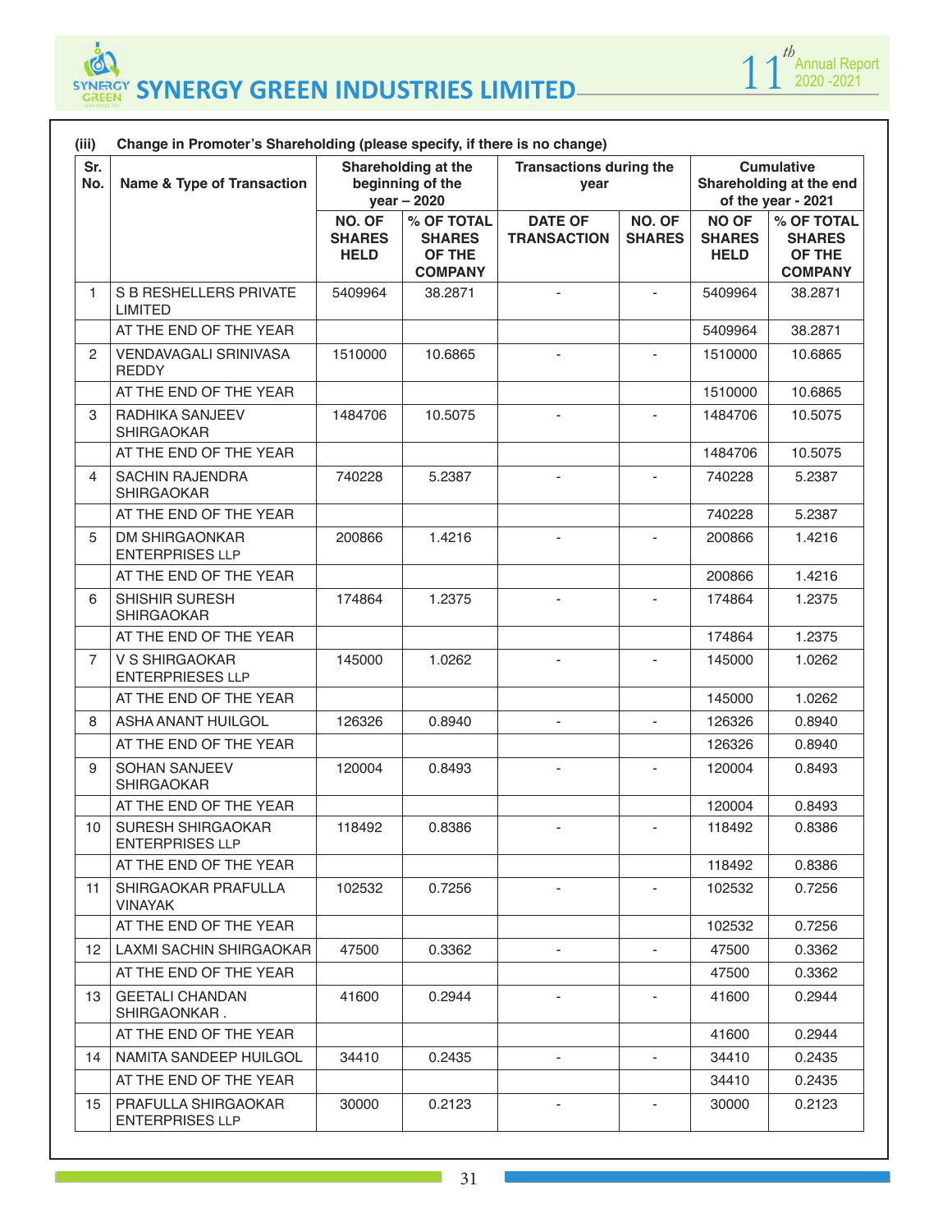**(iii) Change in Promoter's Shareholding (please specify, if there is no change)**

| Sr. No. | Name & Type of Transaction | Shareholding at the beginning of the year – 2020 | | Transactions during the year | | Cumulative Shareholding at the end of the year - 2021 | |
|---|---|---|---|---|---|---|---|
| | | NO. OF SHARES HELD | % OF TOTAL SHARES OF THE COMPANY | DATE OF TRANSACTION | NO. OF SHARES | NO OF SHARES HELD | % OF TOTAL SHARES OF THE COMPANY |
| 1 | S B RESHELLERS PRIVATE LIMITED | 5409964 | 38.2871 | - | - | 5409964 | 38.2871 |
| | AT THE END OF THE YEAR | | | | | 5409964 | 38.2871 |
| 2 | VENDAVAGALI SRINIVASA REDDY | 1510000 | 10.6865 | - | - | 1510000 | 10.6865 |
| | AT THE END OF THE YEAR | | | | | 1510000 | 10.6865 |
| 3 | RADHIKA SANJEEV SHIRGAOKAR | 1484706 | 10.5075 | - | - | 1484706 | 10.5075 |
| | AT THE END OF THE YEAR | | | | | 1484706 | 10.5075 |
| 4 | SACHIN RAJENDRA SHIRGAOKAR | 740228 | 5.2387 | - | - | 740228 | 5.2387 |
| | AT THE END OF THE YEAR | | | | | 740228 | 5.2387 |
| 5 | DM SHIRGAONKAR ENTERPRISES LLP | 200866 | 1.4216 | - | - | 200866 | 1.4216 |
| | AT THE END OF THE YEAR | | | | | 200866 | 1.4216 |
| 6 | SHISHIR SURESH SHIRGAOKAR | 174864 | 1.2375 | - | - | 174864 | 1.2375 |
| | AT THE END OF THE YEAR | | | | | 174864 | 1.2375 |
| 7 | V S SHIRGAOKAR ENTERPRIESES LLP | 145000 | 1.0262 | - | - | 145000 | 1.0262 |
| | AT THE END OF THE YEAR | | | | | 145000 | 1.0262 |
| 8 | ASHA ANANT HUILGOL | 126326 | 0.8940 | - | - | 126326 | 0.8940 |
| | AT THE END OF THE YEAR | | | | | 126326 | 0.8940 |
| 9 | SOHAN SANJEEV SHIRGAOKAR | 120004 | 0.8493 | - | - | 120004 | 0.8493 |
| | AT THE END OF THE YEAR | | | | | 120004 | 0.8493 |
| 10 | SURESH SHIRGAOKAR ENTERPRISES LLP | 118492 | 0.8386 | - | - | 118492 | 0.8386 |
| | AT THE END OF THE YEAR | | | | | 118492 | 0.8386 |
| 11 | SHIRGAOKAR PRAFULLA VINAYAK | 102532 | 0.7256 | - | - | 102532 | 0.7256 |
| | AT THE END OF THE YEAR | | | | | 102532 | 0.7256 |
| 12 | LAXMI SACHIN SHIRGAOKAR | 47500 | 0.3362 | - | - | 47500 | 0.3362 |
| | AT THE END OF THE YEAR | | | | | 47500 | 0.3362 |
| 13 | GEETALI CHANDAN SHIRGAONKAR . | 41600 | 0.2944 | - | - | 41600 | 0.2944 |
| | AT THE END OF THE YEAR | | | | | 41600 | 0.2944 |
| 14 | NAMITA SANDEEP HUILGOL | 34410 | 0.2435 | - | - | 34410 | 0.2435 |
| | AT THE END OF THE YEAR | | | | | 34410 | 0.2435 |
| 15 | PRAFULLA SHIRGAOKAR ENTERPRISES LLP | 30000 | 0.2123 | - | - | 30000 | 0.2123 |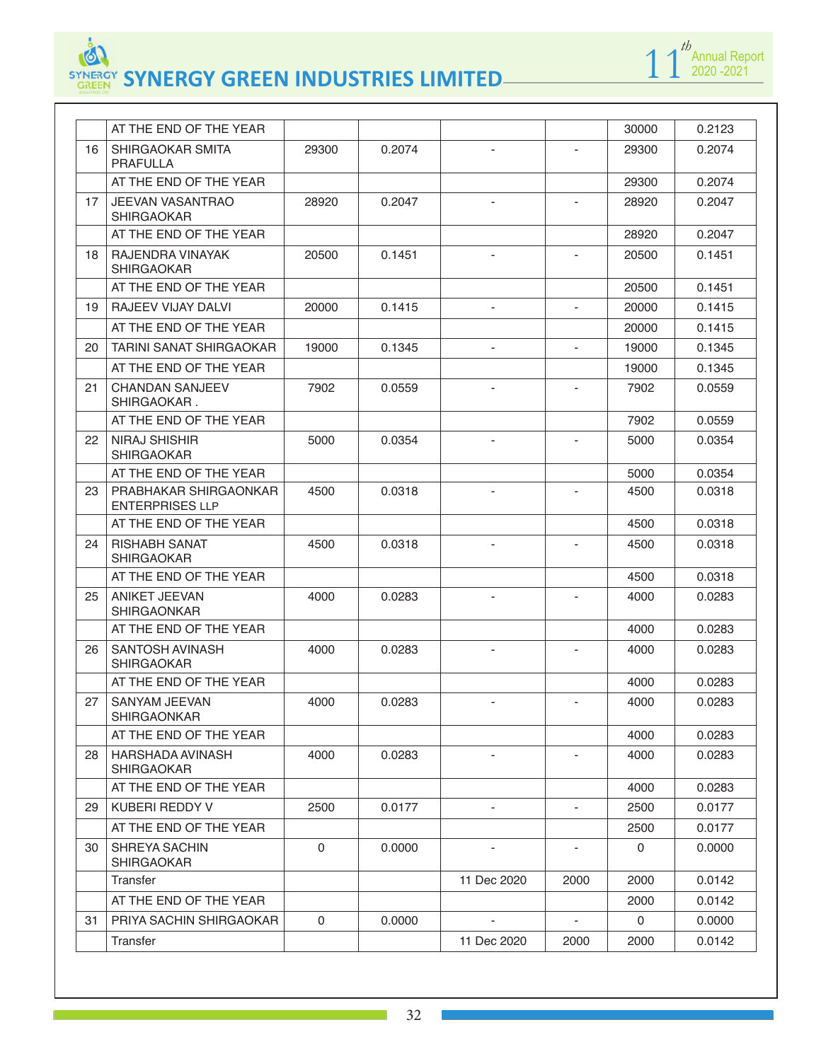| | | | | | | | |
|---|---|---|---|---|---|---|---|
| | AT THE END OF THE YEAR | | | | | 30000 | 0.2123 |
| 16 | SHIRGAOKAR SMITA PRAFULLA | 29300 | 0.2074 | - | - | 29300 | 0.2074 |
| | AT THE END OF THE YEAR | | | | | 29300 | 0.2074 |
| 17 | JEEVAN VASANTRAO SHIRGAOKAR | 28920 | 0.2047 | - | - | 28920 | 0.2047 |
| | AT THE END OF THE YEAR | | | | | 28920 | 0.2047 |
| 18 | RAJENDRA VINAYAK SHIRGAOKAR | 20500 | 0.1451 | - | - | 20500 | 0.1451 |
| | AT THE END OF THE YEAR | | | | | 20500 | 0.1451 |
| 19 | RAJEEV VIJAY DALVI | 20000 | 0.1415 | - | - | 20000 | 0.1415 |
| | AT THE END OF THE YEAR | | | | | 20000 | 0.1415 |
| 20 | TARINI SANAT SHIRGAOKAR | 19000 | 0.1345 | - | - | 19000 | 0.1345 |
| | AT THE END OF THE YEAR | | | | | 19000 | 0.1345 |
| 21 | CHANDAN SANJEEV SHIRGAOKAR . | 7902 | 0.0559 | - | - | 7902 | 0.0559 |
| | AT THE END OF THE YEAR | | | | | 7902 | 0.0559 |
| 22 | NIRAJ SHISHIR SHIRGAOKAR | 5000 | 0.0354 | - | - | 5000 | 0.0354 |
| | AT THE END OF THE YEAR | | | | | 5000 | 0.0354 |
| 23 | PRABHAKAR SHIRGAONKAR ENTERPRISES LLP | 4500 | 0.0318 | - | - | 4500 | 0.0318 |
| | AT THE END OF THE YEAR | | | | | 4500 | 0.0318 |
| 24 | RISHABH SANAT SHIRGAOKAR | 4500 | 0.0318 | - | - | 4500 | 0.0318 |
| | AT THE END OF THE YEAR | | | | | 4500 | 0.0318 |
| 25 | ANIKET JEEVAN SHIRGAONKAR | 4000 | 0.0283 | - | - | 4000 | 0.0283 |
| | AT THE END OF THE YEAR | | | | | 4000 | 0.0283 |
| 26 | SANTOSH AVINASH SHIRGAOKAR | 4000 | 0.0283 | - | - | 4000 | 0.0283 |
| | AT THE END OF THE YEAR | | | | | 4000 | 0.0283 |
| 27 | SANYAM JEEVAN SHIRGAONKAR | 4000 | 0.0283 | - | - | 4000 | 0.0283 |
| | AT THE END OF THE YEAR | | | | | 4000 | 0.0283 |
| 28 | HARSHADA AVINASH SHIRGAOKAR | 4000 | 0.0283 | - | - | 4000 | 0.0283 |
| | AT THE END OF THE YEAR | | | | | 4000 | 0.0283 |
| 29 | KUBERI REDDY V | 2500 | 0.0177 | - | - | 2500 | 0.0177 |
| | AT THE END OF THE YEAR | | | | | 2500 | 0.0177 |
| 30 | SHREYA SACHIN SHIRGAOKAR | 0 | 0.0000 | - | - | 0 | 0.0000 |
| | Transfer | | | 11 Dec 2020 | 2000 | 2000 | 0.0142 |
| | AT THE END OF THE YEAR | | | | | 2000 | 0.0142 |
| 31 | PRIYA SACHIN SHIRGAOKAR | 0 | 0.0000 | - | - | 0 | 0.0000 |
| | Transfer | | | 11 Dec 2020 | 2000 | 2000 | 0.0142 |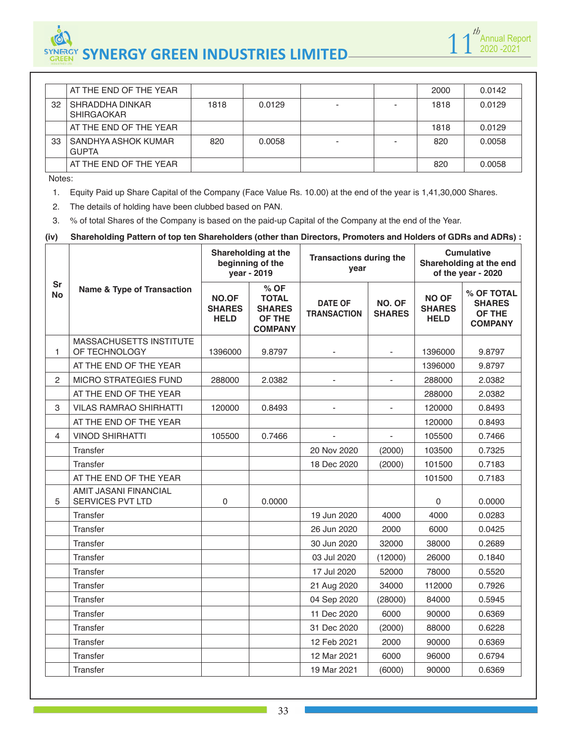| | | | | | | | |
|---|---|---|---|---|---|---|---|
| | AT THE END OF THE YEAR | | | | | 2000 | 0.0142 |
| 32 | SHRADDHA DINKAR SHIRGAOKAR | 1818 | 0.0129 | - | - | 1818 | 0.0129 |
| | AT THE END OF THE YEAR | | | | | 1818 | 0.0129 |
| 33 | SANDHYA ASHOK KUMAR GUPTA | 820 | 0.0058 | - | - | 820 | 0.0058 |
| | AT THE END OF THE YEAR | | | | | 820 | 0.0058 |

Notes:

1. Equity Paid up Share Capital of the Company (Face Value Rs. 10.00) at the end of the year is 1,41,30,000 Shares.
2. The details of holding have been clubbed based on PAN.
3. % of total Shares of the Company is based on the paid-up Capital of the Company at the end of the Year.

**(iv) Shareholding Pattern of top ten Shareholders (other than Directors, Promoters and Holders of GDRs and ADRs) :**

| Sr No | Name & Type of Transaction | Shareholding at the beginning of the year - 2019 | | Transactions during the year | | Cumulative Shareholding at the end of the year - 2020 | |
|---|---|---|---|---|---|---|---|
| | | NO.OF SHARES HELD | % OF TOTAL SHARES OF THE COMPANY | DATE OF TRANSACTION | NO. OF SHARES | NO OF SHARES HELD | % OF TOTAL SHARES OF THE COMPANY |
| 1 | MASSACHUSETTS INSTITUTE OF TECHNOLOGY | 1396000 | 9.8797 | - | - | 1396000 | 9.8797 |
| | AT THE END OF THE YEAR | | | | | 1396000 | 9.8797 |
| 2 | MICRO STRATEGIES FUND | 288000 | 2.0382 | - | - | 288000 | 2.0382 |
| | AT THE END OF THE YEAR | | | | | 288000 | 2.0382 |
| 3 | VILAS RAMRAO SHIRHATTI | 120000 | 0.8493 | - | - | 120000 | 0.8493 |
| | AT THE END OF THE YEAR | | | | | 120000 | 0.8493 |
| 4 | VINOD SHIRHATTI | 105500 | 0.7466 | - | - | 105500 | 0.7466 |
| | Transfer | | | 20 Nov 2020 | (2000) | 103500 | 0.7325 |
| | Transfer | | | 18 Dec 2020 | (2000) | 101500 | 0.7183 |
| | AT THE END OF THE YEAR | | | | | 101500 | 0.7183 |
| 5 | AMIT JASANI FINANCIAL SERVICES PVT LTD | 0 | 0.0000 | | | 0 | 0.0000 |
| | Transfer | | | 19 Jun 2020 | 4000 | 4000 | 0.0283 |
| | Transfer | | | 26 Jun 2020 | 2000 | 6000 | 0.0425 |
| | Transfer | | | 30 Jun 2020 | 32000 | 38000 | 0.2689 |
| | Transfer | | | 03 Jul 2020 | (12000) | 26000 | 0.1840 |
| | Transfer | | | 17 Jul 2020 | 52000 | 78000 | 0.5520 |
| | Transfer | | | 21 Aug 2020 | 34000 | 112000 | 0.7926 |
| | Transfer | | | 04 Sep 2020 | (28000) | 84000 | 0.5945 |
| | Transfer | | | 11 Dec 2020 | 6000 | 90000 | 0.6369 |
| | Transfer | | | 31 Dec 2020 | (2000) | 88000 | 0.6228 |
| | Transfer | | | 12 Feb 2021 | 2000 | 90000 | 0.6369 |
| | Transfer | | | 12 Mar 2021 | 6000 | 96000 | 0.6794 |
| | Transfer | | | 19 Mar 2021 | (6000) | 90000 | 0.6369 |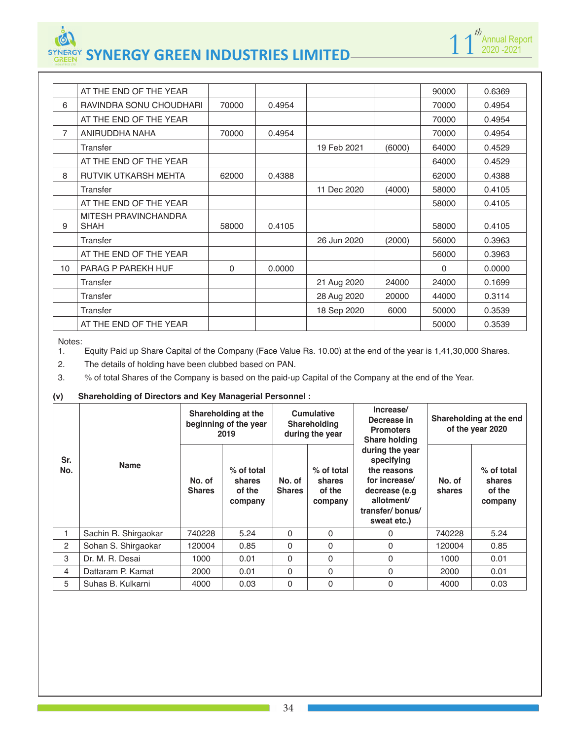|  |  |  |  |  |  |  |  |
|---|---|---|---|---|---|---|---|
|  | AT THE END OF THE YEAR |  |  |  |  | 90000 | 0.6369 |
| 6 | RAVINDRA SONU CHOUDHARI | 70000 | 0.4954 |  |  | 70000 | 0.4954 |
|  | AT THE END OF THE YEAR |  |  |  |  | 70000 | 0.4954 |
| 7 | ANIRUDDHA NAHA | 70000 | 0.4954 |  |  | 70000 | 0.4954 |
|  | Transfer |  |  | 19 Feb 2021 | (6000) | 64000 | 0.4529 |
|  | AT THE END OF THE YEAR |  |  |  |  | 64000 | 0.4529 |
| 8 | RUTVIK UTKARSH MEHTA | 62000 | 0.4388 |  |  | 62000 | 0.4388 |
|  | Transfer |  |  | 11 Dec 2020 | (4000) | 58000 | 0.4105 |
|  | AT THE END OF THE YEAR |  |  |  |  | 58000 | 0.4105 |
| 9 | MITESH PRAVINCHANDRA SHAH | 58000 | 0.4105 |  |  | 58000 | 0.4105 |
|  | Transfer |  |  | 26 Jun 2020 | (2000) | 56000 | 0.3963 |
|  | AT THE END OF THE YEAR |  |  |  |  | 56000 | 0.3963 |
| 10 | PARAG P PAREKH HUF | 0 | 0.0000 |  |  | 0 | 0.0000 |
|  | Transfer |  |  | 21 Aug 2020 | 24000 | 24000 | 0.1699 |
|  | Transfer |  |  | 28 Aug 2020 | 20000 | 44000 | 0.3114 |
|  | Transfer |  |  | 18 Sep 2020 | 6000 | 50000 | 0.3539 |
|  | AT THE END OF THE YEAR |  |  |  |  | 50000 | 0.3539 |

Notes:

1. Equity Paid up Share Capital of the Company (Face Value Rs. 10.00) at the end of the year is 1,41,30,000 Shares.
2. The details of holding have been clubbed based on PAN.
3. % of total Shares of the Company is based on the paid-up Capital of the Company at the end of the Year.

**(v) Shareholding of Directors and Key Managerial Personnel :**

| Sr. No. | Name | Shareholding at the beginning of the year 2019 | | Cumulative Shareholding during the year | | Increase/ Decrease in Promoters Share holding during the year specifying the reasons for increase/ decrease (e.g allotment/ transfer/ bonus/ sweat etc.) | Shareholding at the end of the year 2020 | |
|---|---|---|---|---|---|---|---|---|
| | | No. of Shares | % of total shares of the company | No. of Shares | % of total shares of the company | | No. of shares | % of total shares of the company |
| 1 | Sachin R. Shirgaokar | 740228 | 5.24 | 0 | 0 | 0 | 740228 | 5.24 |
| 2 | Sohan S. Shirgaokar | 120004 | 0.85 | 0 | 0 | 0 | 120004 | 0.85 |
| 3 | Dr. M. R. Desai | 1000 | 0.01 | 0 | 0 | 0 | 1000 | 0.01 |
| 4 | Dattaram P. Kamat | 2000 | 0.01 | 0 | 0 | 0 | 2000 | 0.01 |
| 5 | Suhas B. Kulkarni | 4000 | 0.03 | 0 | 0 | 0 | 4000 | 0.03 |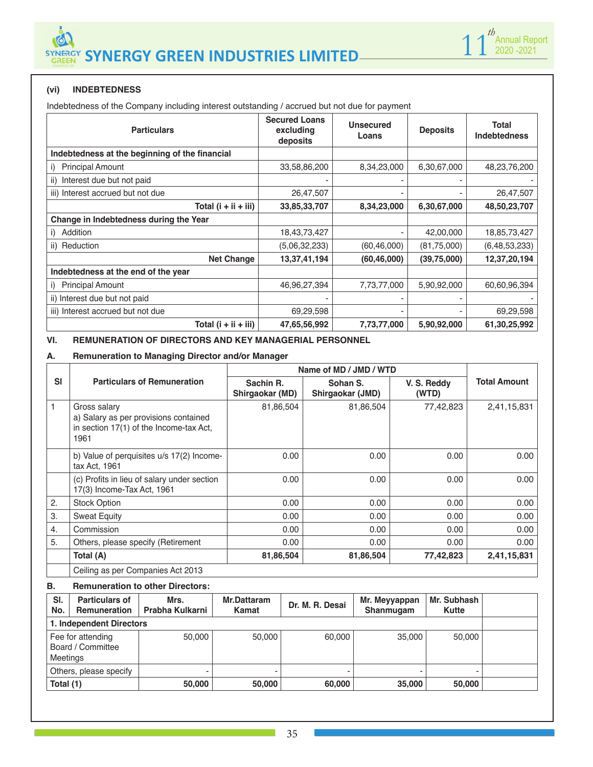### (vi) INDEBTEDNESS

Indebtedness of the Company including interest outstanding / accrued but not due for payment

| Particulars | Secured Loans excluding deposits | Unsecured Loans | Deposits | Total Indebtedness |
|---|---|---|---|---|
| **Indebtedness at the beginning of the financial** | | | | |
| i) Principal Amount | 33,58,86,200 | 8,34,23,000 | 6,30,67,000 | 48,23,76,200 |
| ii) Interest due but not paid | - | - | - | - |
| iii) Interest accrued but not due | 26,47,507 | - | - | 26,47,507 |
| **Total (i + ii + iii)** | **33,85,33,707** | **8,34,23,000** | **6,30,67,000** | **48,50,23,707** |
| **Change in Indebtedness during the Year** | | | | |
| i) Addition | 18,43,73,427 | - | 42,00,000 | 18,85,73,427 |
| ii) Reduction | (5,06,32,233) | (60,46,000) | (81,75,000) | (6,48,53,233) |
| **Net Change** | **13,37,41,194** | **(60,46,000)** | **(39,75,000)** | **12,37,20,194** |
| **Indebtedness at the end of the year** | | | | |
| i) Principal Amount | 46,96,27,394 | 7,73,77,000 | 5,90,92,000 | 60,60,96,394 |
| ii) Interest due but not paid | - | - | - | - |
| iii) Interest accrued but not due | 69,29,598 | - | - | 69,29,598 |
| **Total (i + ii + iii)** | **47,65,56,992** | **7,73,77,000** | **5,90,92,000** | **61,30,25,992** |

### VI. REMUNERATION OF DIRECTORS AND KEY MANAGERIAL PERSONNEL

#### A. Remuneration to Managing Director and/or Manager

| Sl | Particulars of Remuneration | Name of MD / JMD / WTD | | | Total Amount |
|---|---|---|---|---|---|
| | | Sachin R. Shirgaokar (MD) | Sohan S. Shirgaokar (JMD) | V. S. Reddy (WTD) | |
| 1 | Gross salary<br>a) Salary as per provisions contained in section 17(1) of the Income-tax Act, 1961 | 81,86,504 | 81,86,504 | 77,42,823 | 2,41,15,831 |
| | b) Value of perquisites u/s 17(2) Income-tax Act, 1961 | 0.00 | 0.00 | 0.00 | 0.00 |
| | (c) Profits in lieu of salary under section 17(3) Income-Tax Act, 1961 | 0.00 | 0.00 | 0.00 | 0.00 |
| 2. | Stock Option | 0.00 | 0.00 | 0.00 | 0.00 |
| 3. | Sweat Equity | 0.00 | 0.00 | 0.00 | 0.00 |
| 4. | Commission | 0.00 | 0.00 | 0.00 | 0.00 |
| 5. | Others, please specify (Retirement | 0.00 | 0.00 | 0.00 | 0.00 |
| | **Total (A)** | **81,86,504** | **81,86,504** | **77,42,823** | **2,41,15,831** |
| | Ceiling as per Companies Act 2013 | | | | |

#### B. Remuneration to other Directors:

| Sl. No. | Particulars of Remuneration | Mrs. Prabha Kulkarni | Mr.Dattaram Kamat | Dr. M. R. Desai | Mr. Meyyappan Shanmugam | Mr. Subhash Kutte | |
|---|---|---|---|---|---|---|---|
| **1. Independent Directors** | | | | | | | |
| Fee for attending Board / Committee Meetings | | 50,000 | 50,000 | 60,000 | 35,000 | 50,000 | |
| Others, please specify | | - | - | - | - | - | |
| **Total (1)** | | **50,000** | **50,000** | **60,000** | **35,000** | **50,000** | |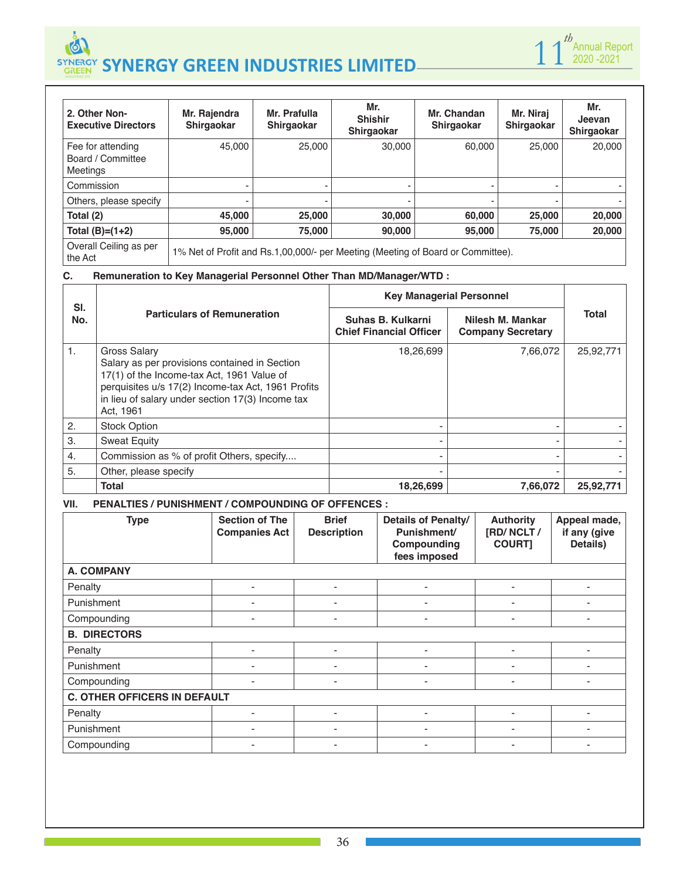| 2. Other Non-Executive Directors | Mr. Rajendra Shirgaokar | Mr. Prafulla Shirgaokar | Mr. Shishir Shirgaokar | Mr. Chandan Shirgaokar | Mr. Niraj Shirgaokar | Mr. Jeevan Shirgaokar |
|---|---|---|---|---|---|---|
| Fee for attending Board / Committee Meetings | 45,000 | 25,000 | 30,000 | 60,000 | 25,000 | 20,000 |
| Commission | - | - | - | - | - | - |
| Others, please specify | - | - | - | - | - | - |
| **Total (2)** | **45,000** | **25,000** | **30,000** | **60,000** | **25,000** | **20,000** |
| **Total (B)=(1+2)** | **95,000** | **75,000** | **90,000** | **95,000** | **75,000** | **20,000** |
| Overall Ceiling as per the Act | 1% Net of Profit and Rs.1,00,000/- per Meeting (Meeting of Board or Committee). | | | | | |

**C. Remuneration to Key Managerial Personnel Other Than MD/Manager/WTD :**

| Sl. No. | Particulars of Remuneration | Key Managerial Personnel | | Total |
|---|---|---|---|---|
| | | Suhas B. Kulkarni Chief Financial Officer | Nilesh M. Mankar Company Secretary | |
| 1. | Gross Salary Salary as per provisions contained in Section 17(1) of the Income-tax Act, 1961 Value of perquisites u/s 17(2) Income-tax Act, 1961 Profits in lieu of salary under section 17(3) Income tax Act, 1961 | 18,26,699 | 7,66,072 | 25,92,771 |
| 2. | Stock Option | - | - | - |
| 3. | Sweat Equity | - | - | - |
| 4. | Commission as % of profit Others, specify.... | - | - | - |
| 5. | Other, please specify | - | - | - |
| | **Total** | **18,26,699** | **7,66,072** | **25,92,771** |

**VII. PENALTIES / PUNISHMENT / COMPOUNDING OF OFFENCES :**

| Type | Section of The Companies Act | Brief Description | Details of Penalty/ Punishment/ Compounding fees imposed | Authority [RD/ NCLT / COURT] | Appeal made, if any (give Details) |
|---|---|---|---|---|---|
| **A. COMPANY** | | | | | |
| Penalty | - | - | - | - | - |
| Punishment | - | - | - | - | - |
| Compounding | - | - | - | - | - |
| **B. DIRECTORS** | | | | | |
| Penalty | - | - | - | - | - |
| Punishment | - | - | - | - | - |
| Compounding | - | - | - | - | - |
| **C. OTHER OFFICERS IN DEFAULT** | | | | | |
| Penalty | - | - | - | - | - |
| Punishment | - | - | - | - | - |
| Compounding | - | - | - | - | - |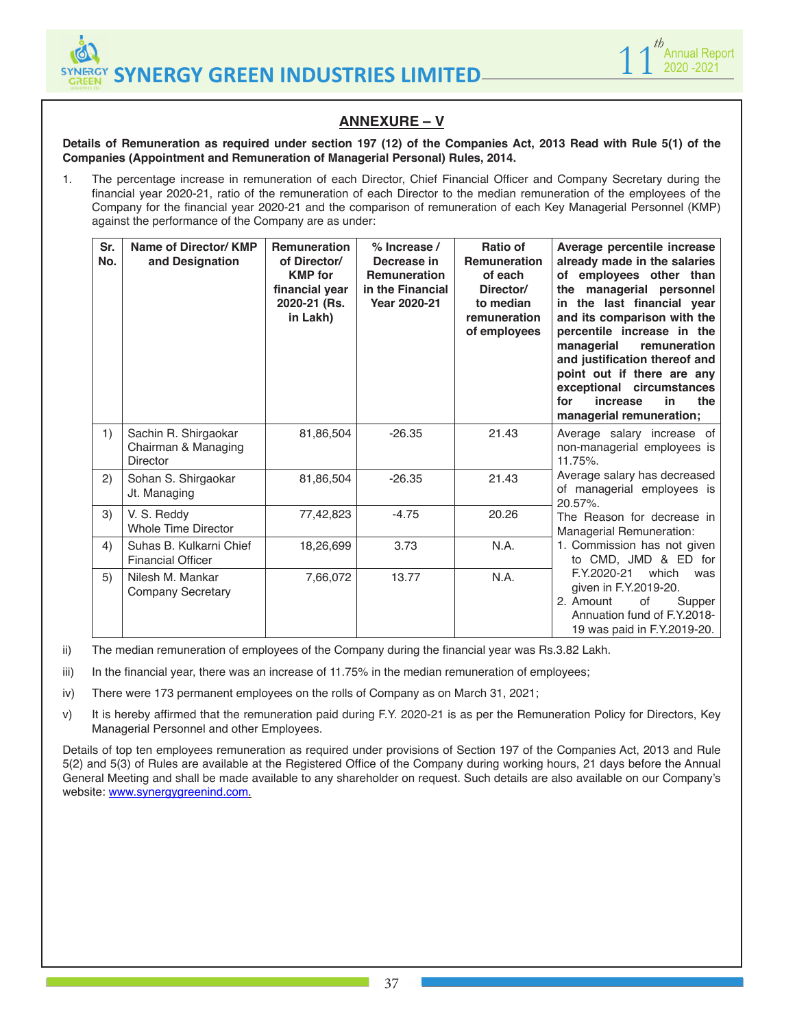## ANNEXURE – V

**Details of Remuneration as required under section 197 (12) of the Companies Act, 2013 Read with Rule 5(1) of the Companies (Appointment and Remuneration of Managerial Personal) Rules, 2014.**

1. The percentage increase in remuneration of each Director, Chief Financial Officer and Company Secretary during the financial year 2020-21, ratio of the remuneration of each Director to the median remuneration of the employees of the Company for the financial year 2020-21 and the comparison of remuneration of each Key Managerial Personnel (KMP) against the performance of the Company are as under:

| Sr. No. | Name of Director/ KMP and Designation | Remuneration of Director/ KMP for financial year 2020-21 (Rs. in Lakh) | % Increase / Decrease in Remuneration in the Financial Year 2020-21 | Ratio of Remuneration of each Director/ to median remuneration of employees | Average percentile increase already made in the salaries of employees other than the managerial personnel in the last financial year and its comparison with the percentile increase in the managerial remuneration and justification thereof and point out if there are any exceptional circumstances for increase in the managerial remuneration; |
|---|---|---|---|---|---|
| 1) | Sachin R. Shirgaokar Chairman & Managing Director | 81,86,504 | -26.35 | 21.43 | Average salary increase of non-managerial employees is 11.75%. Average salary has decreased of managerial employees is 20.57%. The Reason for decrease in Managerial Remuneration: 1. Commission has not given to CMD, JMD & ED for F.Y.2020-21 which was given in F.Y.2019-20. 2. Amount of Supper Annuation fund of F.Y.2018-19 was paid in F.Y.2019-20. |
| 2) | Sohan S. Shirgaokar Jt. Managing | 81,86,504 | -26.35 | 21.43 | |
| 3) | V. S. Reddy Whole Time Director | 77,42,823 | -4.75 | 20.26 | |
| 4) | Suhas B. Kulkarni Chief Financial Officer | 18,26,699 | 3.73 | N.A. | |
| 5) | Nilesh M. Mankar Company Secretary | 7,66,072 | 13.77 | N.A. | |

ii) The median remuneration of employees of the Company during the financial year was Rs.3.82 Lakh.

iii) In the financial year, there was an increase of 11.75% in the median remuneration of employees;

iv) There were 173 permanent employees on the rolls of Company as on March 31, 2021;

v) It is hereby affirmed that the remuneration paid during F.Y. 2020-21 is as per the Remuneration Policy for Directors, Key Managerial Personnel and other Employees.

Details of top ten employees remuneration as required under provisions of Section 197 of the Companies Act, 2013 and Rule 5(2) and 5(3) of Rules are available at the Registered Office of the Company during working hours, 21 days before the Annual General Meeting and shall be made available to any shareholder on request. Such details are also available on our Company's website: www.synergygreenind.com.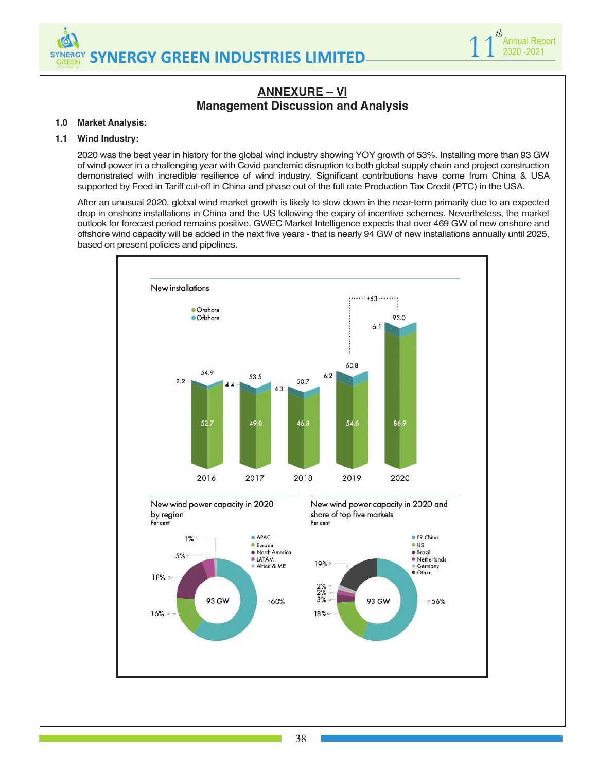## ANNEXURE – VI
### Management Discussion and Analysis

**1.0 Market Analysis:**

**1.1 Wind Industry:**

2020 was the best year in history for the global wind industry showing YOY growth of 53%. Installing more than 93 GW of wind power in a challenging year with Covid pandemic disruption to both global supply chain and project construction demonstrated with incredible resilience of wind industry. Significant contributions have come from China & USA supported by Feed in Tariff cut-off in China and phase out of the full rate Production Tax Credit (PTC) in the USA.

After an unusual 2020, global wind market growth is likely to slow down in the near-term primarily due to an expected drop in onshore installations in China and the US following the expiry of incentive schemes. Nevertheless, the market outlook for forecast period remains positive. GWEC Market Intelligence expects that over 469 GW of new onshore and offshore wind capacity will be added in the next five years - that is nearly 94 GW of new installations annually until 2025, based on present policies and pipelines.

**New installations**

| Year | Onshore | Offshore | Total |
|---|---|---|---|
| 2016 | 52.7 | 2.2 | 54.9 |
| 2017 | 49.0 | 4.4 | 53.5 |
| 2018 | 46.3 | 4.3 | 50.7 |
| 2019 | 54.6 | 6.2 | 60.8 |
| 2020 | 86.9 | 6.1 | 93.0 |

+53 (2019 to 2020)

**New wind power capacity in 2020 by region**
Per cent

| Region | Share |
|---|---|
| APAC | 60% |
| Europe | 16% |
| North America | 18% |
| LATAM | 5% |
| Africa & ME | 1% |

Total: 93 GW

**New wind power capacity in 2020 and share of top five markets**
Per cent

| Market | Share |
|---|---|
| PR China | 56% |
| US | 18% |
| Brazil | 3% |
| Netherlands | 2% |
| Germany | 2% |
| Other | 19% |

Total: 93 GW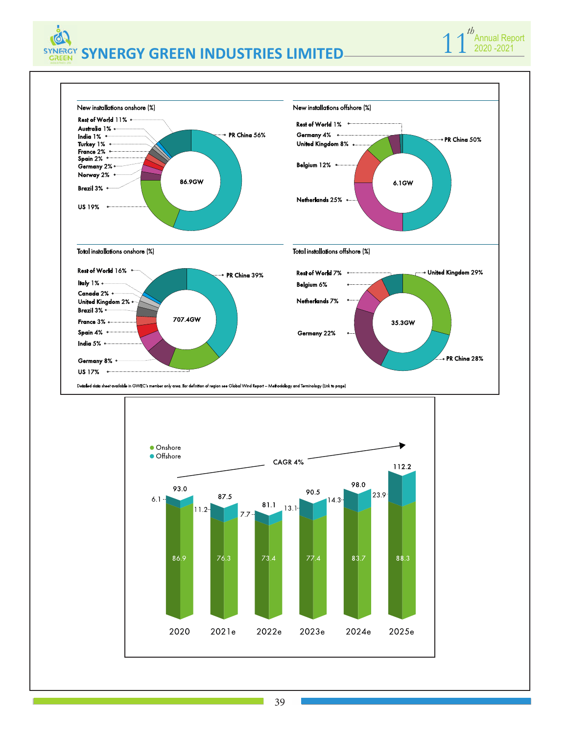**New installations onshore (%)**

86.9GW

| Region | % |
|---|---|
| PR China | 56% |
| US | 19% |
| Rest of World | 11% |
| Brazil | 3% |
| France | 2% |
| Spain | 2% |
| Germany | 2% |
| Norway | 2% |
| Australia | 1% |
| India | 1% |
| Turkey | 1% |

**New installations offshore (%)**

6.1GW

| Region | % |
|---|---|
| PR China | 50% |
| Netherlands | 25% |
| Belgium | 12% |
| United Kingdom | 8% |
| Germany | 4% |
| Rest of World | 1% |

**Total installations onshore (%)**

707.4GW

| Region | % |
|---|---|
| PR China | 39% |
| US | 17% |
| Rest of World | 16% |
| Germany | 8% |
| India | 5% |
| Spain | 4% |
| France | 3% |
| Brazil | 3% |
| United Kingdom | 2% |
| Canada | 2% |
| Italy | 1% |

**Total installations offshore (%)**

35.3GW

| Region | % |
|---|---|
| United Kingdom | 29% |
| PR China | 28% |
| Germany | 22% |
| Netherlands | 7% |
| Rest of World | 7% |
| Belgium | 6% |

Detailed data sheet available in GWEC's member only area. For definition of region see Global Wind Report – Methodology and Terminology (Link to page)

CAGR 4%

| Year | Onshore | Offshore | Total |
|---|---|---|---|
| 2020 | 86.9 | 6.1 | 93.0 |
| 2021e | 76.3 | 11.2 | 87.5 |
| 2022e | 73.4 | 7.7 | 81.1 |
| 2023e | 77.4 | 13.1 | 90.5 |
| 2024e | 83.7 | 14.3 | 98.0 |
| 2025e | 88.3 | 23.9 | 112.2 |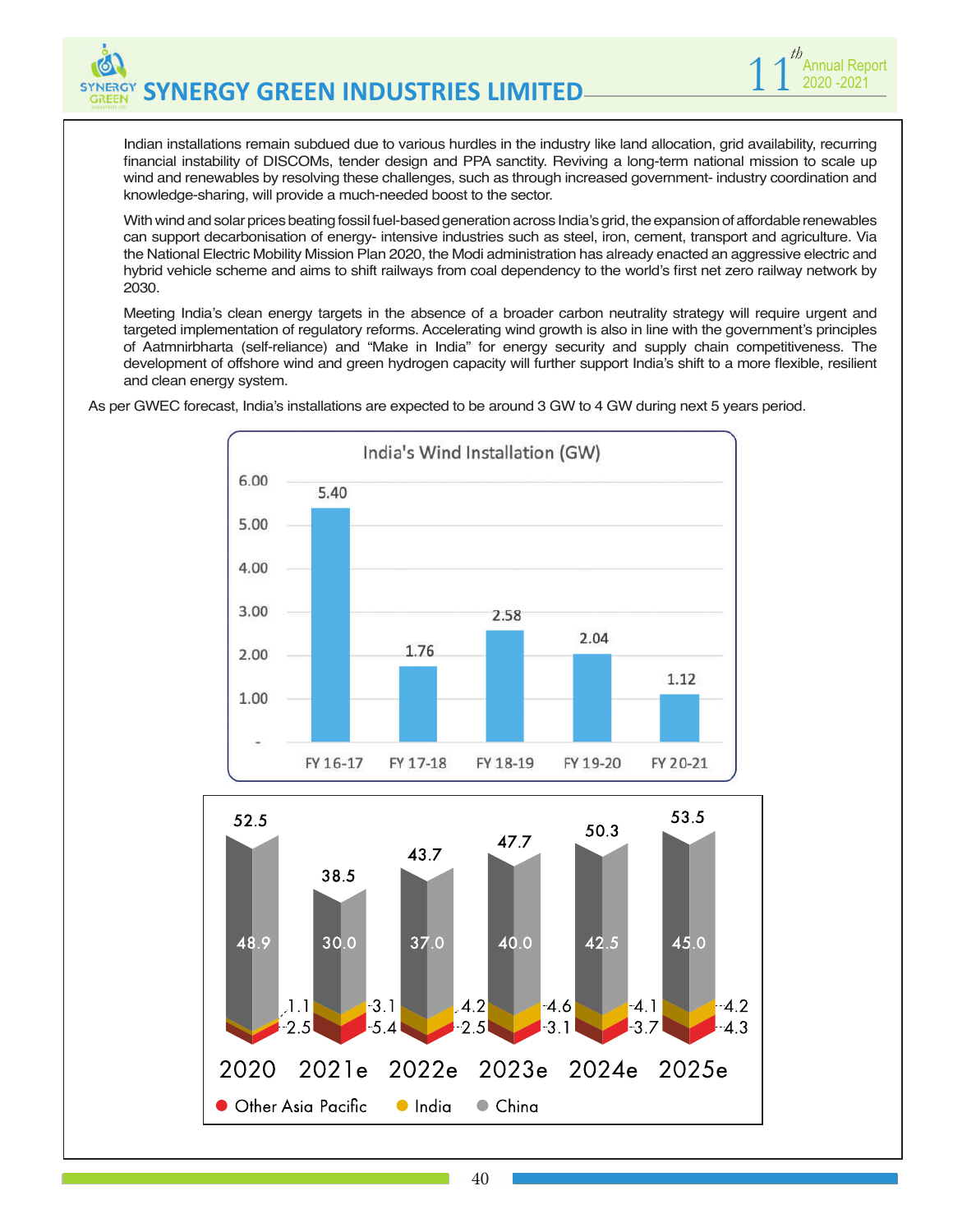Indian installations remain subdued due to various hurdles in the industry like land allocation, grid availability, recurring financial instability of DISCOMs, tender design and PPA sanctity. Reviving a long-term national mission to scale up wind and renewables by resolving these challenges, such as through increased government- industry coordination and knowledge-sharing, will provide a much-needed boost to the sector.

With wind and solar prices beating fossil fuel-based generation across India's grid, the expansion of affordable renewables can support decarbonisation of energy- intensive industries such as steel, iron, cement, transport and agriculture. Via the National Electric Mobility Mission Plan 2020, the Modi administration has already enacted an aggressive electric and hybrid vehicle scheme and aims to shift railways from coal dependency to the world's first net zero railway network by 2030.

Meeting India's clean energy targets in the absence of a broader carbon neutrality strategy will require urgent and targeted implementation of regulatory reforms. Accelerating wind growth is also in line with the government's principles of Aatmnirbharta (self-reliance) and "Make in India" for energy security and supply chain competitiveness. The development of offshore wind and green hydrogen capacity will further support India's shift to a more flexible, resilient and clean energy system.

As per GWEC forecast, India's installations are expected to be around 3 GW to 4 GW during next 5 years period.

**India's Wind Installation (GW)**

| Year | GW |
|---|---|
| FY 16-17 | 5.40 |
| FY 17-18 | 1.76 |
| FY 18-19 | 2.58 |
| FY 19-20 | 2.04 |
| FY 20-21 | 1.12 |

| Year | Total | China | India | Other Asia Pacific |
|---|---|---|---|---|
| 2020 | 52.5 | 48.9 | 1.1 | 2.5 |
| 2021e | 38.5 | 30.0 | 3.1 | 5.4 |
| 2022e | 43.7 | 37.0 | 4.2 | 2.5 |
| 2023e | 47.7 | 40.0 | 4.6 | 3.1 |
| 2024e | 50.3 | 42.5 | 4.1 | 3.7 |
| 2025e | 53.5 | 45.0 | 4.2 | 4.3 |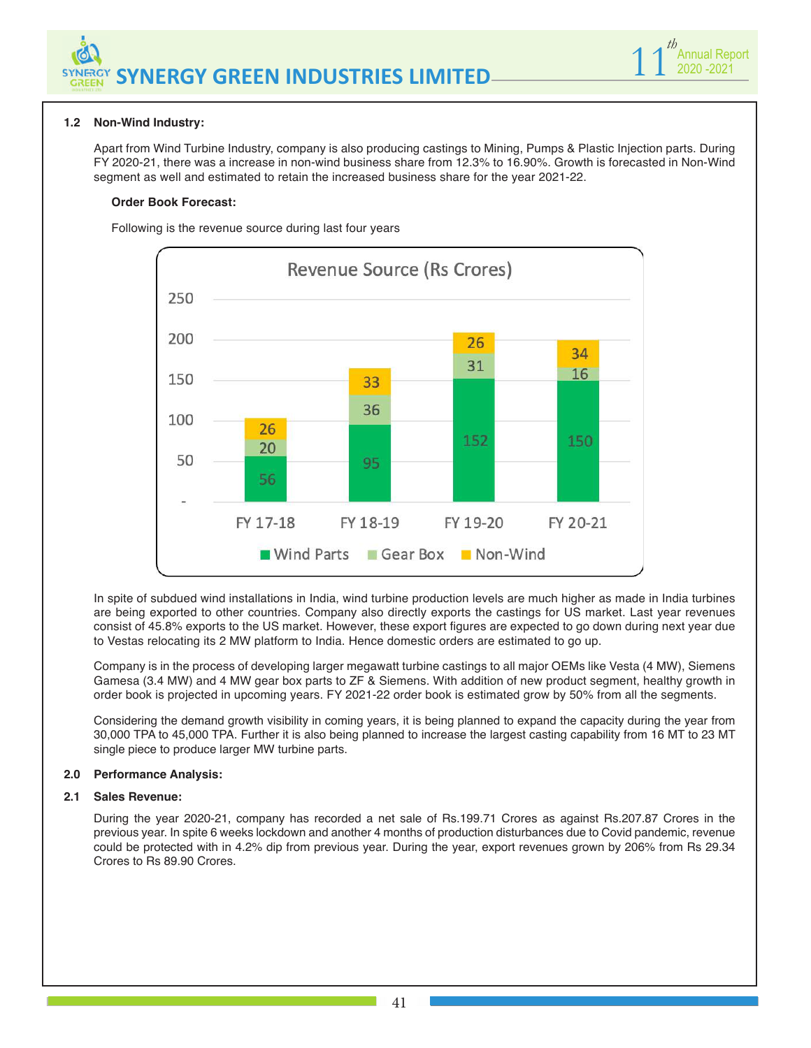**1.2 Non-Wind Industry:**

Apart from Wind Turbine Industry, company is also producing castings to Mining, Pumps & Plastic Injection parts. During FY 2020-21, there was a increase in non-wind business share from 12.3% to 16.90%. Growth is forecasted in Non-Wind segment as well and estimated to retain the increased business share for the year 2021-22.

**Order Book Forecast:**

Following is the revenue source during last four years

Revenue Source (Rs Crores)

| | FY 17-18 | FY 18-19 | FY 19-20 | FY 20-21 |
|---|---|---|---|---|
| Wind Parts | 56 | 95 | 152 | 150 |
| Gear Box | 20 | 36 | 31 | 16 |
| Non-Wind | 26 | 33 | 26 | 34 |

In spite of subdued wind installations in India, wind turbine production levels are much higher as made in India turbines are being exported to other countries. Company also directly exports the castings for US market. Last year revenues consist of 45.8% exports to the US market. However, these export figures are expected to go down during next year due to Vestas relocating its 2 MW platform to India. Hence domestic orders are estimated to go up.

Company is in the process of developing larger megawatt turbine castings to all major OEMs like Vesta (4 MW), Siemens Gamesa (3.4 MW) and 4 MW gear box parts to ZF & Siemens. With addition of new product segment, healthy growth in order book is projected in upcoming years. FY 2021-22 order book is estimated grow by 50% from all the segments.

Considering the demand growth visibility in coming years, it is being planned to expand the capacity during the year from 30,000 TPA to 45,000 TPA. Further it is also being planned to increase the largest casting capability from 16 MT to 23 MT single piece to produce larger MW turbine parts.

**2.0 Performance Analysis:**

**2.1 Sales Revenue:**

During the year 2020-21, company has recorded a net sale of Rs.199.71 Crores as against Rs.207.87 Crores in the previous year. In spite 6 weeks lockdown and another 4 months of production disturbances due to Covid pandemic, revenue could be protected with in 4.2% dip from previous year. During the year, export revenues grown by 206% from Rs 29.34 Crores to Rs 89.90 Crores.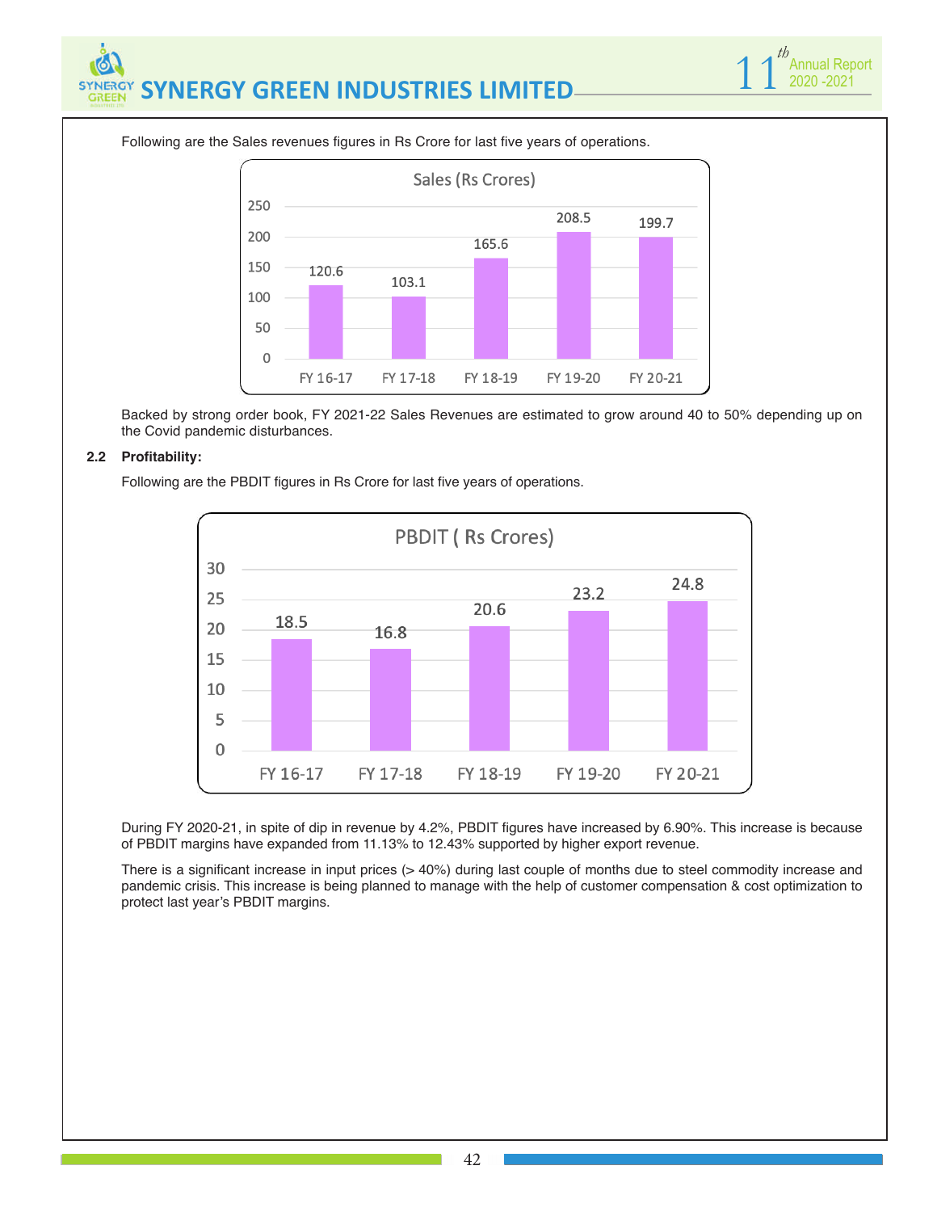Following are the Sales revenues figures in Rs Crore for last five years of operations.

**Sales (Rs Crores)**

| Year | Sales (Rs Crores) |
|---|---|
| FY 16-17 | 120.6 |
| FY 17-18 | 103.1 |
| FY 18-19 | 165.6 |
| FY 19-20 | 208.5 |
| FY 20-21 | 199.7 |

Backed by strong order book, FY 2021-22 Sales Revenues are estimated to grow around 40 to 50% depending up on the Covid pandemic disturbances.

**2.2 Profitability:**

Following are the PBDIT figures in Rs Crore for last five years of operations.

**PBDIT ( Rs Crores)**

| Year | PBDIT (Rs Crores) |
|---|---|
| FY 16-17 | 18.5 |
| FY 17-18 | 16.8 |
| FY 18-19 | 20.6 |
| FY 19-20 | 23.2 |
| FY 20-21 | 24.8 |

During FY 2020-21, in spite of dip in revenue by 4.2%, PBDIT figures have increased by 6.90%. This increase is because of PBDIT margins have expanded from 11.13% to 12.43% supported by higher export revenue.

There is a significant increase in input prices (> 40%) during last couple of months due to steel commodity increase and pandemic crisis. This increase is being planned to manage with the help of customer compensation & cost optimization to protect last year's PBDIT margins.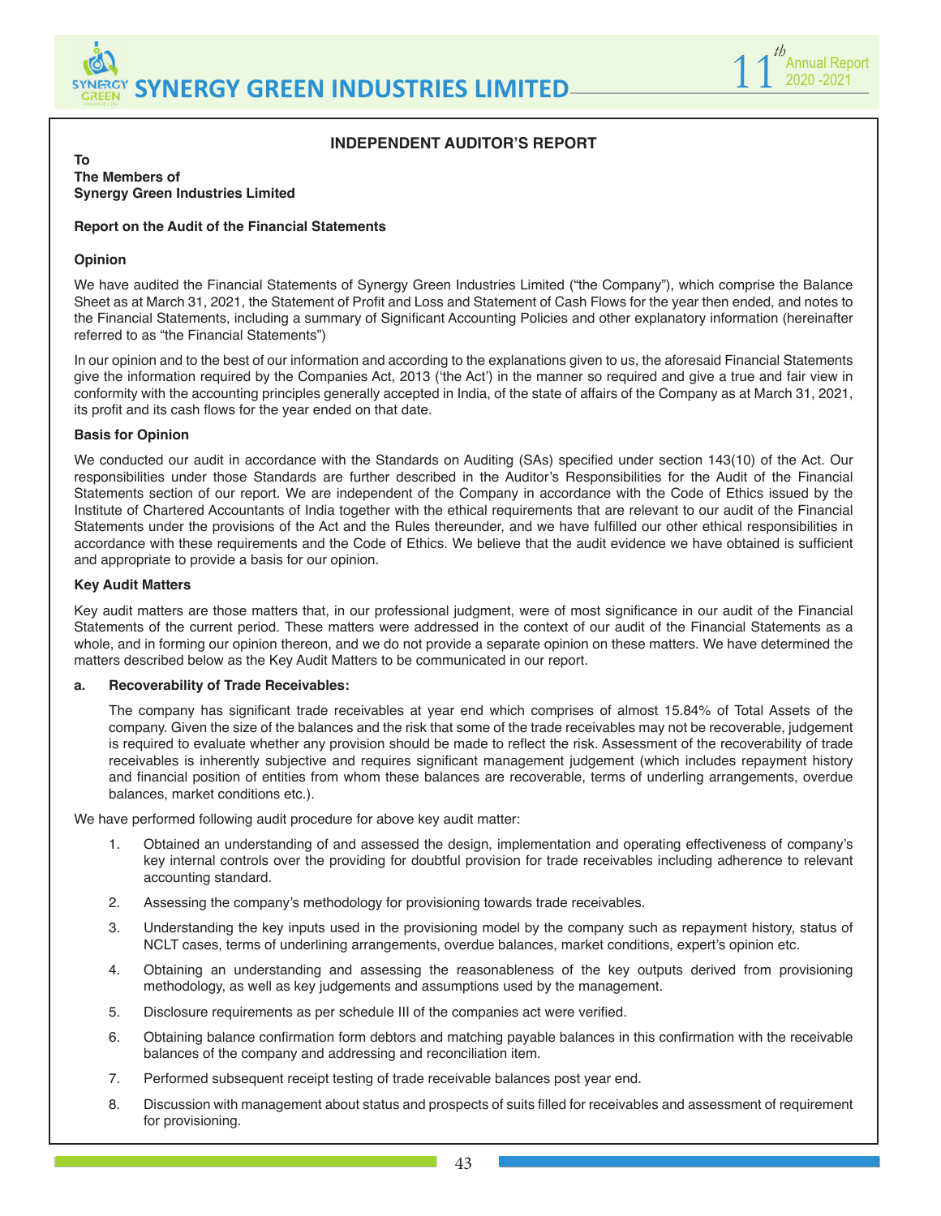## INDEPENDENT AUDITOR'S REPORT

**To**
**The Members of**
**Synergy Green Industries Limited**

### Report on the Audit of the Financial Statements

#### Opinion

We have audited the Financial Statements of Synergy Green Industries Limited ("the Company"), which comprise the Balance Sheet as at March 31, 2021, the Statement of Profit and Loss and Statement of Cash Flows for the year then ended, and notes to the Financial Statements, including a summary of Significant Accounting Policies and other explanatory information (hereinafter referred to as "the Financial Statements")

In our opinion and to the best of our information and according to the explanations given to us, the aforesaid Financial Statements give the information required by the Companies Act, 2013 ('the Act') in the manner so required and give a true and fair view in conformity with the accounting principles generally accepted in India, of the state of affairs of the Company as at March 31, 2021, its profit and its cash flows for the year ended on that date.

#### Basis for Opinion

We conducted our audit in accordance with the Standards on Auditing (SAs) specified under section 143(10) of the Act. Our responsibilities under those Standards are further described in the Auditor's Responsibilities for the Audit of the Financial Statements section of our report. We are independent of the Company in accordance with the Code of Ethics issued by the Institute of Chartered Accountants of India together with the ethical requirements that are relevant to our audit of the Financial Statements under the provisions of the Act and the Rules thereunder, and we have fulfilled our other ethical responsibilities in accordance with these requirements and the Code of Ethics. We believe that the audit evidence we have obtained is sufficient and appropriate to provide a basis for our opinion.

#### Key Audit Matters

Key audit matters are those matters that, in our professional judgment, were of most significance in our audit of the Financial Statements of the current period. These matters were addressed in the context of our audit of the Financial Statements as a whole, and in forming our opinion thereon, and we do not provide a separate opinion on these matters. We have determined the matters described below as the Key Audit Matters to be communicated in our report.

**a. Recoverability of Trade Receivables:**

The company has significant trade receivables at year end which comprises of almost 15.84% of Total Assets of the company. Given the size of the balances and the risk that some of the trade receivables may not be recoverable, judgement is required to evaluate whether any provision should be made to reflect the risk. Assessment of the recoverability of trade receivables is inherently subjective and requires significant management judgement (which includes repayment history and financial position of entities from whom these balances are recoverable, terms of underling arrangements, overdue balances, market conditions etc.).

We have performed following audit procedure for above key audit matter:

1. Obtained an understanding of and assessed the design, implementation and operating effectiveness of company's key internal controls over the providing for doubtful provision for trade receivables including adherence to relevant accounting standard.
2. Assessing the company's methodology for provisioning towards trade receivables.
3. Understanding the key inputs used in the provisioning model by the company such as repayment history, status of NCLT cases, terms of underlining arrangements, overdue balances, market conditions, expert's opinion etc.
4. Obtaining an understanding and assessing the reasonableness of the key outputs derived from provisioning methodology, as well as key judgements and assumptions used by the management.
5. Disclosure requirements as per schedule III of the companies act were verified.
6. Obtaining balance confirmation form debtors and matching payable balances in this confirmation with the receivable balances of the company and addressing and reconciliation item.
7. Performed subsequent receipt testing of trade receivable balances post year end.
8. Discussion with management about status and prospects of suits filled for receivables and assessment of requirement for provisioning.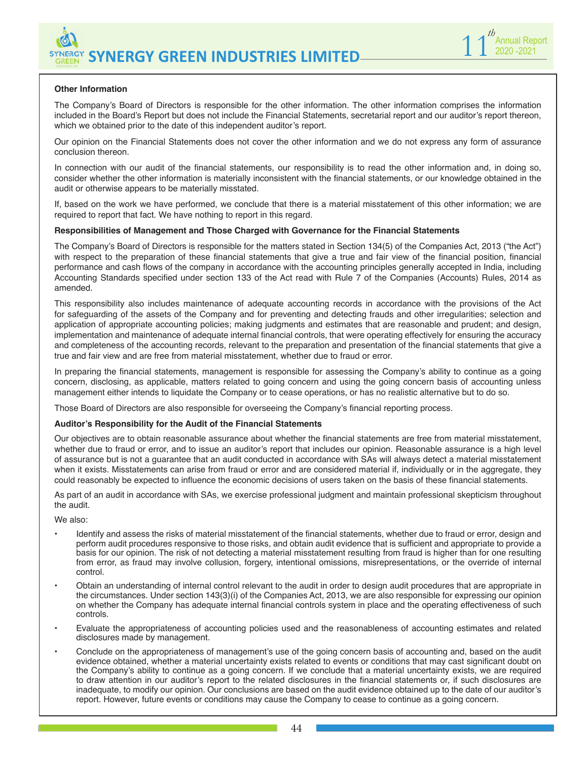**Other Information**

The Company's Board of Directors is responsible for the other information. The other information comprises the information included in the Board's Report but does not include the Financial Statements, secretarial report and our auditor's report thereon, which we obtained prior to the date of this independent auditor's report.

Our opinion on the Financial Statements does not cover the other information and we do not express any form of assurance conclusion thereon.

In connection with our audit of the financial statements, our responsibility is to read the other information and, in doing so, consider whether the other information is materially inconsistent with the financial statements, or our knowledge obtained in the audit or otherwise appears to be materially misstated.

If, based on the work we have performed, we conclude that there is a material misstatement of this other information; we are required to report that fact. We have nothing to report in this regard.

**Responsibilities of Management and Those Charged with Governance for the Financial Statements**

The Company's Board of Directors is responsible for the matters stated in Section 134(5) of the Companies Act, 2013 ("the Act") with respect to the preparation of these financial statements that give a true and fair view of the financial position, financial performance and cash flows of the company in accordance with the accounting principles generally accepted in India, including Accounting Standards specified under section 133 of the Act read with Rule 7 of the Companies (Accounts) Rules, 2014 as amended.

This responsibility also includes maintenance of adequate accounting records in accordance with the provisions of the Act for safeguarding of the assets of the Company and for preventing and detecting frauds and other irregularities; selection and application of appropriate accounting policies; making judgments and estimates that are reasonable and prudent; and design, implementation and maintenance of adequate internal financial controls, that were operating effectively for ensuring the accuracy and completeness of the accounting records, relevant to the preparation and presentation of the financial statements that give a true and fair view and are free from material misstatement, whether due to fraud or error.

In preparing the financial statements, management is responsible for assessing the Company's ability to continue as a going concern, disclosing, as applicable, matters related to going concern and using the going concern basis of accounting unless management either intends to liquidate the Company or to cease operations, or has no realistic alternative but to do so.

Those Board of Directors are also responsible for overseeing the Company's financial reporting process.

**Auditor's Responsibility for the Audit of the Financial Statements**

Our objectives are to obtain reasonable assurance about whether the financial statements are free from material misstatement, whether due to fraud or error, and to issue an auditor's report that includes our opinion. Reasonable assurance is a high level of assurance but is not a guarantee that an audit conducted in accordance with SAs will always detect a material misstatement when it exists. Misstatements can arise from fraud or error and are considered material if, individually or in the aggregate, they could reasonably be expected to influence the economic decisions of users taken on the basis of these financial statements.

As part of an audit in accordance with SAs, we exercise professional judgment and maintain professional skepticism throughout the audit.

We also:

- Identify and assess the risks of material misstatement of the financial statements, whether due to fraud or error, design and perform audit procedures responsive to those risks, and obtain audit evidence that is sufficient and appropriate to provide a basis for our opinion. The risk of not detecting a material misstatement resulting from fraud is higher than for one resulting from error, as fraud may involve collusion, forgery, intentional omissions, misrepresentations, or the override of internal control.
- Obtain an understanding of internal control relevant to the audit in order to design audit procedures that are appropriate in the circumstances. Under section 143(3)(i) of the Companies Act, 2013, we are also responsible for expressing our opinion on whether the Company has adequate internal financial controls system in place and the operating effectiveness of such controls.
- Evaluate the appropriateness of accounting policies used and the reasonableness of accounting estimates and related disclosures made by management.
- Conclude on the appropriateness of management's use of the going concern basis of accounting and, based on the audit evidence obtained, whether a material uncertainty exists related to events or conditions that may cast significant doubt on the Company's ability to continue as a going concern. If we conclude that a material uncertainty exists, we are required to draw attention in our auditor's report to the related disclosures in the financial statements or, if such disclosures are inadequate, to modify our opinion. Our conclusions are based on the audit evidence obtained up to the date of our auditor's report. However, future events or conditions may cause the Company to cease to continue as a going concern.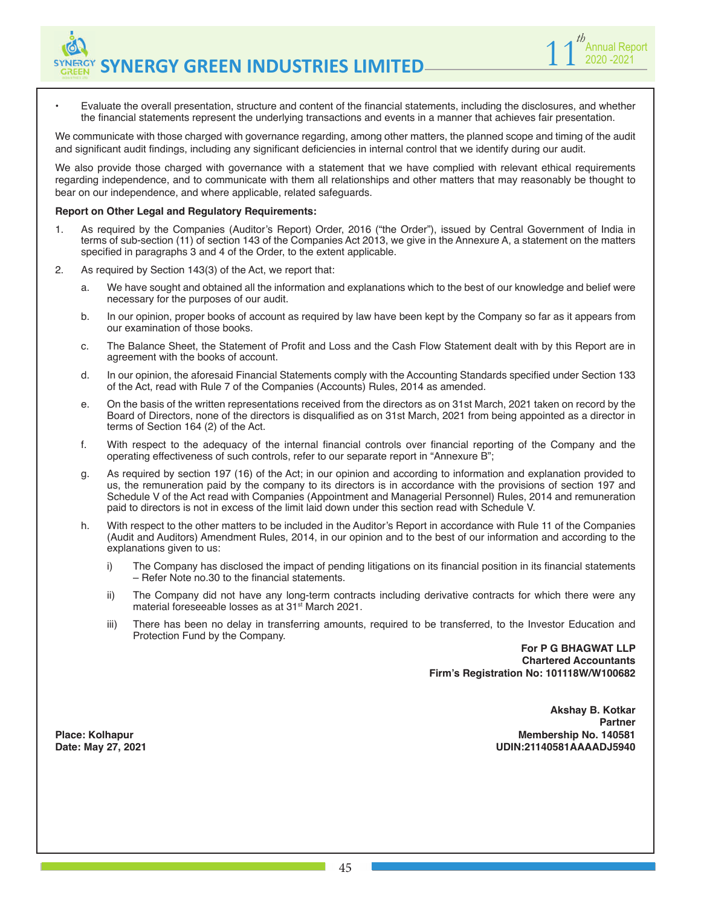- Evaluate the overall presentation, structure and content of the financial statements, including the disclosures, and whether the financial statements represent the underlying transactions and events in a manner that achieves fair presentation.

We communicate with those charged with governance regarding, among other matters, the planned scope and timing of the audit and significant audit findings, including any significant deficiencies in internal control that we identify during our audit.

We also provide those charged with governance with a statement that we have complied with relevant ethical requirements regarding independence, and to communicate with them all relationships and other matters that may reasonably be thought to bear on our independence, and where applicable, related safeguards.

**Report on Other Legal and Regulatory Requirements:**

1. As required by the Companies (Auditor's Report) Order, 2016 ("the Order"), issued by Central Government of India in terms of sub-section (11) of section 143 of the Companies Act 2013, we give in the Annexure A, a statement on the matters specified in paragraphs 3 and 4 of the Order, to the extent applicable.

2. As required by Section 143(3) of the Act, we report that:

   a. We have sought and obtained all the information and explanations which to the best of our knowledge and belief were necessary for the purposes of our audit.

   b. In our opinion, proper books of account as required by law have been kept by the Company so far as it appears from our examination of those books.

   c. The Balance Sheet, the Statement of Profit and Loss and the Cash Flow Statement dealt with by this Report are in agreement with the books of account.

   d. In our opinion, the aforesaid Financial Statements comply with the Accounting Standards specified under Section 133 of the Act, read with Rule 7 of the Companies (Accounts) Rules, 2014 as amended.

   e. On the basis of the written representations received from the directors as on 31st March, 2021 taken on record by the Board of Directors, none of the directors is disqualified as on 31st March, 2021 from being appointed as a director in terms of Section 164 (2) of the Act.

   f. With respect to the adequacy of the internal financial controls over financial reporting of the Company and the operating effectiveness of such controls, refer to our separate report in "Annexure B";

   g. As required by section 197 (16) of the Act; in our opinion and according to information and explanation provided to us, the remuneration paid by the company to its directors is in accordance with the provisions of section 197 and Schedule V of the Act read with Companies (Appointment and Managerial Personnel) Rules, 2014 and remuneration paid to directors is not in excess of the limit laid down under this section read with Schedule V.

   h. With respect to the other matters to be included in the Auditor's Report in accordance with Rule 11 of the Companies (Audit and Auditors) Amendment Rules, 2014, in our opinion and to the best of our information and according to the explanations given to us:

      i) The Company has disclosed the impact of pending litigations on its financial position in its financial statements – Refer Note no.30 to the financial statements.

      ii) The Company did not have any long-term contracts including derivative contracts for which there were any material foreseeable losses as at 31st March 2021.

      iii) There has been no delay in transferring amounts, required to be transferred, to the Investor Education and Protection Fund by the Company.

**For P G BHAGWAT LLP**
**Chartered Accountants**
**Firm's Registration No: 101118W/W100682**

**Akshay B. Kotkar**
**Partner**
**Membership No. 140581**
**UDIN:21140581AAAADJ5940**

**Place: Kolhapur**
**Date: May 27, 2021**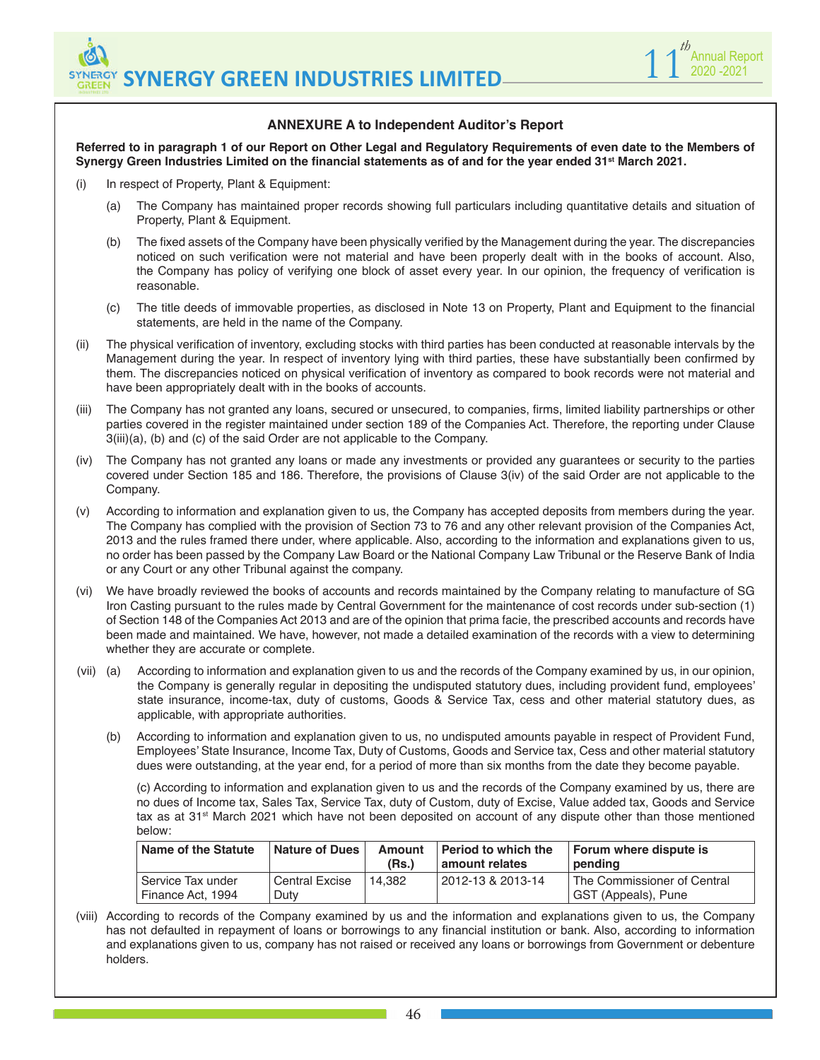## ANNEXURE A to Independent Auditor's Report

**Referred to in paragraph 1 of our Report on Other Legal and Regulatory Requirements of even date to the Members of Synergy Green Industries Limited on the financial statements as of and for the year ended 31st March 2021.**

(i) In respect of Property, Plant & Equipment:

(a) The Company has maintained proper records showing full particulars including quantitative details and situation of Property, Plant & Equipment.

(b) The fixed assets of the Company have been physically verified by the Management during the year. The discrepancies noticed on such verification were not material and have been properly dealt with in the books of account. Also, the Company has policy of verifying one block of asset every year. In our opinion, the frequency of verification is reasonable.

(c) The title deeds of immovable properties, as disclosed in Note 13 on Property, Plant and Equipment to the financial statements, are held in the name of the Company.

(ii) The physical verification of inventory, excluding stocks with third parties has been conducted at reasonable intervals by the Management during the year. In respect of inventory lying with third parties, these have substantially been confirmed by them. The discrepancies noticed on physical verification of inventory as compared to book records were not material and have been appropriately dealt with in the books of accounts.

(iii) The Company has not granted any loans, secured or unsecured, to companies, firms, limited liability partnerships or other parties covered in the register maintained under section 189 of the Companies Act. Therefore, the reporting under Clause 3(iii)(a), (b) and (c) of the said Order are not applicable to the Company.

(iv) The Company has not granted any loans or made any investments or provided any guarantees or security to the parties covered under Section 185 and 186. Therefore, the provisions of Clause 3(iv) of the said Order are not applicable to the Company.

(v) According to information and explanation given to us, the Company has accepted deposits from members during the year. The Company has complied with the provision of Section 73 to 76 and any other relevant provision of the Companies Act, 2013 and the rules framed there under, where applicable. Also, according to the information and explanations given to us, no order has been passed by the Company Law Board or the National Company Law Tribunal or the Reserve Bank of India or any Court or any other Tribunal against the company.

(vi) We have broadly reviewed the books of accounts and records maintained by the Company relating to manufacture of SG Iron Casting pursuant to the rules made by Central Government for the maintenance of cost records under sub-section (1) of Section 148 of the Companies Act 2013 and are of the opinion that prima facie, the prescribed accounts and records have been made and maintained. We have, however, not made a detailed examination of the records with a view to determining whether they are accurate or complete.

(vii) (a) According to information and explanation given to us and the records of the Company examined by us, in our opinion, the Company is generally regular in depositing the undisputed statutory dues, including provident fund, employees' state insurance, income-tax, duty of customs, Goods & Service Tax, cess and other material statutory dues, as applicable, with appropriate authorities.

(b) According to information and explanation given to us, no undisputed amounts payable in respect of Provident Fund, Employees' State Insurance, Income Tax, Duty of Customs, Goods and Service tax, Cess and other material statutory dues were outstanding, at the year end, for a period of more than six months from the date they become payable.

(c) According to information and explanation given to us and the records of the Company examined by us, there are no dues of Income tax, Sales Tax, Service Tax, duty of Custom, duty of Excise, Value added tax, Goods and Service tax as at 31st March 2021 which have not been deposited on account of any dispute other than those mentioned below:

| Name of the Statute | Nature of Dues | Amount (Rs.) | Period to which the amount relates | Forum where dispute is pending |
|---|---|---|---|---|
| Service Tax under Finance Act, 1994 | Central Excise Duty | 14,382 | 2012-13 & 2013-14 | The Commissioner of Central GST (Appeals), Pune |

(viii) According to records of the Company examined by us and the information and explanations given to us, the Company has not defaulted in repayment of loans or borrowings to any financial institution or bank. Also, according to information and explanations given to us, company has not raised or received any loans or borrowings from Government or debenture holders.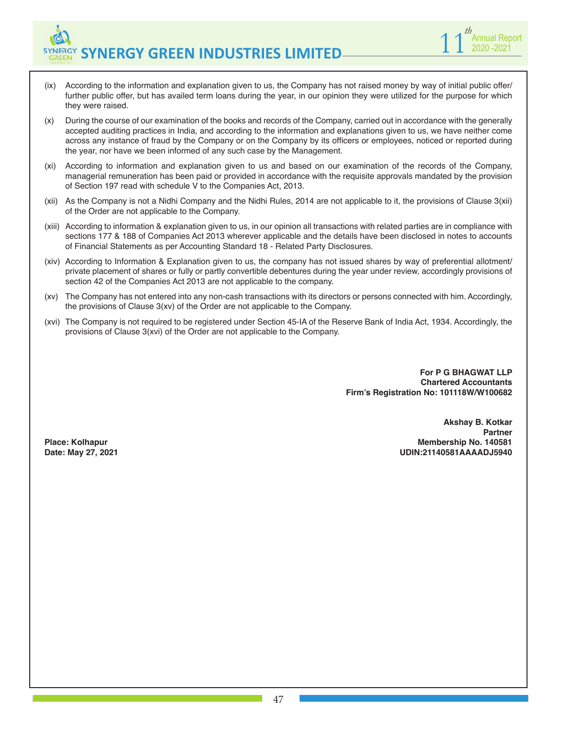(ix) According to the information and explanation given to us, the Company has not raised money by way of initial public offer/ further public offer, but has availed term loans during the year, in our opinion they were utilized for the purpose for which they were raised.

(x) During the course of our examination of the books and records of the Company, carried out in accordance with the generally accepted auditing practices in India, and according to the information and explanations given to us, we have neither come across any instance of fraud by the Company or on the Company by its officers or employees, noticed or reported during the year, nor have we been informed of any such case by the Management.

(xi) According to information and explanation given to us and based on our examination of the records of the Company, managerial remuneration has been paid or provided in accordance with the requisite approvals mandated by the provision of Section 197 read with schedule V to the Companies Act, 2013.

(xii) As the Company is not a Nidhi Company and the Nidhi Rules, 2014 are not applicable to it, the provisions of Clause 3(xii) of the Order are not applicable to the Company.

(xiii) According to information & explanation given to us, in our opinion all transactions with related parties are in compliance with sections 177 & 188 of Companies Act 2013 wherever applicable and the details have been disclosed in notes to accounts of Financial Statements as per Accounting Standard 18 - Related Party Disclosures.

(xiv) According to Information & Explanation given to us, the company has not issued shares by way of preferential allotment/ private placement of shares or fully or partly convertible debentures during the year under review, accordingly provisions of section 42 of the Companies Act 2013 are not applicable to the company.

(xv) The Company has not entered into any non-cash transactions with its directors or persons connected with him. Accordingly, the provisions of Clause 3(xv) of the Order are not applicable to the Company.

(xvi) The Company is not required to be registered under Section 45-IA of the Reserve Bank of India Act, 1934. Accordingly, the provisions of Clause 3(xvi) of the Order are not applicable to the Company.

**For P G BHAGWAT LLP**
**Chartered Accountants**
**Firm's Registration No: 101118W/W100682**

**Akshay B. Kotkar**
**Partner**
**Membership No. 140581**
**UDIN:21140581AAAADJ5940**

**Place: Kolhapur**
**Date: May 27, 2021**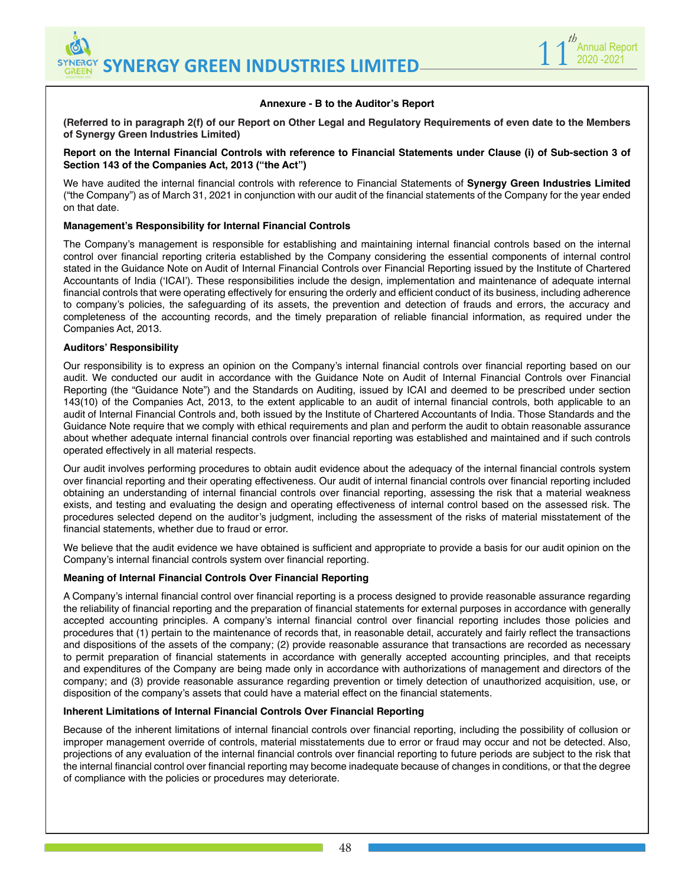## Annexure - B to the Auditor's Report

**(Referred to in paragraph 2(f) of our Report on Other Legal and Regulatory Requirements of even date to the Members of Synergy Green Industries Limited)**

**Report on the Internal Financial Controls with reference to Financial Statements under Clause (i) of Sub-section 3 of Section 143 of the Companies Act, 2013 ("the Act")**

We have audited the internal financial controls with reference to Financial Statements of **Synergy Green Industries Limited** ("the Company") as of March 31, 2021 in conjunction with our audit of the financial statements of the Company for the year ended on that date.

**Management's Responsibility for Internal Financial Controls**

The Company's management is responsible for establishing and maintaining internal financial controls based on the internal control over financial reporting criteria established by the Company considering the essential components of internal control stated in the Guidance Note on Audit of Internal Financial Controls over Financial Reporting issued by the Institute of Chartered Accountants of India ('ICAI'). These responsibilities include the design, implementation and maintenance of adequate internal financial controls that were operating effectively for ensuring the orderly and efficient conduct of its business, including adherence to company's policies, the safeguarding of its assets, the prevention and detection of frauds and errors, the accuracy and completeness of the accounting records, and the timely preparation of reliable financial information, as required under the Companies Act, 2013.

**Auditors' Responsibility**

Our responsibility is to express an opinion on the Company's internal financial controls over financial reporting based on our audit. We conducted our audit in accordance with the Guidance Note on Audit of Internal Financial Controls over Financial Reporting (the "Guidance Note") and the Standards on Auditing, issued by ICAI and deemed to be prescribed under section 143(10) of the Companies Act, 2013, to the extent applicable to an audit of internal financial controls, both applicable to an audit of Internal Financial Controls and, both issued by the Institute of Chartered Accountants of India. Those Standards and the Guidance Note require that we comply with ethical requirements and plan and perform the audit to obtain reasonable assurance about whether adequate internal financial controls over financial reporting was established and maintained and if such controls operated effectively in all material respects.

Our audit involves performing procedures to obtain audit evidence about the adequacy of the internal financial controls system over financial reporting and their operating effectiveness. Our audit of internal financial controls over financial reporting included obtaining an understanding of internal financial controls over financial reporting, assessing the risk that a material weakness exists, and testing and evaluating the design and operating effectiveness of internal control based on the assessed risk. The procedures selected depend on the auditor's judgment, including the assessment of the risks of material misstatement of the financial statements, whether due to fraud or error.

We believe that the audit evidence we have obtained is sufficient and appropriate to provide a basis for our audit opinion on the Company's internal financial controls system over financial reporting.

**Meaning of Internal Financial Controls Over Financial Reporting**

A Company's internal financial control over financial reporting is a process designed to provide reasonable assurance regarding the reliability of financial reporting and the preparation of financial statements for external purposes in accordance with generally accepted accounting principles. A company's internal financial control over financial reporting includes those policies and procedures that (1) pertain to the maintenance of records that, in reasonable detail, accurately and fairly reflect the transactions and dispositions of the assets of the company; (2) provide reasonable assurance that transactions are recorded as necessary to permit preparation of financial statements in accordance with generally accepted accounting principles, and that receipts and expenditures of the Company are being made only in accordance with authorizations of management and directors of the company; and (3) provide reasonable assurance regarding prevention or timely detection of unauthorized acquisition, use, or disposition of the company's assets that could have a material effect on the financial statements.

**Inherent Limitations of Internal Financial Controls Over Financial Reporting**

Because of the inherent limitations of internal financial controls over financial reporting, including the possibility of collusion or improper management override of controls, material misstatements due to error or fraud may occur and not be detected. Also, projections of any evaluation of the internal financial controls over financial reporting to future periods are subject to the risk that the internal financial control over financial reporting may become inadequate because of changes in conditions, or that the degree of compliance with the policies or procedures may deteriorate.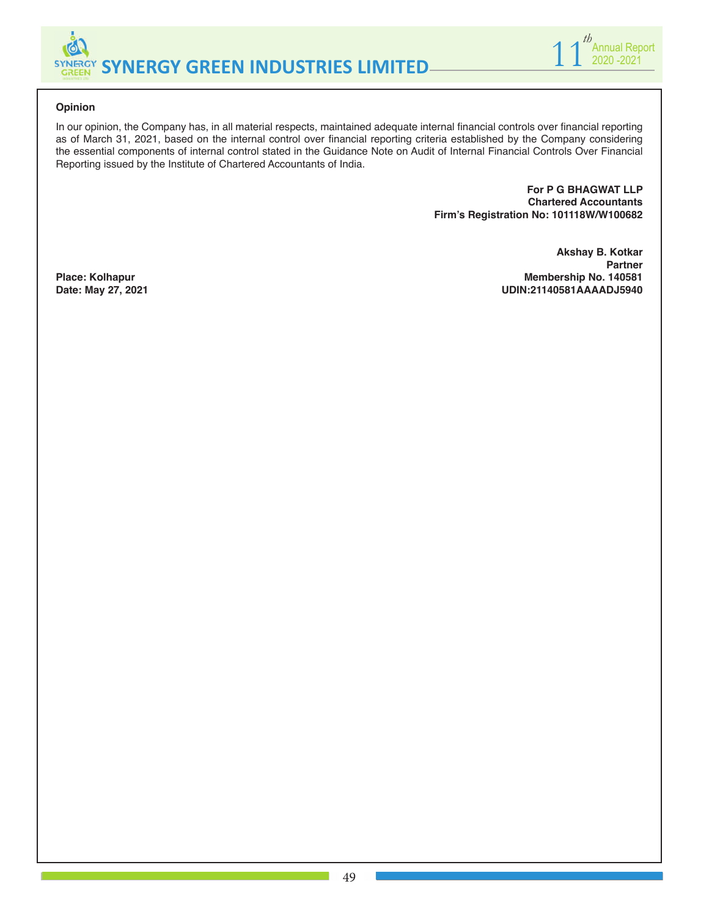**Opinion**

In our opinion, the Company has, in all material respects, maintained adequate internal financial controls over financial reporting as of March 31, 2021, based on the internal control over financial reporting criteria established by the Company considering the essential components of internal control stated in the Guidance Note on Audit of Internal Financial Controls Over Financial Reporting issued by the Institute of Chartered Accountants of India.

**For P G BHAGWAT LLP**
**Chartered Accountants**
**Firm's Registration No: 101118W/W100682**

**Akshay B. Kotkar**
**Partner**
**Membership No. 140581**
**UDIN:21140581AAAADJ5940**

**Place: Kolhapur**
**Date: May 27, 2021**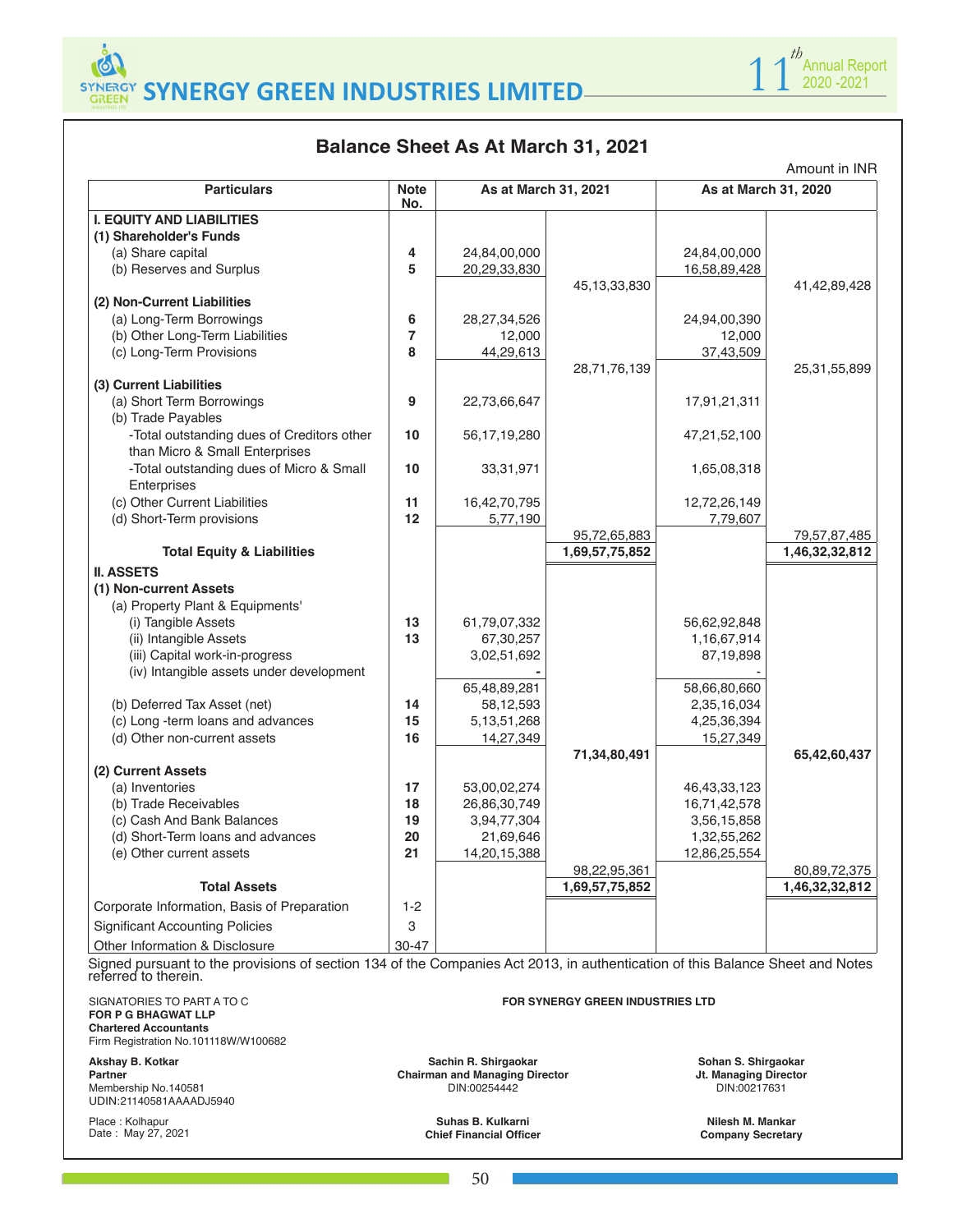## Balance Sheet As At March 31, 2021

Amount in INR

| Particulars | Note No. | As at March 31, 2021 | | As at March 31, 2020 | |
|---|---|---|---|---|---|
| **I. EQUITY AND LIABILITIES** | | | | | |
| **(1) Shareholder's Funds** | | | | | |
| (a) Share capital | **4** | 24,84,00,000 | | 24,84,00,000 | |
| (b) Reserves and Surplus | **5** | 20,29,33,830 | | 16,58,89,428 | |
| | | | 45,13,33,830 | | 41,42,89,428 |
| **(2) Non-Current Liabilities** | | | | | |
| (a) Long-Term Borrowings | **6** | 28,27,34,526 | | 24,94,00,390 | |
| (b) Other Long-Term Liabilities | **7** | 12,000 | | 12,000 | |
| (c) Long-Term Provisions | **8** | 44,29,613 | | 37,43,509 | |
| | | | 28,71,76,139 | | 25,31,55,899 |
| **(3) Current Liabilities** | | | | | |
| (a) Short Term Borrowings | **9** | 22,73,66,647 | | 17,91,21,311 | |
| (b) Trade Payables | | | | | |
| -Total outstanding dues of Creditors other than Micro & Small Enterprises | **10** | 56,17,19,280 | | 47,21,52,100 | |
| -Total outstanding dues of Micro & Small Enterprises | **10** | 33,31,971 | | 1,65,08,318 | |
| (c) Other Current Liabilities | **11** | 16,42,70,795 | | 12,72,26,149 | |
| (d) Short-Term provisions | **12** | 5,77,190 | | 7,79,607 | |
| | | | 95,72,65,883 | | 79,57,87,485 |
| **Total Equity & Liabilities** | | | **1,69,57,75,852** | | **1,46,32,32,812** |
| **II. ASSETS** | | | | | |
| **(1) Non-current Assets** | | | | | |
| (a) Property Plant & Equipments' | | | | | |
| (i) Tangible Assets | **13** | 61,79,07,332 | | 56,62,92,848 | |
| (ii) Intangible Assets | **13** | 67,30,257 | | 1,16,67,914 | |
| (iii) Capital work-in-progress | | 3,02,51,692 | | 87,19,898 | |
| (iv) Intangible assets under development | | - | | - | |
| | | 65,48,89,281 | | 58,66,80,660 | |
| (b) Deferred Tax Asset (net) | **14** | 58,12,593 | | 2,35,16,034 | |
| (c) Long -term loans and advances | **15** | 5,13,51,268 | | 4,25,36,394 | |
| (d) Other non-current assets | **16** | 14,27,349 | | 15,27,349 | |
| | | | **71,34,80,491** | | **65,42,60,437** |
| **(2) Current Assets** | | | | | |
| (a) Inventories | **17** | 53,00,02,274 | | 46,43,33,123 | |
| (b) Trade Receivables | **18** | 26,86,30,749 | | 16,71,42,578 | |
| (c) Cash And Bank Balances | **19** | 3,94,77,304 | | 3,56,15,858 | |
| (d) Short-Term loans and advances | **20** | 21,69,646 | | 1,32,55,262 | |
| (e) Other current assets | **21** | 14,20,15,388 | | 12,86,25,554 | |
| | | | 98,22,95,361 | | 80,89,72,375 |
| **Total Assets** | | | **1,69,57,75,852** | | **1,46,32,32,812** |
| Corporate Information, Basis of Preparation | 1-2 | | | | |
| Significant Accounting Policies | 3 | | | | |
| Other Information & Disclosure | 30-47 | | | | |

Signed pursuant to the provisions of section 134 of the Companies Act 2013, in authentication of this Balance Sheet and Notes referred to therein.

SIGNATORIES TO PART A TO C
**FOR P G BHAGWAT LLP**
**Chartered Accountants**
Firm Registration No.101118W/W100682

**Akshay B. Kotkar**
**Partner**
Membership No.140581
UDIN:21140581AAAADJ5940

Place : Kolhapur
Date : May 27, 2021

**FOR SYNERGY GREEN INDUSTRIES LTD**

**Sachin R. Shirgaokar**
**Chairman and Managing Director**
DIN:00254442

**Sohan S. Shirgaokar**
**Jt. Managing Director**
DIN:00217631

**Suhas B. Kulkarni**
**Chief Financial Officer**

**Nilesh M. Mankar**
**Company Secretary**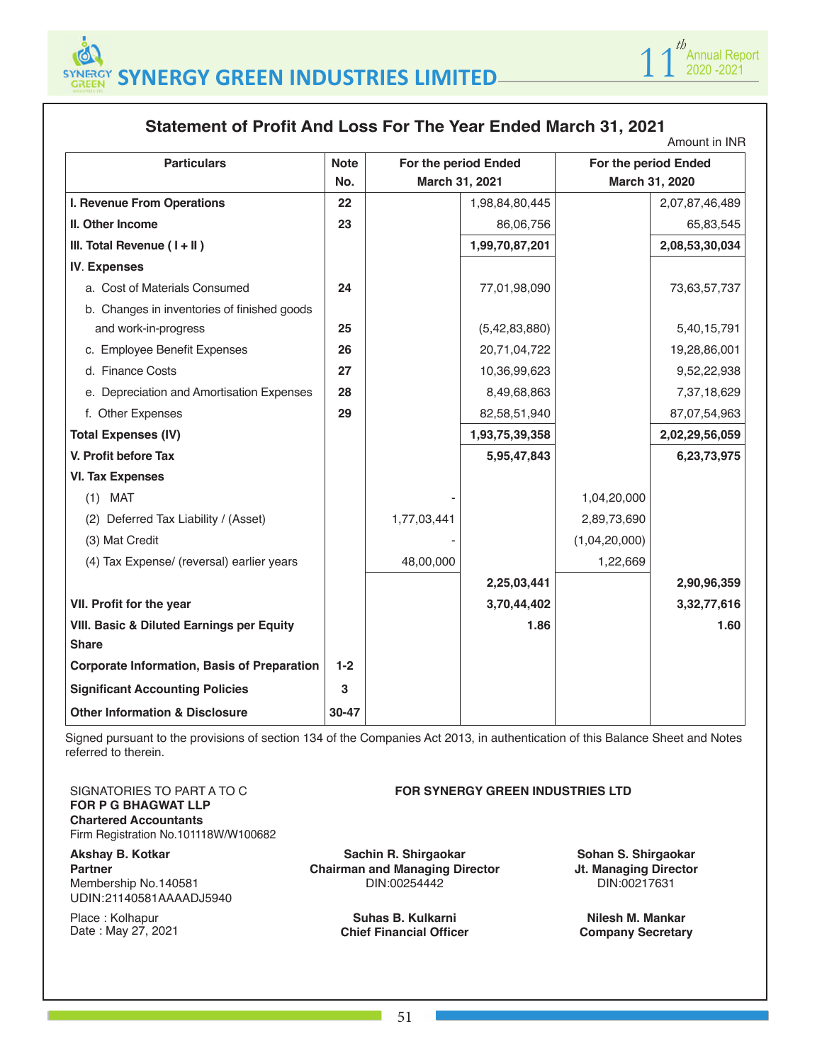## Statement of Profit And Loss For The Year Ended March 31, 2021

Amount in INR

| Particulars | Note No. | For the period Ended March 31, 2021 | | For the period Ended March 31, 2020 | |
|---|---|---|---|---|---|
| **I. Revenue From Operations** | **22** | | 1,98,84,80,445 | | 2,07,87,46,489 |
| **II. Other Income** | **23** | | 86,06,756 | | 65,83,545 |
| **III. Total Revenue ( I + II )** | | | **1,99,70,87,201** | | **2,08,53,30,034** |
| **IV. Expenses** | | | | | |
| a. Cost of Materials Consumed | **24** | | 77,01,98,090 | | 73,63,57,737 |
| b. Changes in inventories of finished goods and work-in-progress | **25** | | (5,42,83,880) | | 5,40,15,791 |
| c. Employee Benefit Expenses | **26** | | 20,71,04,722 | | 19,28,86,001 |
| d. Finance Costs | **27** | | 10,36,99,623 | | 9,52,22,938 |
| e. Depreciation and Amortisation Expenses | **28** | | 8,49,68,863 | | 7,37,18,629 |
| f. Other Expenses | **29** | | 82,58,51,940 | | 87,07,54,963 |
| **Total Expenses (IV)** | | | **1,93,75,39,358** | | **2,02,29,56,059** |
| **V. Profit before Tax** | | | **5,95,47,843** | | **6,23,73,975** |
| **VI. Tax Expenses** | | | | | |
| (1) MAT | | - | | 1,04,20,000 | |
| (2) Deferred Tax Liability / (Asset) | | 1,77,03,441 | | 2,89,73,690 | |
| (3) Mat Credit | | - | | (1,04,20,000) | |
| (4) Tax Expense/ (reversal) earlier years | | 48,00,000 | | 1,22,669 | |
| | | | **2,25,03,441** | | **2,90,96,359** |
| **VII. Profit for the year** | | | **3,70,44,402** | | **3,32,77,616** |
| **VIII. Basic & Diluted Earnings per Equity Share** | | | **1.86** | | **1.60** |
| **Corporate Information, Basis of Preparation** | **1-2** | | | | |
| **Significant Accounting Policies** | **3** | | | | |
| **Other Information & Disclosure** | **30-47** | | | | |

Signed pursuant to the provisions of section 134 of the Companies Act 2013, in authentication of this Balance Sheet and Notes referred to therein.

SIGNATORIES TO PART A TO C
**FOR P G BHAGWAT LLP**
**Chartered Accountants**
Firm Registration No.101118W/W100682

**Akshay B. Kotkar**
**Partner**
Membership No.140581
UDIN:21140581AAAADJ5940

Place : Kolhapur
Date : May 27, 2021

**FOR SYNERGY GREEN INDUSTRIES LTD**

**Sachin R. Shirgaokar**
**Chairman and Managing Director**
DIN:00254442

**Sohan S. Shirgaokar**
**Jt. Managing Director**
DIN:00217631

**Suhas B. Kulkarni**
**Chief Financial Officer**

**Nilesh M. Mankar**
**Company Secretary**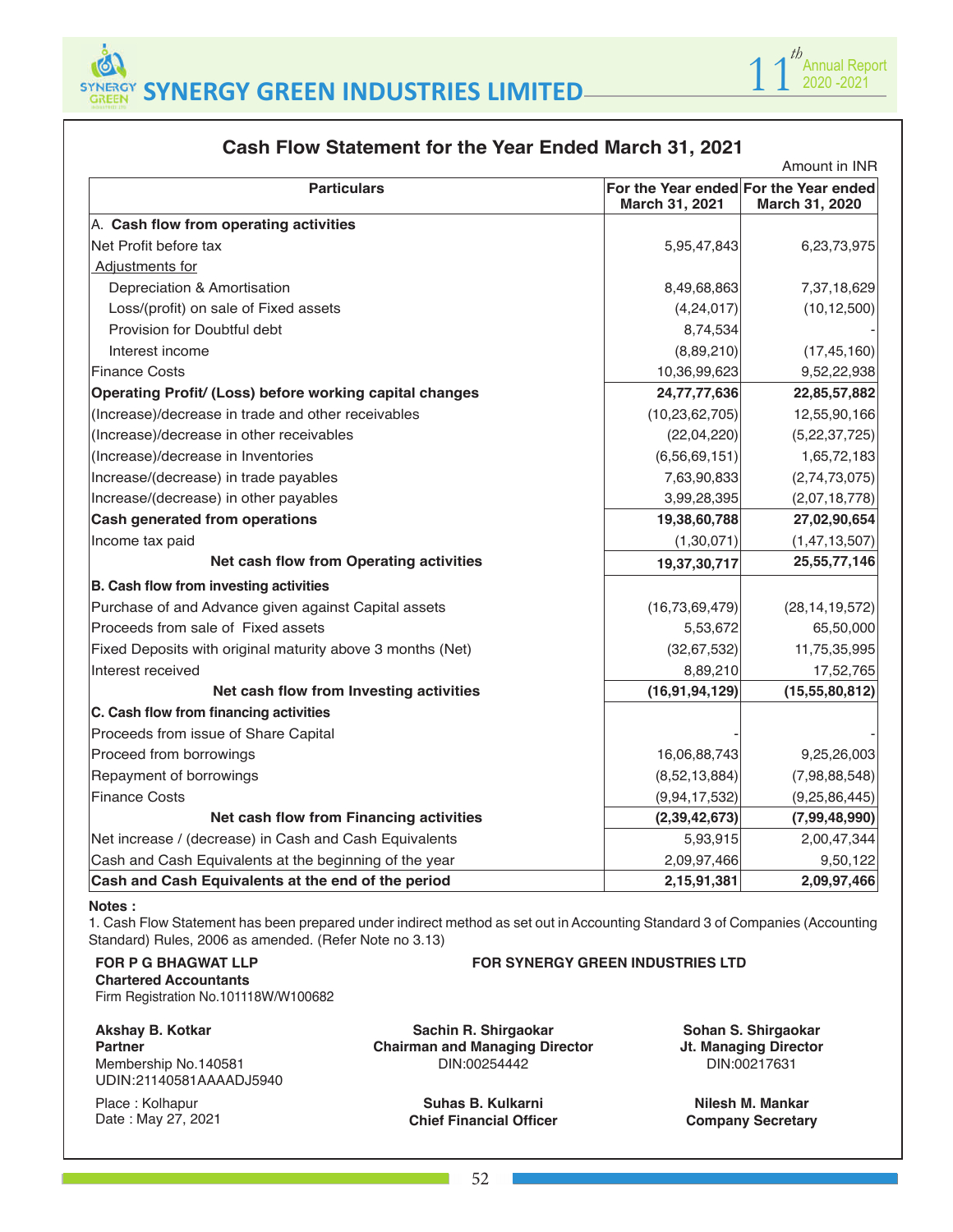# Cash Flow Statement for the Year Ended March 31, 2021

Amount in INR

| Particulars | For the Year ended March 31, 2021 | For the Year ended March 31, 2020 |
|---|---|---|
| A. **Cash flow from operating activities** | | |
| Net Profit before tax | 5,95,47,843 | 6,23,73,975 |
| Adjustments for | | |
| Depreciation & Amortisation | 8,49,68,863 | 7,37,18,629 |
| Loss/(profit) on sale of Fixed assets | (4,24,017) | (10,12,500) |
| Provision for Doubtful debt | 8,74,534 | - |
| Interest income | (8,89,210) | (17,45,160) |
| Finance Costs | 10,36,99,623 | 9,52,22,938 |
| **Operating Profit/ (Loss) before working capital changes** | **24,77,77,636** | **22,85,57,882** |
| (Increase)/decrease in trade and other receivables | (10,23,62,705) | 12,55,90,166 |
| (Increase)/decrease in other receivables | (22,04,220) | (5,22,37,725) |
| (Increase)/decrease in Inventories | (6,56,69,151) | 1,65,72,183 |
| Increase/(decrease) in trade payables | 7,63,90,833 | (2,74,73,075) |
| Increase/(decrease) in other payables | 3,99,28,395 | (2,07,18,778) |
| **Cash generated from operations** | **19,38,60,788** | **27,02,90,654** |
| Income tax paid | (1,30,071) | (1,47,13,507) |
| **Net cash flow from Operating activities** | **19,37,30,717** | **25,55,77,146** |
| **B. Cash flow from investing activities** | | |
| Purchase of and Advance given against Capital assets | (16,73,69,479) | (28,14,19,572) |
| Proceeds from sale of Fixed assets | 5,53,672 | 65,50,000 |
| Fixed Deposits with original maturity above 3 months (Net) | (32,67,532) | 11,75,35,995 |
| Interest received | 8,89,210 | 17,52,765 |
| **Net cash flow from Investing activities** | **(16,91,94,129)** | **(15,55,80,812)** |
| **C. Cash flow from financing activities** | | |
| Proceeds from issue of Share Capital | - | - |
| Proceed from borrowings | 16,06,88,743 | 9,25,26,003 |
| Repayment of borrowings | (8,52,13,884) | (7,98,88,548) |
| Finance Costs | (9,94,17,532) | (9,25,86,445) |
| **Net cash flow from Financing activities** | **(2,39,42,673)** | **(7,99,48,990)** |
| Net increase / (decrease) in Cash and Cash Equivalents | 5,93,915 | 2,00,47,344 |
| Cash and Cash Equivalents at the beginning of the year | 2,09,97,466 | 9,50,122 |
| **Cash and Cash Equivalents at the end of the period** | **2,15,91,381** | **2,09,97,466** |

**Notes :**

1. Cash Flow Statement has been prepared under indirect method as set out in Accounting Standard 3 of Companies (Accounting Standard) Rules, 2006 as amended. (Refer Note no 3.13)

**FOR P G BHAGWAT LLP**
**Chartered Accountants**
Firm Registration No.101118W/W100682

**FOR SYNERGY GREEN INDUSTRIES LTD**

**Akshay B. Kotkar**
**Partner**
Membership No.140581
UDIN:21140581AAAADJ5940

**Sachin R. Shirgaokar**
**Chairman and Managing Director**
DIN:00254442

**Sohan S. Shirgaokar**
**Jt. Managing Director**
DIN:00217631

Place : Kolhapur
Date : May 27, 2021

**Suhas B. Kulkarni**
**Chief Financial Officer**

**Nilesh M. Mankar**
**Company Secretary**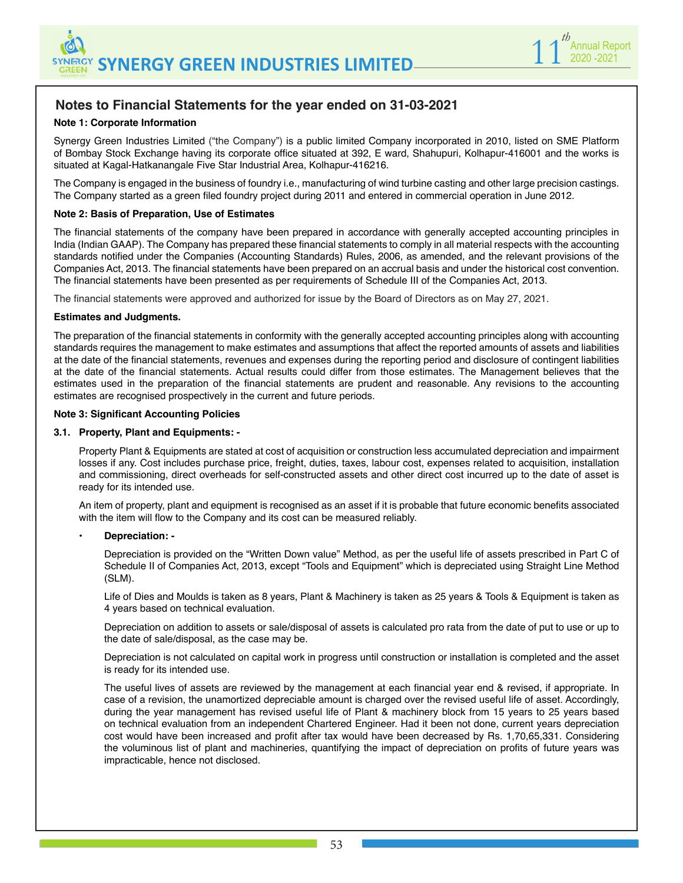## Notes to Financial Statements for the year ended on 31-03-2021

**Note 1: Corporate Information**

Synergy Green Industries Limited ("the Company") is a public limited Company incorporated in 2010, listed on SME Platform of Bombay Stock Exchange having its corporate office situated at 392, E ward, Shahupuri, Kolhapur-416001 and the works is situated at Kagal-Hatkanangale Five Star Industrial Area, Kolhapur-416216.

The Company is engaged in the business of foundry i.e., manufacturing of wind turbine casting and other large precision castings. The Company started as a green filed foundry project during 2011 and entered in commercial operation in June 2012.

**Note 2: Basis of Preparation, Use of Estimates**

The financial statements of the company have been prepared in accordance with generally accepted accounting principles in India (Indian GAAP). The Company has prepared these financial statements to comply in all material respects with the accounting standards notified under the Companies (Accounting Standards) Rules, 2006, as amended, and the relevant provisions of the Companies Act, 2013. The financial statements have been prepared on an accrual basis and under the historical cost convention. The financial statements have been presented as per requirements of Schedule III of the Companies Act, 2013.

The financial statements were approved and authorized for issue by the Board of Directors as on May 27, 2021.

**Estimates and Judgments.**

The preparation of the financial statements in conformity with the generally accepted accounting principles along with accounting standards requires the management to make estimates and assumptions that affect the reported amounts of assets and liabilities at the date of the financial statements, revenues and expenses during the reporting period and disclosure of contingent liabilities at the date of the financial statements. Actual results could differ from those estimates. The Management believes that the estimates used in the preparation of the financial statements are prudent and reasonable. Any revisions to the accounting estimates are recognised prospectively in the current and future periods.

**Note 3: Significant Accounting Policies**

**3.1. Property, Plant and Equipments: -**

Property Plant & Equipments are stated at cost of acquisition or construction less accumulated depreciation and impairment losses if any. Cost includes purchase price, freight, duties, taxes, labour cost, expenses related to acquisition, installation and commissioning, direct overheads for self-constructed assets and other direct cost incurred up to the date of asset is ready for its intended use.

An item of property, plant and equipment is recognised as an asset if it is probable that future economic benefits associated with the item will flow to the Company and its cost can be measured reliably.

- **Depreciation: -**

  Depreciation is provided on the "Written Down value" Method, as per the useful life of assets prescribed in Part C of Schedule II of Companies Act, 2013, except "Tools and Equipment" which is depreciated using Straight Line Method (SLM).

  Life of Dies and Moulds is taken as 8 years, Plant & Machinery is taken as 25 years & Tools & Equipment is taken as 4 years based on technical evaluation.

  Depreciation on addition to assets or sale/disposal of assets is calculated pro rata from the date of put to use or up to the date of sale/disposal, as the case may be.

  Depreciation is not calculated on capital work in progress until construction or installation is completed and the asset is ready for its intended use.

  The useful lives of assets are reviewed by the management at each financial year end & revised, if appropriate. In case of a revision, the unamortized depreciable amount is charged over the revised useful life of asset. Accordingly, during the year management has revised useful life of Plant & machinery block from 15 years to 25 years based on technical evaluation from an independent Chartered Engineer. Had it been not done, current years depreciation cost would have been increased and profit after tax would have been decreased by Rs. 1,70,65,331. Considering the voluminous list of plant and machineries, quantifying the impact of depreciation on profits of future years was impracticable, hence not disclosed.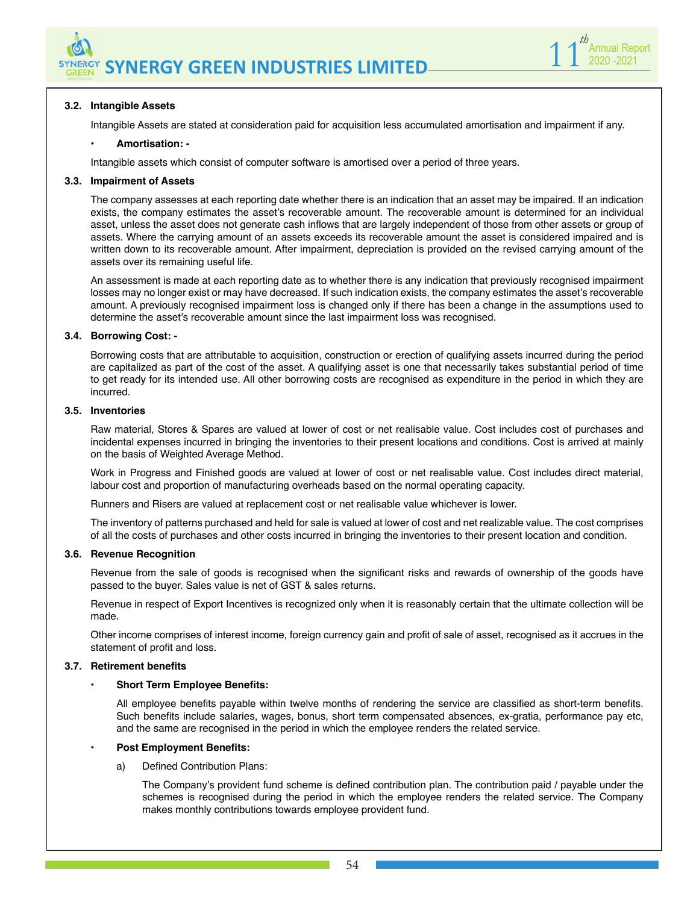### 3.2. Intangible Assets

Intangible Assets are stated at consideration paid for acquisition less accumulated amortisation and impairment if any.

- **Amortisation: -**

Intangible assets which consist of computer software is amortised over a period of three years.

### 3.3. Impairment of Assets

The company assesses at each reporting date whether there is an indication that an asset may be impaired. If an indication exists, the company estimates the asset's recoverable amount. The recoverable amount is determined for an individual asset, unless the asset does not generate cash inflows that are largely independent of those from other assets or group of assets. Where the carrying amount of an assets exceeds its recoverable amount the asset is considered impaired and is written down to its recoverable amount. After impairment, depreciation is provided on the revised carrying amount of the assets over its remaining useful life.

An assessment is made at each reporting date as to whether there is any indication that previously recognised impairment losses may no longer exist or may have decreased. If such indication exists, the company estimates the asset's recoverable amount. A previously recognised impairment loss is changed only if there has been a change in the assumptions used to determine the asset's recoverable amount since the last impairment loss was recognised.

### 3.4. Borrowing Cost: -

Borrowing costs that are attributable to acquisition, construction or erection of qualifying assets incurred during the period are capitalized as part of the cost of the asset. A qualifying asset is one that necessarily takes substantial period of time to get ready for its intended use. All other borrowing costs are recognised as expenditure in the period in which they are incurred.

### 3.5. Inventories

Raw material, Stores & Spares are valued at lower of cost or net realisable value. Cost includes cost of purchases and incidental expenses incurred in bringing the inventories to their present locations and conditions. Cost is arrived at mainly on the basis of Weighted Average Method.

Work in Progress and Finished goods are valued at lower of cost or net realisable value. Cost includes direct material, labour cost and proportion of manufacturing overheads based on the normal operating capacity.

Runners and Risers are valued at replacement cost or net realisable value whichever is lower.

The inventory of patterns purchased and held for sale is valued at lower of cost and net realizable value. The cost comprises of all the costs of purchases and other costs incurred in bringing the inventories to their present location and condition.

### 3.6. Revenue Recognition

Revenue from the sale of goods is recognised when the significant risks and rewards of ownership of the goods have passed to the buyer. Sales value is net of GST & sales returns.

Revenue in respect of Export Incentives is recognized only when it is reasonably certain that the ultimate collection will be made.

Other income comprises of interest income, foreign currency gain and profit of sale of asset, recognised as it accrues in the statement of profit and loss.

### 3.7. Retirement benefits

- **Short Term Employee Benefits:**

All employee benefits payable within twelve months of rendering the service are classified as short-term benefits. Such benefits include salaries, wages, bonus, short term compensated absences, ex-gratia, performance pay etc, and the same are recognised in the period in which the employee renders the related service.

- **Post Employment Benefits:**

a) Defined Contribution Plans:

The Company's provident fund scheme is defined contribution plan. The contribution paid / payable under the schemes is recognised during the period in which the employee renders the related service. The Company makes monthly contributions towards employee provident fund.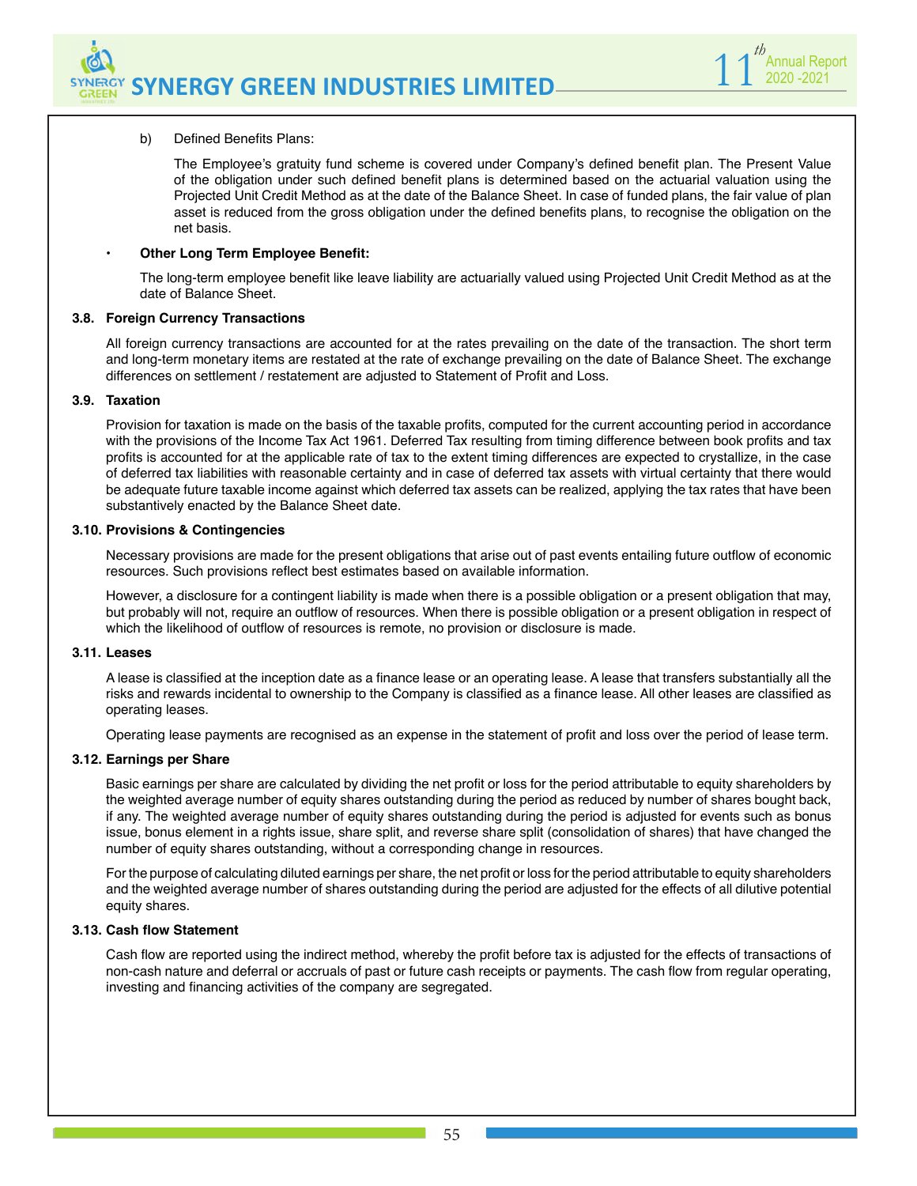b) Defined Benefits Plans:

The Employee's gratuity fund scheme is covered under Company's defined benefit plan. The Present Value of the obligation under such defined benefit plans is determined based on the actuarial valuation using the Projected Unit Credit Method as at the date of the Balance Sheet. In case of funded plans, the fair value of plan asset is reduced from the gross obligation under the defined benefits plans, to recognise the obligation on the net basis.

- **Other Long Term Employee Benefit:**

The long-term employee benefit like leave liability are actuarially valued using Projected Unit Credit Method as at the date of Balance Sheet.

### 3.8. Foreign Currency Transactions

All foreign currency transactions are accounted for at the rates prevailing on the date of the transaction. The short term and long-term monetary items are restated at the rate of exchange prevailing on the date of Balance Sheet. The exchange differences on settlement / restatement are adjusted to Statement of Profit and Loss.

### 3.9. Taxation

Provision for taxation is made on the basis of the taxable profits, computed for the current accounting period in accordance with the provisions of the Income Tax Act 1961. Deferred Tax resulting from timing difference between book profits and tax profits is accounted for at the applicable rate of tax to the extent timing differences are expected to crystallize, in the case of deferred tax liabilities with reasonable certainty and in case of deferred tax assets with virtual certainty that there would be adequate future taxable income against which deferred tax assets can be realized, applying the tax rates that have been substantively enacted by the Balance Sheet date.

### 3.10. Provisions & Contingencies

Necessary provisions are made for the present obligations that arise out of past events entailing future outflow of economic resources. Such provisions reflect best estimates based on available information.

However, a disclosure for a contingent liability is made when there is a possible obligation or a present obligation that may, but probably will not, require an outflow of resources. When there is possible obligation or a present obligation in respect of which the likelihood of outflow of resources is remote, no provision or disclosure is made.

### 3.11. Leases

A lease is classified at the inception date as a finance lease or an operating lease. A lease that transfers substantially all the risks and rewards incidental to ownership to the Company is classified as a finance lease. All other leases are classified as operating leases.

Operating lease payments are recognised as an expense in the statement of profit and loss over the period of lease term.

### 3.12. Earnings per Share

Basic earnings per share are calculated by dividing the net profit or loss for the period attributable to equity shareholders by the weighted average number of equity shares outstanding during the period as reduced by number of shares bought back, if any. The weighted average number of equity shares outstanding during the period is adjusted for events such as bonus issue, bonus element in a rights issue, share split, and reverse share split (consolidation of shares) that have changed the number of equity shares outstanding, without a corresponding change in resources.

For the purpose of calculating diluted earnings per share, the net profit or loss for the period attributable to equity shareholders and the weighted average number of shares outstanding during the period are adjusted for the effects of all dilutive potential equity shares.

### 3.13. Cash flow Statement

Cash flow are reported using the indirect method, whereby the profit before tax is adjusted for the effects of transactions of non-cash nature and deferral or accruals of past or future cash receipts or payments. The cash flow from regular operating, investing and financing activities of the company are segregated.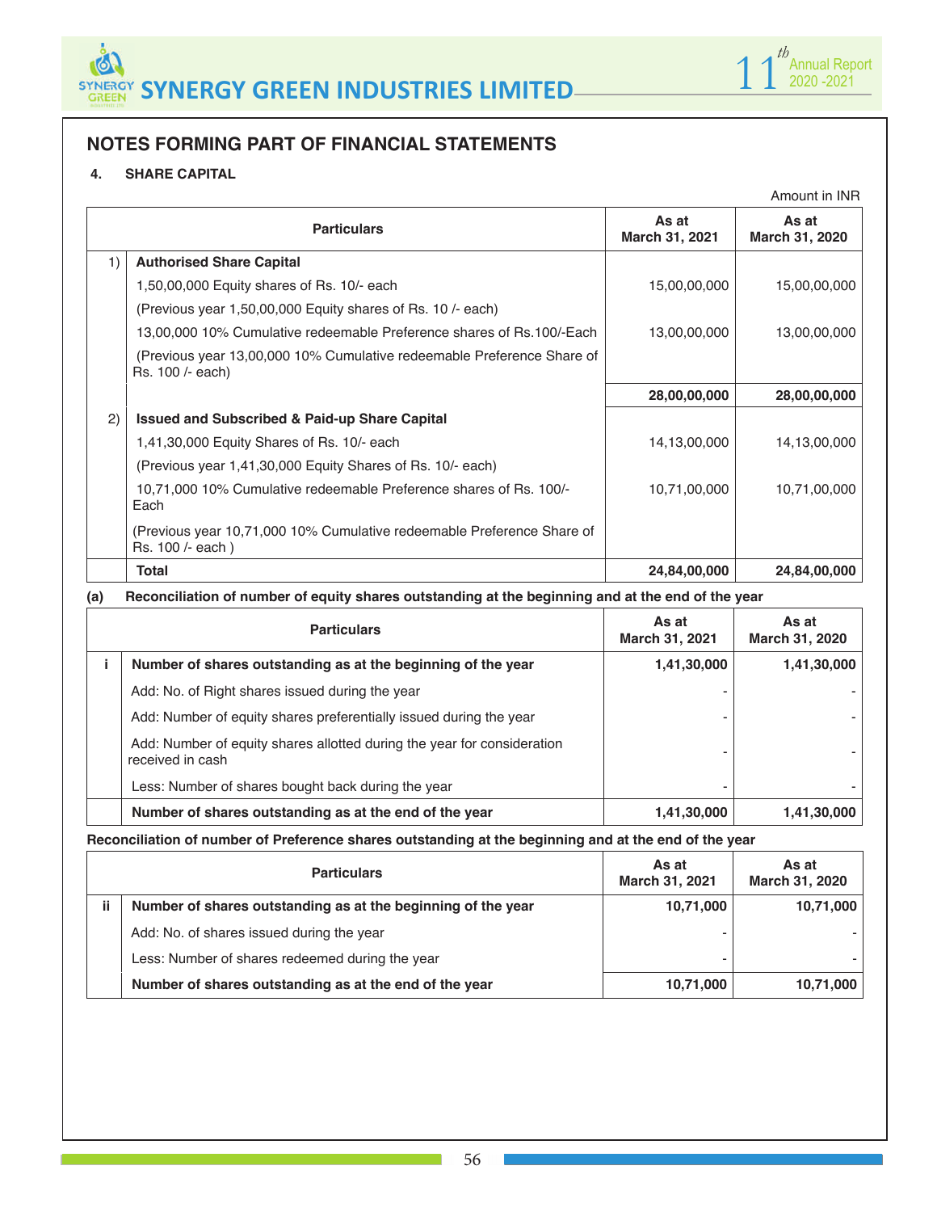## NOTES FORMING PART OF FINANCIAL STATEMENTS

### 4. SHARE CAPITAL

Amount in INR

| | Particulars | As at March 31, 2021 | As at March 31, 2020 |
|---|---|---|---|
| 1) | **Authorised Share Capital** | | |
| | 1,50,00,000 Equity shares of Rs. 10/- each | 15,00,00,000 | 15,00,00,000 |
| | (Previous year 1,50,00,000 Equity shares of Rs. 10 /- each) | | |
| | 13,00,000 10% Cumulative redeemable Preference shares of Rs.100/-Each | 13,00,00,000 | 13,00,00,000 |
| | (Previous year 13,00,000 10% Cumulative redeemable Preference Share of Rs. 100 /- each) | | |
| | | **28,00,00,000** | **28,00,00,000** |
| 2) | **Issued and Subscribed & Paid-up Share Capital** | | |
| | 1,41,30,000 Equity Shares of Rs. 10/- each | 14,13,00,000 | 14,13,00,000 |
| | (Previous year 1,41,30,000 Equity Shares of Rs. 10/- each) | | |
| | 10,71,000 10% Cumulative redeemable Preference shares of Rs. 100/- Each | 10,71,00,000 | 10,71,00,000 |
| | (Previous year 10,71,000 10% Cumulative redeemable Preference Share of Rs. 100 /- each ) | | |
| | **Total** | **24,84,00,000** | **24,84,00,000** |

**(a) Reconciliation of number of equity shares outstanding at the beginning and at the end of the year**

| | Particulars | As at March 31, 2021 | As at March 31, 2020 |
|---|---|---|---|
| i | **Number of shares outstanding as at the beginning of the year** | **1,41,30,000** | **1,41,30,000** |
| | Add: No. of Right shares issued during the year | - | - |
| | Add: Number of equity shares preferentially issued during the year | - | - |
| | Add: Number of equity shares allotted during the year for consideration received in cash | - | - |
| | Less: Number of shares bought back during the year | - | - |
| | **Number of shares outstanding as at the end of the year** | **1,41,30,000** | **1,41,30,000** |

**Reconciliation of number of Preference shares outstanding at the beginning and at the end of the year**

| | Particulars | As at March 31, 2021 | As at March 31, 2020 |
|---|---|---|---|
| ii | **Number of shares outstanding as at the beginning of the year** | **10,71,000** | **10,71,000** |
| | Add: No. of shares issued during the year | - | - |
| | Less: Number of shares redeemed during the year | - | - |
| | **Number of shares outstanding as at the end of the year** | **10,71,000** | **10,71,000** |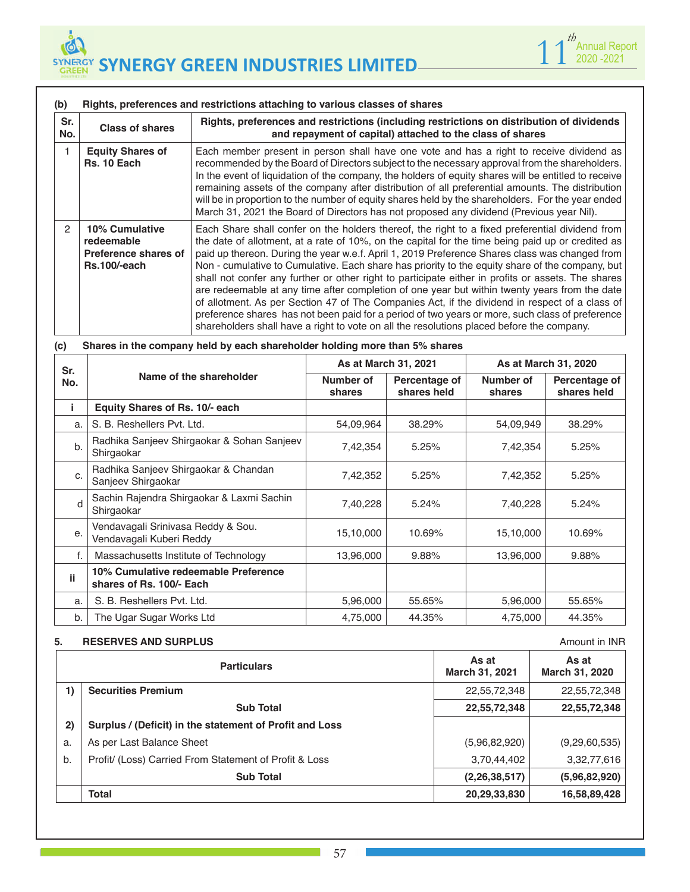**(b) Rights, preferences and restrictions attaching to various classes of shares**

| Sr. No. | Class of shares | Rights, preferences and restrictions (including restrictions on distribution of dividends and repayment of capital) attached to the class of shares |
|---|---|---|
| 1 | **Equity Shares of Rs. 10 Each** | Each member present in person shall have one vote and has a right to receive dividend as recommended by the Board of Directors subject to the necessary approval from the shareholders. In the event of liquidation of the company, the holders of equity shares will be entitled to receive remaining assets of the company after distribution of all preferential amounts. The distribution will be in proportion to the number of equity shares held by the shareholders. For the year ended March 31, 2021 the Board of Directors has not proposed any dividend (Previous year Nil). |
| 2 | **10% Cumulative redeemable Preference shares of Rs.100/-each** | Each Share shall confer on the holders thereof, the right to a fixed preferential dividend from the date of allotment, at a rate of 10%, on the capital for the time being paid up or credited as paid up thereon. During the year w.e.f. April 1, 2019 Preference Shares class was changed from Non - cumulative to Cumulative. Each share has priority to the equity share of the company, but shall not confer any further or other right to participate either in profits or assets. The shares are redeemable at any time after completion of one year but within twenty years from the date of allotment. As per Section 47 of The Companies Act, if the dividend in respect of a class of preference shares has not been paid for a period of two years or more, such class of preference shareholders shall have a right to vote on all the resolutions placed before the company. |

**(c) Shares in the company held by each shareholder holding more than 5% shares**

| Sr. No. | Name of the shareholder | As at March 31, 2021 | | As at March 31, 2020 | |
|---|---|---|---|---|---|
| | | Number of shares | Percentage of shares held | Number of shares | Percentage of shares held |
| **i** | **Equity Shares of Rs. 10/- each** | | | | |
| a. | S. B. Reshellers Pvt. Ltd. | 54,09,964 | 38.29% | 54,09,949 | 38.29% |
| b. | Radhika Sanjeev Shirgaokar & Sohan Sanjeev Shirgaokar | 7,42,354 | 5.25% | 7,42,354 | 5.25% |
| c. | Radhika Sanjeev Shirgaokar & Chandan Sanjeev Shirgaokar | 7,42,352 | 5.25% | 7,42,352 | 5.25% |
| d | Sachin Rajendra Shirgaokar & Laxmi Sachin Shirgaokar | 7,40,228 | 5.24% | 7,40,228 | 5.24% |
| e. | Vendavagali Srinivasa Reddy & Sou. Vendavagali Kuberi Reddy | 15,10,000 | 10.69% | 15,10,000 | 10.69% |
| f. | Massachusetts Institute of Technology | 13,96,000 | 9.88% | 13,96,000 | 9.88% |
| **ii** | **10% Cumulative redeemable Preference shares of Rs. 100/- Each** | | | | |
| a. | S. B. Reshellers Pvt. Ltd. | 5,96,000 | 55.65% | 5,96,000 | 55.65% |
| b. | The Ugar Sugar Works Ltd | 4,75,000 | 44.35% | 4,75,000 | 44.35% |

## 5. RESERVES AND SURPLUS

Amount in INR

| | Particulars | As at March 31, 2021 | As at March 31, 2020 |
|---|---|---|---|
| **1)** | **Securities Premium** | 22,55,72,348 | 22,55,72,348 |
| | **Sub Total** | **22,55,72,348** | **22,55,72,348** |
| **2)** | **Surplus / (Deficit) in the statement of Profit and Loss** | | |
| a. | As per Last Balance Sheet | (5,96,82,920) | (9,29,60,535) |
| b. | Profit/ (Loss) Carried From Statement of Profit & Loss | 3,70,44,402 | 3,32,77,616 |
| | **Sub Total** | **(2,26,38,517)** | **(5,96,82,920)** |
| | **Total** | **20,29,33,830** | **16,58,89,428** |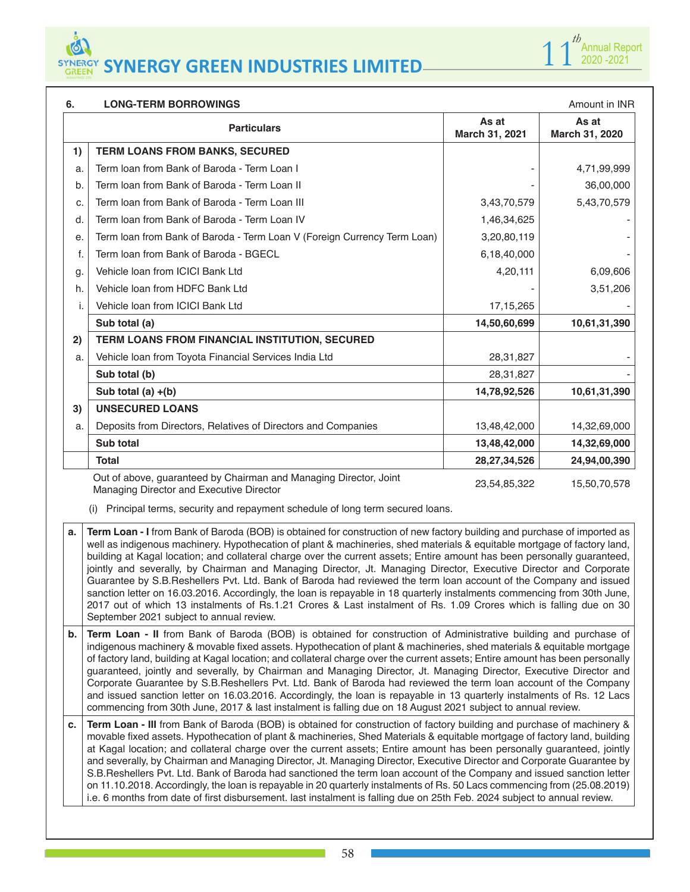### 6. LONG-TERM BORROWINGS

Amount in INR

| | Particulars | As at March 31, 2021 | As at March 31, 2020 |
|---|---|---|---|
| **1)** | **TERM LOANS FROM BANKS, SECURED** | | |
| a. | Term loan from Bank of Baroda - Term Loan I | - | 4,71,99,999 |
| b. | Term loan from Bank of Baroda - Term Loan II | - | 36,00,000 |
| c. | Term loan from Bank of Baroda - Term Loan III | 3,43,70,579 | 5,43,70,579 |
| d. | Term loan from Bank of Baroda - Term Loan IV | 1,46,34,625 | - |
| e. | Term loan from Bank of Baroda - Term Loan V (Foreign Currency Term Loan) | 3,20,80,119 | - |
| f. | Term loan from Bank of Baroda - BGECL | 6,18,40,000 | - |
| g. | Vehicle loan from ICICI Bank Ltd | 4,20,111 | 6,09,606 |
| h. | Vehicle loan from HDFC Bank Ltd | - | 3,51,206 |
| i. | Vehicle loan from ICICI Bank Ltd | 17,15,265 | - |
| | **Sub total (a)** | **14,50,60,699** | **10,61,31,390** |
| **2)** | **TERM LOANS FROM FINANCIAL INSTITUTION, SECURED** | | |
| a. | Vehicle loan from Toyota Financial Services India Ltd | 28,31,827 | - |
| | **Sub total (b)** | 28,31,827 | - |
| | **Sub total (a) +(b)** | **14,78,92,526** | **10,61,31,390** |
| **3)** | **UNSECURED LOANS** | | |
| a. | Deposits from Directors, Relatives of Directors and Companies | 13,48,42,000 | 14,32,69,000 |
| | **Sub total** | **13,48,42,000** | **14,32,69,000** |
| | **Total** | **28,27,34,526** | **24,94,00,390** |
| | Out of above, guaranteed by Chairman and Managing Director, Joint Managing Director and Executive Director | 23,54,85,322 | 15,50,70,578 |

(i) Principal terms, security and repayment schedule of long term secured loans.

| | |
|---|---|
| **a.** | **Term Loan - I** from Bank of Baroda (BOB) is obtained for construction of new factory building and purchase of imported as well as indigenous machinery. Hypothecation of plant & machineries, shed materials & equitable mortgage of factory land, building at Kagal location; and collateral charge over the current assets; Entire amount has been personally guaranteed, jointly and severally, by Chairman and Managing Director, Jt. Managing Director, Executive Director and Corporate Guarantee by S.B.Reshellers Pvt. Ltd. Bank of Baroda had reviewed the term loan account of the Company and issued sanction letter on 16.03.2016. Accordingly, the loan is repayable in 18 quarterly instalments commencing from 30th June, 2017 out of which 13 instalments of Rs.1.21 Crores & Last instalment of Rs. 1.09 Crores which is falling due on 30 September 2021 subject to annual review. |
| **b.** | **Term Loan - II** from Bank of Baroda (BOB) is obtained for construction of Administrative building and purchase of indigenous machinery & movable fixed assets. Hypothecation of plant & machineries, shed materials & equitable mortgage of factory land, building at Kagal location; and collateral charge over the current assets; Entire amount has been personally guaranteed, jointly and severally, by Chairman and Managing Director, Jt. Managing Director, Executive Director and Corporate Guarantee by S.B.Reshellers Pvt. Ltd. Bank of Baroda had reviewed the term loan account of the Company and issued sanction letter on 16.03.2016. Accordingly, the loan is repayable in 13 quarterly instalments of Rs. 12 Lacs commencing from 30th June, 2017 & last instalment is falling due on 18 August 2021 subject to annual review. |
| **c.** | **Term Loan - III** from Bank of Baroda (BOB) is obtained for construction of factory building and purchase of machinery & movable fixed assets. Hypothecation of plant & machineries, Shed Materials & equitable mortgage of factory land, building at Kagal location; and collateral charge over the current assets; Entire amount has been personally guaranteed, jointly and severally, by Chairman and Managing Director, Jt. Managing Director, Executive Director and Corporate Guarantee by S.B.Reshellers Pvt. Ltd. Bank of Baroda had sanctioned the term loan account of the Company and issued sanction letter on 11.10.2018. Accordingly, the loan is repayable in 20 quarterly instalments of Rs. 50 Lacs commencing from (25.08.2019) i.e. 6 months from date of first disbursement. last instalment is falling due on 25th Feb. 2024 subject to annual review. |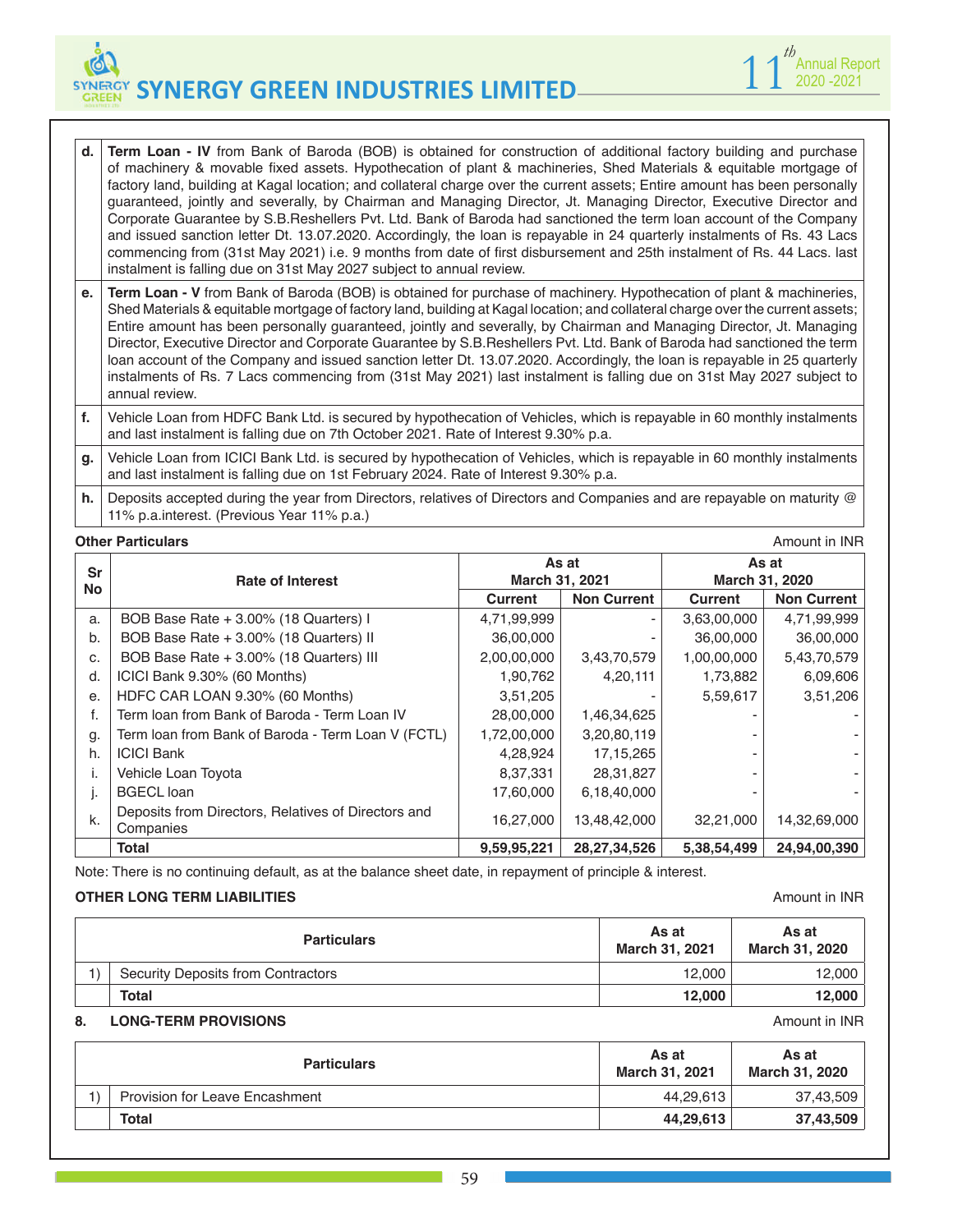| | |
|---|---|
| d. | **Term Loan - IV** from Bank of Baroda (BOB) is obtained for construction of additional factory building and purchase of machinery & movable fixed assets. Hypothecation of plant & machineries, Shed Materials & equitable mortgage of factory land, building at Kagal location; and collateral charge over the current assets; Entire amount has been personally guaranteed, jointly and severally, by Chairman and Managing Director, Jt. Managing Director, Executive Director and Corporate Guarantee by S.B.Reshellers Pvt. Ltd. Bank of Baroda had sanctioned the term loan account of the Company and issued sanction letter Dt. 13.07.2020. Accordingly, the loan is repayable in 24 quarterly instalments of Rs. 43 Lacs commencing from (31st May 2021) i.e. 9 months from date of first disbursement and 25th instalment of Rs. 44 Lacs. last instalment is falling due on 31st May 2027 subject to annual review. |
| e. | **Term Loan - V** from Bank of Baroda (BOB) is obtained for purchase of machinery. Hypothecation of plant & machineries, Shed Materials & equitable mortgage of factory land, building at Kagal location; and collateral charge over the current assets; Entire amount has been personally guaranteed, jointly and severally, by Chairman and Managing Director, Jt. Managing Director, Executive Director and Corporate Guarantee by S.B.Reshellers Pvt. Ltd. Bank of Baroda had sanctioned the term loan account of the Company and issued sanction letter Dt. 13.07.2020. Accordingly, the loan is repayable in 25 quarterly instalments of Rs. 7 Lacs commencing from (31st May 2021) last instalment is falling due on 31st May 2027 subject to annual review. |
| f. | Vehicle Loan from HDFC Bank Ltd. is secured by hypothecation of Vehicles, which is repayable in 60 monthly instalments and last instalment is falling due on 7th October 2021. Rate of Interest 9.30% p.a. |
| g. | Vehicle Loan from ICICI Bank Ltd. is secured by hypothecation of Vehicles, which is repayable in 60 monthly instalments and last instalment is falling due on 1st February 2024. Rate of Interest 9.30% p.a. |
| h. | Deposits accepted during the year from Directors, relatives of Directors and Companies and are repayable on maturity @ 11% p.a.interest. (Previous Year 11% p.a.) |

**Other Particulars**

Amount in INR

| Sr No | Rate of Interest | As at March 31, 2021 | | As at March 31, 2020 | |
|---|---|---|---|---|---|
| | | Current | Non Current | Current | Non Current |
| a. | BOB Base Rate + 3.00% (18 Quarters) I | 4,71,99,999 | - | 3,63,00,000 | 4,71,99,999 |
| b. | BOB Base Rate + 3.00% (18 Quarters) II | 36,00,000 | - | 36,00,000 | 36,00,000 |
| c. | BOB Base Rate + 3.00% (18 Quarters) III | 2,00,00,000 | 3,43,70,579 | 1,00,00,000 | 5,43,70,579 |
| d. | ICICI Bank 9.30% (60 Months) | 1,90,762 | 4,20,111 | 1,73,882 | 6,09,606 |
| e. | HDFC CAR LOAN 9.30% (60 Months) | 3,51,205 | - | 5,59,617 | 3,51,206 |
| f. | Term loan from Bank of Baroda - Term Loan IV | 28,00,000 | 1,46,34,625 | - | - |
| g. | Term loan from Bank of Baroda - Term Loan V (FCTL) | 1,72,00,000 | 3,20,80,119 | - | - |
| h. | ICICI Bank | 4,28,924 | 17,15,265 | - | - |
| i. | Vehicle Loan Toyota | 8,37,331 | 28,31,827 | - | - |
| j. | BGECL loan | 17,60,000 | 6,18,40,000 | - | - |
| k. | Deposits from Directors, Relatives of Directors and Companies | 16,27,000 | 13,48,42,000 | 32,21,000 | 14,32,69,000 |
| | **Total** | **9,59,95,221** | **28,27,34,526** | **5,38,54,499** | **24,94,00,390** |

Note: There is no continuing default, as at the balance sheet date, in repayment of principle & interest.

**OTHER LONG TERM LIABILITIES**

Amount in INR

| | Particulars | As at March 31, 2021 | As at March 31, 2020 |
|---|---|---|---|
| 1) | Security Deposits from Contractors | 12,000 | 12,000 |
| | **Total** | **12,000** | **12,000** |

**8. LONG-TERM PROVISIONS**

Amount in INR

| | Particulars | As at March 31, 2021 | As at March 31, 2020 |
|---|---|---|---|
| 1) | Provision for Leave Encashment | 44,29,613 | 37,43,509 |
| | **Total** | **44,29,613** | **37,43,509** |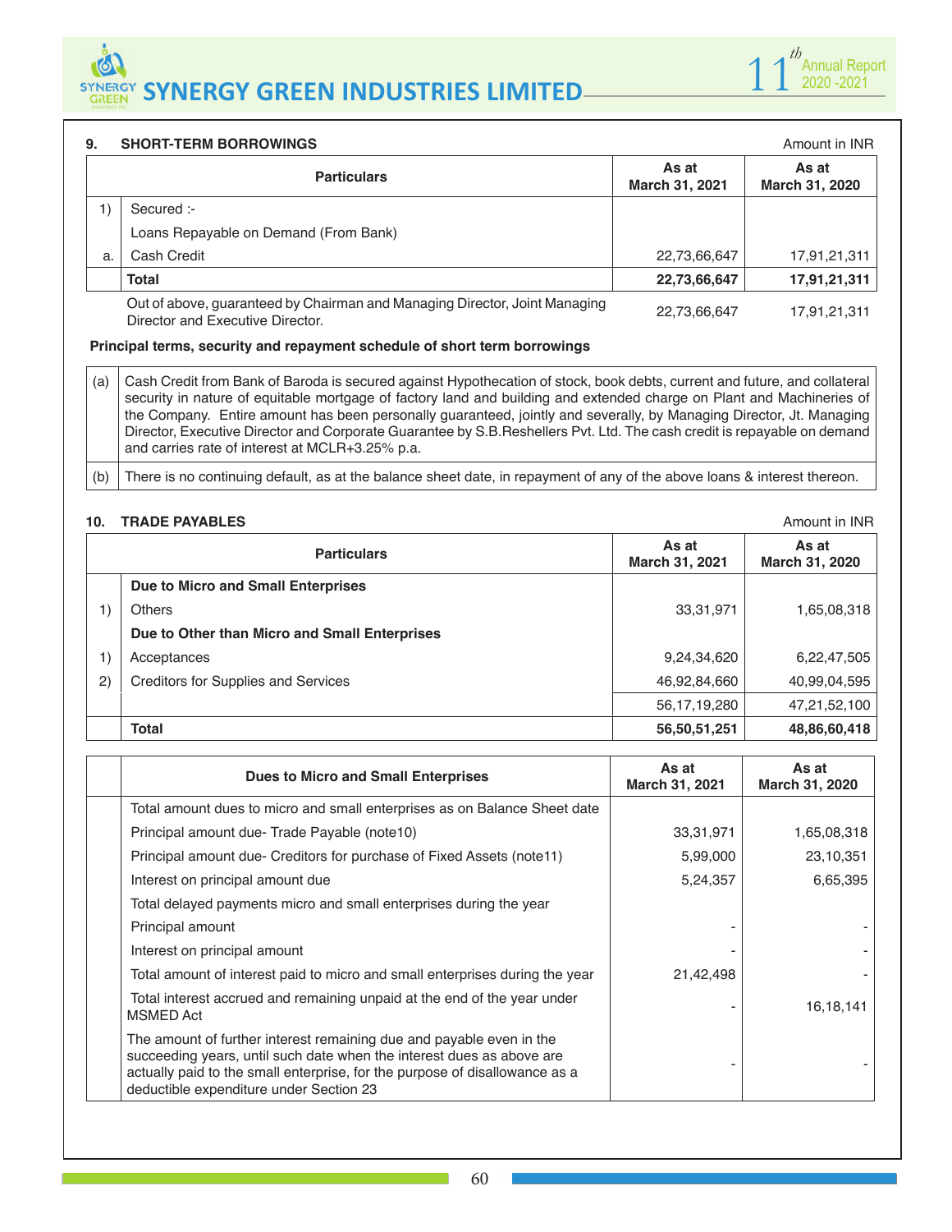## 9. SHORT-TERM BORROWINGS

Amount in INR

| | Particulars | As at March 31, 2021 | As at March 31, 2020 |
|---|---|---|---|
| 1) | Secured :- | | |
| | Loans Repayable on Demand (From Bank) | | |
| a. | Cash Credit | 22,73,66,647 | 17,91,21,311 |
| | **Total** | **22,73,66,647** | **17,91,21,311** |
| | Out of above, guaranteed by Chairman and Managing Director, Joint Managing Director and Executive Director. | 22,73,66,647 | 17,91,21,311 |

**Principal terms, security and repayment schedule of short term borrowings**

| | |
|---|---|
| (a) | Cash Credit from Bank of Baroda is secured against Hypothecation of stock, book debts, current and future, and collateral security in nature of equitable mortgage of factory land and building and extended charge on Plant and Machineries of the Company. Entire amount has been personally guaranteed, jointly and severally, by Managing Director, Jt. Managing Director, Executive Director and Corporate Guarantee by S.B.Reshellers Pvt. Ltd. The cash credit is repayable on demand and carries rate of interest at MCLR+3.25% p.a. |
| (b) | There is no continuing default, as at the balance sheet date, in repayment of any of the above loans & interest thereon. |

## 10. TRADE PAYABLES

Amount in INR

| | Particulars | As at March 31, 2021 | As at March 31, 2020 |
|---|---|---|---|
| | **Due to Micro and Small Enterprises** | | |
| 1) | Others | 33,31,971 | 1,65,08,318 |
| | **Due to Other than Micro and Small Enterprises** | | |
| 1) | Acceptances | 9,24,34,620 | 6,22,47,505 |
| 2) | Creditors for Supplies and Services | 46,92,84,660 | 40,99,04,595 |
| | | 56,17,19,280 | 47,21,52,100 |
| | **Total** | **56,50,51,251** | **48,86,60,418** |

| | Dues to Micro and Small Enterprises | As at March 31, 2021 | As at March 31, 2020 |
|---|---|---|---|
| | Total amount dues to micro and small enterprises as on Balance Sheet date | | |
| | Principal amount due- Trade Payable (note10) | 33,31,971 | 1,65,08,318 |
| | Principal amount due- Creditors for purchase of Fixed Assets (note11) | 5,99,000 | 23,10,351 |
| | Interest on principal amount due | 5,24,357 | 6,65,395 |
| | Total delayed payments micro and small enterprises during the year | | |
| | Principal amount | - | - |
| | Interest on principal amount | - | - |
| | Total amount of interest paid to micro and small enterprises during the year | 21,42,498 | - |
| | Total interest accrued and remaining unpaid at the end of the year under MSMED Act | - | 16,18,141 |
| | The amount of further interest remaining due and payable even in the succeeding years, until such date when the interest dues as above are actually paid to the small enterprise, for the purpose of disallowance as a deductible expenditure under Section 23 | - | - |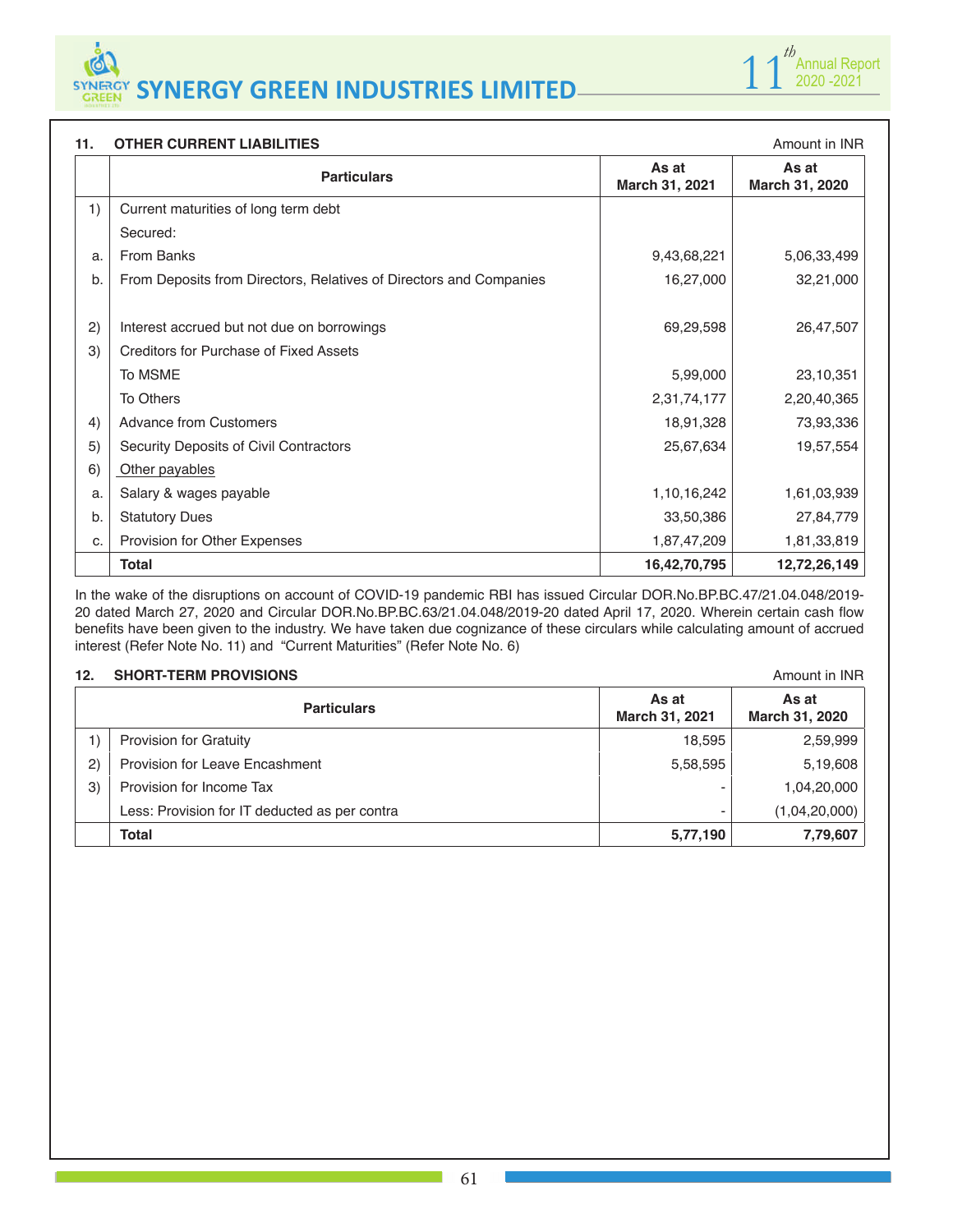### 11. OTHER CURRENT LIABILITIES

Amount in INR

| | Particulars | As at March 31, 2021 | As at March 31, 2020 |
|---|---|---|---|
| 1) | Current maturities of long term debt | | |
| | Secured: | | |
| a. | From Banks | 9,43,68,221 | 5,06,33,499 |
| b. | From Deposits from Directors, Relatives of Directors and Companies | 16,27,000 | 32,21,000 |
| 2) | Interest accrued but not due on borrowings | 69,29,598 | 26,47,507 |
| 3) | Creditors for Purchase of Fixed Assets | | |
| | To MSME | 5,99,000 | 23,10,351 |
| | To Others | 2,31,74,177 | 2,20,40,365 |
| 4) | Advance from Customers | 18,91,328 | 73,93,336 |
| 5) | Security Deposits of Civil Contractors | 25,67,634 | 19,57,554 |
| 6) | Other payables | | |
| a. | Salary & wages payable | 1,10,16,242 | 1,61,03,939 |
| b. | Statutory Dues | 33,50,386 | 27,84,779 |
| c. | Provision for Other Expenses | 1,87,47,209 | 1,81,33,819 |
| | **Total** | **16,42,70,795** | **12,72,26,149** |

In the wake of the disruptions on account of COVID-19 pandemic RBI has issued Circular DOR.No.BP.BC.47/21.04.048/2019-20 dated March 27, 2020 and Circular DOR.No.BP.BC.63/21.04.048/2019-20 dated April 17, 2020. Wherein certain cash flow benefits have been given to the industry. We have taken due cognizance of these circulars while calculating amount of accrued interest (Refer Note No. 11) and "Current Maturities" (Refer Note No. 6)

### 12. SHORT-TERM PROVISIONS

Amount in INR

| | Particulars | As at March 31, 2021 | As at March 31, 2020 |
|---|---|---|---|
| 1) | Provision for Gratuity | 18,595 | 2,59,999 |
| 2) | Provision for Leave Encashment | 5,58,595 | 5,19,608 |
| 3) | Provision for Income Tax | - | 1,04,20,000 |
| | Less: Provision for IT deducted as per contra | - | (1,04,20,000) |
| | **Total** | **5,77,190** | **7,79,607** |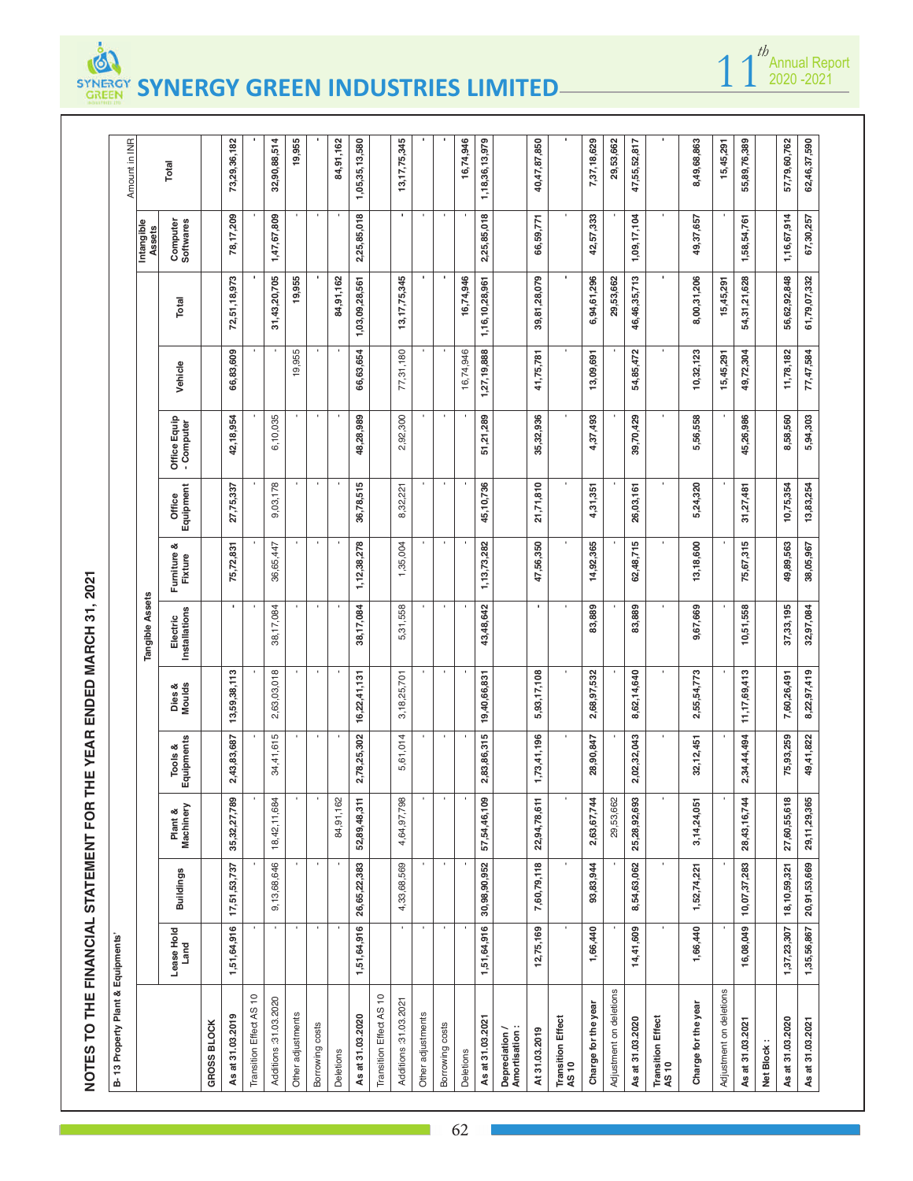## NOTES TO THE FINANCIAL STATEMENT FOR THE YEAR ENDED MARCH 31, 2021

**B- 13 Property Plant & Equipments'**

Amount in INR

| | Tangible Assets | | | | | | | | | | Intangible Assets | |
|---|---|---|---|---|---|---|---|---|---|---|---|---|
| | Lease Hold Land | Buildings | Plant & Machinery | Tools & Equipments | Dies & Moulds | Electric Installations | Furniture & Fixture | Office Equipment | Office Equip - Computer | Vehicle | Total | Computer Softwares | Total |
| **GROSS BLOCK** | | | | | | | | | | | | | |
| **As at 31.03.2019** | 1,51,64,916 | 17,51,53,737 | 35,32,27,789 | 2,43,83,687 | 13,59,38,113 | - | 75,72,831 | 27,75,337 | 42,18,954 | 66,83,609 | 72,51,18,973 | 78,17,209 | 73,29,36,182 |
| Transition Effect AS 10 | - | - | - | - | - | - | - | - | - | - | - | - | - |
| Additions :31.03.2020 | - | 9,13,68,646 | 18,42,11,684 | 34,41,615 | 2,63,03,018 | 38,17,084 | 36,65,447 | 9,03,178 | 6,10,035 | - | 31,43,20,705 | 1,47,67,809 | 32,90,88,514 |
| Other adjustments | - | - | - | - | - | - | - | - | - | 19,955 | 19,955 | - | 19,955 |
| Borrowing costs | - | - | - | - | - | - | - | - | - | - | - | - | - |
| Deletions | - | - | 84,91,162 | - | - | - | - | - | - | - | 84,91,162 | - | 84,91,162 |
| **As at 31.03.2020** | 1,51,64,916 | 26,65,22,383 | 52,89,48,311 | 2,78,25,302 | 16,22,41,131 | 38,17,084 | 1,12,38,278 | 36,78,515 | 48,28,989 | 66,63,654 | 1,03,09,28,561 | 2,25,85,018 | 1,05,35,13,580 |
| Transition Effect AS 10 | | | | | | | | | | | | | |
| Additions :31.03.2021 | - | 4,33,68,569 | 4,64,97,798 | 5,61,014 | 3,18,25,701 | 5,31,558 | 1,35,004 | 8,32,221 | 2,92,300 | 77,31,180 | 13,17,75,345 | - | 13,17,75,345 |
| Other adjustments | - | - | - | - | - | - | - | - | - | - | - | - | - |
| Borrowing costs | - | - | - | - | - | - | - | - | - | - | - | - | - |
| Deletions | - | - | - | - | - | - | - | - | - | 16,74,946 | 16,74,946 | - | 16,74,946 |
| **As at 31.03.2021** | 1,51,64,916 | 30,98,90,952 | 57,54,46,109 | 2,83,86,315 | 19,40,66,831 | 43,48,642 | 1,13,73,282 | 45,10,736 | 51,21,289 | 1,27,19,888 | 1,16,10,28,961 | 2,25,85,018 | 1,18,36,13,979 |
| **Depreciation / Amortisation :** | | | | | | | | | | | | | |
| **At 31.03.2019** | 12,75,169 | 7,60,79,118 | 22,94,78,611 | 1,73,41,196 | 5,93,17,108 | - | 47,56,350 | 21,71,810 | 35,32,936 | 41,75,781 | 39,81,28,079 | 66,59,771 | 40,47,87,850 |
| **Transition Effect AS 10** | - | - | - | - | - | - | - | - | - | - | - | - | - |
| **Charge for the year** | 1,66,440 | 93,83,944 | 2,63,67,744 | 28,90,847 | 2,68,97,532 | 83,889 | 14,92,365 | 4,31,351 | 4,37,493 | 13,09,691 | 6,94,61,296 | 42,57,333 | 7,37,18,629 |
| Adjustment on deletions | - | - | 29,53,662 | - | - | - | - | - | - | - | 29,53,662 | - | 29,53,662 |
| **As at 31.03.2020** | 14,41,609 | 8,54,63,062 | 25,28,92,693 | 2,02,32,043 | 8,62,14,640 | 83,889 | 62,48,715 | 26,03,161 | 39,70,429 | 54,85,472 | 46,46,35,713 | 1,09,17,104 | 47,55,52,817 |
| **Transition Effect AS 10** | - | - | - | - | - | - | - | - | - | - | - | - | - |
| **Charge for the year** | 1,66,440 | 1,52,74,221 | 3,14,24,051 | 32,12,451 | 2,55,54,773 | 9,67,669 | 13,18,600 | 5,24,320 | 5,56,558 | 10,32,123 | 8,00,31,206 | 49,37,657 | 8,49,68,863 |
| Adjustment on deletions | - | - | - | - | - | - | - | - | - | 15,45,291 | 15,45,291 | - | 15,45,291 |
| **As at 31.03.2021** | 16,08,049 | 10,07,37,283 | 28,43,16,744 | 2,34,44,494 | 11,17,69,413 | 10,51,558 | 75,67,315 | 31,27,481 | 45,26,986 | 49,72,304 | 54,31,21,628 | 1,58,54,761 | 55,89,76,389 |
| **Net Block :** | | | | | | | | | | | | | |
| **As at 31.03.2020** | 1,37,23,307 | 18,10,59,321 | 27,60,55,618 | 75,93,259 | 7,60,26,491 | 37,33,195 | 49,89,563 | 10,75,354 | 8,58,560 | 11,78,182 | 56,62,92,848 | 1,16,67,914 | 57,79,60,762 |
| **As at 31.03.2021** | 1,35,56,867 | 20,91,53,669 | 29,11,29,365 | 49,41,822 | 8,22,97,419 | 32,97,084 | 38,05,967 | 13,83,254 | 5,94,303 | 77,47,584 | 61,79,07,332 | 67,30,257 | 62,46,37,590 |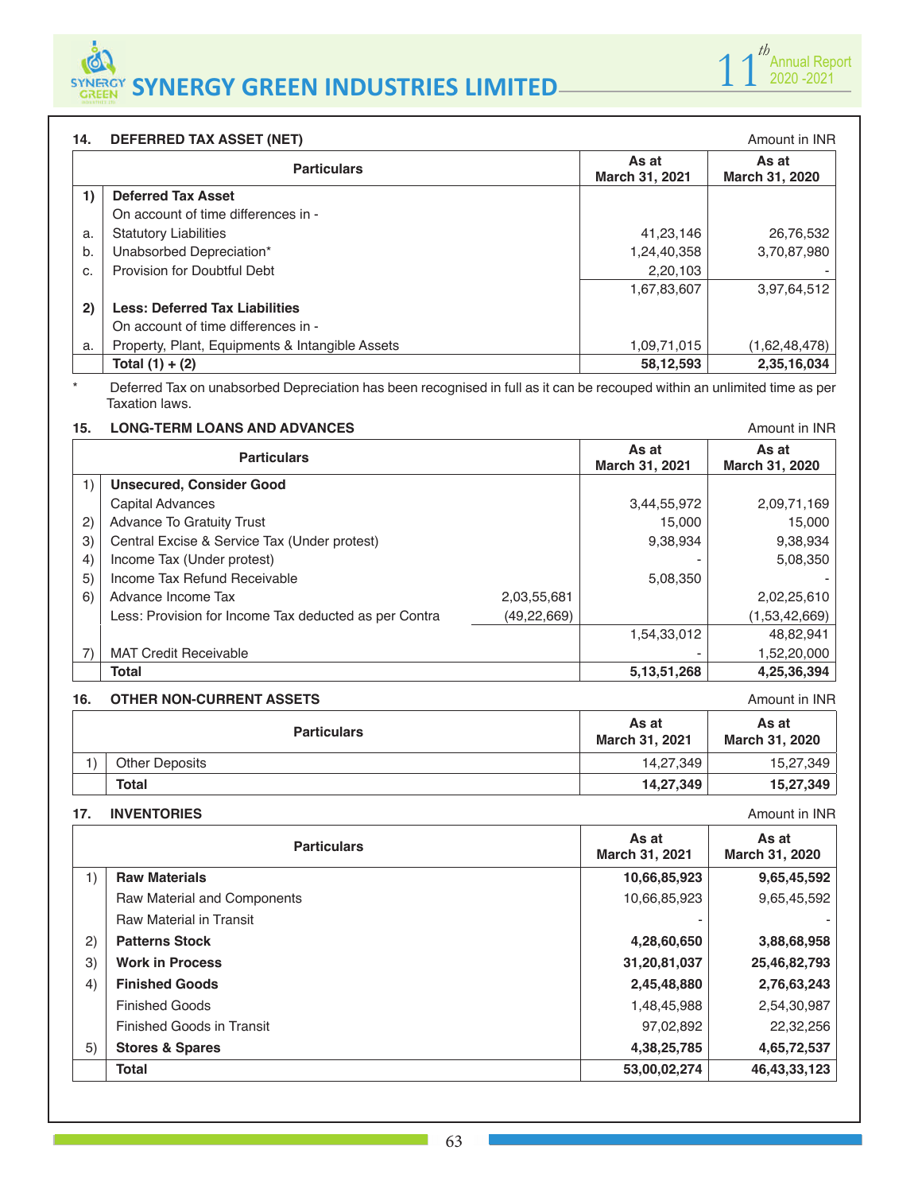## 14. DEFERRED TAX ASSET (NET)

Amount in INR

| | Particulars | As at March 31, 2021 | As at March 31, 2020 |
|---|---|---|---|
| **1)** | **Deferred Tax Asset** | | |
| | On account of time differences in - | | |
| a. | Statutory Liabilities | 41,23,146 | 26,76,532 |
| b. | Unabsorbed Depreciation* | 1,24,40,358 | 3,70,87,980 |
| c. | Provision for Doubtful Debt | 2,20,103 | - |
| | | 1,67,83,607 | 3,97,64,512 |
| **2)** | **Less: Deferred Tax Liabilities** | | |
| | On account of time differences in - | | |
| a. | Property, Plant, Equipments & Intangible Assets | 1,09,71,015 | (1,62,48,478) |
| | **Total (1) + (2)** | **58,12,593** | **2,35,16,034** |

\* Deferred Tax on unabsorbed Depreciation has been recognised in full as it can be recouped within an unlimited time as per Taxation laws.

## 15. LONG-TERM LOANS AND ADVANCES

Amount in INR

| | Particulars | | As at March 31, 2021 | As at March 31, 2020 |
|---|---|---|---|---|
| 1) | **Unsecured, Consider Good** | | | |
| | Capital Advances | | 3,44,55,972 | 2,09,71,169 |
| 2) | Advance To Gratuity Trust | | 15,000 | 15,000 |
| 3) | Central Excise & Service Tax (Under protest) | | 9,38,934 | 9,38,934 |
| 4) | Income Tax (Under protest) | | - | 5,08,350 |
| 5) | Income Tax Refund Receivable | | 5,08,350 | - |
| 6) | Advance Income Tax | 2,03,55,681 | | 2,02,25,610 |
| | Less: Provision for Income Tax deducted as per Contra | (49,22,669) | | (1,53,42,669) |
| | | | 1,54,33,012 | 48,82,941 |
| 7) | MAT Credit Receivable | | - | 1,52,20,000 |
| | **Total** | | **5,13,51,268** | **4,25,36,394** |

## 16. OTHER NON-CURRENT ASSETS

Amount in INR

| | Particulars | As at March 31, 2021 | As at March 31, 2020 |
|---|---|---|---|
| 1) | Other Deposits | 14,27,349 | 15,27,349 |
| | **Total** | **14,27,349** | **15,27,349** |

## 17. INVENTORIES

Amount in INR

| | Particulars | As at March 31, 2021 | As at March 31, 2020 |
|---|---|---|---|
| 1) | **Raw Materials** | **10,66,85,923** | **9,65,45,592** |
| | Raw Material and Components | 10,66,85,923 | 9,65,45,592 |
| | Raw Material in Transit | - | - |
| 2) | **Patterns Stock** | **4,28,60,650** | **3,88,68,958** |
| 3) | **Work in Process** | **31,20,81,037** | **25,46,82,793** |
| 4) | **Finished Goods** | **2,45,48,880** | **2,76,63,243** |
| | Finished Goods | 1,48,45,988 | 2,54,30,987 |
| | Finished Goods in Transit | 97,02,892 | 22,32,256 |
| 5) | **Stores & Spares** | **4,38,25,785** | **4,65,72,537** |
| | **Total** | **53,00,02,274** | **46,43,33,123** |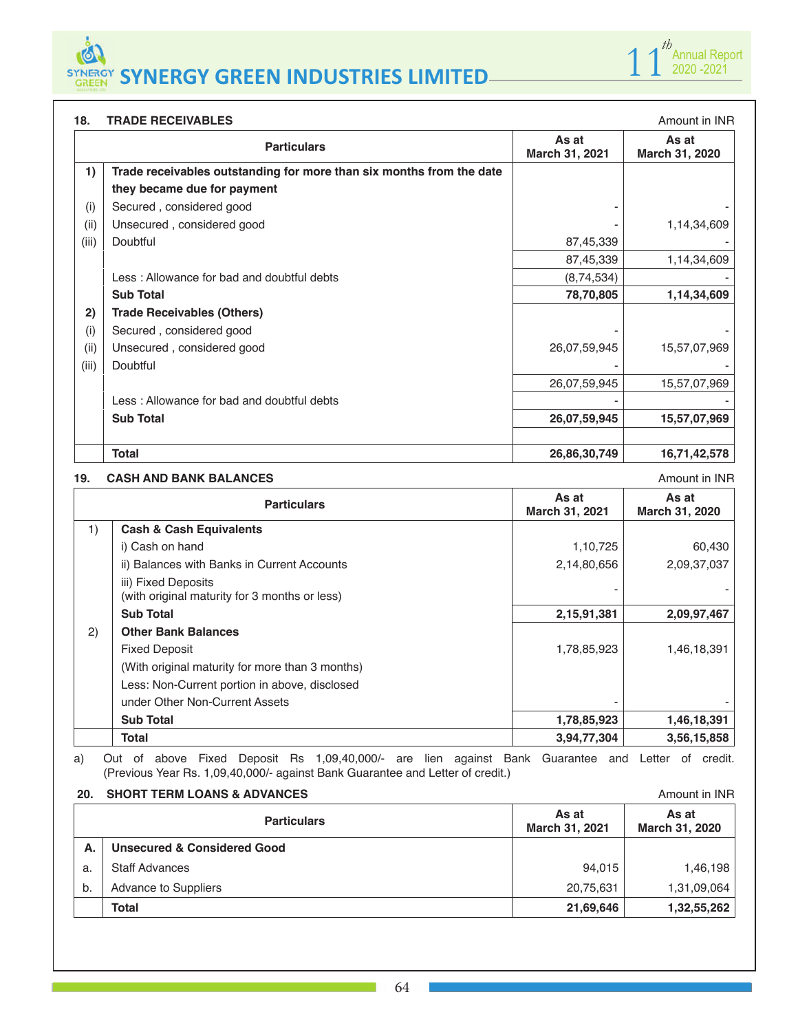## 18. TRADE RECEIVABLES

Amount in INR

| | Particulars | As at March 31, 2021 | As at March 31, 2020 |
|---|---|---|---|
| **1)** | **Trade receivables outstanding for more than six months from the date they became due for payment** | | |
| (i) | Secured , considered good | - | - |
| (ii) | Unsecured , considered good | - | 1,14,34,609 |
| (iii) | Doubtful | 87,45,339 | - |
| | | 87,45,339 | 1,14,34,609 |
| | Less : Allowance for bad and doubtful debts | (8,74,534) | - |
| | **Sub Total** | **78,70,805** | **1,14,34,609** |
| **2)** | **Trade Receivables (Others)** | | |
| (i) | Secured , considered good | - | - |
| (ii) | Unsecured , considered good | 26,07,59,945 | 15,57,07,969 |
| (iii) | Doubtful | - | - |
| | | 26,07,59,945 | 15,57,07,969 |
| | Less : Allowance for bad and doubtful debts | - | - |
| | **Sub Total** | **26,07,59,945** | **15,57,07,969** |
| | | | |
| | **Total** | **26,86,30,749** | **16,71,42,578** |

## 19. CASH AND BANK BALANCES

Amount in INR

| | Particulars | As at March 31, 2021 | As at March 31, 2020 |
|---|---|---|---|
| 1) | **Cash & Cash Equivalents** | | |
| | i) Cash on hand | 1,10,725 | 60,430 |
| | ii) Balances with Banks in Current Accounts | 2,14,80,656 | 2,09,37,037 |
| | iii) Fixed Deposits (with original maturity for 3 months or less) | - | - |
| | **Sub Total** | **2,15,91,381** | **2,09,97,467** |
| 2) | **Other Bank Balances** | | |
| | Fixed Deposit | 1,78,85,923 | 1,46,18,391 |
| | (With original maturity for more than 3 months) | | |
| | Less: Non-Current portion in above, disclosed under Other Non-Current Assets | - | - |
| | **Sub Total** | **1,78,85,923** | **1,46,18,391** |
| | **Total** | **3,94,77,304** | **3,56,15,858** |

a) Out of above Fixed Deposit Rs 1,09,40,000/- are lien against Bank Guarantee and Letter of credit. (Previous Year Rs. 1,09,40,000/- against Bank Guarantee and Letter of credit.)

## 20. SHORT TERM LOANS & ADVANCES

Amount in INR

| | Particulars | As at March 31, 2021 | As at March 31, 2020 |
|---|---|---|---|
| **A.** | **Unsecured & Considered Good** | | |
| a. | Staff Advances | 94,015 | 1,46,198 |
| b. | Advance to Suppliers | 20,75,631 | 1,31,09,064 |
| | **Total** | **21,69,646** | **1,32,55,262** |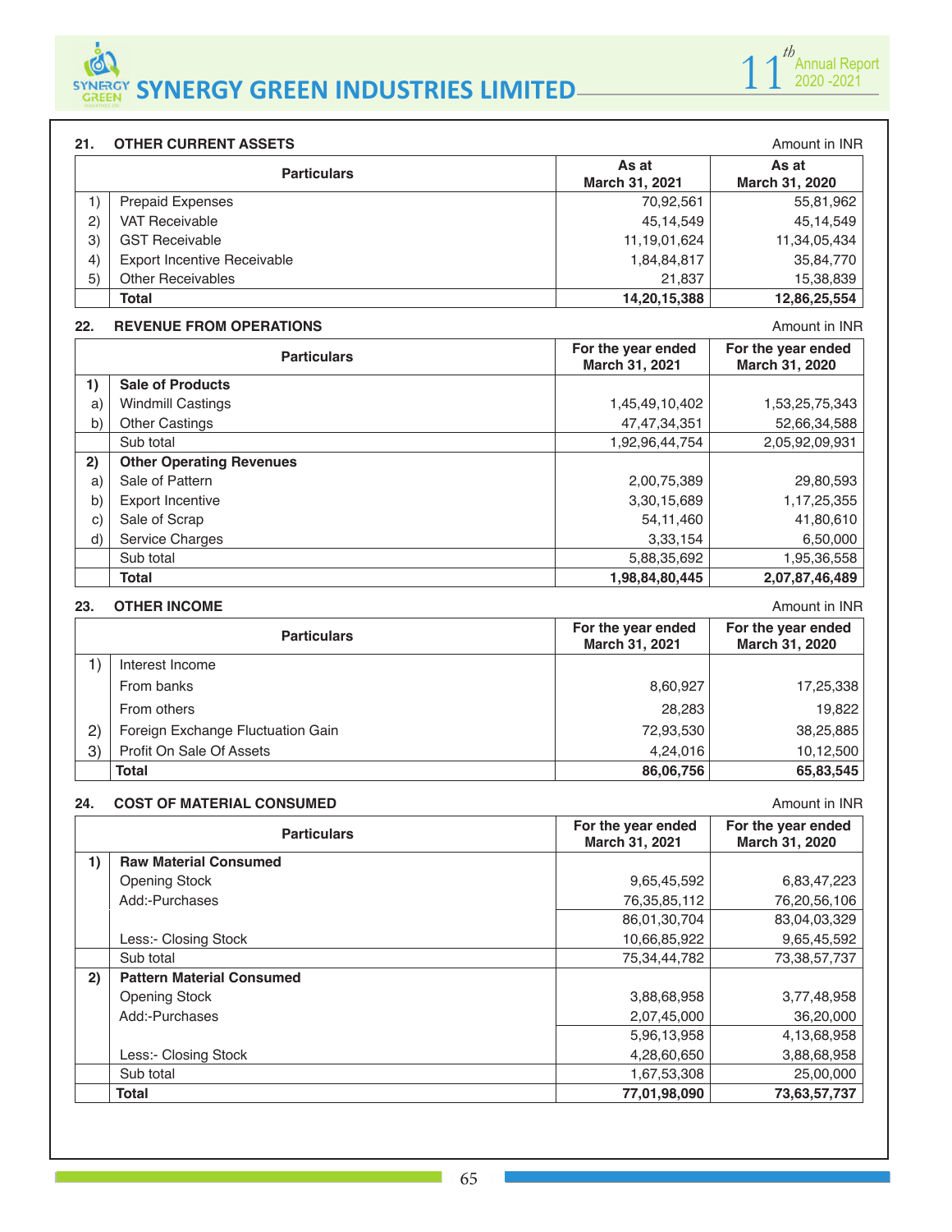## 21. OTHER CURRENT ASSETS

Amount in INR

| | Particulars | As at March 31, 2021 | As at March 31, 2020 |
|---|---|---|---|
| 1) | Prepaid Expenses | 70,92,561 | 55,81,962 |
| 2) | VAT Receivable | 45,14,549 | 45,14,549 |
| 3) | GST Receivable | 11,19,01,624 | 11,34,05,434 |
| 4) | Export Incentive Receivable | 1,84,84,817 | 35,84,770 |
| 5) | Other Receivables | 21,837 | 15,38,839 |
| | **Total** | **14,20,15,388** | **12,86,25,554** |

## 22. REVENUE FROM OPERATIONS

Amount in INR

| | Particulars | For the year ended March 31, 2021 | For the year ended March 31, 2020 |
|---|---|---|---|
| **1)** | **Sale of Products** | | |
| a) | Windmill Castings | 1,45,49,10,402 | 1,53,25,75,343 |
| b) | Other Castings | 47,47,34,351 | 52,66,34,588 |
| | Sub total | 1,92,96,44,754 | 2,05,92,09,931 |
| **2)** | **Other Operating Revenues** | | |
| a) | Sale of Pattern | 2,00,75,389 | 29,80,593 |
| b) | Export Incentive | 3,30,15,689 | 1,17,25,355 |
| c) | Sale of Scrap | 54,11,460 | 41,80,610 |
| d) | Service Charges | 3,33,154 | 6,50,000 |
| | Sub total | 5,88,35,692 | 1,95,36,558 |
| | **Total** | **1,98,84,80,445** | **2,07,87,46,489** |

## 23. OTHER INCOME

Amount in INR

| | Particulars | For the year ended March 31, 2021 | For the year ended March 31, 2020 |
|---|---|---|---|
| 1) | Interest Income | | |
| | From banks | 8,60,927 | 17,25,338 |
| | From others | 28,283 | 19,822 |
| 2) | Foreign Exchange Fluctuation Gain | 72,93,530 | 38,25,885 |
| 3) | Profit On Sale Of Assets | 4,24,016 | 10,12,500 |
| | **Total** | **86,06,756** | **65,83,545** |

## 24. COST OF MATERIAL CONSUMED

Amount in INR

| | Particulars | For the year ended March 31, 2021 | For the year ended March 31, 2020 |
|---|---|---|---|
| **1)** | **Raw Material Consumed** | | |
| | Opening Stock | 9,65,45,592 | 6,83,47,223 |
| | Add:-Purchases | 76,35,85,112 | 76,20,56,106 |
| | | 86,01,30,704 | 83,04,03,329 |
| | Less:- Closing Stock | 10,66,85,922 | 9,65,45,592 |
| | Sub total | 75,34,44,782 | 73,38,57,737 |
| **2)** | **Pattern Material Consumed** | | |
| | Opening Stock | 3,88,68,958 | 3,77,48,958 |
| | Add:-Purchases | 2,07,45,000 | 36,20,000 |
| | | 5,96,13,958 | 4,13,68,958 |
| | Less:- Closing Stock | 4,28,60,650 | 3,88,68,958 |
| | Sub total | 1,67,53,308 | 25,00,000 |
| | **Total** | **77,01,98,090** | **73,63,57,737** |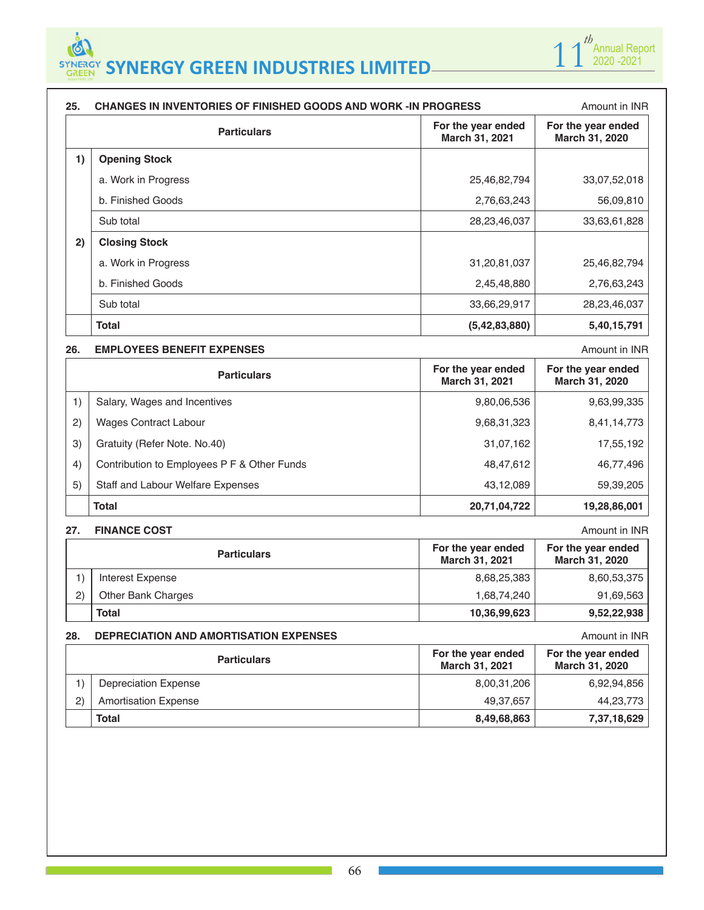## 25. CHANGES IN INVENTORIES OF FINISHED GOODS AND WORK -IN PROGRESS

Amount in INR

| | Particulars | For the year ended March 31, 2021 | For the year ended March 31, 2020 |
|---|---|---|---|
| **1)** | **Opening Stock** | | |
| | a. Work in Progress | 25,46,82,794 | 33,07,52,018 |
| | b. Finished Goods | 2,76,63,243 | 56,09,810 |
| | Sub total | 28,23,46,037 | 33,63,61,828 |
| **2)** | **Closing Stock** | | |
| | a. Work in Progress | 31,20,81,037 | 25,46,82,794 |
| | b. Finished Goods | 2,45,48,880 | 2,76,63,243 |
| | Sub total | 33,66,29,917 | 28,23,46,037 |
| | **Total** | **(5,42,83,880)** | **5,40,15,791** |

## 26. EMPLOYEES BENEFIT EXPENSES

Amount in INR

| | Particulars | For the year ended March 31, 2021 | For the year ended March 31, 2020 |
|---|---|---|---|
| 1) | Salary, Wages and Incentives | 9,80,06,536 | 9,63,99,335 |
| 2) | Wages Contract Labour | 9,68,31,323 | 8,41,14,773 |
| 3) | Gratuity (Refer Note. No.40) | 31,07,162 | 17,55,192 |
| 4) | Contribution to Employees P F & Other Funds | 48,47,612 | 46,77,496 |
| 5) | Staff and Labour Welfare Expenses | 43,12,089 | 59,39,205 |
| | **Total** | **20,71,04,722** | **19,28,86,001** |

## 27. FINANCE COST

Amount in INR

| | Particulars | For the year ended March 31, 2021 | For the year ended March 31, 2020 |
|---|---|---|---|
| 1) | Interest Expense | 8,68,25,383 | 8,60,53,375 |
| 2) | Other Bank Charges | 1,68,74,240 | 91,69,563 |
| | **Total** | **10,36,99,623** | **9,52,22,938** |

## 28. DEPRECIATION AND AMORTISATION EXPENSES

Amount in INR

| | Particulars | For the year ended March 31, 2021 | For the year ended March 31, 2020 |
|---|---|---|---|
| 1) | Depreciation Expense | 8,00,31,206 | 6,92,94,856 |
| 2) | Amortisation Expense | 49,37,657 | 44,23,773 |
| | **Total** | **8,49,68,863** | **7,37,18,629** |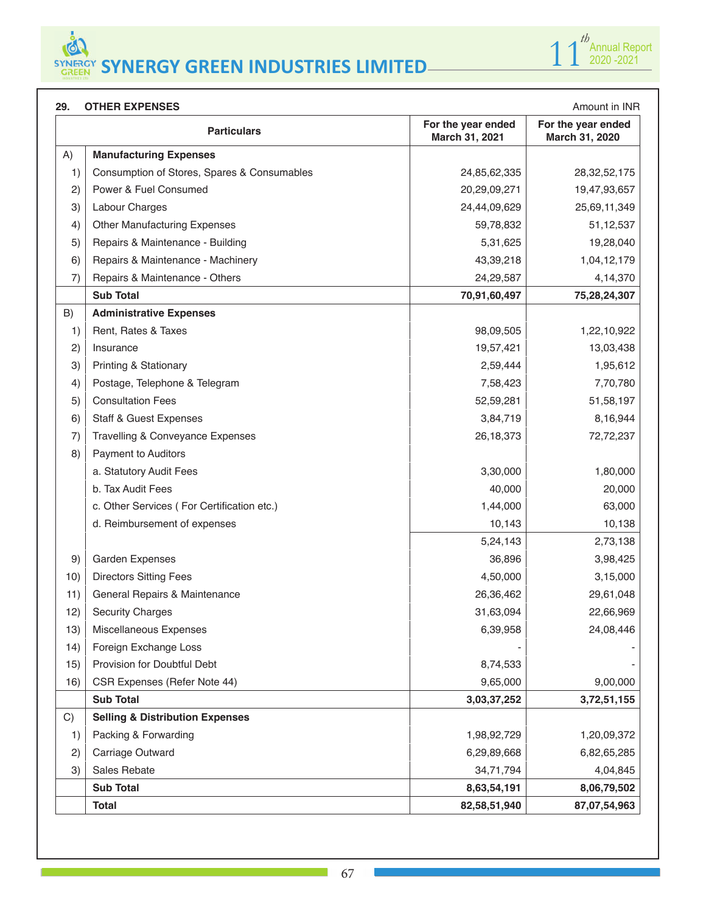## 29. OTHER EXPENSES

Amount in INR

| | Particulars | For the year ended March 31, 2021 | For the year ended March 31, 2020 |
|---|---|---|---|
| A) | **Manufacturing Expenses** | | |
| 1) | Consumption of Stores, Spares & Consumables | 24,85,62,335 | 28,32,52,175 |
| 2) | Power & Fuel Consumed | 20,29,09,271 | 19,47,93,657 |
| 3) | Labour Charges | 24,44,09,629 | 25,69,11,349 |
| 4) | Other Manufacturing Expenses | 59,78,832 | 51,12,537 |
| 5) | Repairs & Maintenance - Building | 5,31,625 | 19,28,040 |
| 6) | Repairs & Maintenance - Machinery | 43,39,218 | 1,04,12,179 |
| 7) | Repairs & Maintenance - Others | 24,29,587 | 4,14,370 |
| | **Sub Total** | **70,91,60,497** | **75,28,24,307** |
| B) | **Administrative Expenses** | | |
| 1) | Rent, Rates & Taxes | 98,09,505 | 1,22,10,922 |
| 2) | Insurance | 19,57,421 | 13,03,438 |
| 3) | Printing & Stationary | 2,59,444 | 1,95,612 |
| 4) | Postage, Telephone & Telegram | 7,58,423 | 7,70,780 |
| 5) | Consultation Fees | 52,59,281 | 51,58,197 |
| 6) | Staff & Guest Expenses | 3,84,719 | 8,16,944 |
| 7) | Travelling & Conveyance Expenses | 26,18,373 | 72,72,237 |
| 8) | Payment to Auditors | | |
| | a. Statutory Audit Fees | 3,30,000 | 1,80,000 |
| | b. Tax Audit Fees | 40,000 | 20,000 |
| | c. Other Services ( For Certification etc.) | 1,44,000 | 63,000 |
| | d. Reimbursement of expenses | 10,143 | 10,138 |
| | | 5,24,143 | 2,73,138 |
| 9) | Garden Expenses | 36,896 | 3,98,425 |
| 10) | Directors Sitting Fees | 4,50,000 | 3,15,000 |
| 11) | General Repairs & Maintenance | 26,36,462 | 29,61,048 |
| 12) | Security Charges | 31,63,094 | 22,66,969 |
| 13) | Miscellaneous Expenses | 6,39,958 | 24,08,446 |
| 14) | Foreign Exchange Loss | - | - |
| 15) | Provision for Doubtful Debt | 8,74,533 | - |
| 16) | CSR Expenses (Refer Note 44) | 9,65,000 | 9,00,000 |
| | **Sub Total** | **3,03,37,252** | **3,72,51,155** |
| C) | **Selling & Distribution Expenses** | | |
| 1) | Packing & Forwarding | 1,98,92,729 | 1,20,09,372 |
| 2) | Carriage Outward | 6,29,89,668 | 6,82,65,285 |
| 3) | Sales Rebate | 34,71,794 | 4,04,845 |
| | **Sub Total** | **8,63,54,191** | **8,06,79,502** |
| | **Total** | **82,58,51,940** | **87,07,54,963** |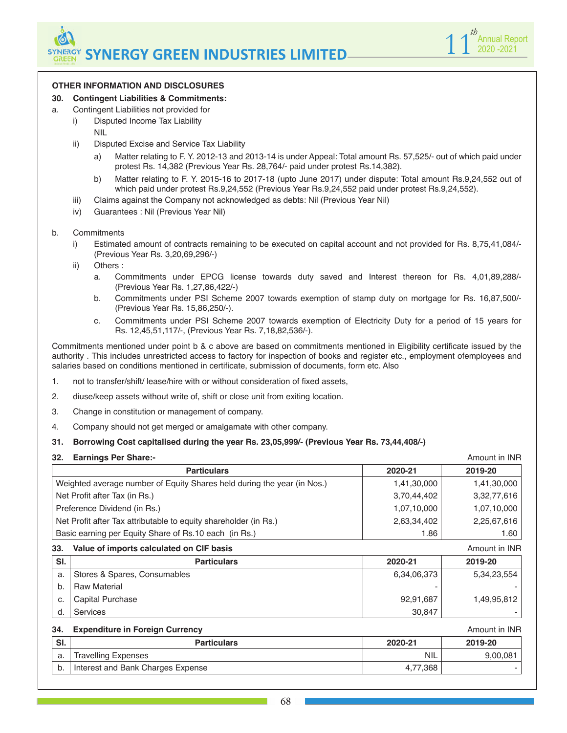## OTHER INFORMATION AND DISCLOSURES

**30. Contingent Liabilities & Commitments:**

a. Contingent Liabilities not provided for

   i) Disputed Income Tax Liability

      NIL

   ii) Disputed Excise and Service Tax Liability

      a) Matter relating to F. Y. 2012-13 and 2013-14 is under Appeal: Total amount Rs. 57,525/- out of which paid under protest Rs. 14,382 (Previous Year Rs. 28,764/- paid under protest Rs.14,382).

      b) Matter relating to F. Y. 2015-16 to 2017-18 (upto June 2017) under dispute: Total amount Rs.9,24,552 out of which paid under protest Rs.9,24,552 (Previous Year Rs.9,24,552 paid under protest Rs.9,24,552).

   iii) Claims against the Company not acknowledged as debts: Nil (Previous Year Nil)

   iv) Guarantees : Nil (Previous Year Nil)

b. Commitments

   i) Estimated amount of contracts remaining to be executed on capital account and not provided for Rs. 8,75,41,084/- (Previous Year Rs. 3,20,69,296/-)

   ii) Others :

      a. Commitments under EPCG license towards duty saved and Interest thereon for Rs. 4,01,89,288/- (Previous Year Rs. 1,27,86,422/-)

      b. Commitments under PSI Scheme 2007 towards exemption of stamp duty on mortgage for Rs. 16,87,500/- (Previous Year Rs. 15,86,250/-).

      c. Commitments under PSI Scheme 2007 towards exemption of Electricity Duty for a period of 15 years for Rs. 12,45,51,117/-, (Previous Year Rs. 7,18,82,536/-).

Commitments mentioned under point b & c above are based on commitments mentioned in Eligibility certificate issued by the authority . This includes unrestricted access to factory for inspection of books and register etc., employment ofemployees and salaries based on conditions mentioned in certificate, submission of documents, form etc. Also

1. not to transfer/shift/ lease/hire with or without consideration of fixed assets,
2. diuse/keep assets without write of, shift or close unit from exiting location.
3. Change in constitution or management of company.
4. Company should not get merged or amalgamate with other company.

**31. Borrowing Cost capitalised during the year Rs. 23,05,999/- (Previous Year Rs. 73,44,408/-)**

**32. Earnings Per Share:-**

Amount in INR

| Particulars | 2020-21 | 2019-20 |
|---|---|---|
| Weighted average number of Equity Shares held during the year (in Nos.) | 1,41,30,000 | 1,41,30,000 |
| Net Profit after Tax (in Rs.) | 3,70,44,402 | 3,32,77,616 |
| Preference Dividend (in Rs.) | 1,07,10,000 | 1,07,10,000 |
| Net Profit after Tax attributable to equity shareholder (in Rs.) | 2,63,34,402 | 2,25,67,616 |
| Basic earning per Equity Share of Rs.10 each (in Rs.) | 1.86 | 1.60 |

**33. Value of imports calculated on CIF basis**

Amount in INR

| Sl. | Particulars | 2020-21 | 2019-20 |
|---|---|---|---|
| a. | Stores & Spares, Consumables | 6,34,06,373 | 5,34,23,554 |
| b. | Raw Material | - | - |
| c. | Capital Purchase | 92,91,687 | 1,49,95,812 |
| d. | Services | 30,847 | - |

**34. Expenditure in Foreign Currency**

Amount in INR

| Sl. | Particulars | 2020-21 | 2019-20 |
|---|---|---|---|
| a. | Travelling Expenses | NIL | 9,00,081 |
| b. | Interest and Bank Charges Expense | 4,77,368 | - |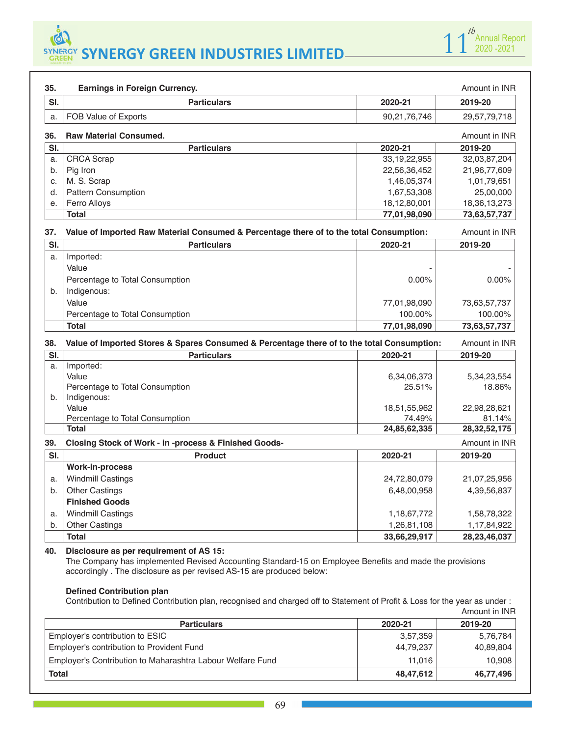**35. Earnings in Foreign Currency.**

Amount in INR

| Sl. | Particulars | 2020-21 | 2019-20 |
|---|---|---|---|
| a. | FOB Value of Exports | 90,21,76,746 | 29,57,79,718 |

**36. Raw Material Consumed.**

Amount in INR

| Sl. | Particulars | 2020-21 | 2019-20 |
|---|---|---|---|
| a. | CRCA Scrap | 33,19,22,955 | 32,03,87,204 |
| b. | Pig Iron | 22,56,36,452 | 21,96,77,609 |
| c. | M. S. Scrap | 1,46,05,374 | 1,01,79,651 |
| d. | Pattern Consumption | 1,67,53,308 | 25,00,000 |
| e. | Ferro Alloys | 18,12,80,001 | 18,36,13,273 |
| | **Total** | **77,01,98,090** | **73,63,57,737** |

**37. Value of Imported Raw Material Consumed & Percentage there of to the total Consumption:**

Amount in INR

| Sl. | Particulars | 2020-21 | 2019-20 |
|---|---|---|---|
| a. | Imported: | | |
| | Value | - | - |
| | Percentage to Total Consumption | 0.00% | 0.00% |
| b. | Indigenous: | | |
| | Value | 77,01,98,090 | 73,63,57,737 |
| | Percentage to Total Consumption | 100.00% | 100.00% |
| | **Total** | **77,01,98,090** | **73,63,57,737** |

**38. Value of Imported Stores & Spares Consumed & Percentage there of to the total Consumption:**

Amount in INR

| Sl. | Particulars | 2020-21 | 2019-20 |
|---|---|---|---|
| a. | Imported: | | |
| | Value | 6,34,06,373 | 5,34,23,554 |
| | Percentage to Total Consumption | 25.51% | 18.86% |
| b. | Indigenous: | | |
| | Value | 18,51,55,962 | 22,98,28,621 |
| | Percentage to Total Consumption | 74.49% | 81.14% |
| | **Total** | **24,85,62,335** | **28,32,52,175** |

**39. Closing Stock of Work - in -process & Finished Goods-**

Amount in INR

| Sl. | Product | 2020-21 | 2019-20 |
|---|---|---|---|
| | **Work-in-process** | | |
| a. | Windmill Castings | 24,72,80,079 | 21,07,25,956 |
| b. | Other Castings | 6,48,00,958 | 4,39,56,837 |
| | **Finished Goods** | | |
| a. | Windmill Castings | 1,18,67,772 | 1,58,78,322 |
| b. | Other Castings | 1,26,81,108 | 1,17,84,922 |
| | **Total** | **33,66,29,917** | **28,23,46,037** |

**40. Disclosure as per requirement of AS 15:**

The Company has implemented Revised Accounting Standard-15 on Employee Benefits and made the provisions accordingly . The disclosure as per revised AS-15 are produced below:

**Defined Contribution plan**

Contribution to Defined Contribution plan, recognised and charged off to Statement of Profit & Loss for the year as under :

Amount in INR

| Particulars | 2020-21 | 2019-20 |
|---|---|---|
| Employer's contribution to ESIC | 3,57,359 | 5,76,784 |
| Employer's contribution to Provident Fund | 44,79,237 | 40,89,804 |
| Employer's Contribution to Maharashtra Labour Welfare Fund | 11,016 | 10,908 |
| **Total** | **48,47,612** | **46,77,496** |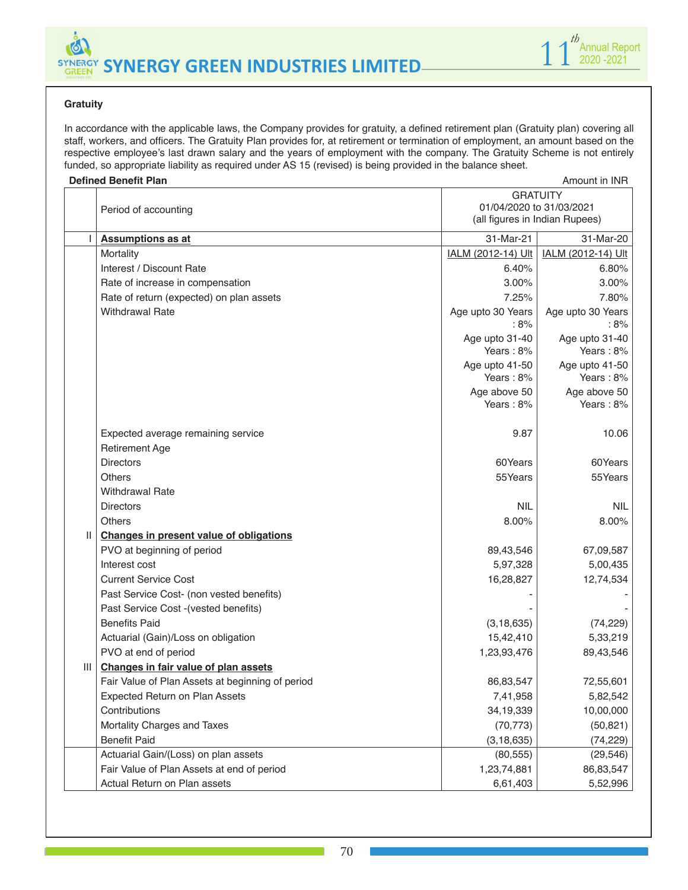**Gratuity**

In accordance with the applicable laws, the Company provides for gratuity, a defined retirement plan (Gratuity plan) covering all staff, workers, and officers. The Gratuity Plan provides for, at retirement or termination of employment, an amount based on the respective employee's last drawn salary and the years of employment with the company. The Gratuity Scheme is not entirely funded, so appropriate liability as required under AS 15 (revised) is being provided in the balance sheet.

**Defined Benefit Plan**

Amount in INR

| | Period of accounting | GRATUITY 01/04/2020 to 31/03/2021 (all figures in Indian Rupees) | |
|---|---|---|---|
| I | **Assumptions as at** | 31-Mar-21 | 31-Mar-20 |
| | Mortality | IALM (2012-14) Ult | IALM (2012-14) Ult |
| | Interest / Discount Rate | 6.40% | 6.80% |
| | Rate of increase in compensation | 3.00% | 3.00% |
| | Rate of return (expected) on plan assets | 7.25% | 7.80% |
| | Withdrawal Rate | Age upto 30 Years : 8% | Age upto 30 Years : 8% |
| | | Age upto 31-40 Years : 8% | Age upto 31-40 Years : 8% |
| | | Age upto 41-50 Years : 8% | Age upto 41-50 Years : 8% |
| | | Age above 50 Years : 8% | Age above 50 Years : 8% |
| | Expected average remaining service | 9.87 | 10.06 |
| | Retirement Age | | |
| | Directors | 60Years | 60Years |
| | Others | 55Years | 55Years |
| | Withdrawal Rate | | |
| | Directors | NIL | NIL |
| | Others | 8.00% | 8.00% |
| II | **Changes in present value of obligations** | | |
| | PVO at beginning of period | 89,43,546 | 67,09,587 |
| | Interest cost | 5,97,328 | 5,00,435 |
| | Current Service Cost | 16,28,827 | 12,74,534 |
| | Past Service Cost- (non vested benefits) | - | - |
| | Past Service Cost -(vested benefits) | - | - |
| | Benefits Paid | (3,18,635) | (74,229) |
| | Actuarial (Gain)/Loss on obligation | 15,42,410 | 5,33,219 |
| | PVO at end of period | 1,23,93,476 | 89,43,546 |
| III | **Changes in fair value of plan assets** | | |
| | Fair Value of Plan Assets at beginning of period | 86,83,547 | 72,55,601 |
| | Expected Return on Plan Assets | 7,41,958 | 5,82,542 |
| | Contributions | 34,19,339 | 10,00,000 |
| | Mortality Charges and Taxes | (70,773) | (50,821) |
| | Benefit Paid | (3,18,635) | (74,229) |
| | Actuarial Gain/(Loss) on plan assets | (80,555) | (29,546) |
| | Fair Value of Plan Assets at end of period | 1,23,74,881 | 86,83,547 |
| | Actual Return on Plan assets | 6,61,403 | 5,52,996 |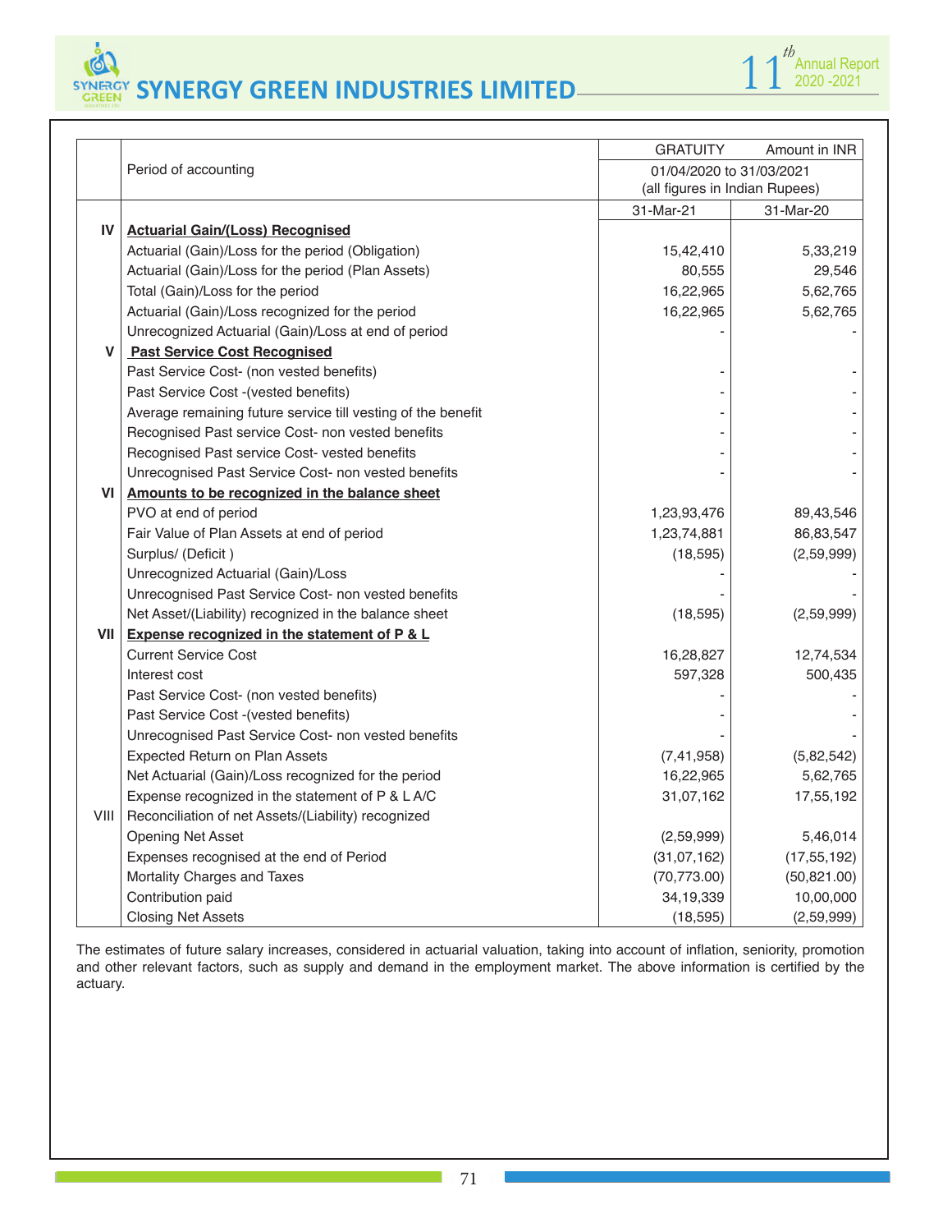| | Period of accounting | GRATUITY | Amount in INR |
|---|---|---|---|
| | | 01/04/2020 to 31/03/2021 (all figures in Indian Rupees) | |
| | | 31-Mar-21 | 31-Mar-20 |
| IV | **Actuarial Gain/(Loss) Recognised** | | |
| | Actuarial (Gain)/Loss for the period (Obligation) | 15,42,410 | 5,33,219 |
| | Actuarial (Gain)/Loss for the period (Plan Assets) | 80,555 | 29,546 |
| | Total (Gain)/Loss for the period | 16,22,965 | 5,62,765 |
| | Actuarial (Gain)/Loss recognized for the period | 16,22,965 | 5,62,765 |
| | Unrecognized Actuarial (Gain)/Loss at end of period | - | - |
| V | **Past Service Cost Recognised** | | |
| | Past Service Cost- (non vested benefits) | - | - |
| | Past Service Cost -(vested benefits) | - | - |
| | Average remaining future service till vesting of the benefit | - | - |
| | Recognised Past service Cost- non vested benefits | - | - |
| | Recognised Past service Cost- vested benefits | - | - |
| | Unrecognised Past Service Cost- non vested benefits | - | - |
| VI | **Amounts to be recognized in the balance sheet** | | |
| | PVO at end of period | 1,23,93,476 | 89,43,546 |
| | Fair Value of Plan Assets at end of period | 1,23,74,881 | 86,83,547 |
| | Surplus/ (Deficit ) | (18,595) | (2,59,999) |
| | Unrecognized Actuarial (Gain)/Loss | - | - |
| | Unrecognised Past Service Cost- non vested benefits | - | - |
| | Net Asset/(Liability) recognized in the balance sheet | (18,595) | (2,59,999) |
| VII | **Expense recognized in the statement of P & L** | | |
| | Current Service Cost | 16,28,827 | 12,74,534 |
| | Interest cost | 597,328 | 500,435 |
| | Past Service Cost- (non vested benefits) | - | - |
| | Past Service Cost -(vested benefits) | - | - |
| | Unrecognised Past Service Cost- non vested benefits | - | - |
| | Expected Return on Plan Assets | (7,41,958) | (5,82,542) |
| | Net Actuarial (Gain)/Loss recognized for the period | 16,22,965 | 5,62,765 |
| | Expense recognized in the statement of P & L A/C | 31,07,162 | 17,55,192 |
| VIII | Reconciliation of net Assets/(Liability) recognized | | |
| | Opening Net Asset | (2,59,999) | 5,46,014 |
| | Expenses recognised at the end of Period | (31,07,162) | (17,55,192) |
| | Mortality Charges and Taxes | (70,773.00) | (50,821.00) |
| | Contribution paid | 34,19,339 | 10,00,000 |
| | Closing Net Assets | (18,595) | (2,59,999) |

The estimates of future salary increases, considered in actuarial valuation, taking into account of inflation, seniority, promotion and other relevant factors, such as supply and demand in the employment market. The above information is certified by the actuary.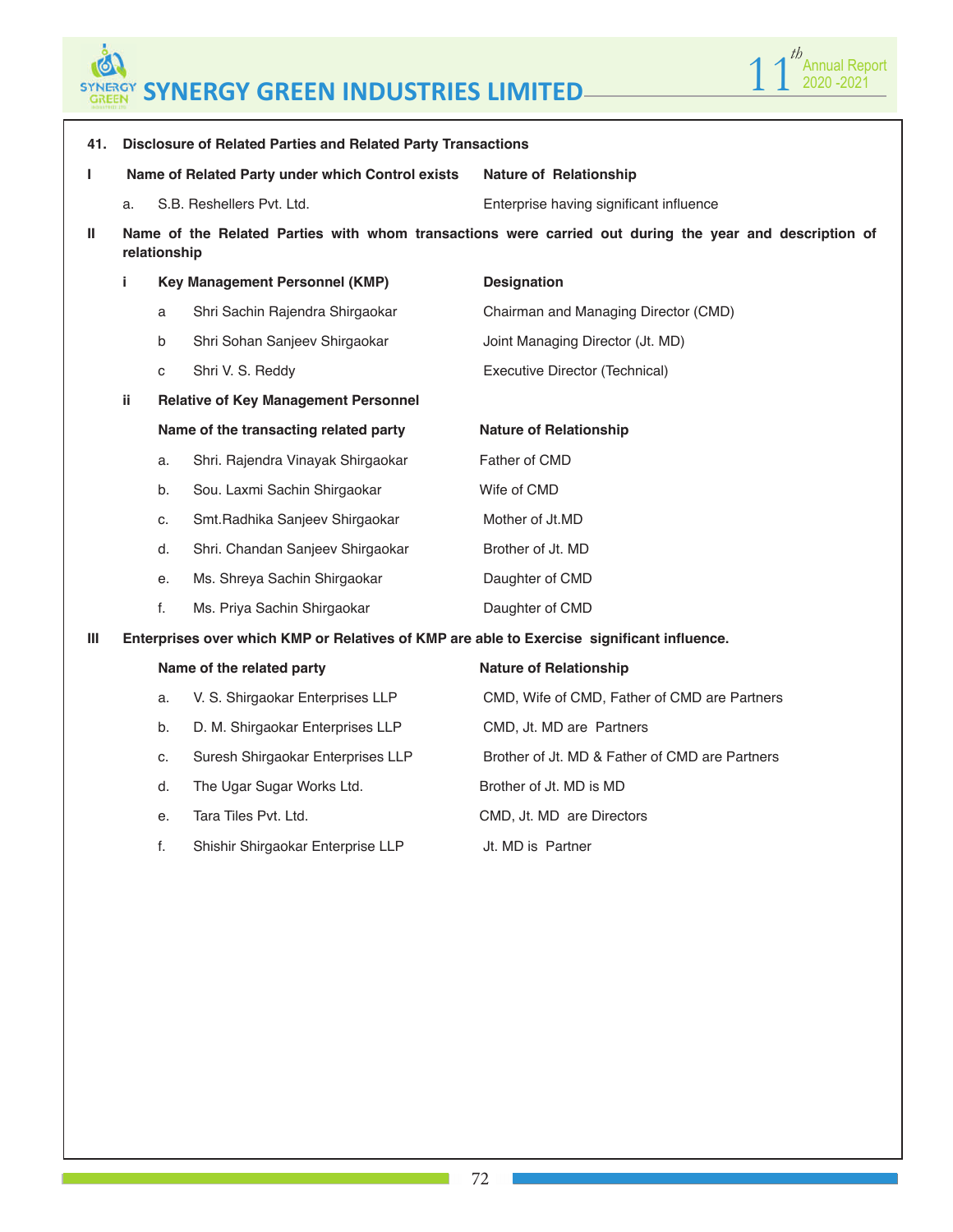## 41. Disclosure of Related Parties and Related Party Transactions

**I Name of Related Party under which Control exists** — **Nature of Relationship**

| | Name of Related Party under which Control exists | Nature of Relationship |
|---|---|---|
| a. | S.B. Reshellers Pvt. Ltd. | Enterprise having significant influence |

**II Name of the Related Parties with whom transactions were carried out during the year and description of relationship**

**i Key Management Personnel (KMP)**

| | Key Management Personnel (KMP) | Designation |
|---|---|---|
| a | Shri Sachin Rajendra Shirgaokar | Chairman and Managing Director (CMD) |
| b | Shri Sohan Sanjeev Shirgaokar | Joint Managing Director (Jt. MD) |
| c | Shri V. S. Reddy | Executive Director (Technical) |

**ii Relative of Key Management Personnel**

| | Name of the transacting related party | Nature of Relationship |
|---|---|---|
| a. | Shri. Rajendra Vinayak Shirgaokar | Father of CMD |
| b. | Sou. Laxmi Sachin Shirgaokar | Wife of CMD |
| c. | Smt.Radhika Sanjeev Shirgaokar | Mother of Jt.MD |
| d. | Shri. Chandan Sanjeev Shirgaokar | Brother of Jt. MD |
| e. | Ms. Shreya Sachin Shirgaokar | Daughter of CMD |
| f. | Ms. Priya Sachin Shirgaokar | Daughter of CMD |

**III Enterprises over which KMP or Relatives of KMP are able to Exercise significant influence.**

| | Name of the related party | Nature of Relationship |
|---|---|---|
| a. | V. S. Shirgaokar Enterprises LLP | CMD, Wife of CMD, Father of CMD are Partners |
| b. | D. M. Shirgaokar Enterprises LLP | CMD, Jt. MD are Partners |
| c. | Suresh Shirgaokar Enterprises LLP | Brother of Jt. MD & Father of CMD are Partners |
| d. | The Ugar Sugar Works Ltd. | Brother of Jt. MD is MD |
| e. | Tara Tiles Pvt. Ltd. | CMD, Jt. MD are Directors |
| f. | Shishir Shirgaokar Enterprise LLP | Jt. MD is Partner |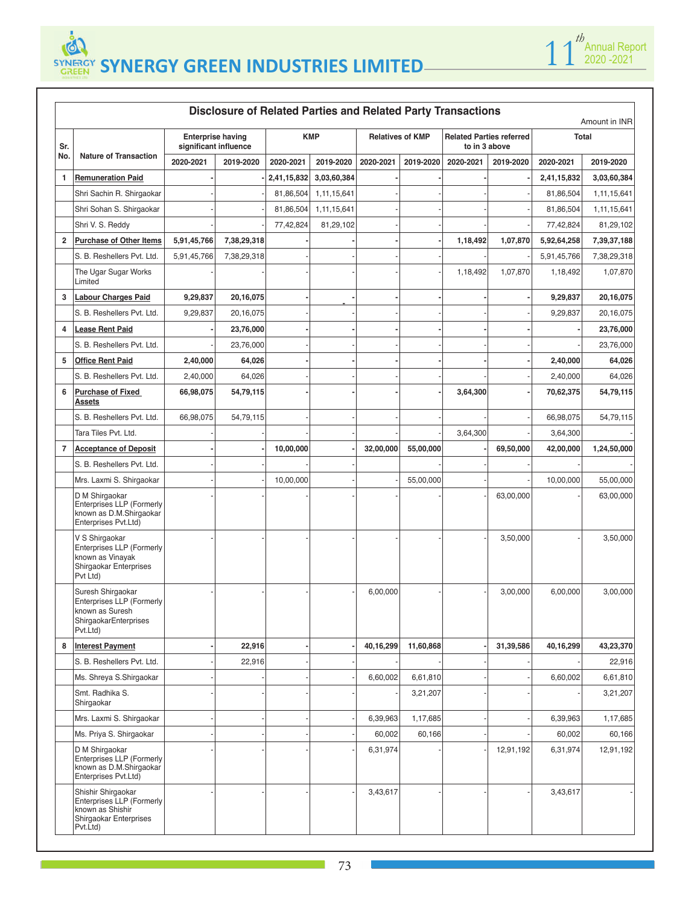## Disclosure of Related Parties and Related Party Transactions

Amount in INR

| Sr. No. | Nature of Transaction | Enterprise having significant influence | | KMP | | Relatives of KMP | | Related Parties referred to in 3 above | | Total | |
|---|---|---|---|---|---|---|---|---|---|---|---|
| | | 2020-2021 | 2019-2020 | 2020-2021 | 2019-2020 | 2020-2021 | 2019-2020 | 2020-2021 | 2019-2020 | 2020-2021 | 2019-2020 |
| 1 | **Remuneration Paid** | - | - | 2,41,15,832 | 3,03,60,384 | - | - | - | - | 2,41,15,832 | 3,03,60,384 |
| | Shri Sachin R. Shirgaokar | - | - | 81,86,504 | 1,11,15,641 | - | - | - | - | 81,86,504 | 1,11,15,641 |
| | Shri Sohan S. Shirgaokar | - | - | 81,86,504 | 1,11,15,641 | - | - | - | - | 81,86,504 | 1,11,15,641 |
| | Shri V. S. Reddy | - | - | 77,42,824 | 81,29,102 | - | - | - | - | 77,42,824 | 81,29,102 |
| 2 | **Purchase of Other Items** | 5,91,45,766 | 7,38,29,318 | - | - | - | - | 1,18,492 | 1,07,870 | 5,92,64,258 | 7,39,37,188 |
| | S. B. Reshellers Pvt. Ltd. | 5,91,45,766 | 7,38,29,318 | - | - | - | - | - | - | 5,91,45,766 | 7,38,29,318 |
| | The Ugar Sugar Works Limited | - | - | - | - | - | - | 1,18,492 | 1,07,870 | 1,18,492 | 1,07,870 |
| 3 | **Labour Charges Paid** | 9,29,837 | 20,16,075 | - | - | - | - | - | - | 9,29,837 | 20,16,075 |
| | S. B. Reshellers Pvt. Ltd. | 9,29,837 | 20,16,075 | - | - | - | - | - | - | 9,29,837 | 20,16,075 |
| 4 | **Lease Rent Paid** | - | 23,76,000 | - | - | - | - | - | - | - | 23,76,000 |
| | S. B. Reshellers Pvt. Ltd. | - | 23,76,000 | - | - | - | - | - | - | - | 23,76,000 |
| 5 | **Office Rent Paid** | 2,40,000 | 64,026 | - | - | - | - | - | - | 2,40,000 | 64,026 |
| | S. B. Reshellers Pvt. Ltd. | 2,40,000 | 64,026 | - | - | - | - | - | - | 2,40,000 | 64,026 |
| 6 | **Purchase of Fixed Assets** | 66,98,075 | 54,79,115 | - | - | - | - | 3,64,300 | - | 70,62,375 | 54,79,115 |
| | S. B. Reshellers Pvt. Ltd. | 66,98,075 | 54,79,115 | - | - | - | - | - | - | 66,98,075 | 54,79,115 |
| | Tara Tiles Pvt. Ltd. | - | - | - | - | - | - | 3,64,300 | - | 3,64,300 | - |
| 7 | **Acceptance of Deposit** | - | - | 10,00,000 | - | 32,00,000 | 55,00,000 | - | 69,50,000 | 42,00,000 | 1,24,50,000 |
| | S. B. Reshellers Pvt. Ltd. | - | - | - | - | | - | - | - | - | - |
| | Mrs. Laxmi S. Shirgaokar | - | - | 10,00,000 | - | - | 55,00,000 | - | - | 10,00,000 | 55,00,000 |
| | D M Shirgaokar Enterprises LLP (Formerly known as D.M.Shirgaokar Enterprises Pvt.Ltd) | - | - | - | - | - | - | - | 63,00,000 | - | 63,00,000 |
| | V S Shirgaokar Enterprises LLP (Formerly known as Vinayak Shirgaokar Enterprises Pvt Ltd) | - | - | - | - | - | - | - | 3,50,000 | - | 3,50,000 |
| | Suresh Shirgaokar Enterprises LLP (Formerly known as Suresh ShirgaokarEnterprises Pvt.Ltd) | - | - | - | - | 6,00,000 | - | - | 3,00,000 | 6,00,000 | 3,00,000 |
| 8 | **Interest Payment** | - | 22,916 | - | - | 40,16,299 | 11,60,868 | - | 31,39,586 | 40,16,299 | 43,23,370 |
| | S. B. Reshellers Pvt. Ltd. | - | 22,916 | - | - | | | - | - | - | 22,916 |
| | Ms. Shreya S.Shirgaokar | - | - | - | - | 6,60,002 | 6,61,810 | - | - | 6,60,002 | 6,61,810 |
| | Smt. Radhika S. Shirgaokar | - | - | - | - | - | 3,21,207 | - | - | - | 3,21,207 |
| | Mrs. Laxmi S. Shirgaokar | - | - | - | - | 6,39,963 | 1,17,685 | - | - | 6,39,963 | 1,17,685 |
| | Ms. Priya S. Shirgaokar | - | - | - | - | 60,002 | 60,166 | - | - | 60,002 | 60,166 |
| | D M Shirgaokar Enterprises LLP (Formerly known as D.M.Shirgaokar Enterprises Pvt.Ltd) | - | - | - | - | 6,31,974 | - | - | 12,91,192 | 6,31,974 | 12,91,192 |
| | Shishir Shirgaokar Enterprises LLP (Formerly known as Shishir Shirgaokar Enterprises Pvt.Ltd) | - | - | - | - | 3,43,617 | - | - | - | 3,43,617 | - |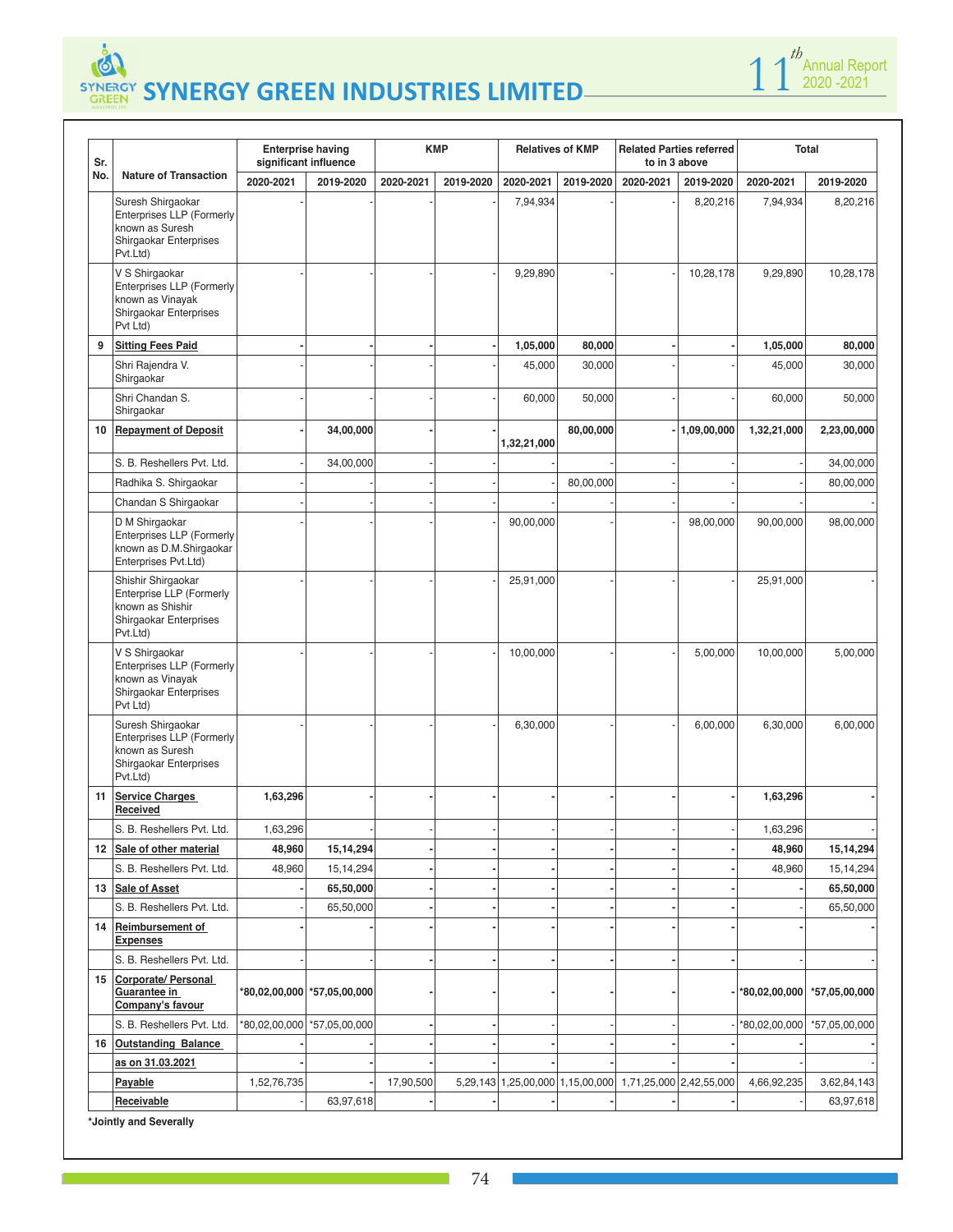| Sr. No. | Nature of Transaction | Enterprise having significant influence | | KMP | | Relatives of KMP | | Related Parties referred to in 3 above | | Total | |
|---|---|---|---|---|---|---|---|---|---|---|---|
| | | 2020-2021 | 2019-2020 | 2020-2021 | 2019-2020 | 2020-2021 | 2019-2020 | 2020-2021 | 2019-2020 | 2020-2021 | 2019-2020 |
| | Suresh Shirgaokar Enterprises LLP (Formerly known as Suresh Shirgaokar Enterprises Pvt.Ltd) | - | - | - | - | 7,94,934 | - | - | 8,20,216 | 7,94,934 | 8,20,216 |
| | V S Shirgaokar Enterprises LLP (Formerly known as Vinayak Shirgaokar Enterprises Pvt Ltd) | - | - | - | - | 9,29,890 | - | - | 10,28,178 | 9,29,890 | 10,28,178 |
| **9** | **Sitting Fees Paid** | **-** | **-** | **-** | **-** | **1,05,000** | **80,000** | **-** | **-** | **1,05,000** | **80,000** |
| | Shri Rajendra V. Shirgaokar | - | - | - | - | 45,000 | 30,000 | - | - | 45,000 | 30,000 |
| | Shri Chandan S. Shirgaokar | - | - | - | - | 60,000 | 50,000 | - | - | 60,000 | 50,000 |
| **10** | **Repayment of Deposit** | **-** | **34,00,000** | **-** | **-** | **1,32,21,000** | **80,00,000** | **-** | **1,09,00,000** | **1,32,21,000** | **2,23,00,000** |
| | S. B. Reshellers Pvt. Ltd. | - | 34,00,000 | - | - | - | - | - | - | - | 34,00,000 |
| | Radhika S. Shirgaokar | - | - | - | - | - | 80,00,000 | - | - | - | 80,00,000 |
| | Chandan S Shirgaokar | - | - | - | - | - | - | - | - | - | - |
| | D M Shirgaokar Enterprises LLP (Formerly known as D.M.Shirgaokar Enterprises Pvt.Ltd) | - | - | - | - | 90,00,000 | - | - | 98,00,000 | 90,00,000 | 98,00,000 |
| | Shishir Shirgaokar Enterprise LLP (Formerly known as Shishir Shirgaokar Enterprises Pvt.Ltd) | - | - | - | - | 25,91,000 | - | - | - | 25,91,000 | - |
| | V S Shirgaokar Enterprises LLP (Formerly known as Vinayak Shirgaokar Enterprises Pvt Ltd) | - | - | - | - | 10,00,000 | - | - | 5,00,000 | 10,00,000 | 5,00,000 |
| | Suresh Shirgaokar Enterprises LLP (Formerly known as Suresh Shirgaokar Enterprises Pvt.Ltd) | - | - | - | - | 6,30,000 | - | - | 6,00,000 | 6,30,000 | 6,00,000 |
| **11** | **Service Charges Received** | **1,63,296** | **-** | **-** | **-** | **-** | **-** | **-** | **-** | **1,63,296** | **-** |
| | S. B. Reshellers Pvt. Ltd. | 1,63,296 | - | - | - | - | - | - | - | 1,63,296 | - |
| **12** | **Sale of other material** | **48,960** | **15,14,294** | **-** | **-** | **-** | **-** | **-** | **-** | **48,960** | **15,14,294** |
| | S. B. Reshellers Pvt. Ltd. | 48,960 | 15,14,294 | - | - | - | - | - | - | 48,960 | 15,14,294 |
| **13** | **Sale of Asset** | **-** | **65,50,000** | **-** | **-** | **-** | **-** | **-** | **-** | **-** | **65,50,000** |
| | S. B. Reshellers Pvt. Ltd. | - | 65,50,000 | - | - | - | - | - | - | - | 65,50,000 |
| **14** | **Reimbursement of Expenses** | **-** | **-** | **-** | **-** | **-** | **-** | **-** | **-** | **-** | **-** |
| | S. B. Reshellers Pvt. Ltd. | - | - | - | - | - | - | - | - | - | - |
| **15** | **Corporate/ Personal Guarantee in Company's favour** | **\*80,02,00,000** | **\*57,05,00,000** | **-** | **-** | **-** | **-** | **-** | **-** | **\*80,02,00,000** | **\*57,05,00,000** |
| | S. B. Reshellers Pvt. Ltd. | *80,02,00,000 | *57,05,00,000 | - | - | - | - | - | - | *80,02,00,000 | *57,05,00,000 |
| **16** | **Outstanding Balance** | **-** | **-** | **-** | **-** | **-** | **-** | **-** | **-** | **-** | **-** |
| | **as on 31.03.2021** | **-** | **-** | **-** | **-** | **-** | **-** | **-** | **-** | **-** | **-** |
| | **Payable** | 1,52,76,735 | - | 17,90,500 | 5,29,143 | 1,25,00,000 | 1,15,00,000 | 1,71,25,000 | 2,42,55,000 | 4,66,92,235 | 3,62,84,143 |
| | **Receivable** | - | 63,97,618 | - | - | - | - | - | - | - | 63,97,618 |

**\*Jointly and Severally**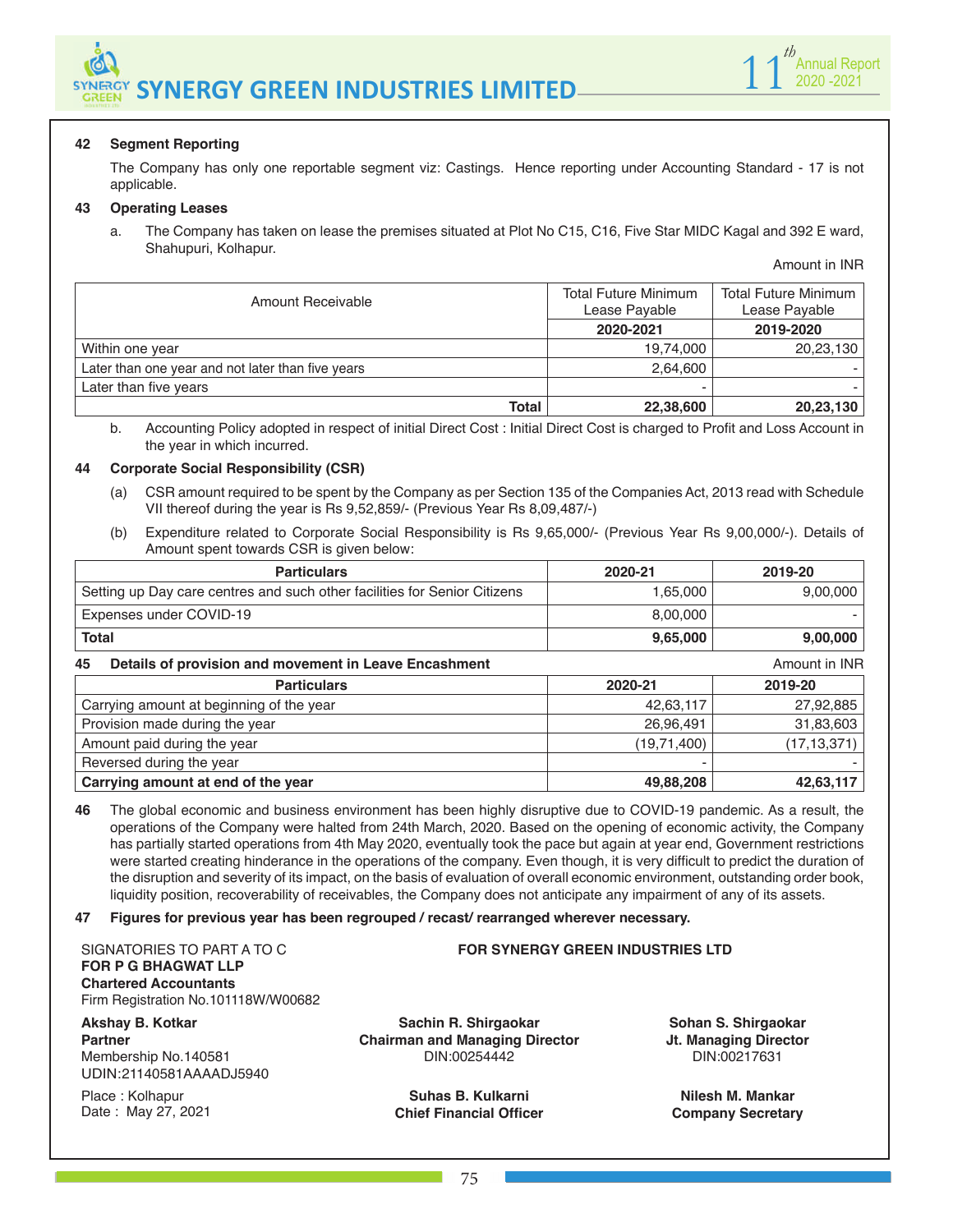## 42 Segment Reporting

The Company has only one reportable segment viz: Castings. Hence reporting under Accounting Standard - 17 is not applicable.

## 43 Operating Leases

a. The Company has taken on lease the premises situated at Plot No C15, C16, Five Star MIDC Kagal and 392 E ward, Shahupuri, Kolhapur.

Amount in INR

| Amount Receivable | Total Future Minimum Lease Payable | Total Future Minimum Lease Payable |
|---|---|---|
| | **2020-2021** | **2019-2020** |
| Within one year | 19,74,000 | 20,23,130 |
| Later than one year and not later than five years | 2,64,600 | - |
| Later than five years | - | - |
| **Total** | **22,38,600** | **20,23,130** |

b. Accounting Policy adopted in respect of initial Direct Cost : Initial Direct Cost is charged to Profit and Loss Account in the year in which incurred.

## 44 Corporate Social Responsibility (CSR)

(a) CSR amount required to be spent by the Company as per Section 135 of the Companies Act, 2013 read with Schedule VII thereof during the year is Rs 9,52,859/- (Previous Year Rs 8,09,487/-)

(b) Expenditure related to Corporate Social Responsibility is Rs 9,65,000/- (Previous Year Rs 9,00,000/-). Details of Amount spent towards CSR is given below:

| Particulars | 2020-21 | 2019-20 |
|---|---|---|
| Setting up Day care centres and such other facilities for Senior Citizens | 1,65,000 | 9,00,000 |
| Expenses under COVID-19 | 8,00,000 | - |
| **Total** | **9,65,000** | **9,00,000** |

## 45 Details of provision and movement in Leave Encashment

Amount in INR

| Particulars | 2020-21 | 2019-20 |
|---|---|---|
| Carrying amount at beginning of the year | 42,63,117 | 27,92,885 |
| Provision made during the year | 26,96,491 | 31,83,603 |
| Amount paid during the year | (19,71,400) | (17,13,371) |
| Reversed during the year | - | - |
| **Carrying amount at end of the year** | **49,88,208** | **42,63,117** |

**46** The global economic and business environment has been highly disruptive due to COVID-19 pandemic. As a result, the operations of the Company were halted from 24th March, 2020. Based on the opening of economic activity, the Company has partially started operations from 4th May 2020, eventually took the pace but again at year end, Government restrictions were started creating hinderance in the operations of the company. Even though, it is very difficult to predict the duration of the disruption and severity of its impact, on the basis of evaluation of overall economic environment, outstanding order book, liquidity position, recoverability of receivables, the Company does not anticipate any impairment of any of its assets.

**47 Figures for previous year has been regrouped / recast/ rearranged wherever necessary.**

SIGNATORIES TO PART A TO C
**FOR P G BHAGWAT LLP**
**Chartered Accountants**
Firm Registration No.101118W/W00682

**Akshay B. Kotkar**
**Partner**
Membership No.140581
UDIN:21140581AAAADJ5940

Place : Kolhapur
Date : May 27, 2021

**FOR SYNERGY GREEN INDUSTRIES LTD**

**Sachin R. Shirgaokar**
**Chairman and Managing Director**
DIN:00254442

**Sohan S. Shirgaokar**
**Jt. Managing Director**
DIN:00217631

**Suhas B. Kulkarni**
**Chief Financial Officer**

**Nilesh M. Mankar**
**Company Secretary**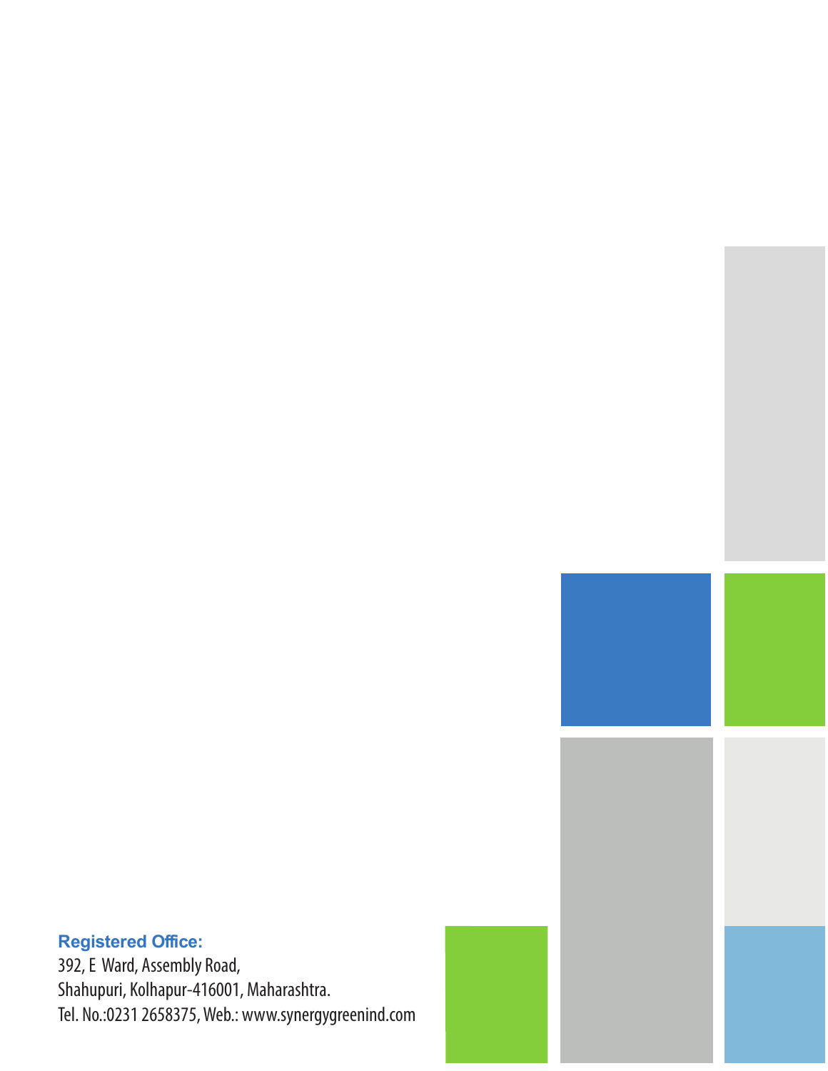**Registered Office:**

392, E Ward, Assembly Road,
Shahupuri, Kolhapur-416001, Maharashtra.
Tel. No.:0231 2658375, Web.: www.synergygreenind.com